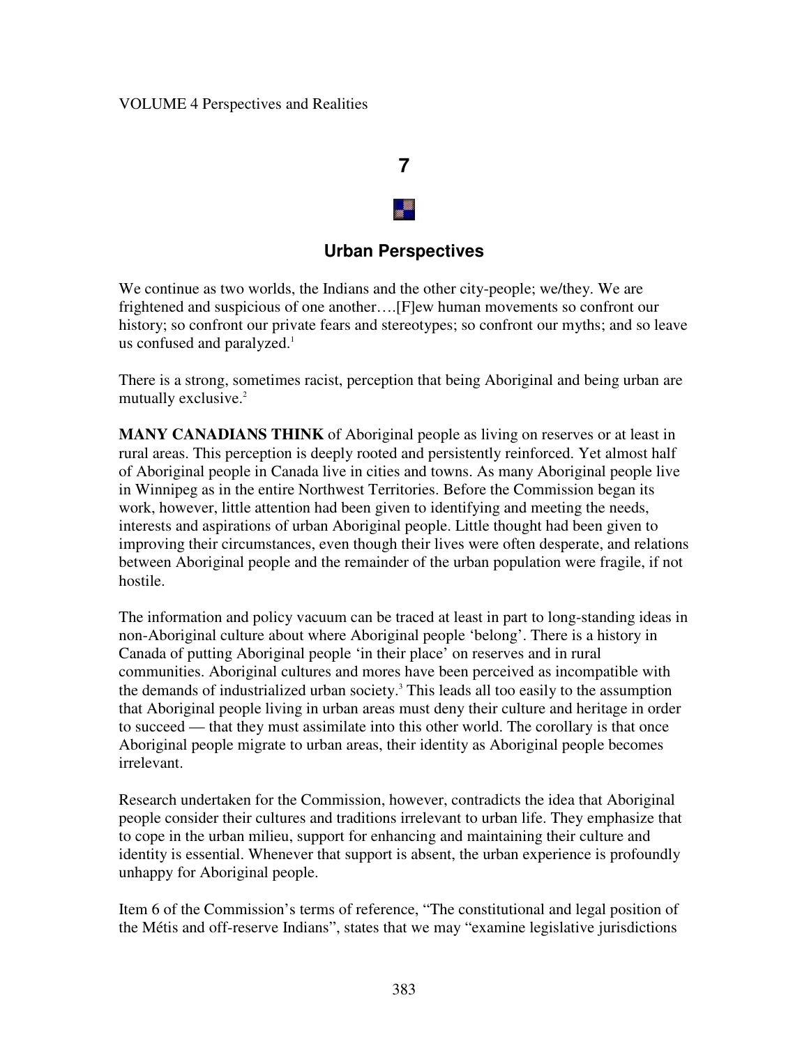# 7

## Urban Perspectives

We continue as two worlds, the Indians and the other city-people; we/they. We are frightened and suspicious of one another….[F]ew human movements so confront our history; so confront our private fears and stereotypes; so confront our myths; and so leave us confused and paralyzed.[1]

There is a strong, sometimes racist, perception that being Aboriginal and being urban are mutually exclusive.[2]

**MANY CANADIANS THINK** of Aboriginal people as living on reserves or at least in rural areas. This perception is deeply rooted and persistently reinforced. Yet almost half of Aboriginal people in Canada live in cities and towns. As many Aboriginal people live in Winnipeg as in the entire Northwest Territories. Before the Commission began its work, however, little attention had been given to identifying and meeting the needs, interests and aspirations of urban Aboriginal people. Little thought had been given to improving their circumstances, even though their lives were often desperate, and relations between Aboriginal people and the remainder of the urban population were fragile, if not hostile.

The information and policy vacuum can be traced at least in part to long-standing ideas in non-Aboriginal culture about where Aboriginal people 'belong'. There is a history in Canada of putting Aboriginal people 'in their place' on reserves and in rural communities. Aboriginal cultures and mores have been perceived as incompatible with the demands of industrialized urban society.[3] This leads all too easily to the assumption that Aboriginal people living in urban areas must deny their culture and heritage in order to succeed — that they must assimilate into this other world. The corollary is that once Aboriginal people migrate to urban areas, their identity as Aboriginal people becomes irrelevant.

Research undertaken for the Commission, however, contradicts the idea that Aboriginal people consider their cultures and traditions irrelevant to urban life. They emphasize that to cope in the urban milieu, support for enhancing and maintaining their culture and identity is essential. Whenever that support is absent, the urban experience is profoundly unhappy for Aboriginal people.

Item 6 of the Commission's terms of reference, "The constitutional and legal position of the Métis and off-reserve Indians", states that we may "examine legislative jurisdictions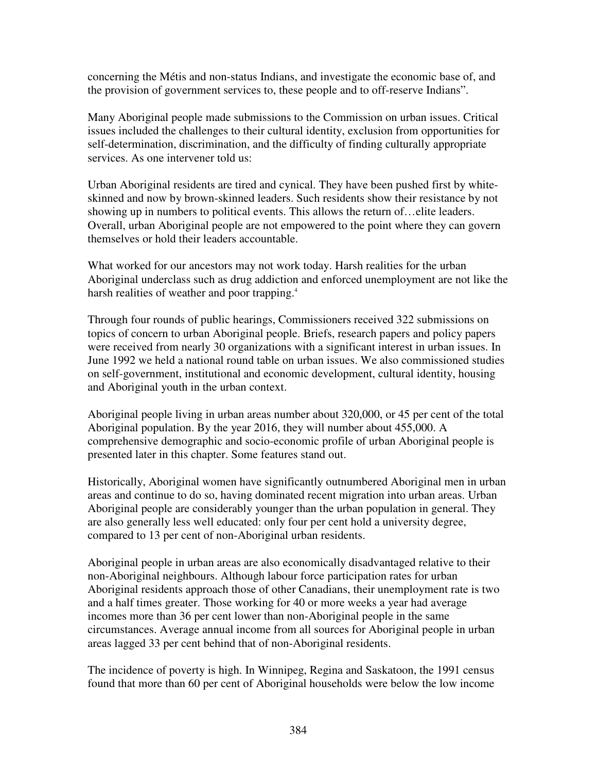concerning the Métis and non-status Indians, and investigate the economic base of, and the provision of government services to, these people and to off-reserve Indians".

Many Aboriginal people made submissions to the Commission on urban issues. Critical issues included the challenges to their cultural identity, exclusion from opportunities for self-determination, discrimination, and the difficulty of finding culturally appropriate services. As one intervener told us:

Urban Aboriginal residents are tired and cynical. They have been pushed first by white-skinned and now by brown-skinned leaders. Such residents show their resistance by not showing up in numbers to political events. This allows the return of…elite leaders. Overall, urban Aboriginal people are not empowered to the point where they can govern themselves or hold their leaders accountable.

What worked for our ancestors may not work today. Harsh realities for the urban Aboriginal underclass such as drug addiction and enforced unemployment are not like the harsh realities of weather and poor trapping.[4]

Through four rounds of public hearings, Commissioners received 322 submissions on topics of concern to urban Aboriginal people. Briefs, research papers and policy papers were received from nearly 30 organizations with a significant interest in urban issues. In June 1992 we held a national round table on urban issues. We also commissioned studies on self-government, institutional and economic development, cultural identity, housing and Aboriginal youth in the urban context.

Aboriginal people living in urban areas number about 320,000, or 45 per cent of the total Aboriginal population. By the year 2016, they will number about 455,000. A comprehensive demographic and socio-economic profile of urban Aboriginal people is presented later in this chapter. Some features stand out.

Historically, Aboriginal women have significantly outnumbered Aboriginal men in urban areas and continue to do so, having dominated recent migration into urban areas. Urban Aboriginal people are considerably younger than the urban population in general. They are also generally less well educated: only four per cent hold a university degree, compared to 13 per cent of non-Aboriginal urban residents.

Aboriginal people in urban areas are also economically disadvantaged relative to their non-Aboriginal neighbours. Although labour force participation rates for urban Aboriginal residents approach those of other Canadians, their unemployment rate is two and a half times greater. Those working for 40 or more weeks a year had average incomes more than 36 per cent lower than non-Aboriginal people in the same circumstances. Average annual income from all sources for Aboriginal people in urban areas lagged 33 per cent behind that of non-Aboriginal residents.

The incidence of poverty is high. In Winnipeg, Regina and Saskatoon, the 1991 census found that more than 60 per cent of Aboriginal households were below the low income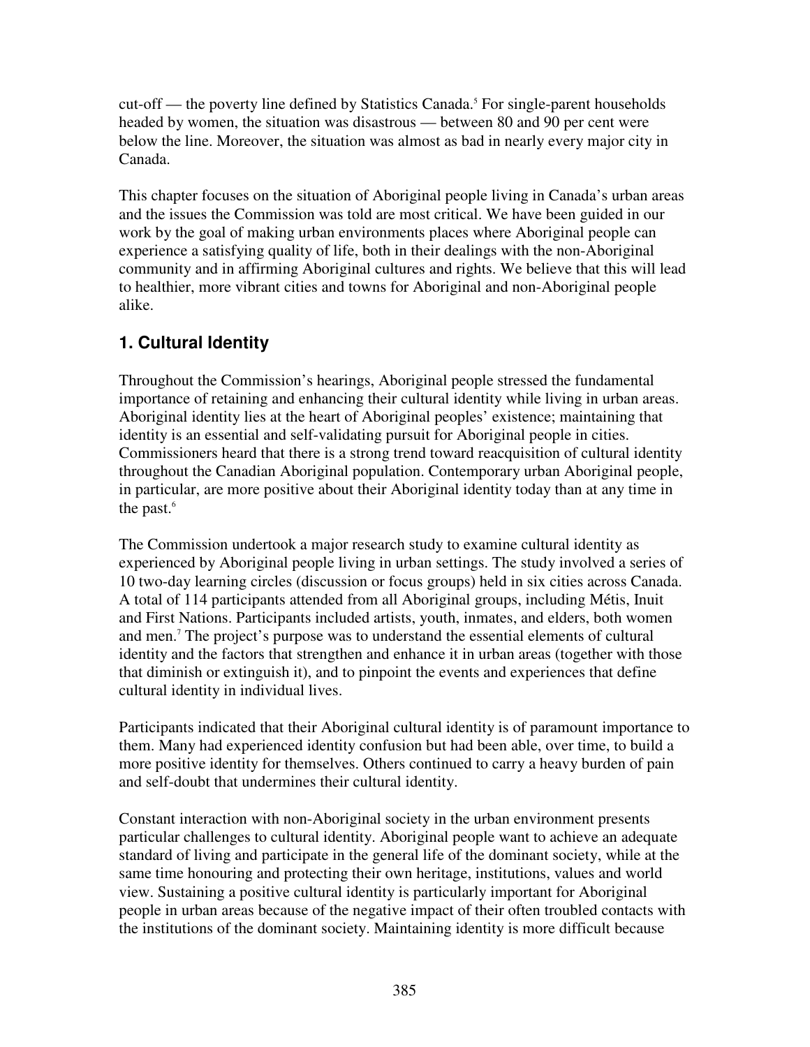cut-off — the poverty line defined by Statistics Canada.[5] For single-parent households headed by women, the situation was disastrous — between 80 and 90 per cent were below the line. Moreover, the situation was almost as bad in nearly every major city in Canada.

This chapter focuses on the situation of Aboriginal people living in Canada's urban areas and the issues the Commission was told are most critical. We have been guided in our work by the goal of making urban environments places where Aboriginal people can experience a satisfying quality of life, both in their dealings with the non-Aboriginal community and in affirming Aboriginal cultures and rights. We believe that this will lead to healthier, more vibrant cities and towns for Aboriginal and non-Aboriginal people alike.

## 1. Cultural Identity

Throughout the Commission's hearings, Aboriginal people stressed the fundamental importance of retaining and enhancing their cultural identity while living in urban areas. Aboriginal identity lies at the heart of Aboriginal peoples' existence; maintaining that identity is an essential and self-validating pursuit for Aboriginal people in cities. Commissioners heard that there is a strong trend toward reacquisition of cultural identity throughout the Canadian Aboriginal population. Contemporary urban Aboriginal people, in particular, are more positive about their Aboriginal identity today than at any time in the past.[6]

The Commission undertook a major research study to examine cultural identity as experienced by Aboriginal people living in urban settings. The study involved a series of 10 two-day learning circles (discussion or focus groups) held in six cities across Canada. A total of 114 participants attended from all Aboriginal groups, including Métis, Inuit and First Nations. Participants included artists, youth, inmates, and elders, both women and men.[7] The project's purpose was to understand the essential elements of cultural identity and the factors that strengthen and enhance it in urban areas (together with those that diminish or extinguish it), and to pinpoint the events and experiences that define cultural identity in individual lives.

Participants indicated that their Aboriginal cultural identity is of paramount importance to them. Many had experienced identity confusion but had been able, over time, to build a more positive identity for themselves. Others continued to carry a heavy burden of pain and self-doubt that undermines their cultural identity.

Constant interaction with non-Aboriginal society in the urban environment presents particular challenges to cultural identity. Aboriginal people want to achieve an adequate standard of living and participate in the general life of the dominant society, while at the same time honouring and protecting their own heritage, institutions, values and world view. Sustaining a positive cultural identity is particularly important for Aboriginal people in urban areas because of the negative impact of their often troubled contacts with the institutions of the dominant society. Maintaining identity is more difficult because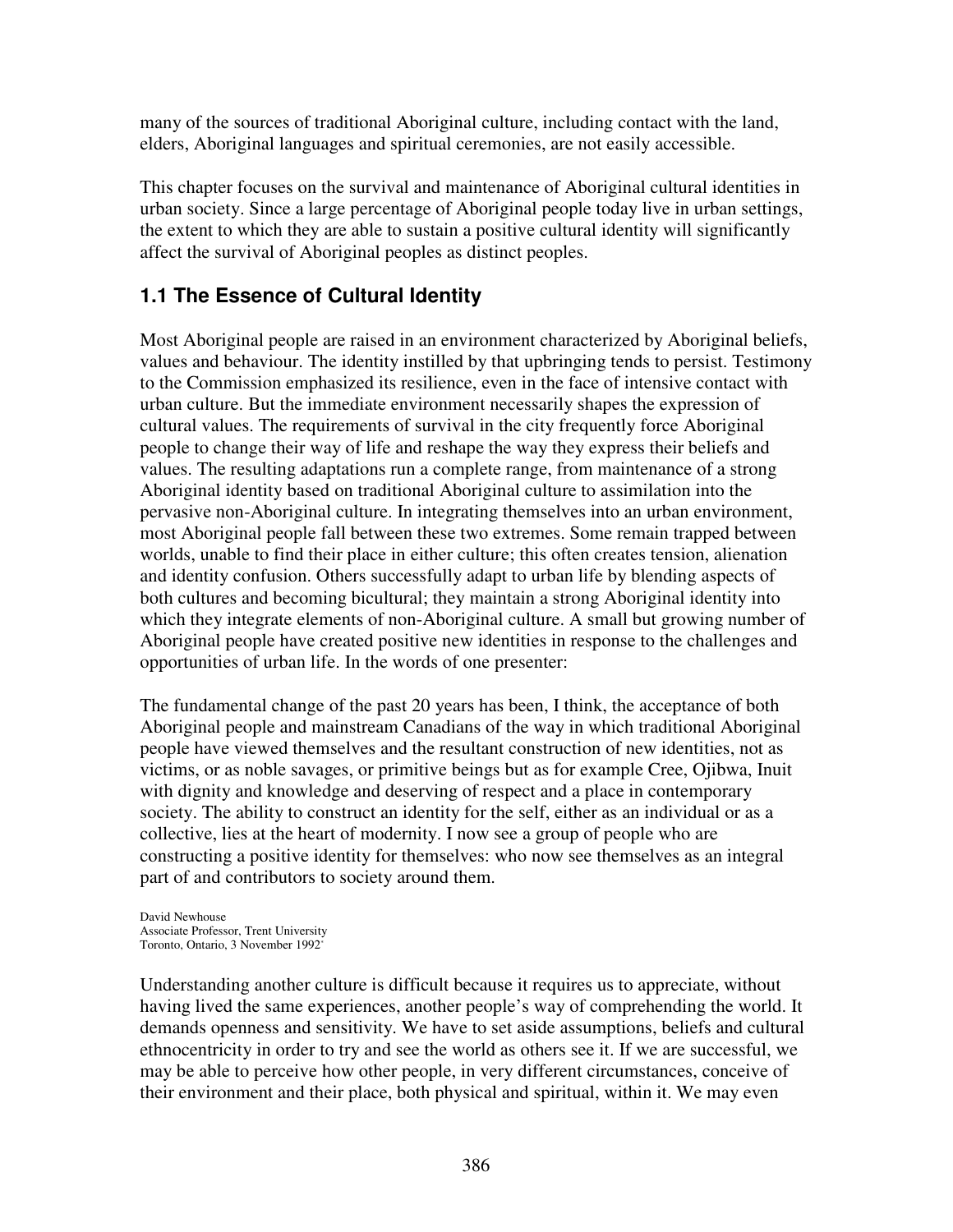many of the sources of traditional Aboriginal culture, including contact with the land, elders, Aboriginal languages and spiritual ceremonies, are not easily accessible.

This chapter focuses on the survival and maintenance of Aboriginal cultural identities in urban society. Since a large percentage of Aboriginal people today live in urban settings, the extent to which they are able to sustain a positive cultural identity will significantly affect the survival of Aboriginal peoples as distinct peoples.

## 1.1 The Essence of Cultural Identity

Most Aboriginal people are raised in an environment characterized by Aboriginal beliefs, values and behaviour. The identity instilled by that upbringing tends to persist. Testimony to the Commission emphasized its resilience, even in the face of intensive contact with urban culture. But the immediate environment necessarily shapes the expression of cultural values. The requirements of survival in the city frequently force Aboriginal people to change their way of life and reshape the way they express their beliefs and values. The resulting adaptations run a complete range, from maintenance of a strong Aboriginal identity based on traditional Aboriginal culture to assimilation into the pervasive non-Aboriginal culture. In integrating themselves into an urban environment, most Aboriginal people fall between these two extremes. Some remain trapped between worlds, unable to find their place in either culture; this often creates tension, alienation and identity confusion. Others successfully adapt to urban life by blending aspects of both cultures and becoming bicultural; they maintain a strong Aboriginal identity into which they integrate elements of non-Aboriginal culture. A small but growing number of Aboriginal people have created positive new identities in response to the challenges and opportunities of urban life. In the words of one presenter:

The fundamental change of the past 20 years has been, I think, the acceptance of both Aboriginal people and mainstream Canadians of the way in which traditional Aboriginal people have viewed themselves and the resultant construction of new identities, not as victims, or as noble savages, or primitive beings but as for example Cree, Ojibwa, Inuit with dignity and knowledge and deserving of respect and a place in contemporary society. The ability to construct an identity for the self, either as an individual or as a collective, lies at the heart of modernity. I now see a group of people who are constructing a positive identity for themselves: who now see themselves as an integral part of and contributors to society around them.

David Newhouse
Associate Professor, Trent University
Toronto, Ontario, 3 November 1992[*]

Understanding another culture is difficult because it requires us to appreciate, without having lived the same experiences, another people's way of comprehending the world. It demands openness and sensitivity. We have to set aside assumptions, beliefs and cultural ethnocentricity in order to try and see the world as others see it. If we are successful, we may be able to perceive how other people, in very different circumstances, conceive of their environment and their place, both physical and spiritual, within it. We may even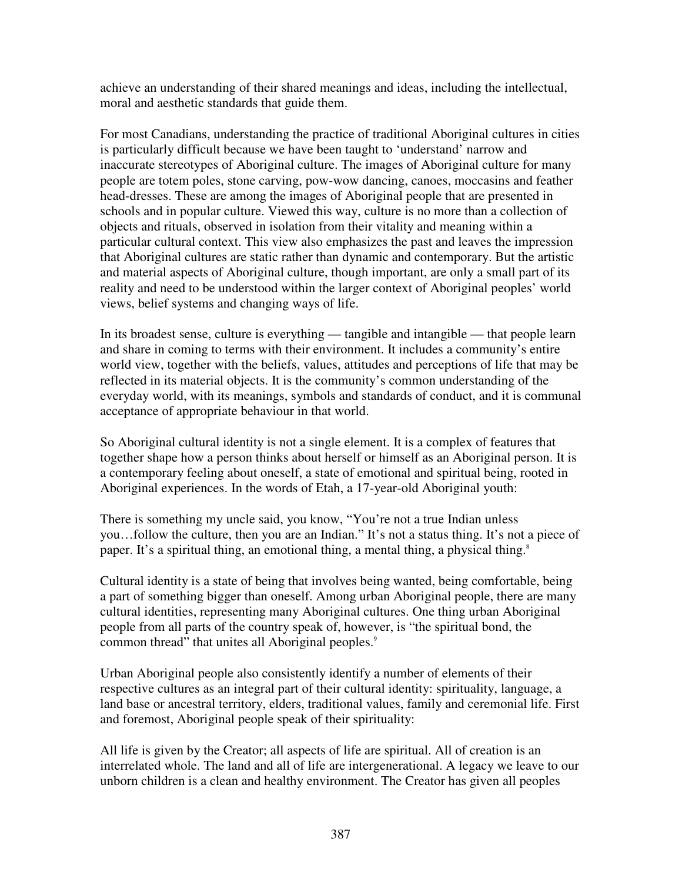achieve an understanding of their shared meanings and ideas, including the intellectual, moral and aesthetic standards that guide them.

For most Canadians, understanding the practice of traditional Aboriginal cultures in cities is particularly difficult because we have been taught to 'understand' narrow and inaccurate stereotypes of Aboriginal culture. The images of Aboriginal culture for many people are totem poles, stone carving, pow-wow dancing, canoes, moccasins and feather head-dresses. These are among the images of Aboriginal people that are presented in schools and in popular culture. Viewed this way, culture is no more than a collection of objects and rituals, observed in isolation from their vitality and meaning within a particular cultural context. This view also emphasizes the past and leaves the impression that Aboriginal cultures are static rather than dynamic and contemporary. But the artistic and material aspects of Aboriginal culture, though important, are only a small part of its reality and need to be understood within the larger context of Aboriginal peoples' world views, belief systems and changing ways of life.

In its broadest sense, culture is everything — tangible and intangible — that people learn and share in coming to terms with their environment. It includes a community's entire world view, together with the beliefs, values, attitudes and perceptions of life that may be reflected in its material objects. It is the community's common understanding of the everyday world, with its meanings, symbols and standards of conduct, and it is communal acceptance of appropriate behaviour in that world.

So Aboriginal cultural identity is not a single element. It is a complex of features that together shape how a person thinks about herself or himself as an Aboriginal person. It is a contemporary feeling about oneself, a state of emotional and spiritual being, rooted in Aboriginal experiences. In the words of Etah, a 17-year-old Aboriginal youth:

> There is something my uncle said, you know, "You're not a true Indian unless you…follow the culture, then you are an Indian." It's not a status thing. It's not a piece of paper. It's a spiritual thing, an emotional thing, a mental thing, a physical thing.[8]

Cultural identity is a state of being that involves being wanted, being comfortable, being a part of something bigger than oneself. Among urban Aboriginal people, there are many cultural identities, representing many Aboriginal cultures. One thing urban Aboriginal people from all parts of the country speak of, however, is "the spiritual bond, the common thread" that unites all Aboriginal peoples.[9]

Urban Aboriginal people also consistently identify a number of elements of their respective cultures as an integral part of their cultural identity: spirituality, language, a land base or ancestral territory, elders, traditional values, family and ceremonial life. First and foremost, Aboriginal people speak of their spirituality:

> All life is given by the Creator; all aspects of life are spiritual. All of creation is an interrelated whole. The land and all of life are intergenerational. A legacy we leave to our unborn children is a clean and healthy environment. The Creator has given all peoples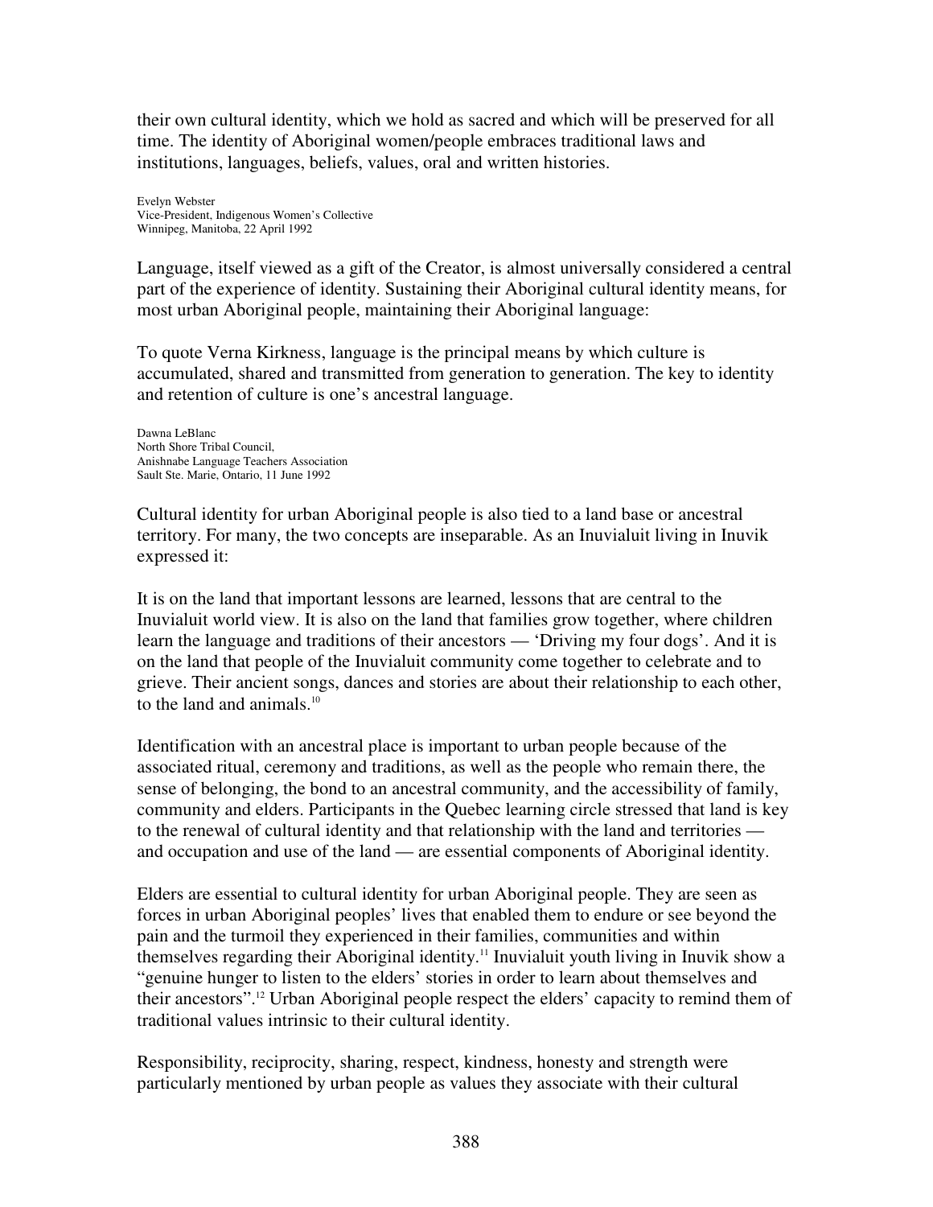their own cultural identity, which we hold as sacred and which will be preserved for all time. The identity of Aboriginal women/people embraces traditional laws and institutions, languages, beliefs, values, oral and written histories.

Evelyn Webster
Vice-President, Indigenous Women's Collective
Winnipeg, Manitoba, 22 April 1992

Language, itself viewed as a gift of the Creator, is almost universally considered a central part of the experience of identity. Sustaining their Aboriginal cultural identity means, for most urban Aboriginal people, maintaining their Aboriginal language:

To quote Verna Kirkness, language is the principal means by which culture is accumulated, shared and transmitted from generation to generation. The key to identity and retention of culture is one's ancestral language.

Dawna LeBlanc
North Shore Tribal Council,
Anishnabe Language Teachers Association
Sault Ste. Marie, Ontario, 11 June 1992

Cultural identity for urban Aboriginal people is also tied to a land base or ancestral territory. For many, the two concepts are inseparable. As an Inuvialuit living in Inuvik expressed it:

It is on the land that important lessons are learned, lessons that are central to the Inuvialuit world view. It is also on the land that families grow together, where children learn the language and traditions of their ancestors — 'Driving my four dogs'. And it is on the land that people of the Inuvialuit community come together to celebrate and to grieve. Their ancient songs, dances and stories are about their relationship to each other, to the land and animals.[10]

Identification with an ancestral place is important to urban people because of the associated ritual, ceremony and traditions, as well as the people who remain there, the sense of belonging, the bond to an ancestral community, and the accessibility of family, community and elders. Participants in the Quebec learning circle stressed that land is key to the renewal of cultural identity and that relationship with the land and territories — and occupation and use of the land — are essential components of Aboriginal identity.

Elders are essential to cultural identity for urban Aboriginal people. They are seen as forces in urban Aboriginal peoples' lives that enabled them to endure or see beyond the pain and the turmoil they experienced in their families, communities and within themselves regarding their Aboriginal identity.[11] Inuvialuit youth living in Inuvik show a "genuine hunger to listen to the elders' stories in order to learn about themselves and their ancestors".[12] Urban Aboriginal people respect the elders' capacity to remind them of traditional values intrinsic to their cultural identity.

Responsibility, reciprocity, sharing, respect, kindness, honesty and strength were particularly mentioned by urban people as values they associate with their cultural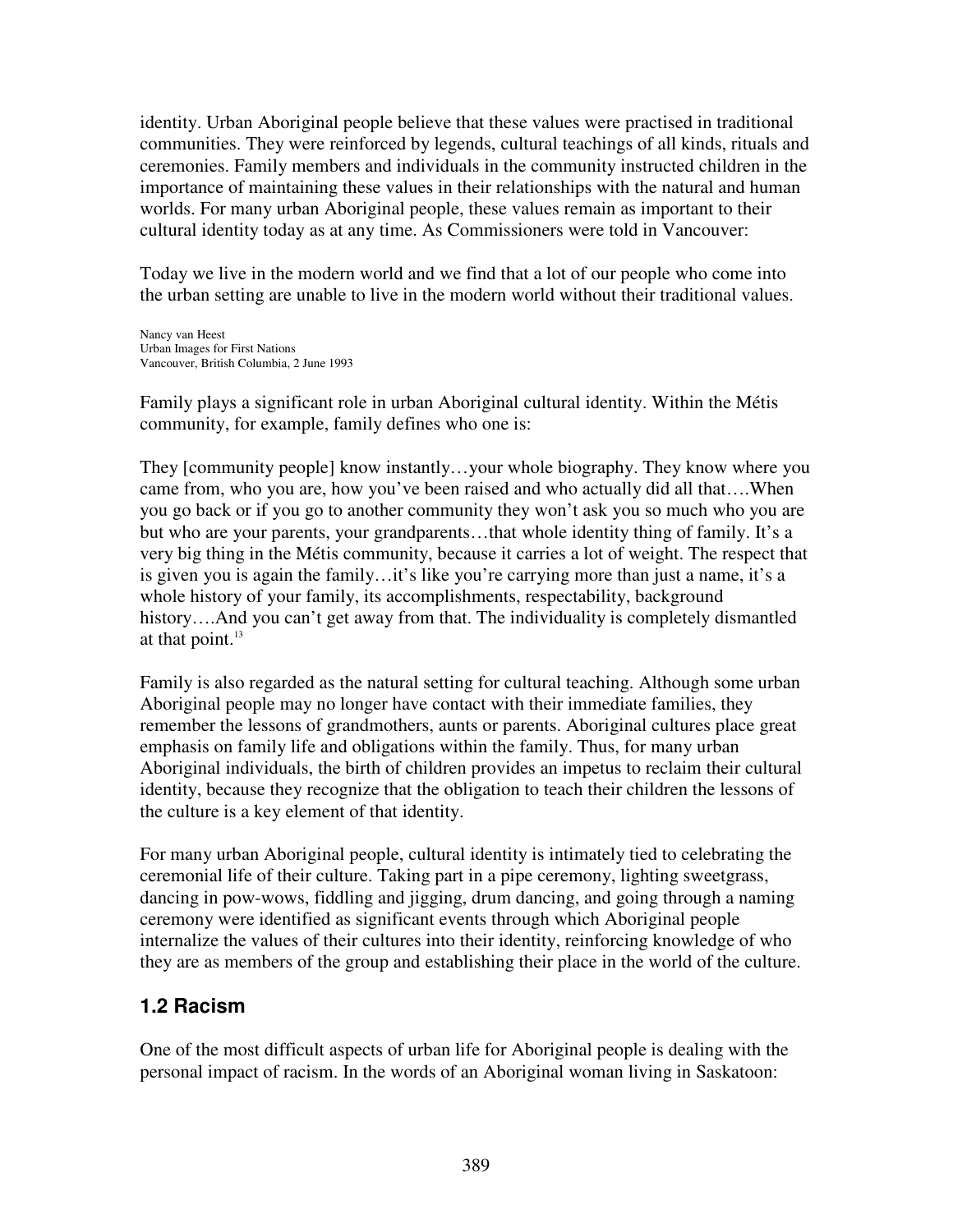identity. Urban Aboriginal people believe that these values were practised in traditional communities. They were reinforced by legends, cultural teachings of all kinds, rituals and ceremonies. Family members and individuals in the community instructed children in the importance of maintaining these values in their relationships with the natural and human worlds. For many urban Aboriginal people, these values remain as important to their cultural identity today as at any time. As Commissioners were told in Vancouver:

Today we live in the modern world and we find that a lot of our people who come into the urban setting are unable to live in the modern world without their traditional values.

Nancy van Heest
Urban Images for First Nations
Vancouver, British Columbia, 2 June 1993

Family plays a significant role in urban Aboriginal cultural identity. Within the Métis community, for example, family defines who one is:

They [community people] know instantly…your whole biography. They know where you came from, who you are, how you've been raised and who actually did all that….When you go back or if you go to another community they won't ask you so much who you are but who are your parents, your grandparents…that whole identity thing of family. It's a very big thing in the Métis community, because it carries a lot of weight. The respect that is given you is again the family…it's like you're carrying more than just a name, it's a whole history of your family, its accomplishments, respectability, background history….And you can't get away from that. The individuality is completely dismantled at that point.[13]

Family is also regarded as the natural setting for cultural teaching. Although some urban Aboriginal people may no longer have contact with their immediate families, they remember the lessons of grandmothers, aunts or parents. Aboriginal cultures place great emphasis on family life and obligations within the family. Thus, for many urban Aboriginal individuals, the birth of children provides an impetus to reclaim their cultural identity, because they recognize that the obligation to teach their children the lessons of the culture is a key element of that identity.

For many urban Aboriginal people, cultural identity is intimately tied to celebrating the ceremonial life of their culture. Taking part in a pipe ceremony, lighting sweetgrass, dancing in pow-wows, fiddling and jigging, drum dancing, and going through a naming ceremony were identified as significant events through which Aboriginal people internalize the values of their cultures into their identity, reinforcing knowledge of who they are as members of the group and establishing their place in the world of the culture.

## 1.2 Racism

One of the most difficult aspects of urban life for Aboriginal people is dealing with the personal impact of racism. In the words of an Aboriginal woman living in Saskatoon: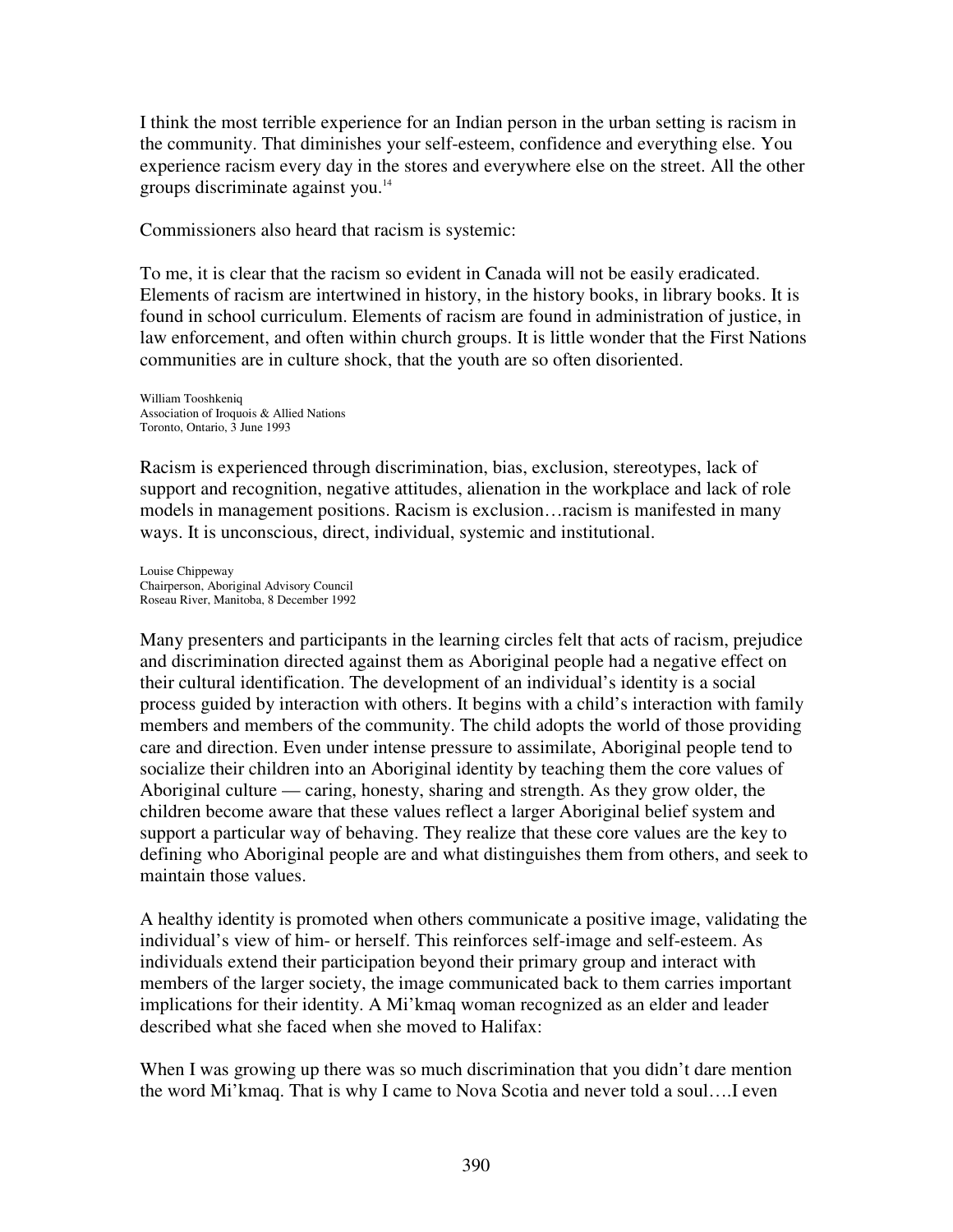I think the most terrible experience for an Indian person in the urban setting is racism in the community. That diminishes your self-esteem, confidence and everything else. You experience racism every day in the stores and everywhere else on the street. All the other groups discriminate against you.[14]

Commissioners also heard that racism is systemic:

To me, it is clear that the racism so evident in Canada will not be easily eradicated. Elements of racism are intertwined in history, in the history books, in library books. It is found in school curriculum. Elements of racism are found in administration of justice, in law enforcement, and often within church groups. It is little wonder that the First Nations communities are in culture shock, that the youth are so often disoriented.

William Tooshkeniq
Association of Iroquois & Allied Nations
Toronto, Ontario, 3 June 1993

Racism is experienced through discrimination, bias, exclusion, stereotypes, lack of support and recognition, negative attitudes, alienation in the workplace and lack of role models in management positions. Racism is exclusion…racism is manifested in many ways. It is unconscious, direct, individual, systemic and institutional.

Louise Chippeway
Chairperson, Aboriginal Advisory Council
Roseau River, Manitoba, 8 December 1992

Many presenters and participants in the learning circles felt that acts of racism, prejudice and discrimination directed against them as Aboriginal people had a negative effect on their cultural identification. The development of an individual's identity is a social process guided by interaction with others. It begins with a child's interaction with family members and members of the community. The child adopts the world of those providing care and direction. Even under intense pressure to assimilate, Aboriginal people tend to socialize their children into an Aboriginal identity by teaching them the core values of Aboriginal culture — caring, honesty, sharing and strength. As they grow older, the children become aware that these values reflect a larger Aboriginal belief system and support a particular way of behaving. They realize that these core values are the key to defining who Aboriginal people are and what distinguishes them from others, and seek to maintain those values.

A healthy identity is promoted when others communicate a positive image, validating the individual's view of him- or herself. This reinforces self-image and self-esteem. As individuals extend their participation beyond their primary group and interact with members of the larger society, the image communicated back to them carries important implications for their identity. A Mi'kmaq woman recognized as an elder and leader described what she faced when she moved to Halifax:

When I was growing up there was so much discrimination that you didn't dare mention the word Mi'kmaq. That is why I came to Nova Scotia and never told a soul….I even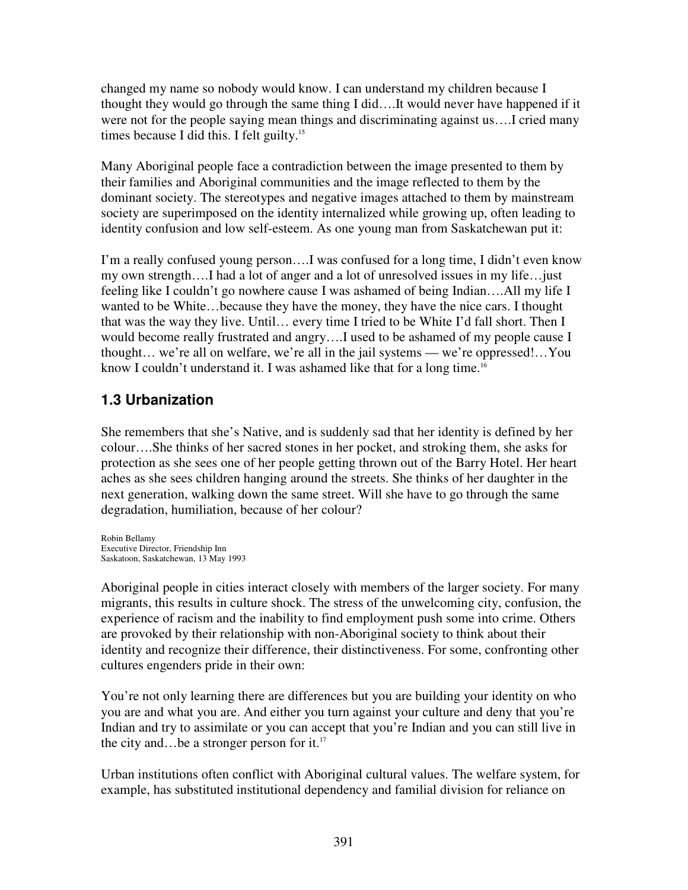changed my name so nobody would know. I can understand my children because I thought they would go through the same thing I did….It would never have happened if it were not for the people saying mean things and discriminating against us….I cried many times because I did this. I felt guilty.[15]

Many Aboriginal people face a contradiction between the image presented to them by their families and Aboriginal communities and the image reflected to them by the dominant society. The stereotypes and negative images attached to them by mainstream society are superimposed on the identity internalized while growing up, often leading to identity confusion and low self-esteem. As one young man from Saskatchewan put it:

I'm a really confused young person….I was confused for a long time, I didn't even know my own strength….I had a lot of anger and a lot of unresolved issues in my life…just feeling like I couldn't go nowhere cause I was ashamed of being Indian….All my life I wanted to be White…because they have the money, they have the nice cars. I thought that was the way they live. Until… every time I tried to be White I'd fall short. Then I would become really frustrated and angry….I used to be ashamed of my people cause I thought… we're all on welfare, we're all in the jail systems — we're oppressed!…You know I couldn't understand it. I was ashamed like that for a long time.[16]

## 1.3 Urbanization

She remembers that she's Native, and is suddenly sad that her identity is defined by her colour….She thinks of her sacred stones in her pocket, and stroking them, she asks for protection as she sees one of her people getting thrown out of the Barry Hotel. Her heart aches as she sees children hanging around the streets. She thinks of her daughter in the next generation, walking down the same street. Will she have to go through the same degradation, humiliation, because of her colour?

Robin Bellamy
Executive Director, Friendship Inn
Saskatoon, Saskatchewan, 13 May 1993

Aboriginal people in cities interact closely with members of the larger society. For many migrants, this results in culture shock. The stress of the unwelcoming city, confusion, the experience of racism and the inability to find employment push some into crime. Others are provoked by their relationship with non-Aboriginal society to think about their identity and recognize their difference, their distinctiveness. For some, confronting other cultures engenders pride in their own:

You're not only learning there are differences but you are building your identity on who you are and what you are. And either you turn against your culture and deny that you're Indian and try to assimilate or you can accept that you're Indian and you can still live in the city and…be a stronger person for it.[17]

Urban institutions often conflict with Aboriginal cultural values. The welfare system, for example, has substituted institutional dependency and familial division for reliance on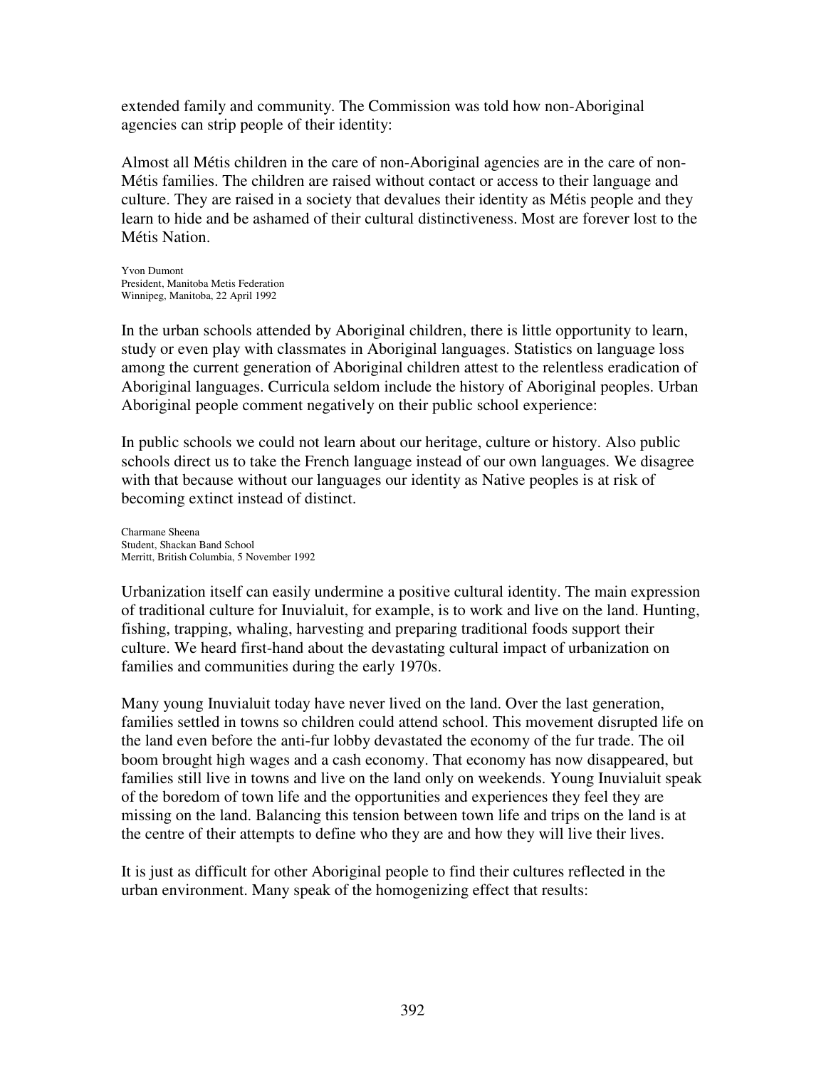extended family and community. The Commission was told how non-Aboriginal agencies can strip people of their identity:

> Almost all Métis children in the care of non-Aboriginal agencies are in the care of non-Métis families. The children are raised without contact or access to their language and culture. They are raised in a society that devalues their identity as Métis people and they learn to hide and be ashamed of their cultural distinctiveness. Most are forever lost to the Métis Nation.
>
> Yvon Dumont
> President, Manitoba Metis Federation
> Winnipeg, Manitoba, 22 April 1992

In the urban schools attended by Aboriginal children, there is little opportunity to learn, study or even play with classmates in Aboriginal languages. Statistics on language loss among the current generation of Aboriginal children attest to the relentless eradication of Aboriginal languages. Curricula seldom include the history of Aboriginal peoples. Urban Aboriginal people comment negatively on their public school experience:

> In public schools we could not learn about our heritage, culture or history. Also public schools direct us to take the French language instead of our own languages. We disagree with that because without our languages our identity as Native peoples is at risk of becoming extinct instead of distinct.
>
> Charmane Sheena
> Student, Shackan Band School
> Merritt, British Columbia, 5 November 1992

Urbanization itself can easily undermine a positive cultural identity. The main expression of traditional culture for Inuvialuit, for example, is to work and live on the land. Hunting, fishing, trapping, whaling, harvesting and preparing traditional foods support their culture. We heard first-hand about the devastating cultural impact of urbanization on families and communities during the early 1970s.

Many young Inuvialuit today have never lived on the land. Over the last generation, families settled in towns so children could attend school. This movement disrupted life on the land even before the anti-fur lobby devastated the economy of the fur trade. The oil boom brought high wages and a cash economy. That economy has now disappeared, but families still live in towns and live on the land only on weekends. Young Inuvialuit speak of the boredom of town life and the opportunities and experiences they feel they are missing on the land. Balancing this tension between town life and trips on the land is at the centre of their attempts to define who they are and how they will live their lives.

It is just as difficult for other Aboriginal people to find their cultures reflected in the urban environment. Many speak of the homogenizing effect that results: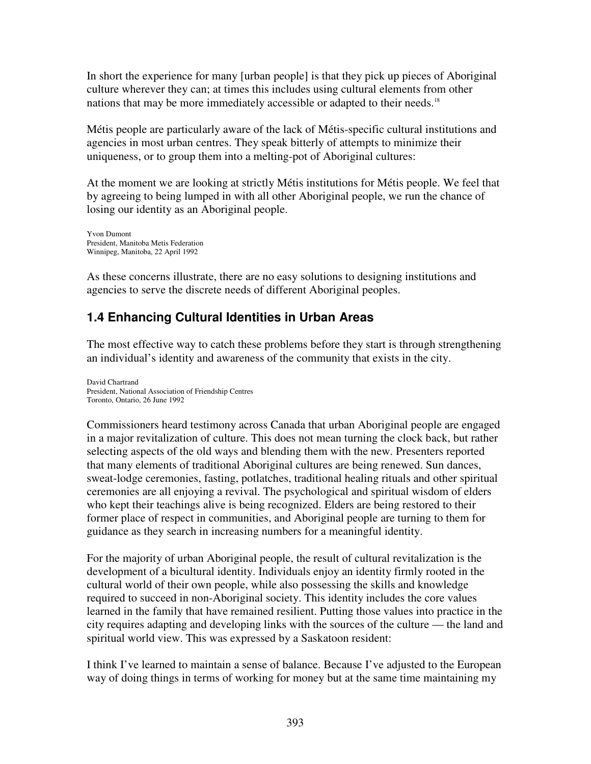In short the experience for many [urban people] is that they pick up pieces of Aboriginal culture wherever they can; at times this includes using cultural elements from other nations that may be more immediately accessible or adapted to their needs.[18]

Métis people are particularly aware of the lack of Métis-specific cultural institutions and agencies in most urban centres. They speak bitterly of attempts to minimize their uniqueness, or to group them into a melting-pot of Aboriginal cultures:

At the moment we are looking at strictly Métis institutions for Métis people. We feel that by agreeing to being lumped in with all other Aboriginal people, we run the chance of losing our identity as an Aboriginal people.

Yvon Dumont
President, Manitoba Metis Federation
Winnipeg, Manitoba, 22 April 1992

As these concerns illustrate, there are no easy solutions to designing institutions and agencies to serve the discrete needs of different Aboriginal peoples.

### 1.4 Enhancing Cultural Identities in Urban Areas

The most effective way to catch these problems before they start is through strengthening an individual's identity and awareness of the community that exists in the city.

David Chartrand
President, National Association of Friendship Centres
Toronto, Ontario, 26 June 1992

Commissioners heard testimony across Canada that urban Aboriginal people are engaged in a major revitalization of culture. This does not mean turning the clock back, but rather selecting aspects of the old ways and blending them with the new. Presenters reported that many elements of traditional Aboriginal cultures are being renewed. Sun dances, sweat-lodge ceremonies, fasting, potlatches, traditional healing rituals and other spiritual ceremonies are all enjoying a revival. The psychological and spiritual wisdom of elders who kept their teachings alive is being recognized. Elders are being restored to their former place of respect in communities, and Aboriginal people are turning to them for guidance as they search in increasing numbers for a meaningful identity.

For the majority of urban Aboriginal people, the result of cultural revitalization is the development of a bicultural identity. Individuals enjoy an identity firmly rooted in the cultural world of their own people, while also possessing the skills and knowledge required to succeed in non-Aboriginal society. This identity includes the core values learned in the family that have remained resilient. Putting those values into practice in the city requires adapting and developing links with the sources of the culture — the land and spiritual world view. This was expressed by a Saskatoon resident:

I think I've learned to maintain a sense of balance. Because I've adjusted to the European way of doing things in terms of working for money but at the same time maintaining my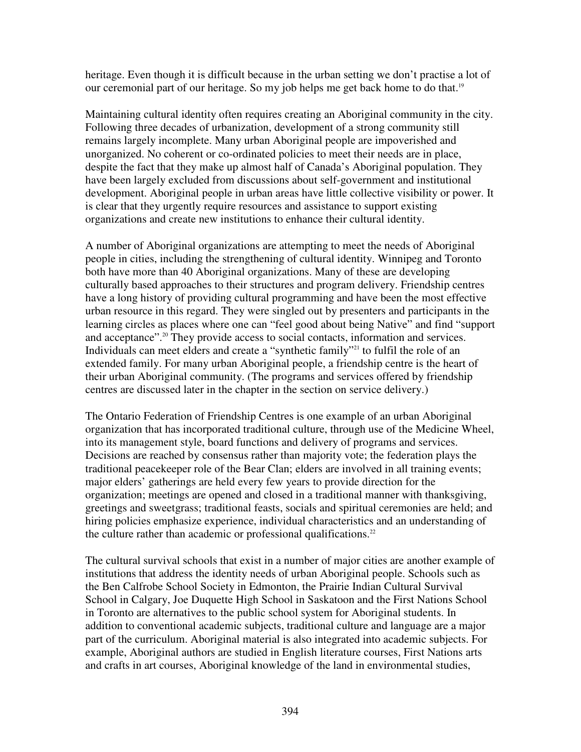heritage. Even though it is difficult because in the urban setting we don't practise a lot of our ceremonial part of our heritage. So my job helps me get back home to do that.[19]

Maintaining cultural identity often requires creating an Aboriginal community in the city. Following three decades of urbanization, development of a strong community still remains largely incomplete. Many urban Aboriginal people are impoverished and unorganized. No coherent or co-ordinated policies to meet their needs are in place, despite the fact that they make up almost half of Canada's Aboriginal population. They have been largely excluded from discussions about self-government and institutional development. Aboriginal people in urban areas have little collective visibility or power. It is clear that they urgently require resources and assistance to support existing organizations and create new institutions to enhance their cultural identity.

A number of Aboriginal organizations are attempting to meet the needs of Aboriginal people in cities, including the strengthening of cultural identity. Winnipeg and Toronto both have more than 40 Aboriginal organizations. Many of these are developing culturally based approaches to their structures and program delivery. Friendship centres have a long history of providing cultural programming and have been the most effective urban resource in this regard. They were singled out by presenters and participants in the learning circles as places where one can "feel good about being Native" and find "support and acceptance".[20] They provide access to social contacts, information and services. Individuals can meet elders and create a "synthetic family"[21] to fulfil the role of an extended family. For many urban Aboriginal people, a friendship centre is the heart of their urban Aboriginal community. (The programs and services offered by friendship centres are discussed later in the chapter in the section on service delivery.)

The Ontario Federation of Friendship Centres is one example of an urban Aboriginal organization that has incorporated traditional culture, through use of the Medicine Wheel, into its management style, board functions and delivery of programs and services. Decisions are reached by consensus rather than majority vote; the federation plays the traditional peacekeeper role of the Bear Clan; elders are involved in all training events; major elders' gatherings are held every few years to provide direction for the organization; meetings are opened and closed in a traditional manner with thanksgiving, greetings and sweetgrass; traditional feasts, socials and spiritual ceremonies are held; and hiring policies emphasize experience, individual characteristics and an understanding of the culture rather than academic or professional qualifications.[22]

The cultural survival schools that exist in a number of major cities are another example of institutions that address the identity needs of urban Aboriginal people. Schools such as the Ben Calfrobe School Society in Edmonton, the Prairie Indian Cultural Survival School in Calgary, Joe Duquette High School in Saskatoon and the First Nations School in Toronto are alternatives to the public school system for Aboriginal students. In addition to conventional academic subjects, traditional culture and language are a major part of the curriculum. Aboriginal material is also integrated into academic subjects. For example, Aboriginal authors are studied in English literature courses, First Nations arts and crafts in art courses, Aboriginal knowledge of the land in environmental studies,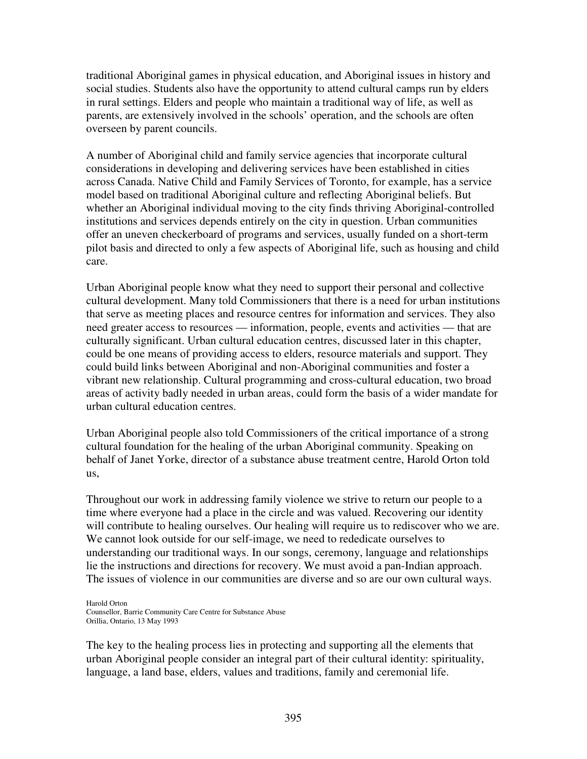traditional Aboriginal games in physical education, and Aboriginal issues in history and social studies. Students also have the opportunity to attend cultural camps run by elders in rural settings. Elders and people who maintain a traditional way of life, as well as parents, are extensively involved in the schools' operation, and the schools are often overseen by parent councils.

A number of Aboriginal child and family service agencies that incorporate cultural considerations in developing and delivering services have been established in cities across Canada. Native Child and Family Services of Toronto, for example, has a service model based on traditional Aboriginal culture and reflecting Aboriginal beliefs. But whether an Aboriginal individual moving to the city finds thriving Aboriginal-controlled institutions and services depends entirely on the city in question. Urban communities offer an uneven checkerboard of programs and services, usually funded on a short-term pilot basis and directed to only a few aspects of Aboriginal life, such as housing and child care.

Urban Aboriginal people know what they need to support their personal and collective cultural development. Many told Commissioners that there is a need for urban institutions that serve as meeting places and resource centres for information and services. They also need greater access to resources — information, people, events and activities — that are culturally significant. Urban cultural education centres, discussed later in this chapter, could be one means of providing access to elders, resource materials and support. They could build links between Aboriginal and non-Aboriginal communities and foster a vibrant new relationship. Cultural programming and cross-cultural education, two broad areas of activity badly needed in urban areas, could form the basis of a wider mandate for urban cultural education centres.

Urban Aboriginal people also told Commissioners of the critical importance of a strong cultural foundation for the healing of the urban Aboriginal community. Speaking on behalf of Janet Yorke, director of a substance abuse treatment centre, Harold Orton told us,

> Throughout our work in addressing family violence we strive to return our people to a time where everyone had a place in the circle and was valued. Recovering our identity will contribute to healing ourselves. Our healing will require us to rediscover who we are. We cannot look outside for our self-image, we need to rededicate ourselves to understanding our traditional ways. In our songs, ceremony, language and relationships lie the instructions and directions for recovery. We must avoid a pan-Indian approach. The issues of violence in our communities are diverse and so are our own cultural ways.
>
> Harold Orton
> Counsellor, Barrie Community Care Centre for Substance Abuse
> Orillia, Ontario, 13 May 1993

The key to the healing process lies in protecting and supporting all the elements that urban Aboriginal people consider an integral part of their cultural identity: spirituality, language, a land base, elders, values and traditions, family and ceremonial life.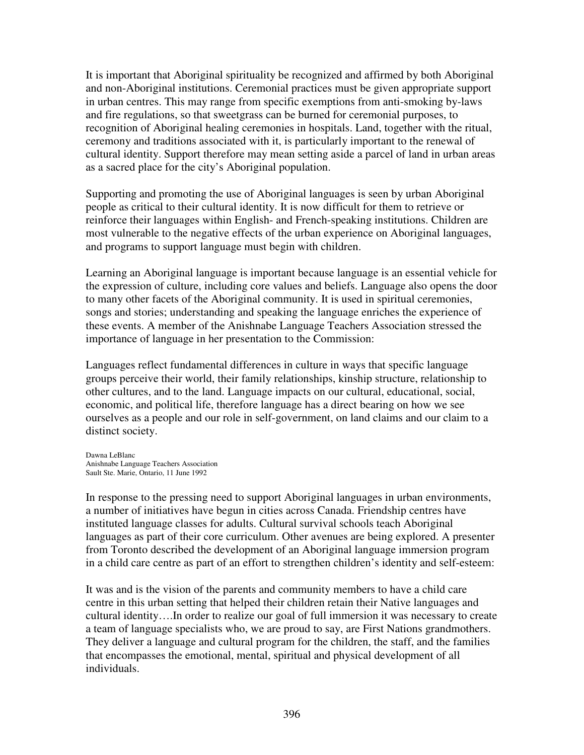It is important that Aboriginal spirituality be recognized and affirmed by both Aboriginal and non-Aboriginal institutions. Ceremonial practices must be given appropriate support in urban centres. This may range from specific exemptions from anti-smoking by-laws and fire regulations, so that sweetgrass can be burned for ceremonial purposes, to recognition of Aboriginal healing ceremonies in hospitals. Land, together with the ritual, ceremony and traditions associated with it, is particularly important to the renewal of cultural identity. Support therefore may mean setting aside a parcel of land in urban areas as a sacred place for the city's Aboriginal population.

Supporting and promoting the use of Aboriginal languages is seen by urban Aboriginal people as critical to their cultural identity. It is now difficult for them to retrieve or reinforce their languages within English- and French-speaking institutions. Children are most vulnerable to the negative effects of the urban experience on Aboriginal languages, and programs to support language must begin with children.

Learning an Aboriginal language is important because language is an essential vehicle for the expression of culture, including core values and beliefs. Language also opens the door to many other facets of the Aboriginal community. It is used in spiritual ceremonies, songs and stories; understanding and speaking the language enriches the experience of these events. A member of the Anishnabe Language Teachers Association stressed the importance of language in her presentation to the Commission:

Languages reflect fundamental differences in culture in ways that specific language groups perceive their world, their family relationships, kinship structure, relationship to other cultures, and to the land. Language impacts on our cultural, educational, social, economic, and political life, therefore language has a direct bearing on how we see ourselves as a people and our role in self-government, on land claims and our claim to a distinct society.

Dawna LeBlanc
Anishnabe Language Teachers Association
Sault Ste. Marie, Ontario, 11 June 1992

In response to the pressing need to support Aboriginal languages in urban environments, a number of initiatives have begun in cities across Canada. Friendship centres have instituted language classes for adults. Cultural survival schools teach Aboriginal languages as part of their core curriculum. Other avenues are being explored. A presenter from Toronto described the development of an Aboriginal language immersion program in a child care centre as part of an effort to strengthen children's identity and self-esteem:

It was and is the vision of the parents and community members to have a child care centre in this urban setting that helped their children retain their Native languages and cultural identity….In order to realize our goal of full immersion it was necessary to create a team of language specialists who, we are proud to say, are First Nations grandmothers. They deliver a language and cultural program for the children, the staff, and the families that encompasses the emotional, mental, spiritual and physical development of all individuals.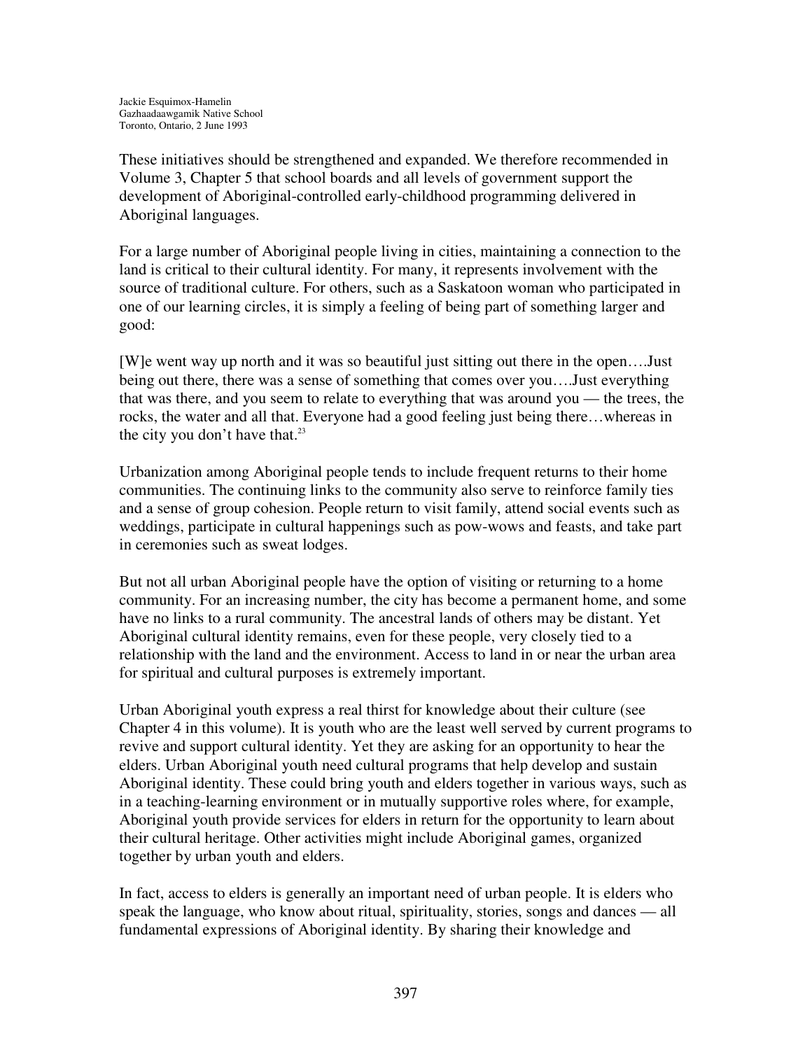Jackie Esquimox-Hamelin
Gazhaadaawgamik Native School
Toronto, Ontario, 2 June 1993

These initiatives should be strengthened and expanded. We therefore recommended in Volume 3, Chapter 5 that school boards and all levels of government support the development of Aboriginal-controlled early-childhood programming delivered in Aboriginal languages.

For a large number of Aboriginal people living in cities, maintaining a connection to the land is critical to their cultural identity. For many, it represents involvement with the source of traditional culture. For others, such as a Saskatoon woman who participated in one of our learning circles, it is simply a feeling of being part of something larger and good:

[W]e went way up north and it was so beautiful just sitting out there in the open….Just being out there, there was a sense of something that comes over you….Just everything that was there, and you seem to relate to everything that was around you — the trees, the rocks, the water and all that. Everyone had a good feeling just being there…whereas in the city you don't have that.[23]

Urbanization among Aboriginal people tends to include frequent returns to their home communities. The continuing links to the community also serve to reinforce family ties and a sense of group cohesion. People return to visit family, attend social events such as weddings, participate in cultural happenings such as pow-wows and feasts, and take part in ceremonies such as sweat lodges.

But not all urban Aboriginal people have the option of visiting or returning to a home community. For an increasing number, the city has become a permanent home, and some have no links to a rural community. The ancestral lands of others may be distant. Yet Aboriginal cultural identity remains, even for these people, very closely tied to a relationship with the land and the environment. Access to land in or near the urban area for spiritual and cultural purposes is extremely important.

Urban Aboriginal youth express a real thirst for knowledge about their culture (see Chapter 4 in this volume). It is youth who are the least well served by current programs to revive and support cultural identity. Yet they are asking for an opportunity to hear the elders. Urban Aboriginal youth need cultural programs that help develop and sustain Aboriginal identity. These could bring youth and elders together in various ways, such as in a teaching-learning environment or in mutually supportive roles where, for example, Aboriginal youth provide services for elders in return for the opportunity to learn about their cultural heritage. Other activities might include Aboriginal games, organized together by urban youth and elders.

In fact, access to elders is generally an important need of urban people. It is elders who speak the language, who know about ritual, spirituality, stories, songs and dances — all fundamental expressions of Aboriginal identity. By sharing their knowledge and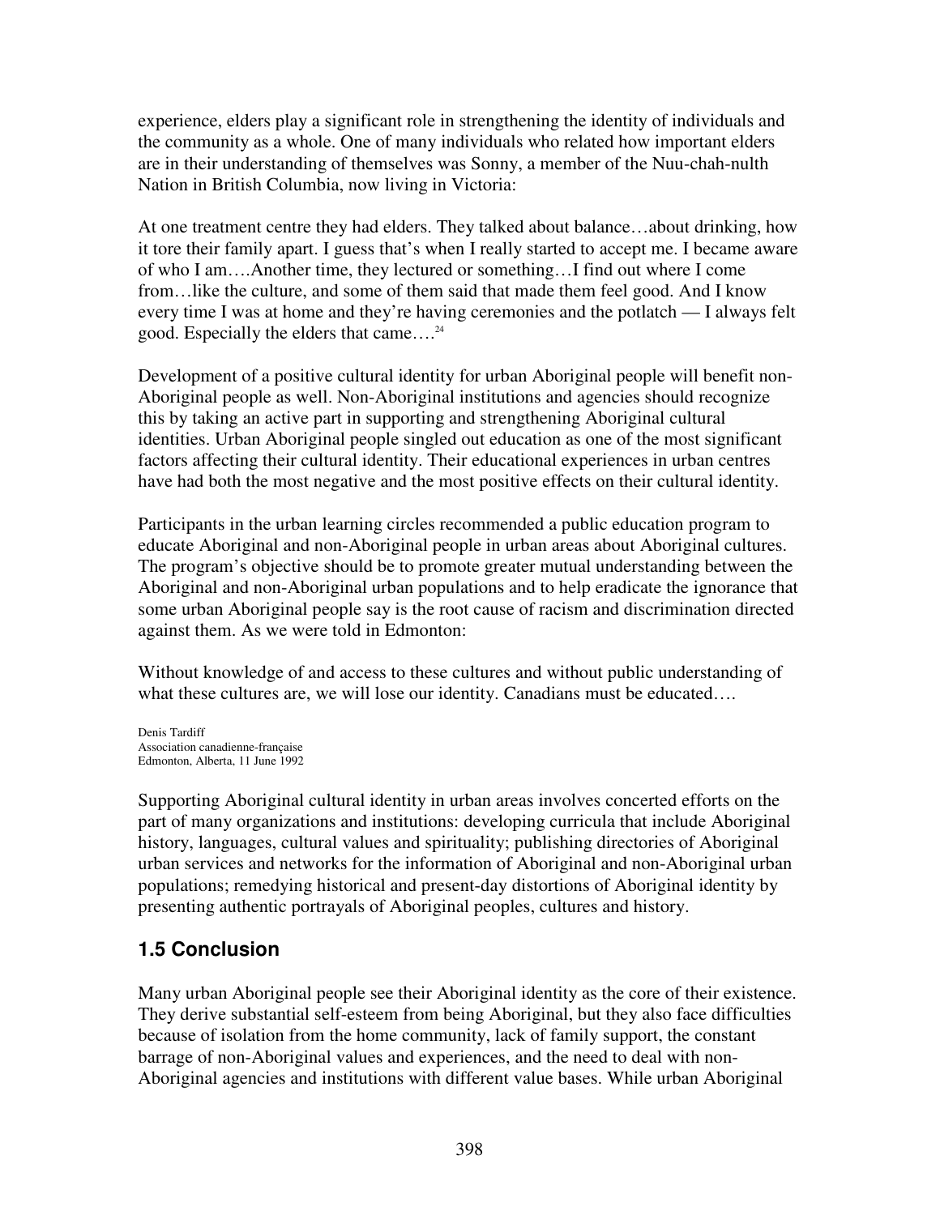experience, elders play a significant role in strengthening the identity of individuals and the community as a whole. One of many individuals who related how important elders are in their understanding of themselves was Sonny, a member of the Nuu-chah-nulth Nation in British Columbia, now living in Victoria:

At one treatment centre they had elders. They talked about balance…about drinking, how it tore their family apart. I guess that's when I really started to accept me. I became aware of who I am….Another time, they lectured or something…I find out where I come from…like the culture, and some of them said that made them feel good. And I know every time I was at home and they're having ceremonies and the potlatch — I always felt good. Especially the elders that came….[24]

Development of a positive cultural identity for urban Aboriginal people will benefit non-Aboriginal people as well. Non-Aboriginal institutions and agencies should recognize this by taking an active part in supporting and strengthening Aboriginal cultural identities. Urban Aboriginal people singled out education as one of the most significant factors affecting their cultural identity. Their educational experiences in urban centres have had both the most negative and the most positive effects on their cultural identity.

Participants in the urban learning circles recommended a public education program to educate Aboriginal and non-Aboriginal people in urban areas about Aboriginal cultures. The program's objective should be to promote greater mutual understanding between the Aboriginal and non-Aboriginal urban populations and to help eradicate the ignorance that some urban Aboriginal people say is the root cause of racism and discrimination directed against them. As we were told in Edmonton:

Without knowledge of and access to these cultures and without public understanding of what these cultures are, we will lose our identity. Canadians must be educated….

Denis Tardiff
Association canadienne-française
Edmonton, Alberta, 11 June 1992

Supporting Aboriginal cultural identity in urban areas involves concerted efforts on the part of many organizations and institutions: developing curricula that include Aboriginal history, languages, cultural values and spirituality; publishing directories of Aboriginal urban services and networks for the information of Aboriginal and non-Aboriginal urban populations; remedying historical and present-day distortions of Aboriginal identity by presenting authentic portrayals of Aboriginal peoples, cultures and history.

## 1.5 Conclusion

Many urban Aboriginal people see their Aboriginal identity as the core of their existence. They derive substantial self-esteem from being Aboriginal, but they also face difficulties because of isolation from the home community, lack of family support, the constant barrage of non-Aboriginal values and experiences, and the need to deal with non-Aboriginal agencies and institutions with different value bases. While urban Aboriginal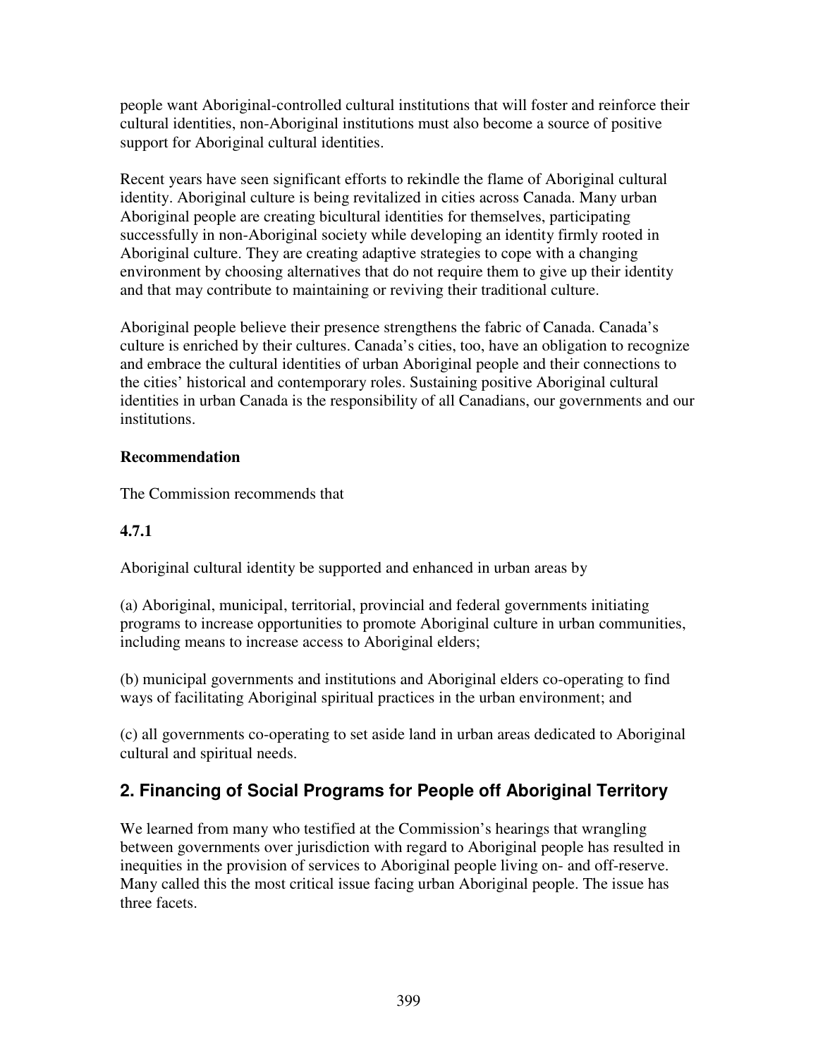people want Aboriginal-controlled cultural institutions that will foster and reinforce their cultural identities, non-Aboriginal institutions must also become a source of positive support for Aboriginal cultural identities.

Recent years have seen significant efforts to rekindle the flame of Aboriginal cultural identity. Aboriginal culture is being revitalized in cities across Canada. Many urban Aboriginal people are creating bicultural identities for themselves, participating successfully in non-Aboriginal society while developing an identity firmly rooted in Aboriginal culture. They are creating adaptive strategies to cope with a changing environment by choosing alternatives that do not require them to give up their identity and that may contribute to maintaining or reviving their traditional culture.

Aboriginal people believe their presence strengthens the fabric of Canada. Canada's culture is enriched by their cultures. Canada's cities, too, have an obligation to recognize and embrace the cultural identities of urban Aboriginal people and their connections to the cities' historical and contemporary roles. Sustaining positive Aboriginal cultural identities in urban Canada is the responsibility of all Canadians, our governments and our institutions.

**Recommendation**

The Commission recommends that

**4.7.1**

Aboriginal cultural identity be supported and enhanced in urban areas by

(a) Aboriginal, municipal, territorial, provincial and federal governments initiating programs to increase opportunities to promote Aboriginal culture in urban communities, including means to increase access to Aboriginal elders;

(b) municipal governments and institutions and Aboriginal elders co-operating to find ways of facilitating Aboriginal spiritual practices in the urban environment; and

(c) all governments co-operating to set aside land in urban areas dedicated to Aboriginal cultural and spiritual needs.

## 2. Financing of Social Programs for People off Aboriginal Territory

We learned from many who testified at the Commission's hearings that wrangling between governments over jurisdiction with regard to Aboriginal people has resulted in inequities in the provision of services to Aboriginal people living on- and off-reserve. Many called this the most critical issue facing urban Aboriginal people. The issue has three facets.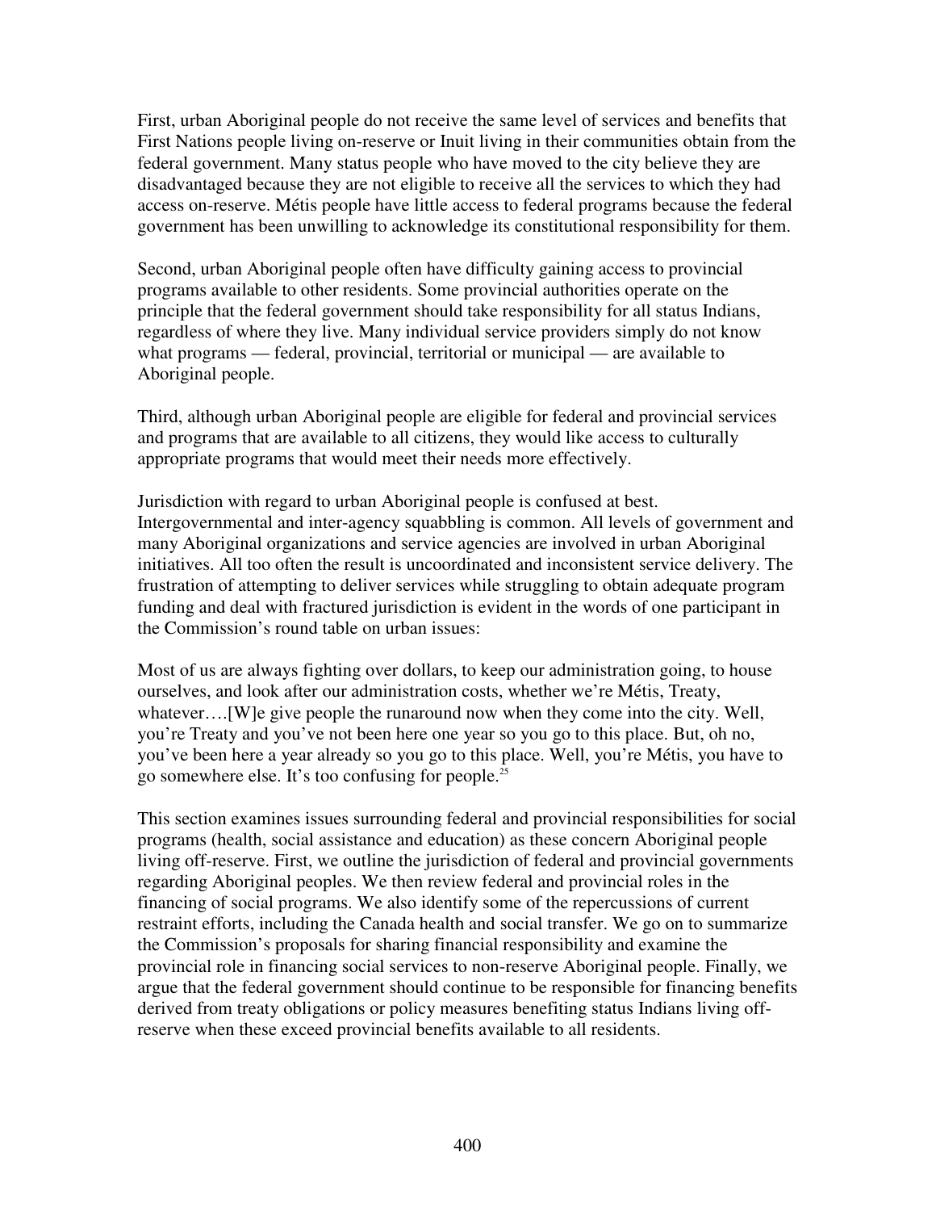First, urban Aboriginal people do not receive the same level of services and benefits that First Nations people living on-reserve or Inuit living in their communities obtain from the federal government. Many status people who have moved to the city believe they are disadvantaged because they are not eligible to receive all the services to which they had access on-reserve. Métis people have little access to federal programs because the federal government has been unwilling to acknowledge its constitutional responsibility for them.

Second, urban Aboriginal people often have difficulty gaining access to provincial programs available to other residents. Some provincial authorities operate on the principle that the federal government should take responsibility for all status Indians, regardless of where they live. Many individual service providers simply do not know what programs — federal, provincial, territorial or municipal — are available to Aboriginal people.

Third, although urban Aboriginal people are eligible for federal and provincial services and programs that are available to all citizens, they would like access to culturally appropriate programs that would meet their needs more effectively.

Jurisdiction with regard to urban Aboriginal people is confused at best. Intergovernmental and inter-agency squabbling is common. All levels of government and many Aboriginal organizations and service agencies are involved in urban Aboriginal initiatives. All too often the result is uncoordinated and inconsistent service delivery. The frustration of attempting to deliver services while struggling to obtain adequate program funding and deal with fractured jurisdiction is evident in the words of one participant in the Commission's round table on urban issues:

Most of us are always fighting over dollars, to keep our administration going, to house ourselves, and look after our administration costs, whether we're Métis, Treaty, whatever….[W]e give people the runaround now when they come into the city. Well, you're Treaty and you've not been here one year so you go to this place. But, oh no, you've been here a year already so you go to this place. Well, you're Métis, you have to go somewhere else. It's too confusing for people.[25]

This section examines issues surrounding federal and provincial responsibilities for social programs (health, social assistance and education) as these concern Aboriginal people living off-reserve. First, we outline the jurisdiction of federal and provincial governments regarding Aboriginal peoples. We then review federal and provincial roles in the financing of social programs. We also identify some of the repercussions of current restraint efforts, including the Canada health and social transfer. We go on to summarize the Commission's proposals for sharing financial responsibility and examine the provincial role in financing social services to non-reserve Aboriginal people. Finally, we argue that the federal government should continue to be responsible for financing benefits derived from treaty obligations or policy measures benefiting status Indians living off-reserve when these exceed provincial benefits available to all residents.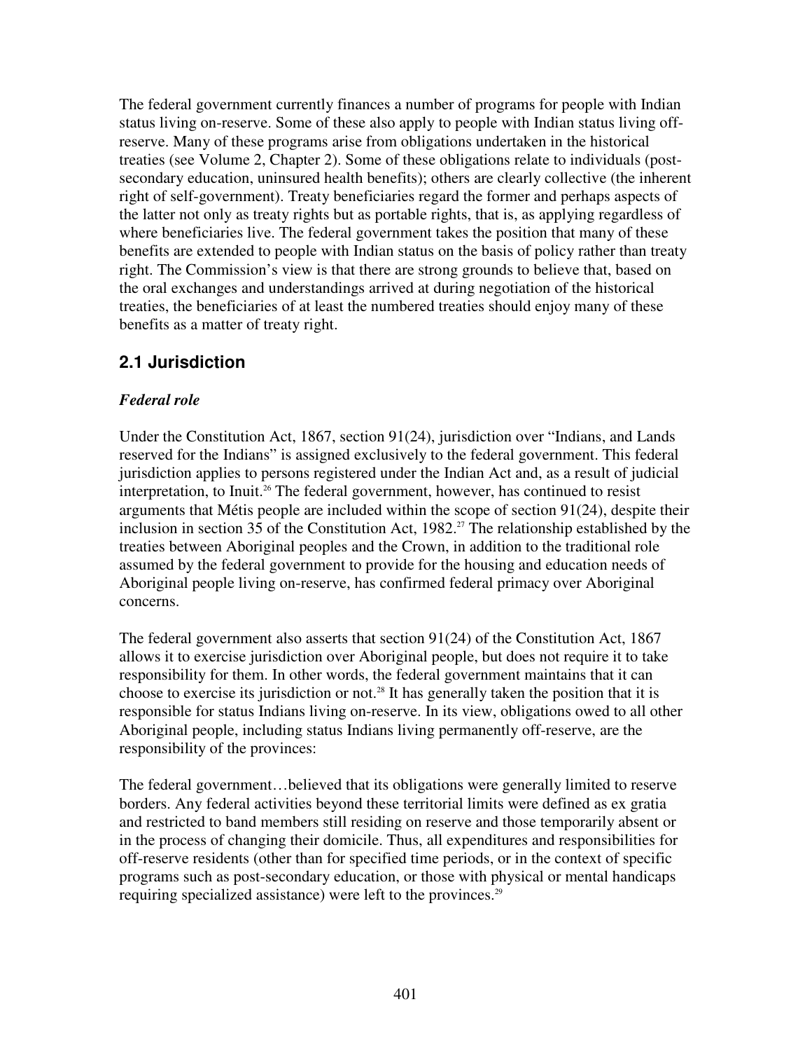The federal government currently finances a number of programs for people with Indian status living on-reserve. Some of these also apply to people with Indian status living off-reserve. Many of these programs arise from obligations undertaken in the historical treaties (see Volume 2, Chapter 2). Some of these obligations relate to individuals (post-secondary education, uninsured health benefits); others are clearly collective (the inherent right of self-government). Treaty beneficiaries regard the former and perhaps aspects of the latter not only as treaty rights but as portable rights, that is, as applying regardless of where beneficiaries live. The federal government takes the position that many of these benefits are extended to people with Indian status on the basis of policy rather than treaty right. The Commission's view is that there are strong grounds to believe that, based on the oral exchanges and understandings arrived at during negotiation of the historical treaties, the beneficiaries of at least the numbered treaties should enjoy many of these benefits as a matter of treaty right.

## 2.1 Jurisdiction

### *Federal role*

Under the Constitution Act, 1867, section 91(24), jurisdiction over "Indians, and Lands reserved for the Indians" is assigned exclusively to the federal government. This federal jurisdiction applies to persons registered under the Indian Act and, as a result of judicial interpretation, to Inuit.[26] The federal government, however, has continued to resist arguments that Métis people are included within the scope of section 91(24), despite their inclusion in section 35 of the Constitution Act, 1982.[27] The relationship established by the treaties between Aboriginal peoples and the Crown, in addition to the traditional role assumed by the federal government to provide for the housing and education needs of Aboriginal people living on-reserve, has confirmed federal primacy over Aboriginal concerns.

The federal government also asserts that section 91(24) of the Constitution Act, 1867 allows it to exercise jurisdiction over Aboriginal people, but does not require it to take responsibility for them. In other words, the federal government maintains that it can choose to exercise its jurisdiction or not.[28] It has generally taken the position that it is responsible for status Indians living on-reserve. In its view, obligations owed to all other Aboriginal people, including status Indians living permanently off-reserve, are the responsibility of the provinces:

The federal government…believed that its obligations were generally limited to reserve borders. Any federal activities beyond these territorial limits were defined as ex gratia and restricted to band members still residing on reserve and those temporarily absent or in the process of changing their domicile. Thus, all expenditures and responsibilities for off-reserve residents (other than for specified time periods, or in the context of specific programs such as post-secondary education, or those with physical or mental handicaps requiring specialized assistance) were left to the provinces.[29]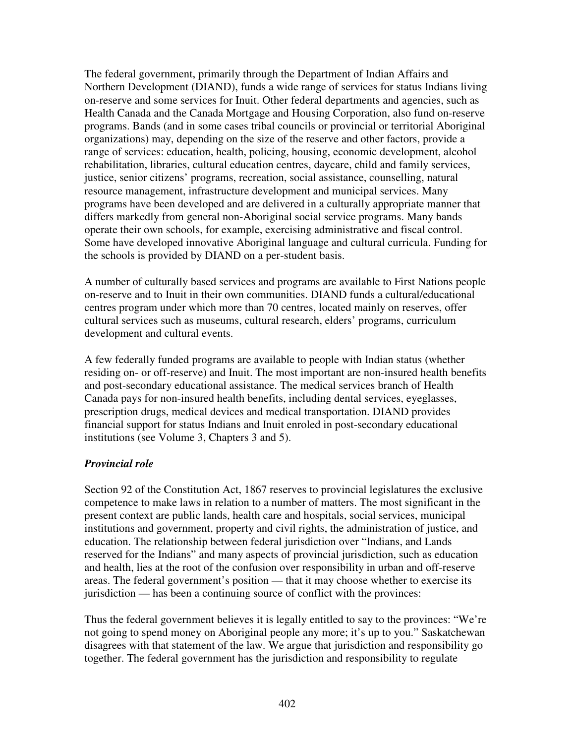The federal government, primarily through the Department of Indian Affairs and Northern Development (DIAND), funds a wide range of services for status Indians living on-reserve and some services for Inuit. Other federal departments and agencies, such as Health Canada and the Canada Mortgage and Housing Corporation, also fund on-reserve programs. Bands (and in some cases tribal councils or provincial or territorial Aboriginal organizations) may, depending on the size of the reserve and other factors, provide a range of services: education, health, policing, housing, economic development, alcohol rehabilitation, libraries, cultural education centres, daycare, child and family services, justice, senior citizens' programs, recreation, social assistance, counselling, natural resource management, infrastructure development and municipal services. Many programs have been developed and are delivered in a culturally appropriate manner that differs markedly from general non-Aboriginal social service programs. Many bands operate their own schools, for example, exercising administrative and fiscal control. Some have developed innovative Aboriginal language and cultural curricula. Funding for the schools is provided by DIAND on a per-student basis.

A number of culturally based services and programs are available to First Nations people on-reserve and to Inuit in their own communities. DIAND funds a cultural/educational centres program under which more than 70 centres, located mainly on reserves, offer cultural services such as museums, cultural research, elders' programs, curriculum development and cultural events.

A few federally funded programs are available to people with Indian status (whether residing on- or off-reserve) and Inuit. The most important are non-insured health benefits and post-secondary educational assistance. The medical services branch of Health Canada pays for non-insured health benefits, including dental services, eyeglasses, prescription drugs, medical devices and medical transportation. DIAND provides financial support for status Indians and Inuit enroled in post-secondary educational institutions (see Volume 3, Chapters 3 and 5).

### *Provincial role*

Section 92 of the Constitution Act, 1867 reserves to provincial legislatures the exclusive competence to make laws in relation to a number of matters. The most significant in the present context are public lands, health care and hospitals, social services, municipal institutions and government, property and civil rights, the administration of justice, and education. The relationship between federal jurisdiction over "Indians, and Lands reserved for the Indians" and many aspects of provincial jurisdiction, such as education and health, lies at the root of the confusion over responsibility in urban and off-reserve areas. The federal government's position — that it may choose whether to exercise its jurisdiction — has been a continuing source of conflict with the provinces:

Thus the federal government believes it is legally entitled to say to the provinces: "We're not going to spend money on Aboriginal people any more; it's up to you." Saskatchewan disagrees with that statement of the law. We argue that jurisdiction and responsibility go together. The federal government has the jurisdiction and responsibility to regulate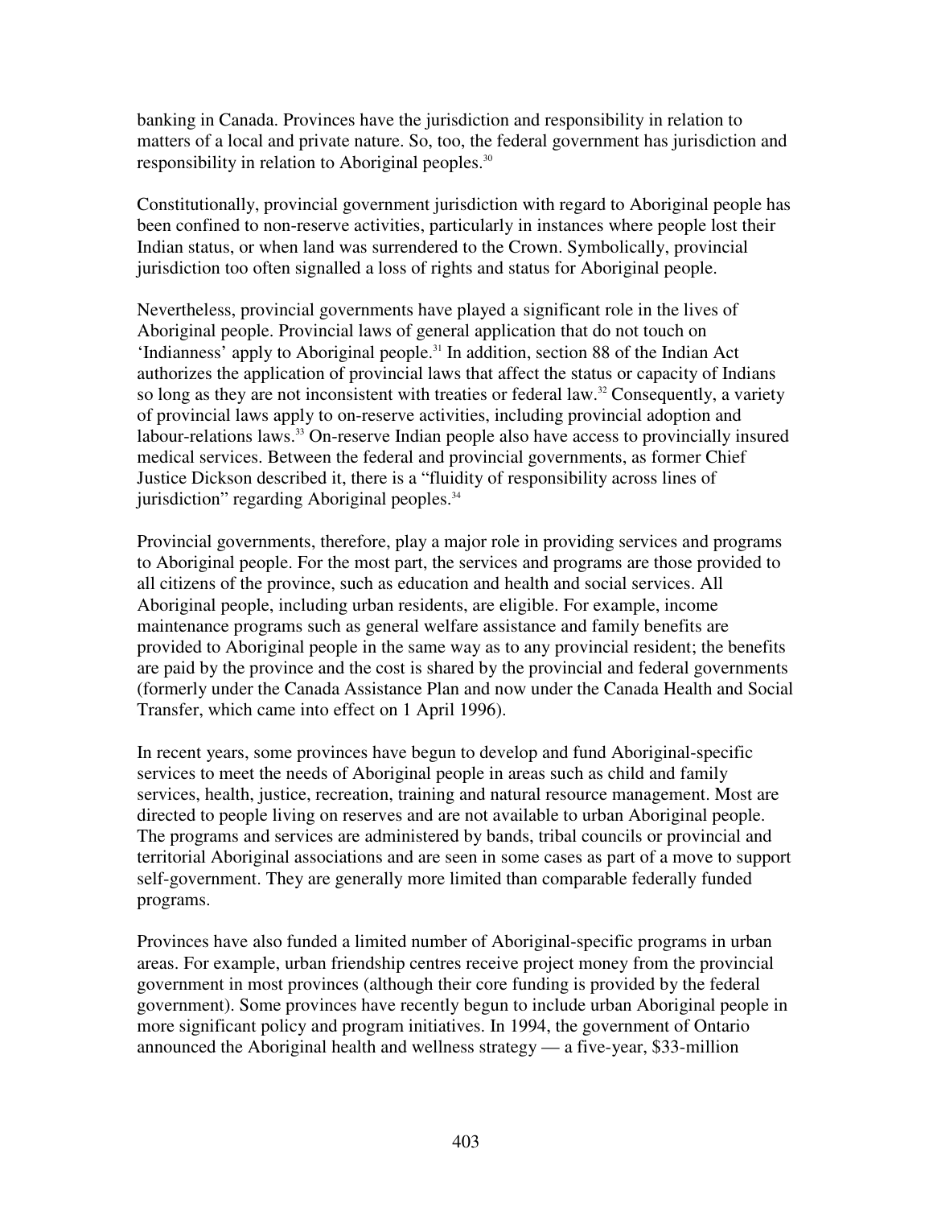banking in Canada. Provinces have the jurisdiction and responsibility in relation to matters of a local and private nature. So, too, the federal government has jurisdiction and responsibility in relation to Aboriginal peoples.[30]

Constitutionally, provincial government jurisdiction with regard to Aboriginal people has been confined to non-reserve activities, particularly in instances where people lost their Indian status, or when land was surrendered to the Crown. Symbolically, provincial jurisdiction too often signalled a loss of rights and status for Aboriginal people.

Nevertheless, provincial governments have played a significant role in the lives of Aboriginal people. Provincial laws of general application that do not touch on 'Indianness' apply to Aboriginal people.[31] In addition, section 88 of the Indian Act authorizes the application of provincial laws that affect the status or capacity of Indians so long as they are not inconsistent with treaties or federal law.[32] Consequently, a variety of provincial laws apply to on-reserve activities, including provincial adoption and labour-relations laws.[33] On-reserve Indian people also have access to provincially insured medical services. Between the federal and provincial governments, as former Chief Justice Dickson described it, there is a "fluidity of responsibility across lines of jurisdiction" regarding Aboriginal peoples.[34]

Provincial governments, therefore, play a major role in providing services and programs to Aboriginal people. For the most part, the services and programs are those provided to all citizens of the province, such as education and health and social services. All Aboriginal people, including urban residents, are eligible. For example, income maintenance programs such as general welfare assistance and family benefits are provided to Aboriginal people in the same way as to any provincial resident; the benefits are paid by the province and the cost is shared by the provincial and federal governments (formerly under the Canada Assistance Plan and now under the Canada Health and Social Transfer, which came into effect on 1 April 1996).

In recent years, some provinces have begun to develop and fund Aboriginal-specific services to meet the needs of Aboriginal people in areas such as child and family services, health, justice, recreation, training and natural resource management. Most are directed to people living on reserves and are not available to urban Aboriginal people. The programs and services are administered by bands, tribal councils or provincial and territorial Aboriginal associations and are seen in some cases as part of a move to support self-government. They are generally more limited than comparable federally funded programs.

Provinces have also funded a limited number of Aboriginal-specific programs in urban areas. For example, urban friendship centres receive project money from the provincial government in most provinces (although their core funding is provided by the federal government). Some provinces have recently begun to include urban Aboriginal people in more significant policy and program initiatives. In 1994, the government of Ontario announced the Aboriginal health and wellness strategy — a five-year, $33-million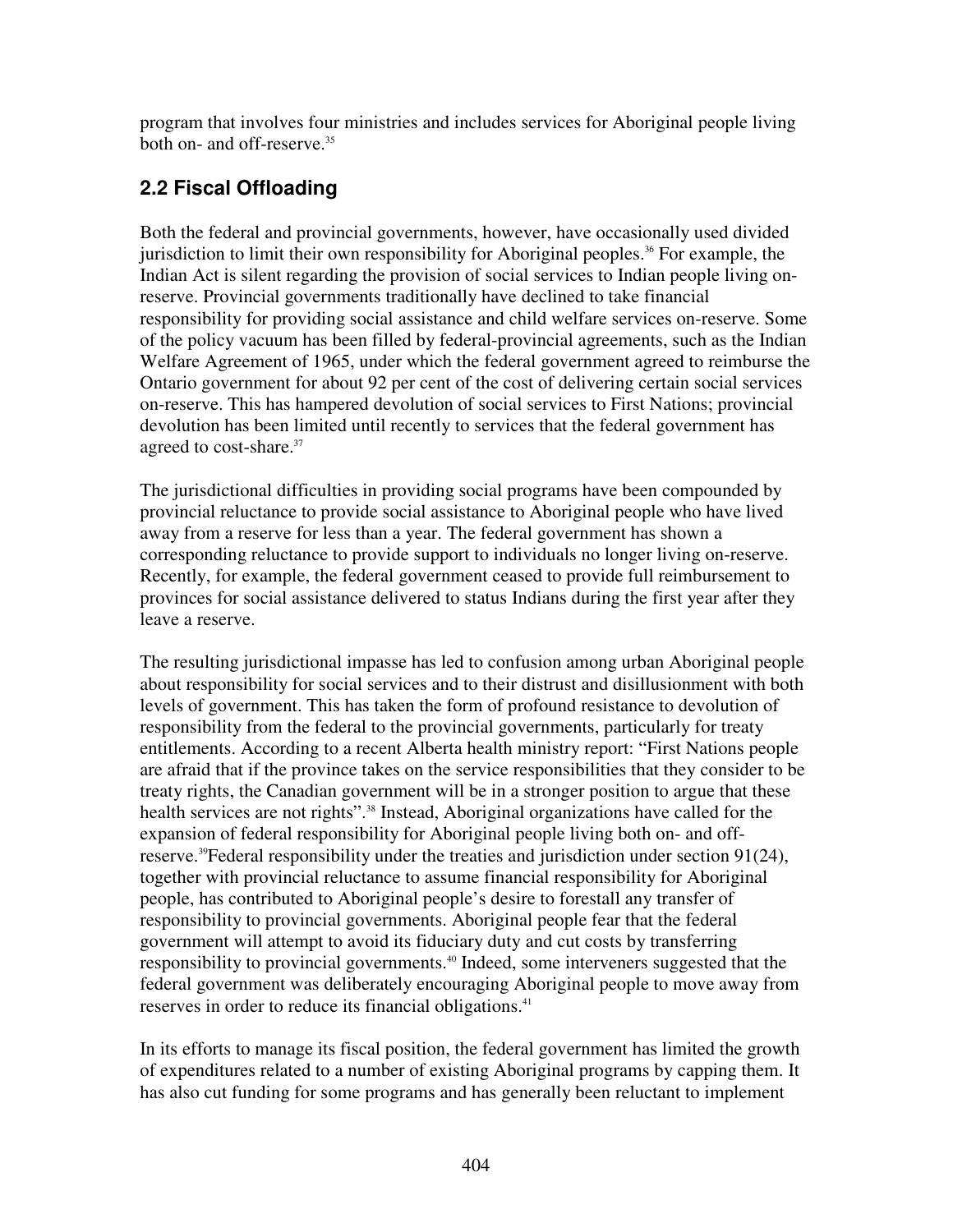program that involves four ministries and includes services for Aboriginal people living both on- and off-reserve.[35]

## 2.2 Fiscal Offloading

Both the federal and provincial governments, however, have occasionally used divided jurisdiction to limit their own responsibility for Aboriginal peoples.[36] For example, the Indian Act is silent regarding the provision of social services to Indian people living on-reserve. Provincial governments traditionally have declined to take financial responsibility for providing social assistance and child welfare services on-reserve. Some of the policy vacuum has been filled by federal-provincial agreements, such as the Indian Welfare Agreement of 1965, under which the federal government agreed to reimburse the Ontario government for about 92 per cent of the cost of delivering certain social services on-reserve. This has hampered devolution of social services to First Nations; provincial devolution has been limited until recently to services that the federal government has agreed to cost-share.[37]

The jurisdictional difficulties in providing social programs have been compounded by provincial reluctance to provide social assistance to Aboriginal people who have lived away from a reserve for less than a year. The federal government has shown a corresponding reluctance to provide support to individuals no longer living on-reserve. Recently, for example, the federal government ceased to provide full reimbursement to provinces for social assistance delivered to status Indians during the first year after they leave a reserve.

The resulting jurisdictional impasse has led to confusion among urban Aboriginal people about responsibility for social services and to their distrust and disillusionment with both levels of government. This has taken the form of profound resistance to devolution of responsibility from the federal to the provincial governments, particularly for treaty entitlements. According to a recent Alberta health ministry report: "First Nations people are afraid that if the province takes on the service responsibilities that they consider to be treaty rights, the Canadian government will be in a stronger position to argue that these health services are not rights".[38] Instead, Aboriginal organizations have called for the expansion of federal responsibility for Aboriginal people living both on- and off-reserve.[39]Federal responsibility under the treaties and jurisdiction under section 91(24), together with provincial reluctance to assume financial responsibility for Aboriginal people, has contributed to Aboriginal people's desire to forestall any transfer of responsibility to provincial governments. Aboriginal people fear that the federal government will attempt to avoid its fiduciary duty and cut costs by transferring responsibility to provincial governments.[40] Indeed, some interveners suggested that the federal government was deliberately encouraging Aboriginal people to move away from reserves in order to reduce its financial obligations.[41]

In its efforts to manage its fiscal position, the federal government has limited the growth of expenditures related to a number of existing Aboriginal programs by capping them. It has also cut funding for some programs and has generally been reluctant to implement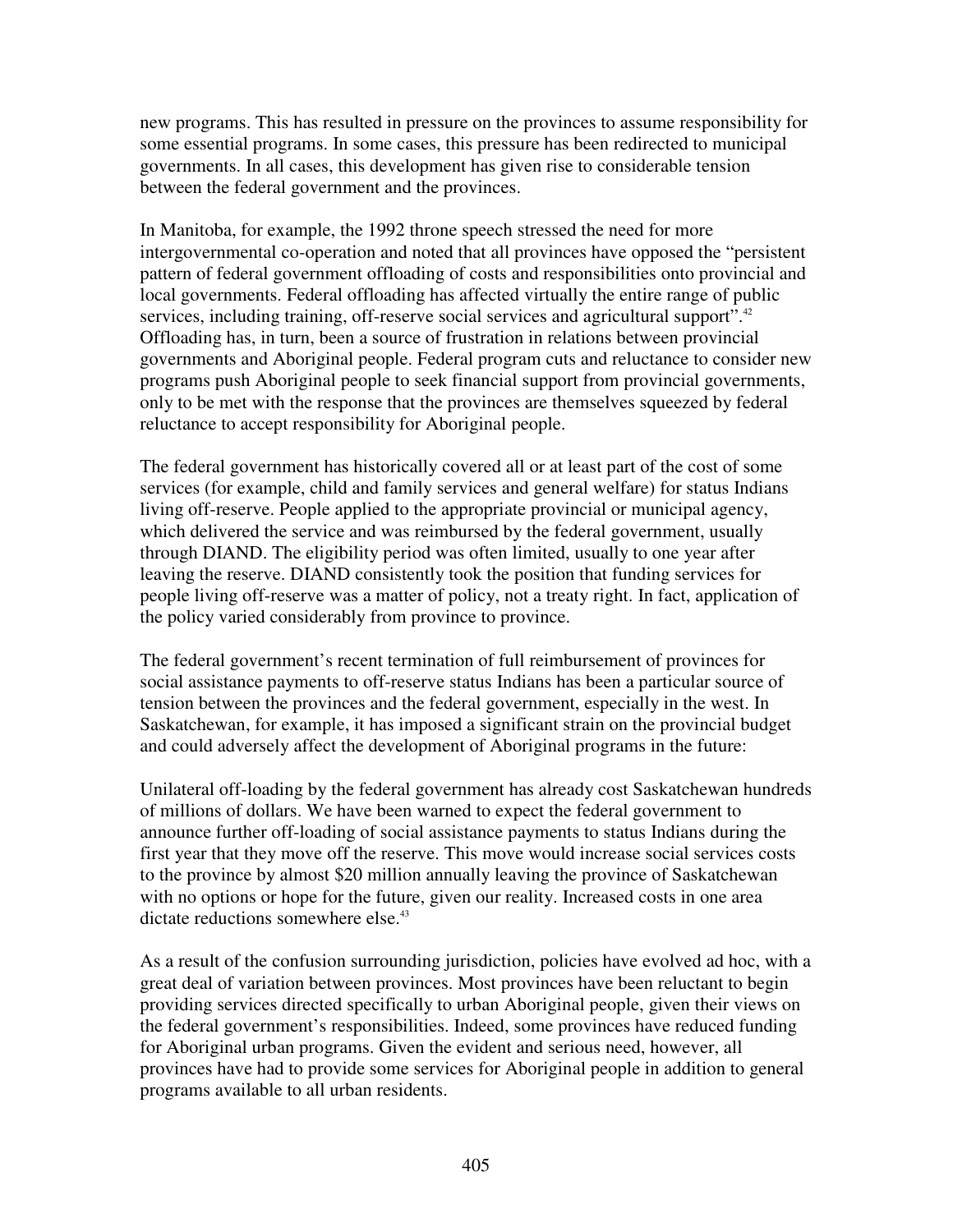new programs. This has resulted in pressure on the provinces to assume responsibility for some essential programs. In some cases, this pressure has been redirected to municipal governments. In all cases, this development has given rise to considerable tension between the federal government and the provinces.

In Manitoba, for example, the 1992 throne speech stressed the need for more intergovernmental co-operation and noted that all provinces have opposed the "persistent pattern of federal government offloading of costs and responsibilities onto provincial and local governments. Federal offloading has affected virtually the entire range of public services, including training, off-reserve social services and agricultural support".[42] Offloading has, in turn, been a source of frustration in relations between provincial governments and Aboriginal people. Federal program cuts and reluctance to consider new programs push Aboriginal people to seek financial support from provincial governments, only to be met with the response that the provinces are themselves squeezed by federal reluctance to accept responsibility for Aboriginal people.

The federal government has historically covered all or at least part of the cost of some services (for example, child and family services and general welfare) for status Indians living off-reserve. People applied to the appropriate provincial or municipal agency, which delivered the service and was reimbursed by the federal government, usually through DIAND. The eligibility period was often limited, usually to one year after leaving the reserve. DIAND consistently took the position that funding services for people living off-reserve was a matter of policy, not a treaty right. In fact, application of the policy varied considerably from province to province.

The federal government's recent termination of full reimbursement of provinces for social assistance payments to off-reserve status Indians has been a particular source of tension between the provinces and the federal government, especially in the west. In Saskatchewan, for example, it has imposed a significant strain on the provincial budget and could adversely affect the development of Aboriginal programs in the future:

Unilateral off-loading by the federal government has already cost Saskatchewan hundreds of millions of dollars. We have been warned to expect the federal government to announce further off-loading of social assistance payments to status Indians during the first year that they move off the reserve. This move would increase social services costs to the province by almost $20 million annually leaving the province of Saskatchewan with no options or hope for the future, given our reality. Increased costs in one area dictate reductions somewhere else.[43]

As a result of the confusion surrounding jurisdiction, policies have evolved ad hoc, with a great deal of variation between provinces. Most provinces have been reluctant to begin providing services directed specifically to urban Aboriginal people, given their views on the federal government's responsibilities. Indeed, some provinces have reduced funding for Aboriginal urban programs. Given the evident and serious need, however, all provinces have had to provide some services for Aboriginal people in addition to general programs available to all urban residents.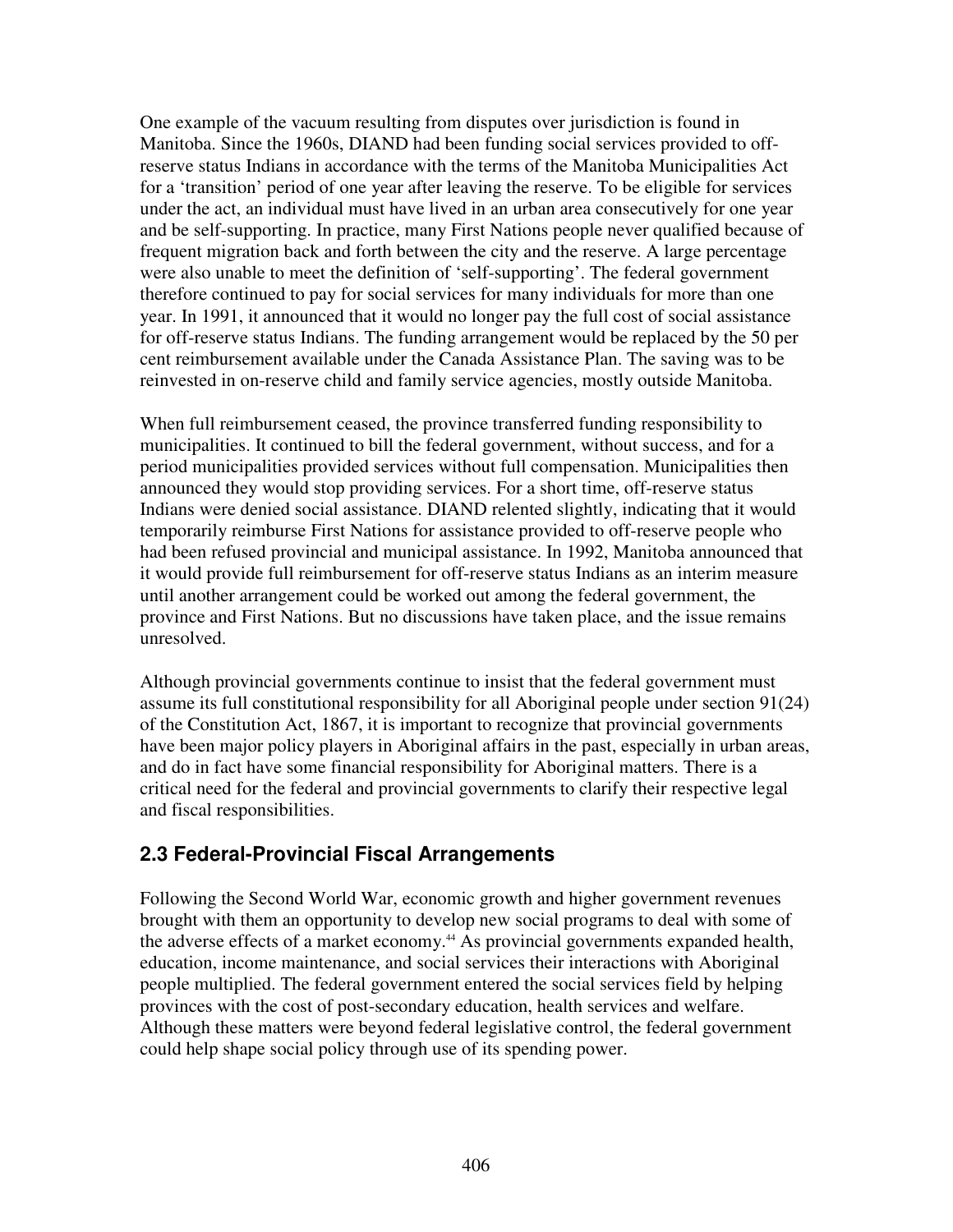One example of the vacuum resulting from disputes over jurisdiction is found in Manitoba. Since the 1960s, DIAND had been funding social services provided to off-reserve status Indians in accordance with the terms of the Manitoba Municipalities Act for a 'transition' period of one year after leaving the reserve. To be eligible for services under the act, an individual must have lived in an urban area consecutively for one year and be self-supporting. In practice, many First Nations people never qualified because of frequent migration back and forth between the city and the reserve. A large percentage were also unable to meet the definition of 'self-supporting'. The federal government therefore continued to pay for social services for many individuals for more than one year. In 1991, it announced that it would no longer pay the full cost of social assistance for off-reserve status Indians. The funding arrangement would be replaced by the 50 per cent reimbursement available under the Canada Assistance Plan. The saving was to be reinvested in on-reserve child and family service agencies, mostly outside Manitoba.

When full reimbursement ceased, the province transferred funding responsibility to municipalities. It continued to bill the federal government, without success, and for a period municipalities provided services without full compensation. Municipalities then announced they would stop providing services. For a short time, off-reserve status Indians were denied social assistance. DIAND relented slightly, indicating that it would temporarily reimburse First Nations for assistance provided to off-reserve people who had been refused provincial and municipal assistance. In 1992, Manitoba announced that it would provide full reimbursement for off-reserve status Indians as an interim measure until another arrangement could be worked out among the federal government, the province and First Nations. But no discussions have taken place, and the issue remains unresolved.

Although provincial governments continue to insist that the federal government must assume its full constitutional responsibility for all Aboriginal people under section 91(24) of the Constitution Act, 1867, it is important to recognize that provincial governments have been major policy players in Aboriginal affairs in the past, especially in urban areas, and do in fact have some financial responsibility for Aboriginal matters. There is a critical need for the federal and provincial governments to clarify their respective legal and fiscal responsibilities.

## 2.3 Federal-Provincial Fiscal Arrangements

Following the Second World War, economic growth and higher government revenues brought with them an opportunity to develop new social programs to deal with some of the adverse effects of a market economy.[44] As provincial governments expanded health, education, income maintenance, and social services their interactions with Aboriginal people multiplied. The federal government entered the social services field by helping provinces with the cost of post-secondary education, health services and welfare. Although these matters were beyond federal legislative control, the federal government could help shape social policy through use of its spending power.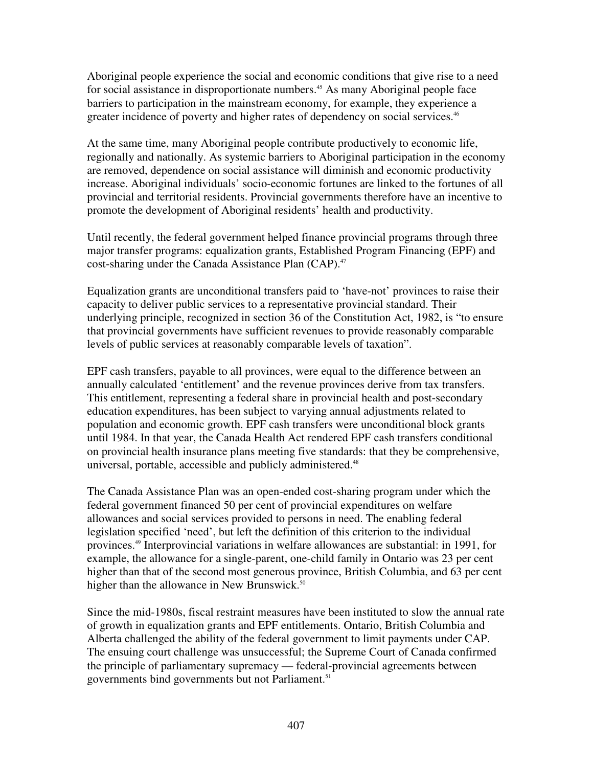Aboriginal people experience the social and economic conditions that give rise to a need for social assistance in disproportionate numbers.[45] As many Aboriginal people face barriers to participation in the mainstream economy, for example, they experience a greater incidence of poverty and higher rates of dependency on social services.[46]

At the same time, many Aboriginal people contribute productively to economic life, regionally and nationally. As systemic barriers to Aboriginal participation in the economy are removed, dependence on social assistance will diminish and economic productivity increase. Aboriginal individuals' socio-economic fortunes are linked to the fortunes of all provincial and territorial residents. Provincial governments therefore have an incentive to promote the development of Aboriginal residents' health and productivity.

Until recently, the federal government helped finance provincial programs through three major transfer programs: equalization grants, Established Program Financing (EPF) and cost-sharing under the Canada Assistance Plan (CAP).[47]

Equalization grants are unconditional transfers paid to 'have-not' provinces to raise their capacity to deliver public services to a representative provincial standard. Their underlying principle, recognized in section 36 of the Constitution Act, 1982, is "to ensure that provincial governments have sufficient revenues to provide reasonably comparable levels of public services at reasonably comparable levels of taxation".

EPF cash transfers, payable to all provinces, were equal to the difference between an annually calculated 'entitlement' and the revenue provinces derive from tax transfers. This entitlement, representing a federal share in provincial health and post-secondary education expenditures, has been subject to varying annual adjustments related to population and economic growth. EPF cash transfers were unconditional block grants until 1984. In that year, the Canada Health Act rendered EPF cash transfers conditional on provincial health insurance plans meeting five standards: that they be comprehensive, universal, portable, accessible and publicly administered.[48]

The Canada Assistance Plan was an open-ended cost-sharing program under which the federal government financed 50 per cent of provincial expenditures on welfare allowances and social services provided to persons in need. The enabling federal legislation specified 'need', but left the definition of this criterion to the individual provinces.[49] Interprovincial variations in welfare allowances are substantial: in 1991, for example, the allowance for a single-parent, one-child family in Ontario was 23 per cent higher than that of the second most generous province, British Columbia, and 63 per cent higher than the allowance in New Brunswick.[50]

Since the mid-1980s, fiscal restraint measures have been instituted to slow the annual rate of growth in equalization grants and EPF entitlements. Ontario, British Columbia and Alberta challenged the ability of the federal government to limit payments under CAP. The ensuing court challenge was unsuccessful; the Supreme Court of Canada confirmed the principle of parliamentary supremacy — federal-provincial agreements between governments bind governments but not Parliament.[51]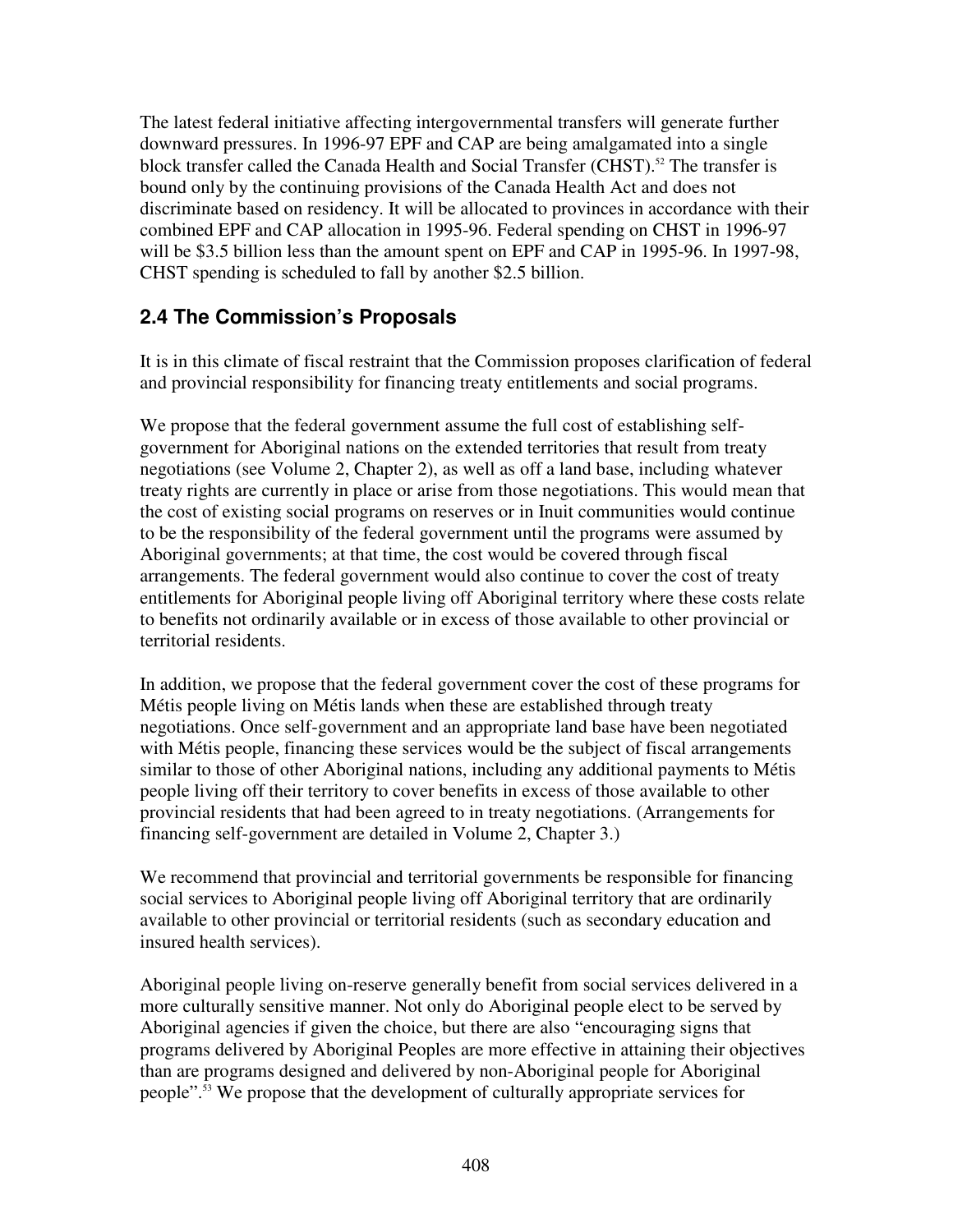The latest federal initiative affecting intergovernmental transfers will generate further downward pressures. In 1996-97 EPF and CAP are being amalgamated into a single block transfer called the Canada Health and Social Transfer (CHST).[52] The transfer is bound only by the continuing provisions of the Canada Health Act and does not discriminate based on residency. It will be allocated to provinces in accordance with their combined EPF and CAP allocation in 1995-96. Federal spending on CHST in 1996-97 will be $3.5 billion less than the amount spent on EPF and CAP in 1995-96. In 1997-98, CHST spending is scheduled to fall by another $2.5 billion.

## 2.4 The Commission's Proposals

It is in this climate of fiscal restraint that the Commission proposes clarification of federal and provincial responsibility for financing treaty entitlements and social programs.

We propose that the federal government assume the full cost of establishing self-government for Aboriginal nations on the extended territories that result from treaty negotiations (see Volume 2, Chapter 2), as well as off a land base, including whatever treaty rights are currently in place or arise from those negotiations. This would mean that the cost of existing social programs on reserves or in Inuit communities would continue to be the responsibility of the federal government until the programs were assumed by Aboriginal governments; at that time, the cost would be covered through fiscal arrangements. The federal government would also continue to cover the cost of treaty entitlements for Aboriginal people living off Aboriginal territory where these costs relate to benefits not ordinarily available or in excess of those available to other provincial or territorial residents.

In addition, we propose that the federal government cover the cost of these programs for Métis people living on Métis lands when these are established through treaty negotiations. Once self-government and an appropriate land base have been negotiated with Métis people, financing these services would be the subject of fiscal arrangements similar to those of other Aboriginal nations, including any additional payments to Métis people living off their territory to cover benefits in excess of those available to other provincial residents that had been agreed to in treaty negotiations. (Arrangements for financing self-government are detailed in Volume 2, Chapter 3.)

We recommend that provincial and territorial governments be responsible for financing social services to Aboriginal people living off Aboriginal territory that are ordinarily available to other provincial or territorial residents (such as secondary education and insured health services).

Aboriginal people living on-reserve generally benefit from social services delivered in a more culturally sensitive manner. Not only do Aboriginal people elect to be served by Aboriginal agencies if given the choice, but there are also "encouraging signs that programs delivered by Aboriginal Peoples are more effective in attaining their objectives than are programs designed and delivered by non-Aboriginal people for Aboriginal people".[53] We propose that the development of culturally appropriate services for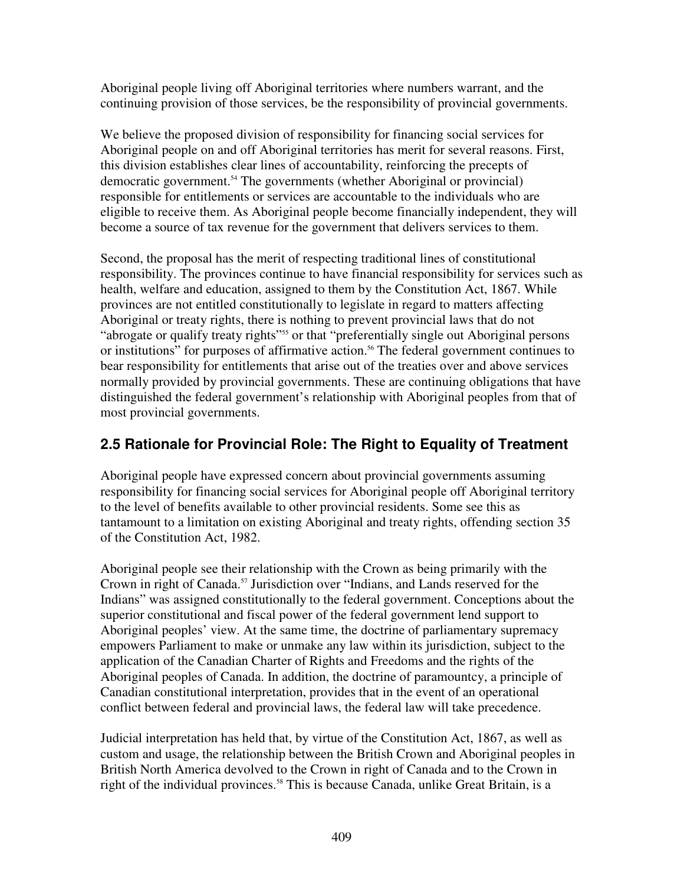Aboriginal people living off Aboriginal territories where numbers warrant, and the continuing provision of those services, be the responsibility of provincial governments.

We believe the proposed division of responsibility for financing social services for Aboriginal people on and off Aboriginal territories has merit for several reasons. First, this division establishes clear lines of accountability, reinforcing the precepts of democratic government.[54] The governments (whether Aboriginal or provincial) responsible for entitlements or services are accountable to the individuals who are eligible to receive them. As Aboriginal people become financially independent, they will become a source of tax revenue for the government that delivers services to them.

Second, the proposal has the merit of respecting traditional lines of constitutional responsibility. The provinces continue to have financial responsibility for services such as health, welfare and education, assigned to them by the Constitution Act, 1867. While provinces are not entitled constitutionally to legislate in regard to matters affecting Aboriginal or treaty rights, there is nothing to prevent provincial laws that do not "abrogate or qualify treaty rights"[55] or that "preferentially single out Aboriginal persons or institutions" for purposes of affirmative action.[56] The federal government continues to bear responsibility for entitlements that arise out of the treaties over and above services normally provided by provincial governments. These are continuing obligations that have distinguished the federal government's relationship with Aboriginal peoples from that of most provincial governments.

## 2.5 Rationale for Provincial Role: The Right to Equality of Treatment

Aboriginal people have expressed concern about provincial governments assuming responsibility for financing social services for Aboriginal people off Aboriginal territory to the level of benefits available to other provincial residents. Some see this as tantamount to a limitation on existing Aboriginal and treaty rights, offending section 35 of the Constitution Act, 1982.

Aboriginal people see their relationship with the Crown as being primarily with the Crown in right of Canada.[57] Jurisdiction over "Indians, and Lands reserved for the Indians" was assigned constitutionally to the federal government. Conceptions about the superior constitutional and fiscal power of the federal government lend support to Aboriginal peoples' view. At the same time, the doctrine of parliamentary supremacy empowers Parliament to make or unmake any law within its jurisdiction, subject to the application of the Canadian Charter of Rights and Freedoms and the rights of the Aboriginal peoples of Canada. In addition, the doctrine of paramountcy, a principle of Canadian constitutional interpretation, provides that in the event of an operational conflict between federal and provincial laws, the federal law will take precedence.

Judicial interpretation has held that, by virtue of the Constitution Act, 1867, as well as custom and usage, the relationship between the British Crown and Aboriginal peoples in British North America devolved to the Crown in right of Canada and to the Crown in right of the individual provinces.[58] This is because Canada, unlike Great Britain, is a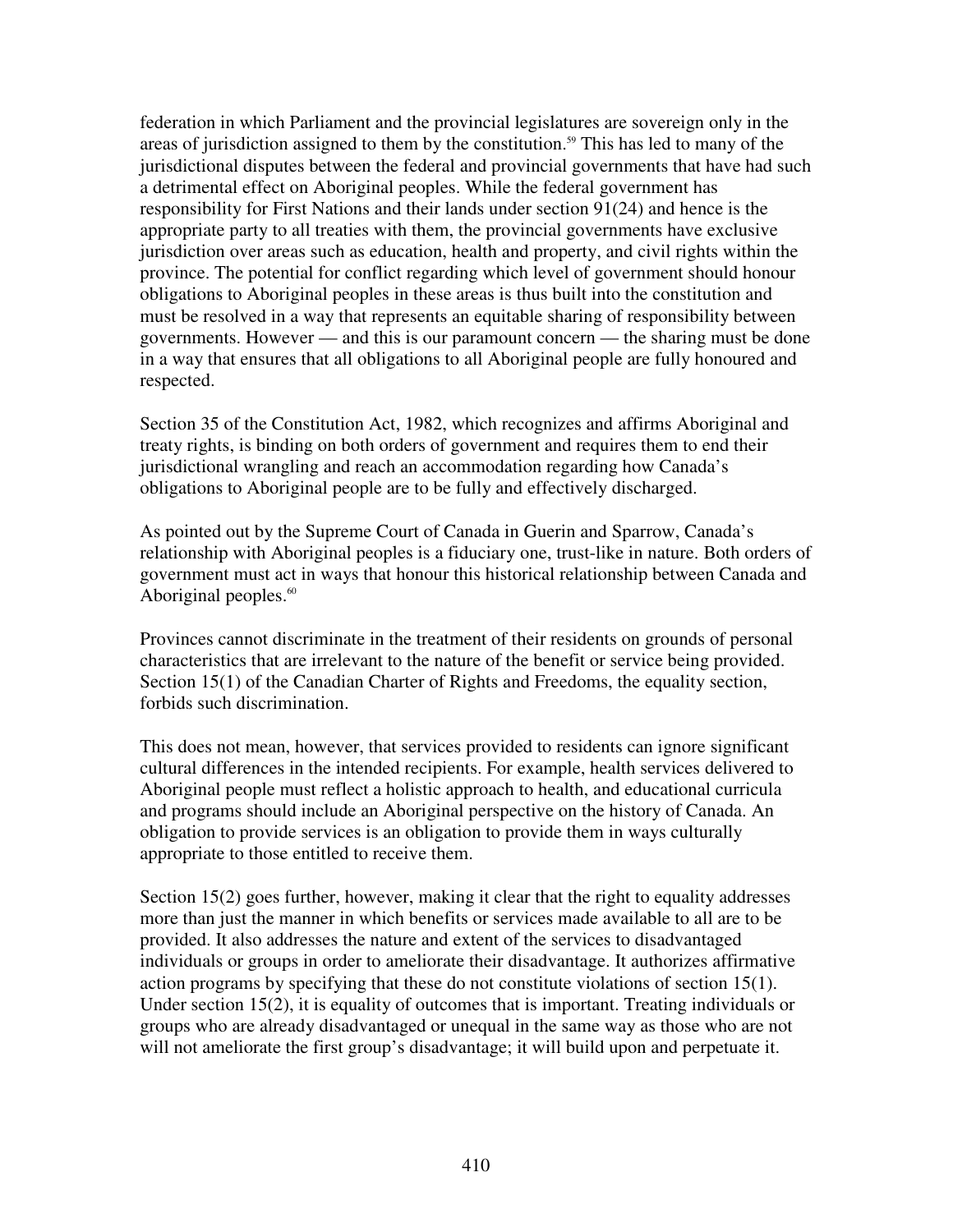federation in which Parliament and the provincial legislatures are sovereign only in the areas of jurisdiction assigned to them by the constitution.[59] This has led to many of the jurisdictional disputes between the federal and provincial governments that have had such a detrimental effect on Aboriginal peoples. While the federal government has responsibility for First Nations and their lands under section 91(24) and hence is the appropriate party to all treaties with them, the provincial governments have exclusive jurisdiction over areas such as education, health and property, and civil rights within the province. The potential for conflict regarding which level of government should honour obligations to Aboriginal peoples in these areas is thus built into the constitution and must be resolved in a way that represents an equitable sharing of responsibility between governments. However — and this is our paramount concern — the sharing must be done in a way that ensures that all obligations to all Aboriginal people are fully honoured and respected.

Section 35 of the Constitution Act, 1982, which recognizes and affirms Aboriginal and treaty rights, is binding on both orders of government and requires them to end their jurisdictional wrangling and reach an accommodation regarding how Canada's obligations to Aboriginal people are to be fully and effectively discharged.

As pointed out by the Supreme Court of Canada in Guerin and Sparrow, Canada's relationship with Aboriginal peoples is a fiduciary one, trust-like in nature. Both orders of government must act in ways that honour this historical relationship between Canada and Aboriginal peoples.[60]

Provinces cannot discriminate in the treatment of their residents on grounds of personal characteristics that are irrelevant to the nature of the benefit or service being provided. Section 15(1) of the Canadian Charter of Rights and Freedoms, the equality section, forbids such discrimination.

This does not mean, however, that services provided to residents can ignore significant cultural differences in the intended recipients. For example, health services delivered to Aboriginal people must reflect a holistic approach to health, and educational curricula and programs should include an Aboriginal perspective on the history of Canada. An obligation to provide services is an obligation to provide them in ways culturally appropriate to those entitled to receive them.

Section 15(2) goes further, however, making it clear that the right to equality addresses more than just the manner in which benefits or services made available to all are to be provided. It also addresses the nature and extent of the services to disadvantaged individuals or groups in order to ameliorate their disadvantage. It authorizes affirmative action programs by specifying that these do not constitute violations of section 15(1). Under section 15(2), it is equality of outcomes that is important. Treating individuals or groups who are already disadvantaged or unequal in the same way as those who are not will not ameliorate the first group's disadvantage; it will build upon and perpetuate it.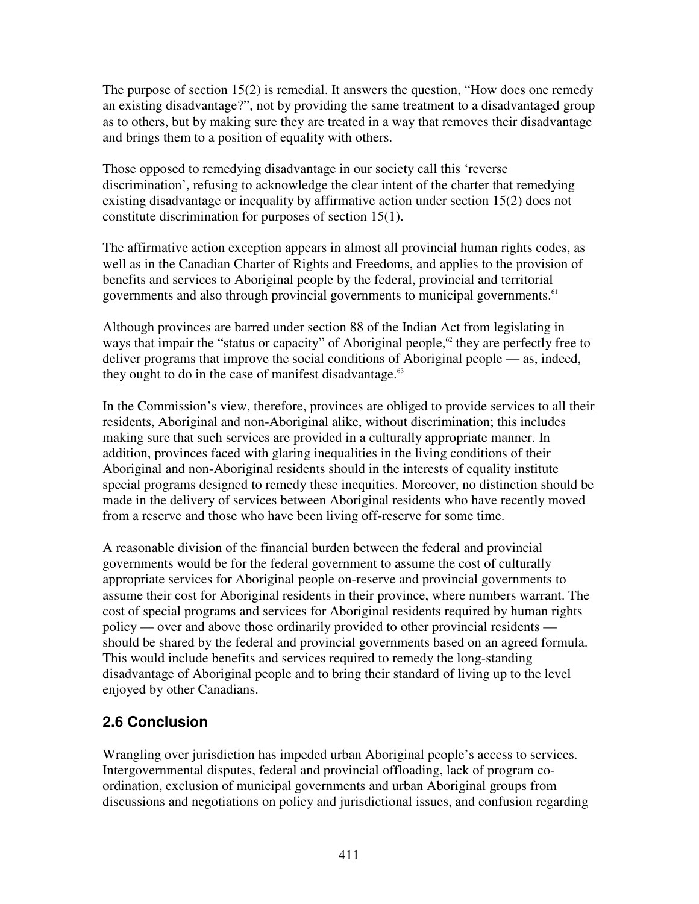The purpose of section 15(2) is remedial. It answers the question, "How does one remedy an existing disadvantage?", not by providing the same treatment to a disadvantaged group as to others, but by making sure they are treated in a way that removes their disadvantage and brings them to a position of equality with others.

Those opposed to remedying disadvantage in our society call this 'reverse discrimination', refusing to acknowledge the clear intent of the charter that remedying existing disadvantage or inequality by affirmative action under section 15(2) does not constitute discrimination for purposes of section 15(1).

The affirmative action exception appears in almost all provincial human rights codes, as well as in the Canadian Charter of Rights and Freedoms, and applies to the provision of benefits and services to Aboriginal people by the federal, provincial and territorial governments and also through provincial governments to municipal governments.[61]

Although provinces are barred under section 88 of the Indian Act from legislating in ways that impair the "status or capacity" of Aboriginal people,[62] they are perfectly free to deliver programs that improve the social conditions of Aboriginal people — as, indeed, they ought to do in the case of manifest disadvantage.[63]

In the Commission's view, therefore, provinces are obliged to provide services to all their residents, Aboriginal and non-Aboriginal alike, without discrimination; this includes making sure that such services are provided in a culturally appropriate manner. In addition, provinces faced with glaring inequalities in the living conditions of their Aboriginal and non-Aboriginal residents should in the interests of equality institute special programs designed to remedy these inequities. Moreover, no distinction should be made in the delivery of services between Aboriginal residents who have recently moved from a reserve and those who have been living off-reserve for some time.

A reasonable division of the financial burden between the federal and provincial governments would be for the federal government to assume the cost of culturally appropriate services for Aboriginal people on-reserve and provincial governments to assume their cost for Aboriginal residents in their province, where numbers warrant. The cost of special programs and services for Aboriginal residents required by human rights policy — over and above those ordinarily provided to other provincial residents — should be shared by the federal and provincial governments based on an agreed formula. This would include benefits and services required to remedy the long-standing disadvantage of Aboriginal people and to bring their standard of living up to the level enjoyed by other Canadians.

## 2.6 Conclusion

Wrangling over jurisdiction has impeded urban Aboriginal people's access to services. Intergovernmental disputes, federal and provincial offloading, lack of program co-ordination, exclusion of municipal governments and urban Aboriginal groups from discussions and negotiations on policy and jurisdictional issues, and confusion regarding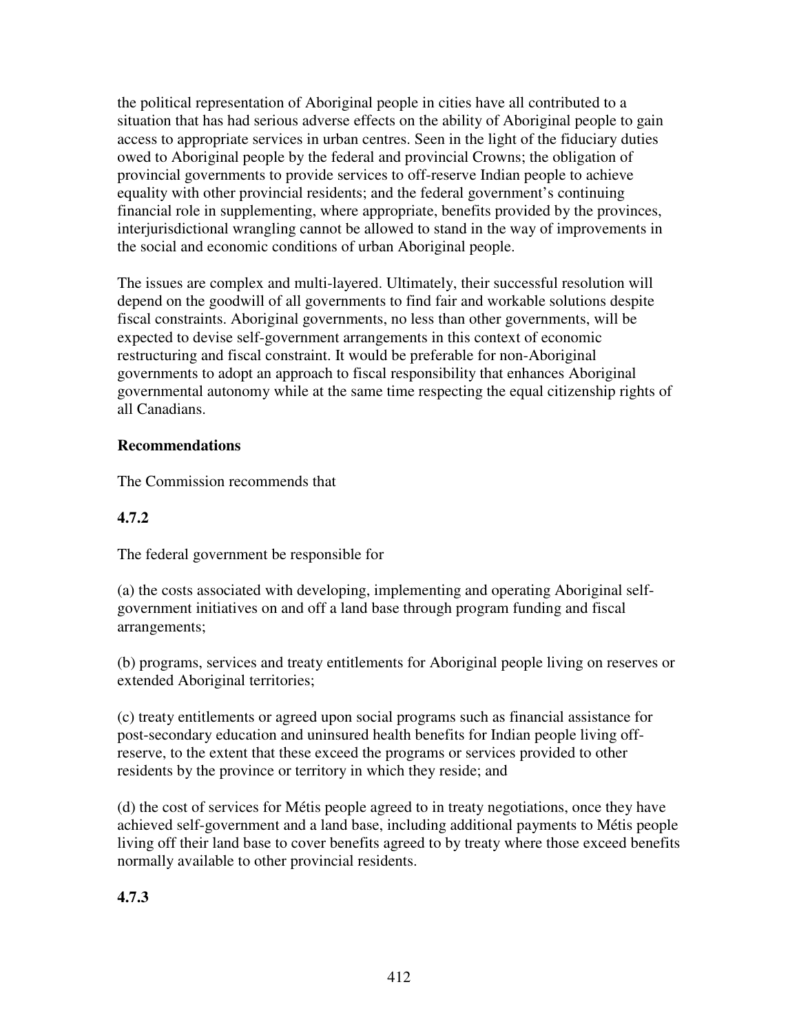the political representation of Aboriginal people in cities have all contributed to a situation that has had serious adverse effects on the ability of Aboriginal people to gain access to appropriate services in urban centres. Seen in the light of the fiduciary duties owed to Aboriginal people by the federal and provincial Crowns; the obligation of provincial governments to provide services to off-reserve Indian people to achieve equality with other provincial residents; and the federal government's continuing financial role in supplementing, where appropriate, benefits provided by the provinces, interjurisdictional wrangling cannot be allowed to stand in the way of improvements in the social and economic conditions of urban Aboriginal people.

The issues are complex and multi-layered. Ultimately, their successful resolution will depend on the goodwill of all governments to find fair and workable solutions despite fiscal constraints. Aboriginal governments, no less than other governments, will be expected to devise self-government arrangements in this context of economic restructuring and fiscal constraint. It would be preferable for non-Aboriginal governments to adopt an approach to fiscal responsibility that enhances Aboriginal governmental autonomy while at the same time respecting the equal citizenship rights of all Canadians.

**Recommendations**

The Commission recommends that

**4.7.2**

The federal government be responsible for

(a) the costs associated with developing, implementing and operating Aboriginal self-government initiatives on and off a land base through program funding and fiscal arrangements;

(b) programs, services and treaty entitlements for Aboriginal people living on reserves or extended Aboriginal territories;

(c) treaty entitlements or agreed upon social programs such as financial assistance for post-secondary education and uninsured health benefits for Indian people living off-reserve, to the extent that these exceed the programs or services provided to other residents by the province or territory in which they reside; and

(d) the cost of services for Métis people agreed to in treaty negotiations, once they have achieved self-government and a land base, including additional payments to Métis people living off their land base to cover benefits agreed to by treaty where those exceed benefits normally available to other provincial residents.

**4.7.3**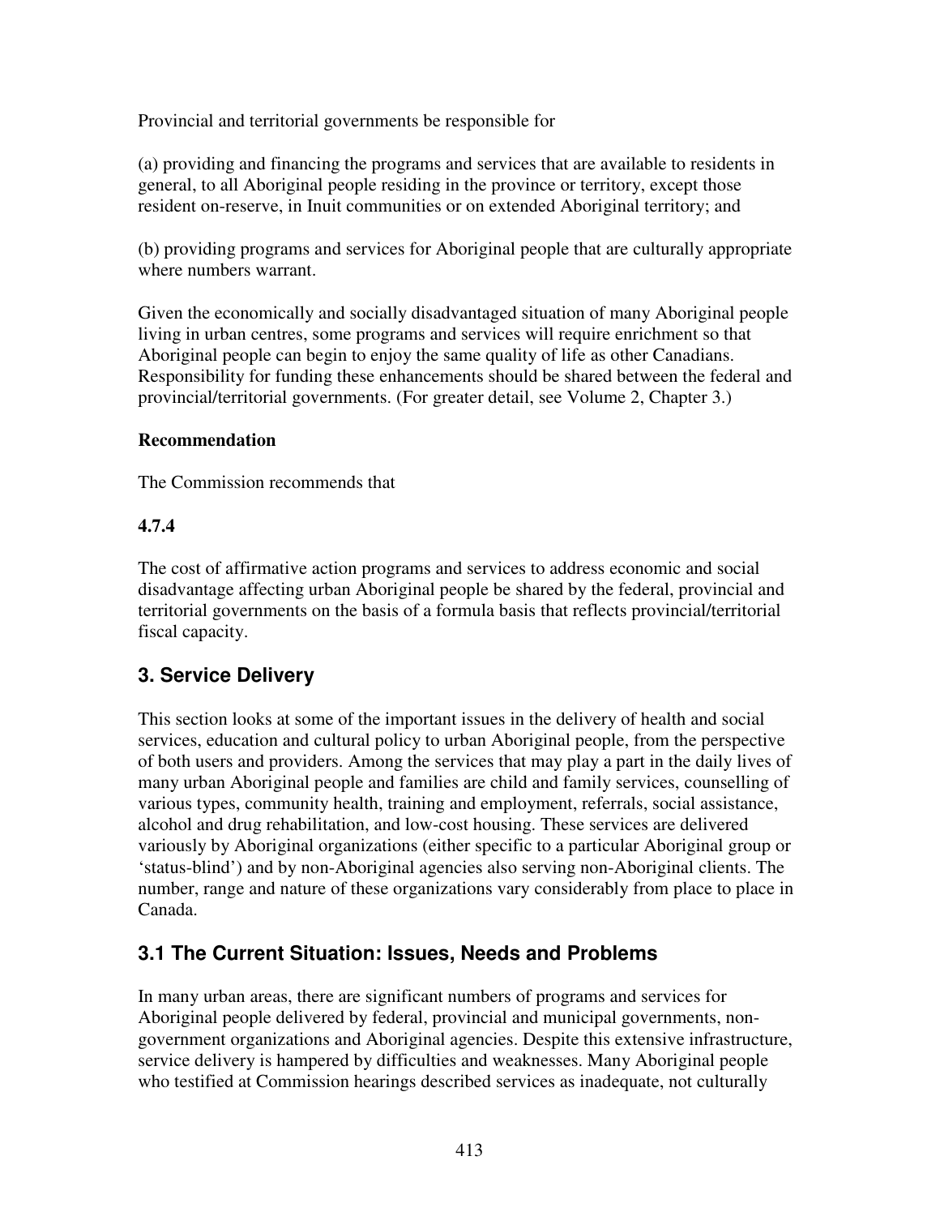Provincial and territorial governments be responsible for

(a) providing and financing the programs and services that are available to residents in general, to all Aboriginal people residing in the province or territory, except those resident on-reserve, in Inuit communities or on extended Aboriginal territory; and

(b) providing programs and services for Aboriginal people that are culturally appropriate where numbers warrant.

Given the economically and socially disadvantaged situation of many Aboriginal people living in urban centres, some programs and services will require enrichment so that Aboriginal people can begin to enjoy the same quality of life as other Canadians. Responsibility for funding these enhancements should be shared between the federal and provincial/territorial governments. (For greater detail, see Volume 2, Chapter 3.)

**Recommendation**

The Commission recommends that

**4.7.4**

The cost of affirmative action programs and services to address economic and social disadvantage affecting urban Aboriginal people be shared by the federal, provincial and territorial governments on the basis of a formula basis that reflects provincial/territorial fiscal capacity.

## 3. Service Delivery

This section looks at some of the important issues in the delivery of health and social services, education and cultural policy to urban Aboriginal people, from the perspective of both users and providers. Among the services that may play a part in the daily lives of many urban Aboriginal people and families are child and family services, counselling of various types, community health, training and employment, referrals, social assistance, alcohol and drug rehabilitation, and low-cost housing. These services are delivered variously by Aboriginal organizations (either specific to a particular Aboriginal group or 'status-blind') and by non-Aboriginal agencies also serving non-Aboriginal clients. The number, range and nature of these organizations vary considerably from place to place in Canada.

## 3.1 The Current Situation: Issues, Needs and Problems

In many urban areas, there are significant numbers of programs and services for Aboriginal people delivered by federal, provincial and municipal governments, non-government organizations and Aboriginal agencies. Despite this extensive infrastructure, service delivery is hampered by difficulties and weaknesses. Many Aboriginal people who testified at Commission hearings described services as inadequate, not culturally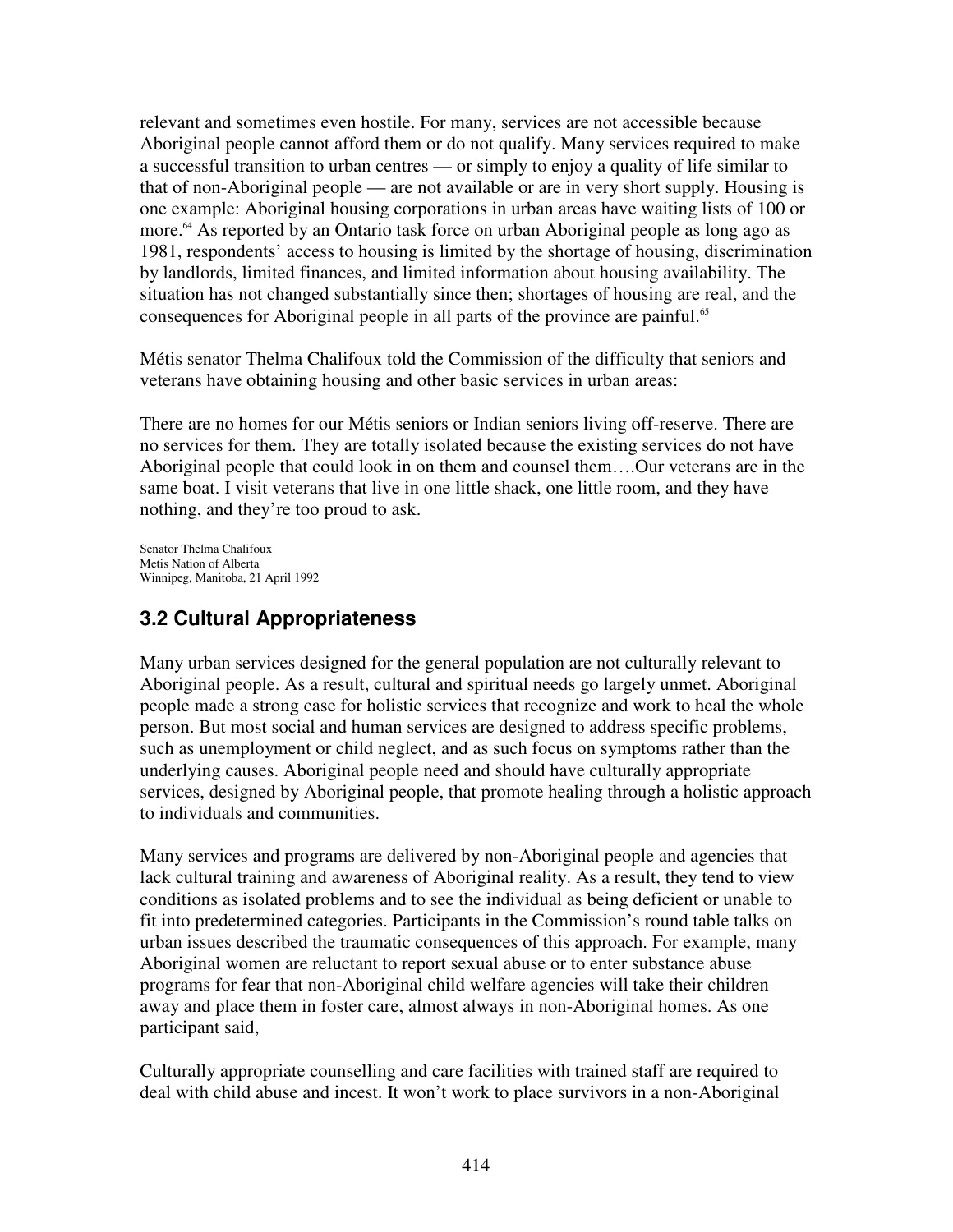relevant and sometimes even hostile. For many, services are not accessible because Aboriginal people cannot afford them or do not qualify. Many services required to make a successful transition to urban centres — or simply to enjoy a quality of life similar to that of non-Aboriginal people — are not available or are in very short supply. Housing is one example: Aboriginal housing corporations in urban areas have waiting lists of 100 or more.[64] As reported by an Ontario task force on urban Aboriginal people as long ago as 1981, respondents' access to housing is limited by the shortage of housing, discrimination by landlords, limited finances, and limited information about housing availability. The situation has not changed substantially since then; shortages of housing are real, and the consequences for Aboriginal people in all parts of the province are painful.[65]

Métis senator Thelma Chalifoux told the Commission of the difficulty that seniors and veterans have obtaining housing and other basic services in urban areas:

There are no homes for our Métis seniors or Indian seniors living off-reserve. There are no services for them. They are totally isolated because the existing services do not have Aboriginal people that could look in on them and counsel them….Our veterans are in the same boat. I visit veterans that live in one little shack, one little room, and they have nothing, and they're too proud to ask.

Senator Thelma Chalifoux
Metis Nation of Alberta
Winnipeg, Manitoba, 21 April 1992

### 3.2 Cultural Appropriateness

Many urban services designed for the general population are not culturally relevant to Aboriginal people. As a result, cultural and spiritual needs go largely unmet. Aboriginal people made a strong case for holistic services that recognize and work to heal the whole person. But most social and human services are designed to address specific problems, such as unemployment or child neglect, and as such focus on symptoms rather than the underlying causes. Aboriginal people need and should have culturally appropriate services, designed by Aboriginal people, that promote healing through a holistic approach to individuals and communities.

Many services and programs are delivered by non-Aboriginal people and agencies that lack cultural training and awareness of Aboriginal reality. As a result, they tend to view conditions as isolated problems and to see the individual as being deficient or unable to fit into predetermined categories. Participants in the Commission's round table talks on urban issues described the traumatic consequences of this approach. For example, many Aboriginal women are reluctant to report sexual abuse or to enter substance abuse programs for fear that non-Aboriginal child welfare agencies will take their children away and place them in foster care, almost always in non-Aboriginal homes. As one participant said,

Culturally appropriate counselling and care facilities with trained staff are required to deal with child abuse and incest. It won't work to place survivors in a non-Aboriginal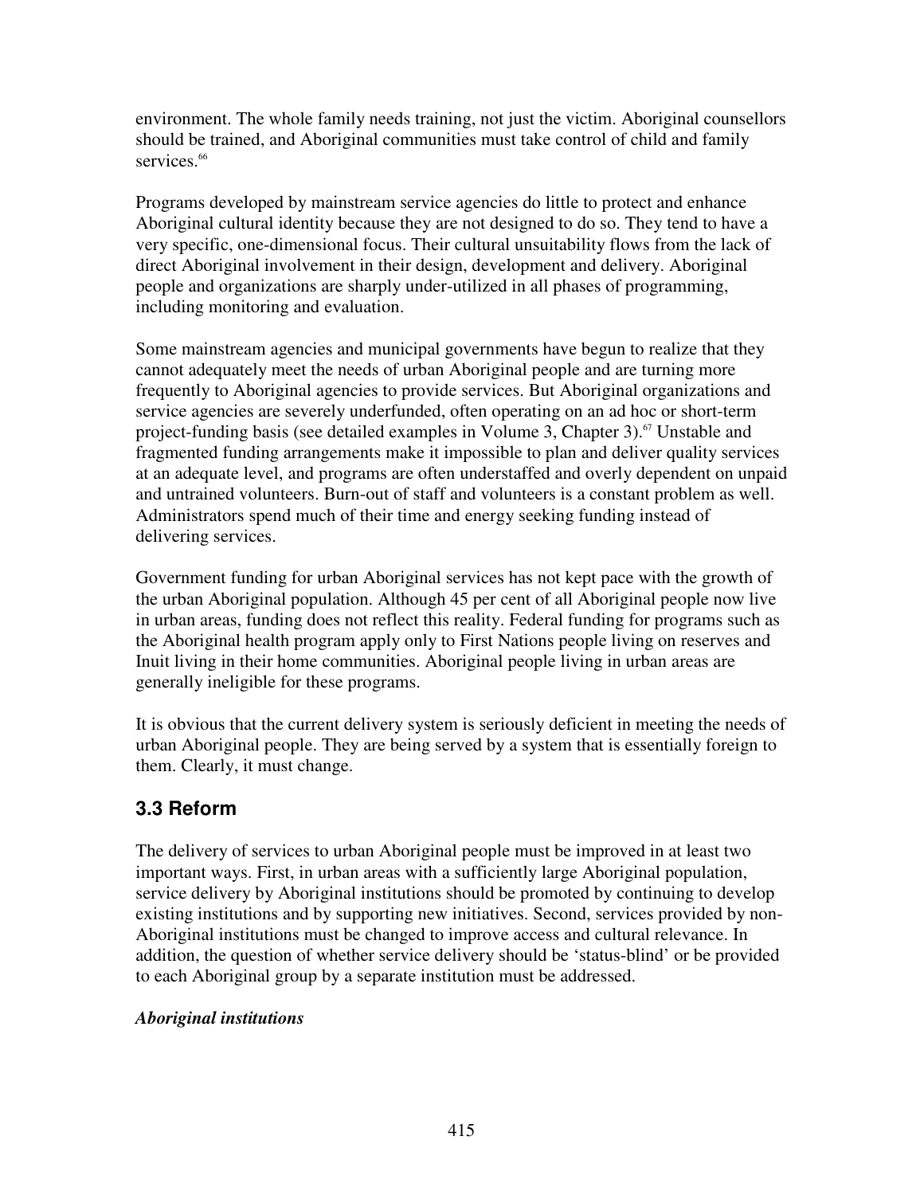environment. The whole family needs training, not just the victim. Aboriginal counsellors should be trained, and Aboriginal communities must take control of child and family services.[66]

Programs developed by mainstream service agencies do little to protect and enhance Aboriginal cultural identity because they are not designed to do so. They tend to have a very specific, one-dimensional focus. Their cultural unsuitability flows from the lack of direct Aboriginal involvement in their design, development and delivery. Aboriginal people and organizations are sharply under-utilized in all phases of programming, including monitoring and evaluation.

Some mainstream agencies and municipal governments have begun to realize that they cannot adequately meet the needs of urban Aboriginal people and are turning more frequently to Aboriginal agencies to provide services. But Aboriginal organizations and service agencies are severely underfunded, often operating on an ad hoc or short-term project-funding basis (see detailed examples in Volume 3, Chapter 3).[67] Unstable and fragmented funding arrangements make it impossible to plan and deliver quality services at an adequate level, and programs are often understaffed and overly dependent on unpaid and untrained volunteers. Burn-out of staff and volunteers is a constant problem as well. Administrators spend much of their time and energy seeking funding instead of delivering services.

Government funding for urban Aboriginal services has not kept pace with the growth of the urban Aboriginal population. Although 45 per cent of all Aboriginal people now live in urban areas, funding does not reflect this reality. Federal funding for programs such as the Aboriginal health program apply only to First Nations people living on reserves and Inuit living in their home communities. Aboriginal people living in urban areas are generally ineligible for these programs.

It is obvious that the current delivery system is seriously deficient in meeting the needs of urban Aboriginal people. They are being served by a system that is essentially foreign to them. Clearly, it must change.

## 3.3 Reform

The delivery of services to urban Aboriginal people must be improved in at least two important ways. First, in urban areas with a sufficiently large Aboriginal population, service delivery by Aboriginal institutions should be promoted by continuing to develop existing institutions and by supporting new initiatives. Second, services provided by non-Aboriginal institutions must be changed to improve access and cultural relevance. In addition, the question of whether service delivery should be 'status-blind' or be provided to each Aboriginal group by a separate institution must be addressed.

***Aboriginal institutions***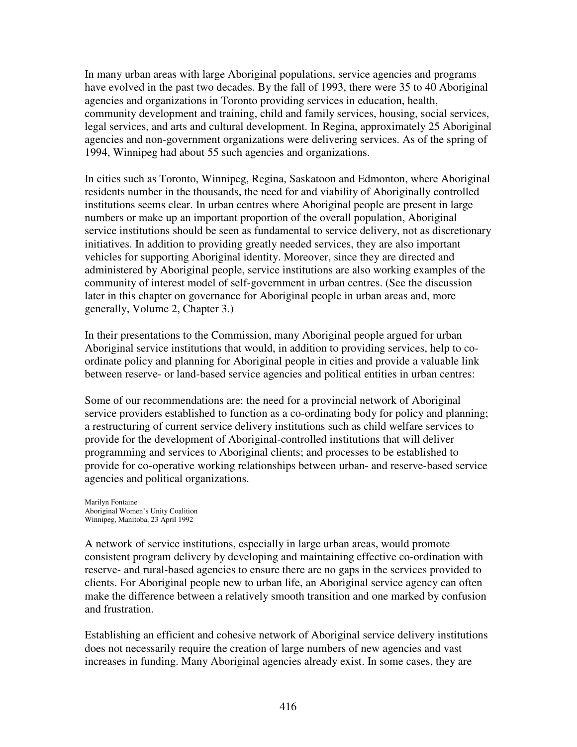In many urban areas with large Aboriginal populations, service agencies and programs have evolved in the past two decades. By the fall of 1993, there were 35 to 40 Aboriginal agencies and organizations in Toronto providing services in education, health, community development and training, child and family services, housing, social services, legal services, and arts and cultural development. In Regina, approximately 25 Aboriginal agencies and non-government organizations were delivering services. As of the spring of 1994, Winnipeg had about 55 such agencies and organizations.

In cities such as Toronto, Winnipeg, Regina, Saskatoon and Edmonton, where Aboriginal residents number in the thousands, the need for and viability of Aboriginally controlled institutions seems clear. In urban centres where Aboriginal people are present in large numbers or make up an important proportion of the overall population, Aboriginal service institutions should be seen as fundamental to service delivery, not as discretionary initiatives. In addition to providing greatly needed services, they are also important vehicles for supporting Aboriginal identity. Moreover, since they are directed and administered by Aboriginal people, service institutions are also working examples of the community of interest model of self-government in urban centres. (See the discussion later in this chapter on governance for Aboriginal people in urban areas and, more generally, Volume 2, Chapter 3.)

In their presentations to the Commission, many Aboriginal people argued for urban Aboriginal service institutions that would, in addition to providing services, help to co-ordinate policy and planning for Aboriginal people in cities and provide a valuable link between reserve- or land-based service agencies and political entities in urban centres:

> Some of our recommendations are: the need for a provincial network of Aboriginal service providers established to function as a co-ordinating body for policy and planning; a restructuring of current service delivery institutions such as child welfare services to provide for the development of Aboriginal-controlled institutions that will deliver programming and services to Aboriginal clients; and processes to be established to provide for co-operative working relationships between urban- and reserve-based service agencies and political organizations.
>
> Marilyn Fontaine
> Aboriginal Women's Unity Coalition
> Winnipeg, Manitoba, 23 April 1992

A network of service institutions, especially in large urban areas, would promote consistent program delivery by developing and maintaining effective co-ordination with reserve- and rural-based agencies to ensure there are no gaps in the services provided to clients. For Aboriginal people new to urban life, an Aboriginal service agency can often make the difference between a relatively smooth transition and one marked by confusion and frustration.

Establishing an efficient and cohesive network of Aboriginal service delivery institutions does not necessarily require the creation of large numbers of new agencies and vast increases in funding. Many Aboriginal agencies already exist. In some cases, they are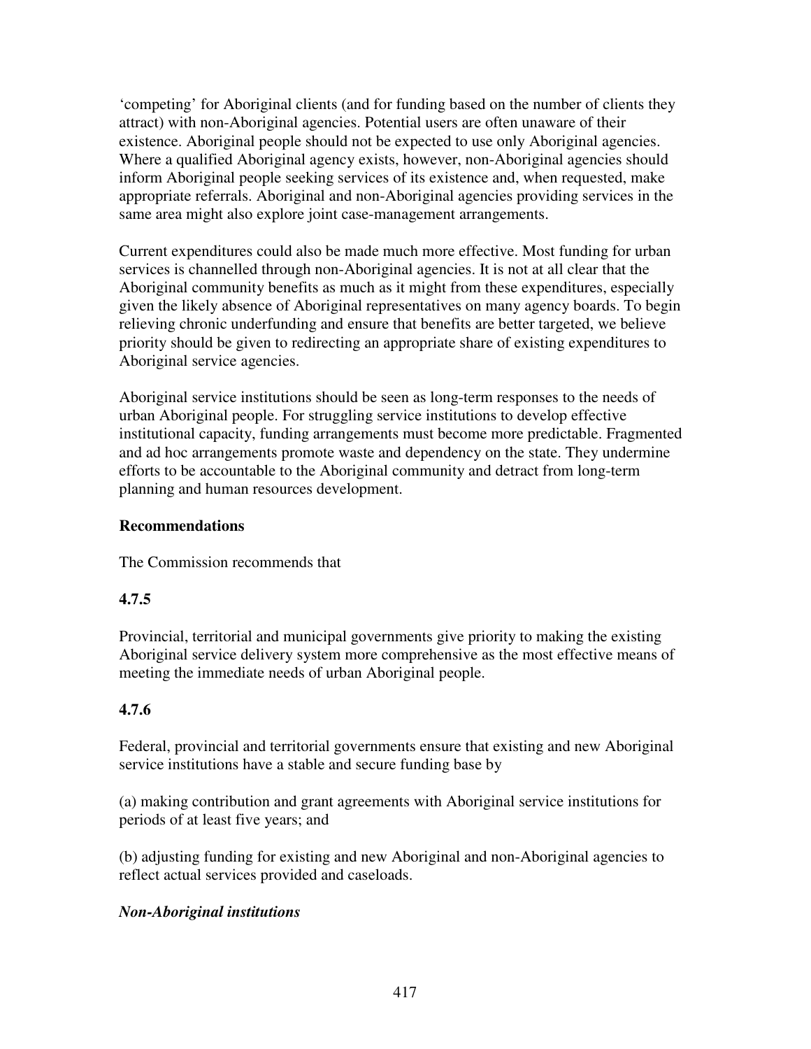'competing' for Aboriginal clients (and for funding based on the number of clients they attract) with non-Aboriginal agencies. Potential users are often unaware of their existence. Aboriginal people should not be expected to use only Aboriginal agencies. Where a qualified Aboriginal agency exists, however, non-Aboriginal agencies should inform Aboriginal people seeking services of its existence and, when requested, make appropriate referrals. Aboriginal and non-Aboriginal agencies providing services in the same area might also explore joint case-management arrangements.

Current expenditures could also be made much more effective. Most funding for urban services is channelled through non-Aboriginal agencies. It is not at all clear that the Aboriginal community benefits as much as it might from these expenditures, especially given the likely absence of Aboriginal representatives on many agency boards. To begin relieving chronic underfunding and ensure that benefits are better targeted, we believe priority should be given to redirecting an appropriate share of existing expenditures to Aboriginal service agencies.

Aboriginal service institutions should be seen as long-term responses to the needs of urban Aboriginal people. For struggling service institutions to develop effective institutional capacity, funding arrangements must become more predictable. Fragmented and ad hoc arrangements promote waste and dependency on the state. They undermine efforts to be accountable to the Aboriginal community and detract from long-term planning and human resources development.

**Recommendations**

The Commission recommends that

**4.7.5**

Provincial, territorial and municipal governments give priority to making the existing Aboriginal service delivery system more comprehensive as the most effective means of meeting the immediate needs of urban Aboriginal people.

**4.7.6**

Federal, provincial and territorial governments ensure that existing and new Aboriginal service institutions have a stable and secure funding base by

(a) making contribution and grant agreements with Aboriginal service institutions for periods of at least five years; and

(b) adjusting funding for existing and new Aboriginal and non-Aboriginal agencies to reflect actual services provided and caseloads.

***Non-Aboriginal institutions***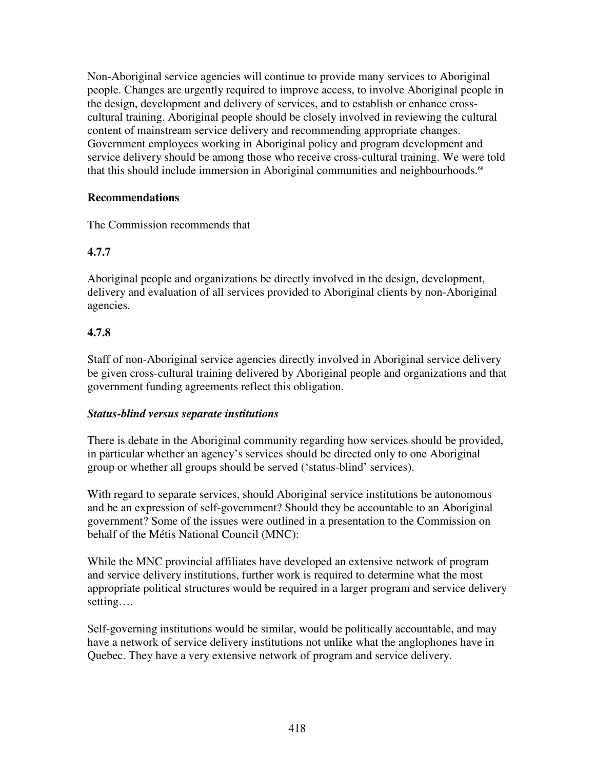Non-Aboriginal service agencies will continue to provide many services to Aboriginal people. Changes are urgently required to improve access, to involve Aboriginal people in the design, development and delivery of services, and to establish or enhance cross-cultural training. Aboriginal people should be closely involved in reviewing the cultural content of mainstream service delivery and recommending appropriate changes. Government employees working in Aboriginal policy and program development and service delivery should be among those who receive cross-cultural training. We were told that this should include immersion in Aboriginal communities and neighbourhoods.[68]

**Recommendations**

The Commission recommends that

**4.7.7**

Aboriginal people and organizations be directly involved in the design, development, delivery and evaluation of all services provided to Aboriginal clients by non-Aboriginal agencies.

**4.7.8**

Staff of non-Aboriginal service agencies directly involved in Aboriginal service delivery be given cross-cultural training delivered by Aboriginal people and organizations and that government funding agreements reflect this obligation.

***Status-blind versus separate institutions***

There is debate in the Aboriginal community regarding how services should be provided, in particular whether an agency's services should be directed only to one Aboriginal group or whether all groups should be served ('status-blind' services).

With regard to separate services, should Aboriginal service institutions be autonomous and be an expression of self-government? Should they be accountable to an Aboriginal government? Some of the issues were outlined in a presentation to the Commission on behalf of the Métis National Council (MNC):

While the MNC provincial affiliates have developed an extensive network of program and service delivery institutions, further work is required to determine what the most appropriate political structures would be required in a larger program and service delivery setting….

Self-governing institutions would be similar, would be politically accountable, and may have a network of service delivery institutions not unlike what the anglophones have in Quebec. They have a very extensive network of program and service delivery.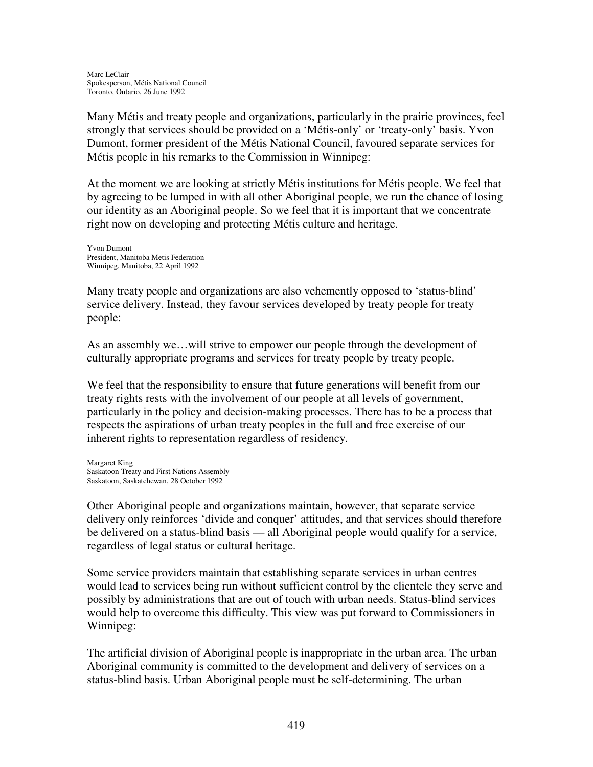Marc LeClair
Spokesperson, Métis National Council
Toronto, Ontario, 26 June 1992

Many Métis and treaty people and organizations, particularly in the prairie provinces, feel strongly that services should be provided on a 'Métis-only' or 'treaty-only' basis. Yvon Dumont, former president of the Métis National Council, favoured separate services for Métis people in his remarks to the Commission in Winnipeg:

At the moment we are looking at strictly Métis institutions for Métis people. We feel that by agreeing to be lumped in with all other Aboriginal people, we run the chance of losing our identity as an Aboriginal people. So we feel that it is important that we concentrate right now on developing and protecting Métis culture and heritage.

Yvon Dumont
President, Manitoba Metis Federation
Winnipeg, Manitoba, 22 April 1992

Many treaty people and organizations are also vehemently opposed to 'status-blind' service delivery. Instead, they favour services developed by treaty people for treaty people:

As an assembly we…will strive to empower our people through the development of culturally appropriate programs and services for treaty people by treaty people.

We feel that the responsibility to ensure that future generations will benefit from our treaty rights rests with the involvement of our people at all levels of government, particularly in the policy and decision-making processes. There has to be a process that respects the aspirations of urban treaty peoples in the full and free exercise of our inherent rights to representation regardless of residency.

Margaret King
Saskatoon Treaty and First Nations Assembly
Saskatoon, Saskatchewan, 28 October 1992

Other Aboriginal people and organizations maintain, however, that separate service delivery only reinforces 'divide and conquer' attitudes, and that services should therefore be delivered on a status-blind basis — all Aboriginal people would qualify for a service, regardless of legal status or cultural heritage.

Some service providers maintain that establishing separate services in urban centres would lead to services being run without sufficient control by the clientele they serve and possibly by administrations that are out of touch with urban needs. Status-blind services would help to overcome this difficulty. This view was put forward to Commissioners in Winnipeg:

The artificial division of Aboriginal people is inappropriate in the urban area. The urban Aboriginal community is committed to the development and delivery of services on a status-blind basis. Urban Aboriginal people must be self-determining. The urban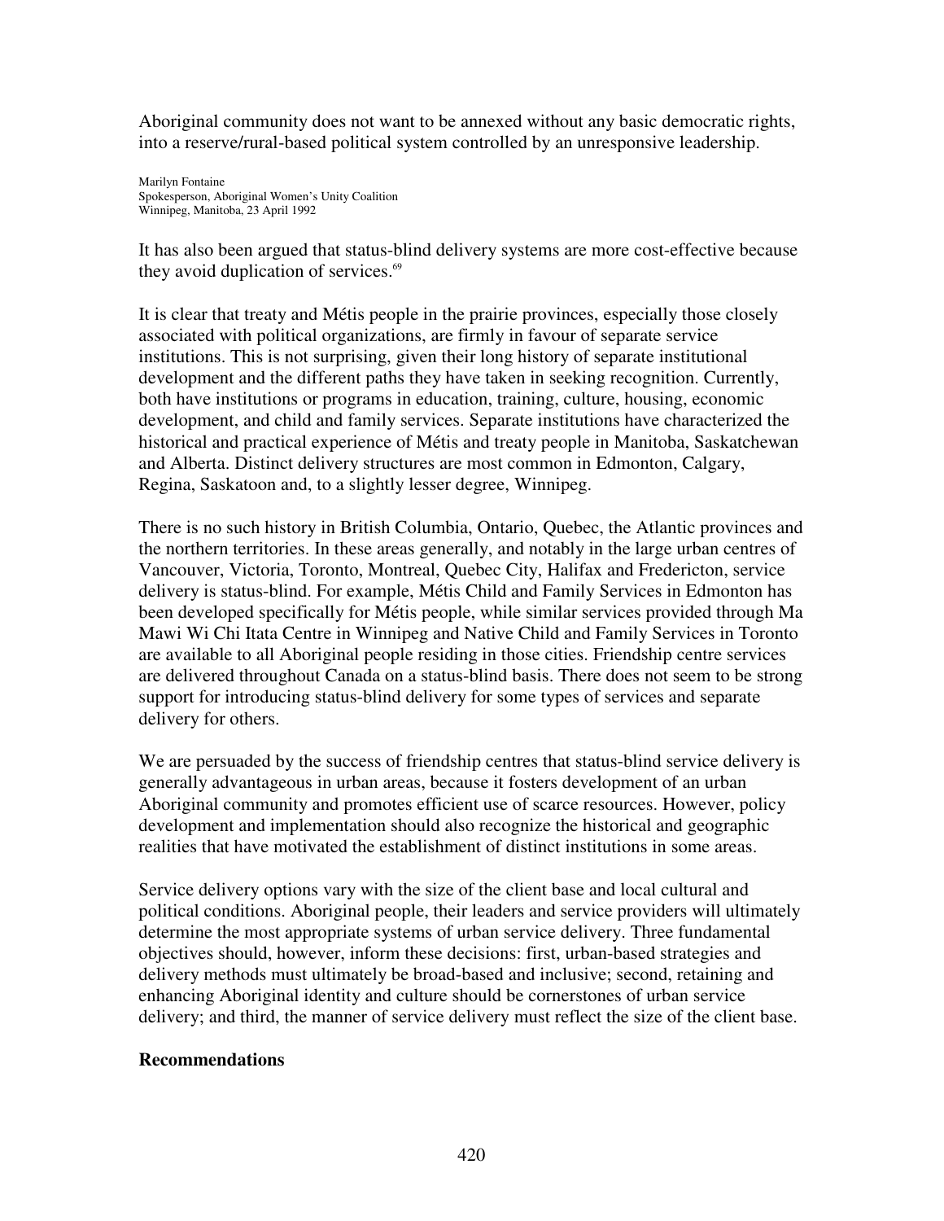Aboriginal community does not want to be annexed without any basic democratic rights, into a reserve/rural-based political system controlled by an unresponsive leadership.

Marilyn Fontaine
Spokesperson, Aboriginal Women's Unity Coalition
Winnipeg, Manitoba, 23 April 1992

It has also been argued that status-blind delivery systems are more cost-effective because they avoid duplication of services.[69]

It is clear that treaty and Métis people in the prairie provinces, especially those closely associated with political organizations, are firmly in favour of separate service institutions. This is not surprising, given their long history of separate institutional development and the different paths they have taken in seeking recognition. Currently, both have institutions or programs in education, training, culture, housing, economic development, and child and family services. Separate institutions have characterized the historical and practical experience of Métis and treaty people in Manitoba, Saskatchewan and Alberta. Distinct delivery structures are most common in Edmonton, Calgary, Regina, Saskatoon and, to a slightly lesser degree, Winnipeg.

There is no such history in British Columbia, Ontario, Quebec, the Atlantic provinces and the northern territories. In these areas generally, and notably in the large urban centres of Vancouver, Victoria, Toronto, Montreal, Quebec City, Halifax and Fredericton, service delivery is status-blind. For example, Métis Child and Family Services in Edmonton has been developed specifically for Métis people, while similar services provided through Ma Mawi Wi Chi Itata Centre in Winnipeg and Native Child and Family Services in Toronto are available to all Aboriginal people residing in those cities. Friendship centre services are delivered throughout Canada on a status-blind basis. There does not seem to be strong support for introducing status-blind delivery for some types of services and separate delivery for others.

We are persuaded by the success of friendship centres that status-blind service delivery is generally advantageous in urban areas, because it fosters development of an urban Aboriginal community and promotes efficient use of scarce resources. However, policy development and implementation should also recognize the historical and geographic realities that have motivated the establishment of distinct institutions in some areas.

Service delivery options vary with the size of the client base and local cultural and political conditions. Aboriginal people, their leaders and service providers will ultimately determine the most appropriate systems of urban service delivery. Three fundamental objectives should, however, inform these decisions: first, urban-based strategies and delivery methods must ultimately be broad-based and inclusive; second, retaining and enhancing Aboriginal identity and culture should be cornerstones of urban service delivery; and third, the manner of service delivery must reflect the size of the client base.

**Recommendations**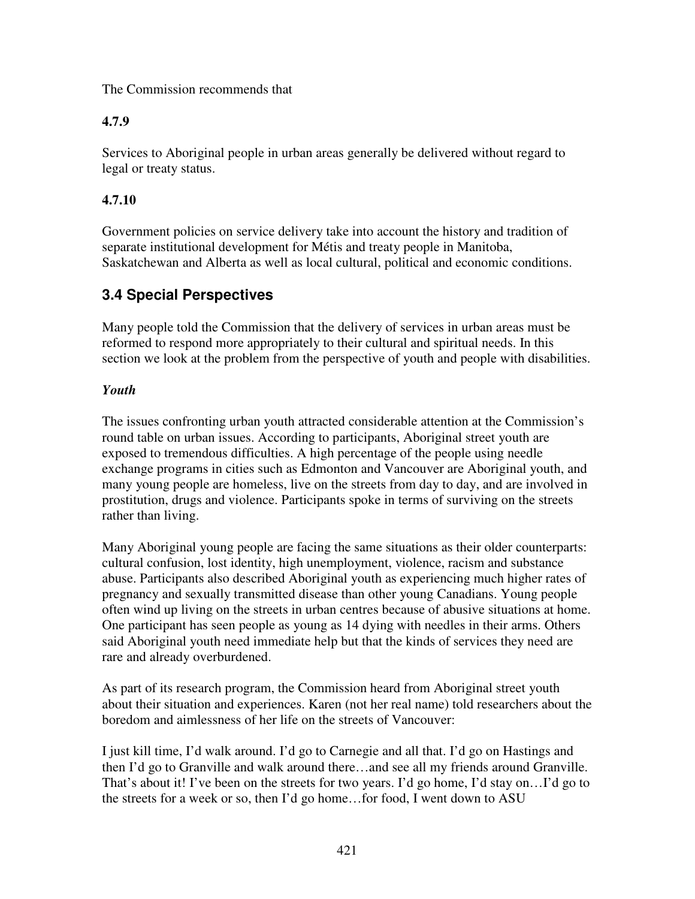The Commission recommends that

**4.7.9**

Services to Aboriginal people in urban areas generally be delivered without regard to legal or treaty status.

**4.7.10**

Government policies on service delivery take into account the history and tradition of separate institutional development for Métis and treaty people in Manitoba, Saskatchewan and Alberta as well as local cultural, political and economic conditions.

## 3.4 Special Perspectives

Many people told the Commission that the delivery of services in urban areas must be reformed to respond more appropriately to their cultural and spiritual needs. In this section we look at the problem from the perspective of youth and people with disabilities.

***Youth***

The issues confronting urban youth attracted considerable attention at the Commission's round table on urban issues. According to participants, Aboriginal street youth are exposed to tremendous difficulties. A high percentage of the people using needle exchange programs in cities such as Edmonton and Vancouver are Aboriginal youth, and many young people are homeless, live on the streets from day to day, and are involved in prostitution, drugs and violence. Participants spoke in terms of surviving on the streets rather than living.

Many Aboriginal young people are facing the same situations as their older counterparts: cultural confusion, lost identity, high unemployment, violence, racism and substance abuse. Participants also described Aboriginal youth as experiencing much higher rates of pregnancy and sexually transmitted disease than other young Canadians. Young people often wind up living on the streets in urban centres because of abusive situations at home. One participant has seen people as young as 14 dying with needles in their arms. Others said Aboriginal youth need immediate help but that the kinds of services they need are rare and already overburdened.

As part of its research program, the Commission heard from Aboriginal street youth about their situation and experiences. Karen (not her real name) told researchers about the boredom and aimlessness of her life on the streets of Vancouver:

I just kill time, I'd walk around. I'd go to Carnegie and all that. I'd go on Hastings and then I'd go to Granville and walk around there…and see all my friends around Granville. That's about it! I've been on the streets for two years. I'd go home, I'd stay on…I'd go to the streets for a week or so, then I'd go home…for food, I went down to ASU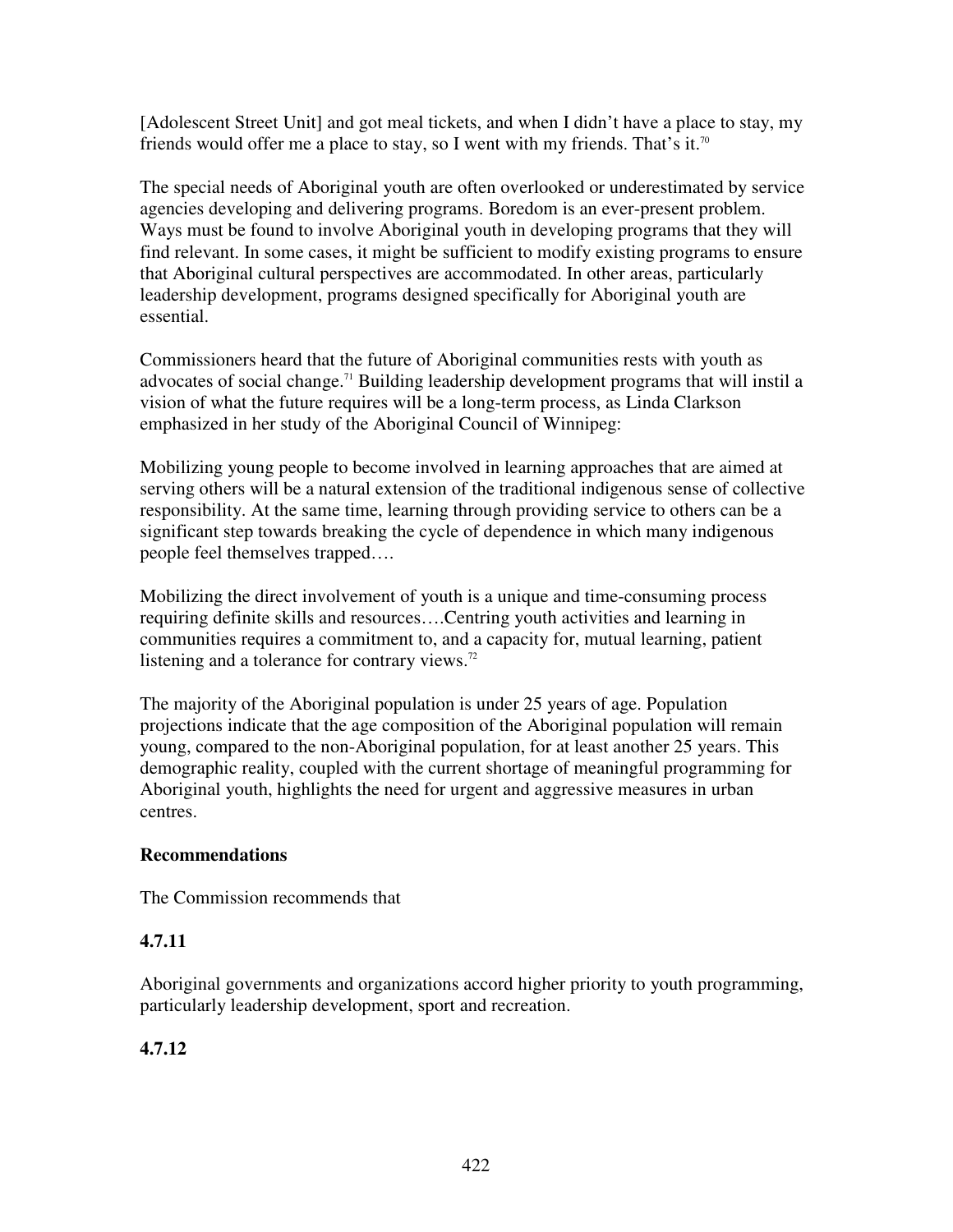[Adolescent Street Unit] and got meal tickets, and when I didn't have a place to stay, my friends would offer me a place to stay, so I went with my friends. That's it.[70]

The special needs of Aboriginal youth are often overlooked or underestimated by service agencies developing and delivering programs. Boredom is an ever-present problem. Ways must be found to involve Aboriginal youth in developing programs that they will find relevant. In some cases, it might be sufficient to modify existing programs to ensure that Aboriginal cultural perspectives are accommodated. In other areas, particularly leadership development, programs designed specifically for Aboriginal youth are essential.

Commissioners heard that the future of Aboriginal communities rests with youth as advocates of social change.[71] Building leadership development programs that will instil a vision of what the future requires will be a long-term process, as Linda Clarkson emphasized in her study of the Aboriginal Council of Winnipeg:

Mobilizing young people to become involved in learning approaches that are aimed at serving others will be a natural extension of the traditional indigenous sense of collective responsibility. At the same time, learning through providing service to others can be a significant step towards breaking the cycle of dependence in which many indigenous people feel themselves trapped….

Mobilizing the direct involvement of youth is a unique and time-consuming process requiring definite skills and resources….Centring youth activities and learning in communities requires a commitment to, and a capacity for, mutual learning, patient listening and a tolerance for contrary views.[72]

The majority of the Aboriginal population is under 25 years of age. Population projections indicate that the age composition of the Aboriginal population will remain young, compared to the non-Aboriginal population, for at least another 25 years. This demographic reality, coupled with the current shortage of meaningful programming for Aboriginal youth, highlights the need for urgent and aggressive measures in urban centres.

**Recommendations**

The Commission recommends that

**4.7.11**

Aboriginal governments and organizations accord higher priority to youth programming, particularly leadership development, sport and recreation.

**4.7.12**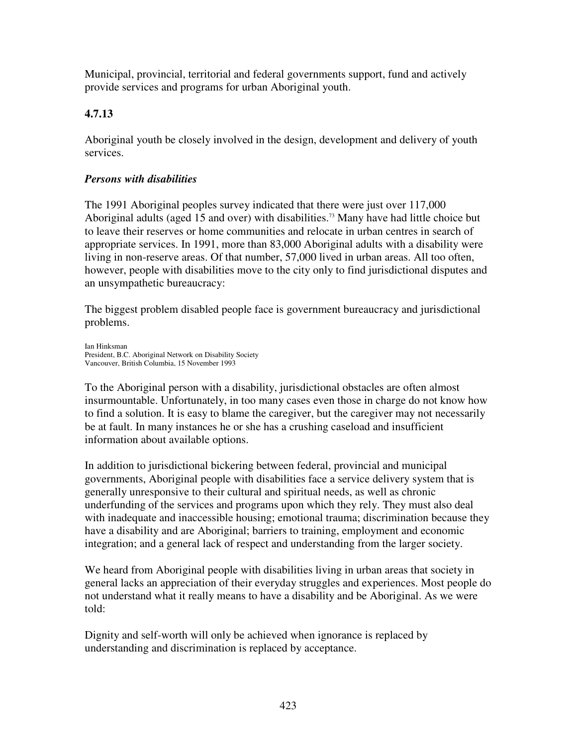Municipal, provincial, territorial and federal governments support, fund and actively provide services and programs for urban Aboriginal youth.

**4.7.13**

Aboriginal youth be closely involved in the design, development and delivery of youth services.

***Persons with disabilities***

The 1991 Aboriginal peoples survey indicated that there were just over 117,000 Aboriginal adults (aged 15 and over) with disabilities.[73] Many have had little choice but to leave their reserves or home communities and relocate in urban centres in search of appropriate services. In 1991, more than 83,000 Aboriginal adults with a disability were living in non-reserve areas. Of that number, 57,000 lived in urban areas. All too often, however, people with disabilities move to the city only to find jurisdictional disputes and an unsympathetic bureaucracy:

The biggest problem disabled people face is government bureaucracy and jurisdictional problems.

Ian Hinksman
President, B.C. Aboriginal Network on Disability Society
Vancouver, British Columbia, 15 November 1993

To the Aboriginal person with a disability, jurisdictional obstacles are often almost insurmountable. Unfortunately, in too many cases even those in charge do not know how to find a solution. It is easy to blame the caregiver, but the caregiver may not necessarily be at fault. In many instances he or she has a crushing caseload and insufficient information about available options.

In addition to jurisdictional bickering between federal, provincial and municipal governments, Aboriginal people with disabilities face a service delivery system that is generally unresponsive to their cultural and spiritual needs, as well as chronic underfunding of the services and programs upon which they rely. They must also deal with inadequate and inaccessible housing; emotional trauma; discrimination because they have a disability and are Aboriginal; barriers to training, employment and economic integration; and a general lack of respect and understanding from the larger society.

We heard from Aboriginal people with disabilities living in urban areas that society in general lacks an appreciation of their everyday struggles and experiences. Most people do not understand what it really means to have a disability and be Aboriginal. As we were told:

Dignity and self-worth will only be achieved when ignorance is replaced by understanding and discrimination is replaced by acceptance.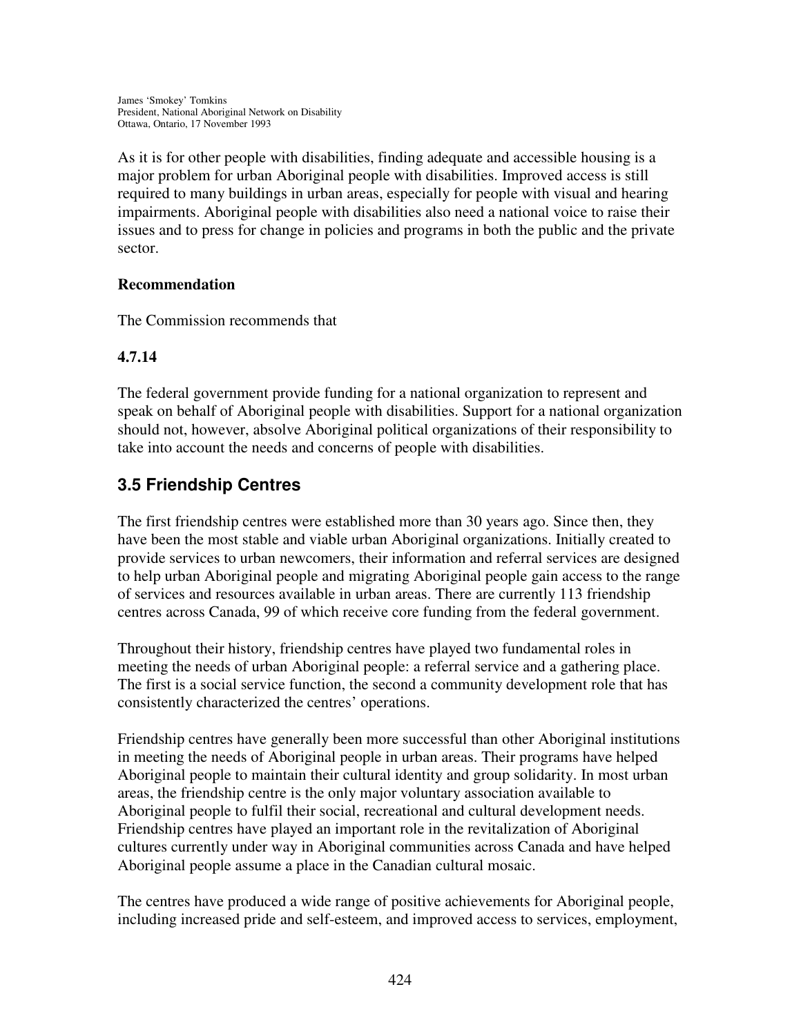James 'Smokey' Tomkins
President, National Aboriginal Network on Disability
Ottawa, Ontario, 17 November 1993

As it is for other people with disabilities, finding adequate and accessible housing is a major problem for urban Aboriginal people with disabilities. Improved access is still required to many buildings in urban areas, especially for people with visual and hearing impairments. Aboriginal people with disabilities also need a national voice to raise their issues and to press for change in policies and programs in both the public and the private sector.

**Recommendation**

The Commission recommends that

**4.7.14**

The federal government provide funding for a national organization to represent and speak on behalf of Aboriginal people with disabilities. Support for a national organization should not, however, absolve Aboriginal political organizations of their responsibility to take into account the needs and concerns of people with disabilities.

## 3.5 Friendship Centres

The first friendship centres were established more than 30 years ago. Since then, they have been the most stable and viable urban Aboriginal organizations. Initially created to provide services to urban newcomers, their information and referral services are designed to help urban Aboriginal people and migrating Aboriginal people gain access to the range of services and resources available in urban areas. There are currently 113 friendship centres across Canada, 99 of which receive core funding from the federal government.

Throughout their history, friendship centres have played two fundamental roles in meeting the needs of urban Aboriginal people: a referral service and a gathering place. The first is a social service function, the second a community development role that has consistently characterized the centres' operations.

Friendship centres have generally been more successful than other Aboriginal institutions in meeting the needs of Aboriginal people in urban areas. Their programs have helped Aboriginal people to maintain their cultural identity and group solidarity. In most urban areas, the friendship centre is the only major voluntary association available to Aboriginal people to fulfil their social, recreational and cultural development needs. Friendship centres have played an important role in the revitalization of Aboriginal cultures currently under way in Aboriginal communities across Canada and have helped Aboriginal people assume a place in the Canadian cultural mosaic.

The centres have produced a wide range of positive achievements for Aboriginal people, including increased pride and self-esteem, and improved access to services, employment,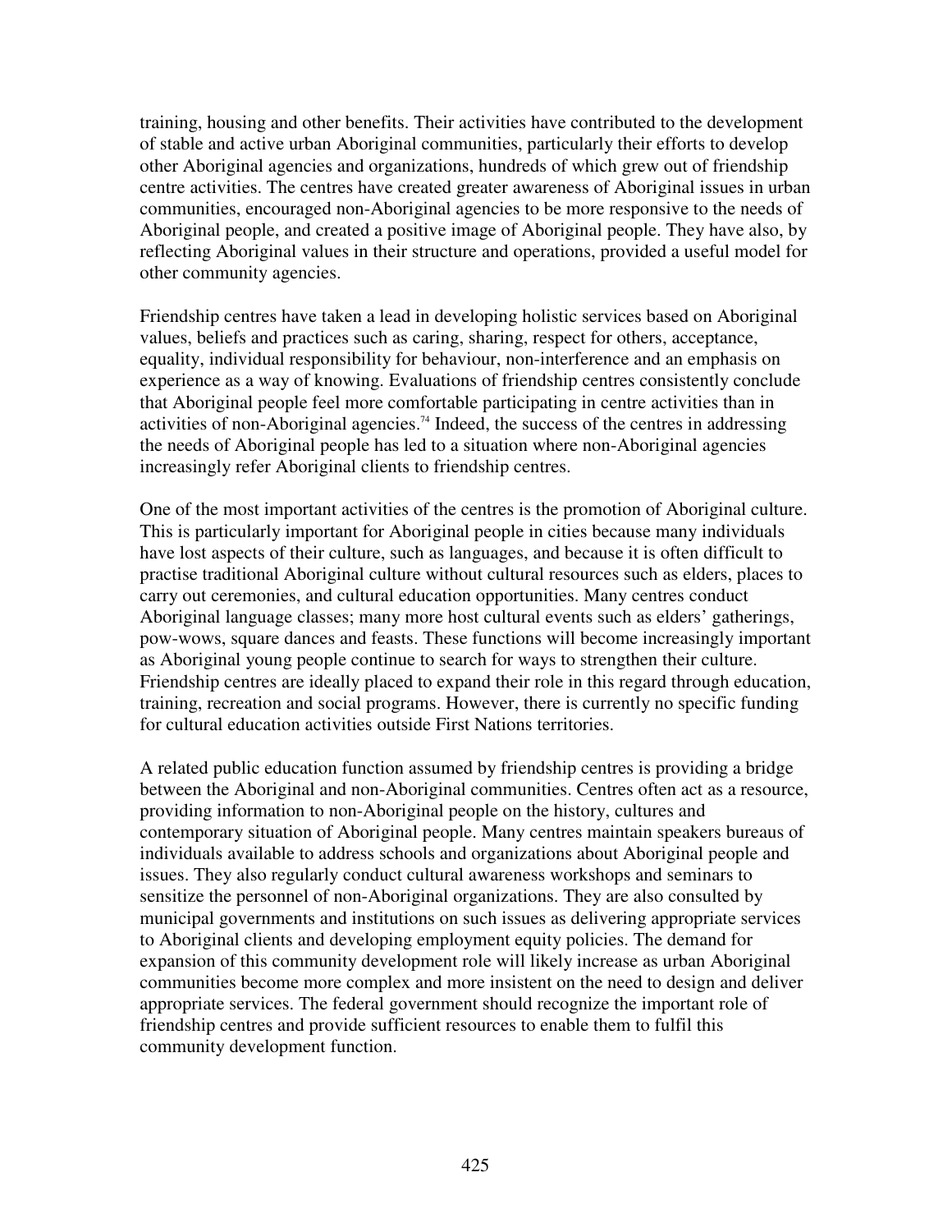training, housing and other benefits. Their activities have contributed to the development of stable and active urban Aboriginal communities, particularly their efforts to develop other Aboriginal agencies and organizations, hundreds of which grew out of friendship centre activities. The centres have created greater awareness of Aboriginal issues in urban communities, encouraged non-Aboriginal agencies to be more responsive to the needs of Aboriginal people, and created a positive image of Aboriginal people. They have also, by reflecting Aboriginal values in their structure and operations, provided a useful model for other community agencies.

Friendship centres have taken a lead in developing holistic services based on Aboriginal values, beliefs and practices such as caring, sharing, respect for others, acceptance, equality, individual responsibility for behaviour, non-interference and an emphasis on experience as a way of knowing. Evaluations of friendship centres consistently conclude that Aboriginal people feel more comfortable participating in centre activities than in activities of non-Aboriginal agencies.[74] Indeed, the success of the centres in addressing the needs of Aboriginal people has led to a situation where non-Aboriginal agencies increasingly refer Aboriginal clients to friendship centres.

One of the most important activities of the centres is the promotion of Aboriginal culture. This is particularly important for Aboriginal people in cities because many individuals have lost aspects of their culture, such as languages, and because it is often difficult to practise traditional Aboriginal culture without cultural resources such as elders, places to carry out ceremonies, and cultural education opportunities. Many centres conduct Aboriginal language classes; many more host cultural events such as elders' gatherings, pow-wows, square dances and feasts. These functions will become increasingly important as Aboriginal young people continue to search for ways to strengthen their culture. Friendship centres are ideally placed to expand their role in this regard through education, training, recreation and social programs. However, there is currently no specific funding for cultural education activities outside First Nations territories.

A related public education function assumed by friendship centres is providing a bridge between the Aboriginal and non-Aboriginal communities. Centres often act as a resource, providing information to non-Aboriginal people on the history, cultures and contemporary situation of Aboriginal people. Many centres maintain speakers bureaus of individuals available to address schools and organizations about Aboriginal people and issues. They also regularly conduct cultural awareness workshops and seminars to sensitize the personnel of non-Aboriginal organizations. They are also consulted by municipal governments and institutions on such issues as delivering appropriate services to Aboriginal clients and developing employment equity policies. The demand for expansion of this community development role will likely increase as urban Aboriginal communities become more complex and more insistent on the need to design and deliver appropriate services. The federal government should recognize the important role of friendship centres and provide sufficient resources to enable them to fulfil this community development function.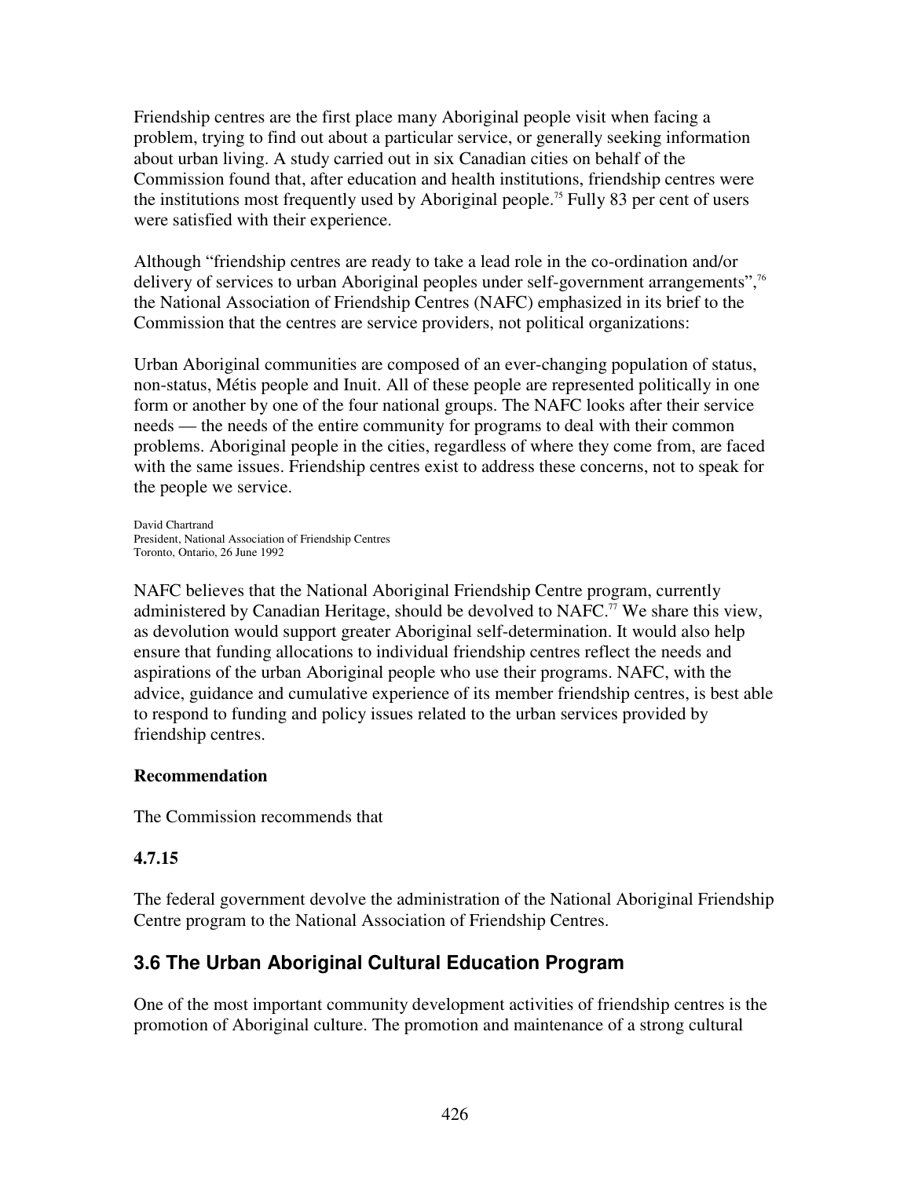Friendship centres are the first place many Aboriginal people visit when facing a problem, trying to find out about a particular service, or generally seeking information about urban living. A study carried out in six Canadian cities on behalf of the Commission found that, after education and health institutions, friendship centres were the institutions most frequently used by Aboriginal people.[75] Fully 83 per cent of users were satisfied with their experience.

Although "friendship centres are ready to take a lead role in the co-ordination and/or delivery of services to urban Aboriginal peoples under self-government arrangements",[76] the National Association of Friendship Centres (NAFC) emphasized in its brief to the Commission that the centres are service providers, not political organizations:

> Urban Aboriginal communities are composed of an ever-changing population of status, non-status, Métis people and Inuit. All of these people are represented politically in one form or another by one of the four national groups. The NAFC looks after their service needs — the needs of the entire community for programs to deal with their common problems. Aboriginal people in the cities, regardless of where they come from, are faced with the same issues. Friendship centres exist to address these concerns, not to speak for the people we service.
>
> David Chartrand
> President, National Association of Friendship Centres
> Toronto, Ontario, 26 June 1992

NAFC believes that the National Aboriginal Friendship Centre program, currently administered by Canadian Heritage, should be devolved to NAFC.[77] We share this view, as devolution would support greater Aboriginal self-determination. It would also help ensure that funding allocations to individual friendship centres reflect the needs and aspirations of the urban Aboriginal people who use their programs. NAFC, with the advice, guidance and cumulative experience of its member friendship centres, is best able to respond to funding and policy issues related to the urban services provided by friendship centres.

**Recommendation**

The Commission recommends that

**4.7.15**

The federal government devolve the administration of the National Aboriginal Friendship Centre program to the National Association of Friendship Centres.

## 3.6 The Urban Aboriginal Cultural Education Program

One of the most important community development activities of friendship centres is the promotion of Aboriginal culture. The promotion and maintenance of a strong cultural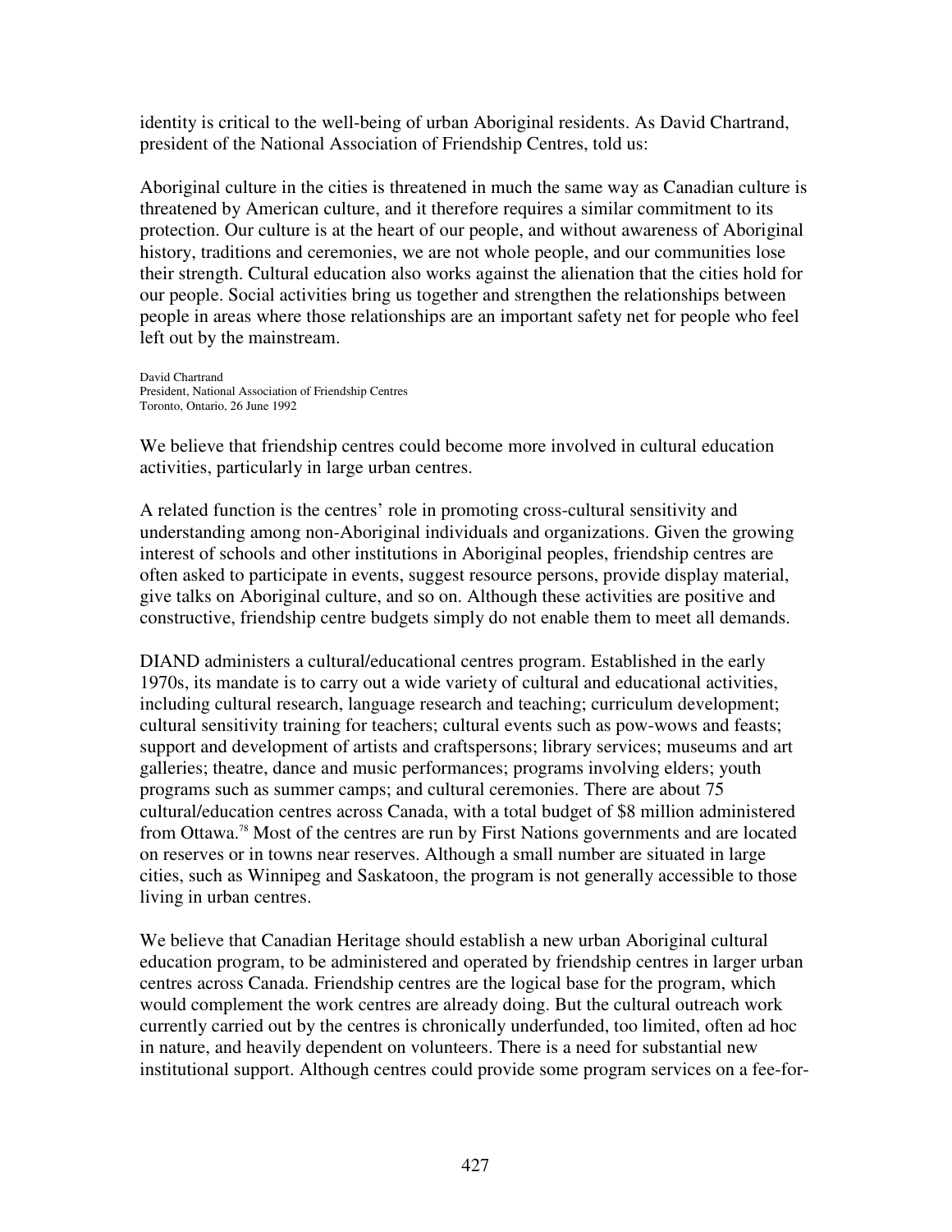identity is critical to the well-being of urban Aboriginal residents. As David Chartrand, president of the National Association of Friendship Centres, told us:

> Aboriginal culture in the cities is threatened in much the same way as Canadian culture is threatened by American culture, and it therefore requires a similar commitment to its protection. Our culture is at the heart of our people, and without awareness of Aboriginal history, traditions and ceremonies, we are not whole people, and our communities lose their strength. Cultural education also works against the alienation that the cities hold for our people. Social activities bring us together and strengthen the relationships between people in areas where those relationships are an important safety net for people who feel left out by the mainstream.
>
> David Chartrand
> President, National Association of Friendship Centres
> Toronto, Ontario, 26 June 1992

We believe that friendship centres could become more involved in cultural education activities, particularly in large urban centres.

A related function is the centres' role in promoting cross-cultural sensitivity and understanding among non-Aboriginal individuals and organizations. Given the growing interest of schools and other institutions in Aboriginal peoples, friendship centres are often asked to participate in events, suggest resource persons, provide display material, give talks on Aboriginal culture, and so on. Although these activities are positive and constructive, friendship centre budgets simply do not enable them to meet all demands.

DIAND administers a cultural/educational centres program. Established in the early 1970s, its mandate is to carry out a wide variety of cultural and educational activities, including cultural research, language research and teaching; curriculum development; cultural sensitivity training for teachers; cultural events such as pow-wows and feasts; support and development of artists and craftspersons; library services; museums and art galleries; theatre, dance and music performances; programs involving elders; youth programs such as summer camps; and cultural ceremonies. There are about 75 cultural/education centres across Canada, with a total budget of $8 million administered from Ottawa.[78] Most of the centres are run by First Nations governments and are located on reserves or in towns near reserves. Although a small number are situated in large cities, such as Winnipeg and Saskatoon, the program is not generally accessible to those living in urban centres.

We believe that Canadian Heritage should establish a new urban Aboriginal cultural education program, to be administered and operated by friendship centres in larger urban centres across Canada. Friendship centres are the logical base for the program, which would complement the work centres are already doing. But the cultural outreach work currently carried out by the centres is chronically underfunded, too limited, often ad hoc in nature, and heavily dependent on volunteers. There is a need for substantial new institutional support. Although centres could provide some program services on a fee-for-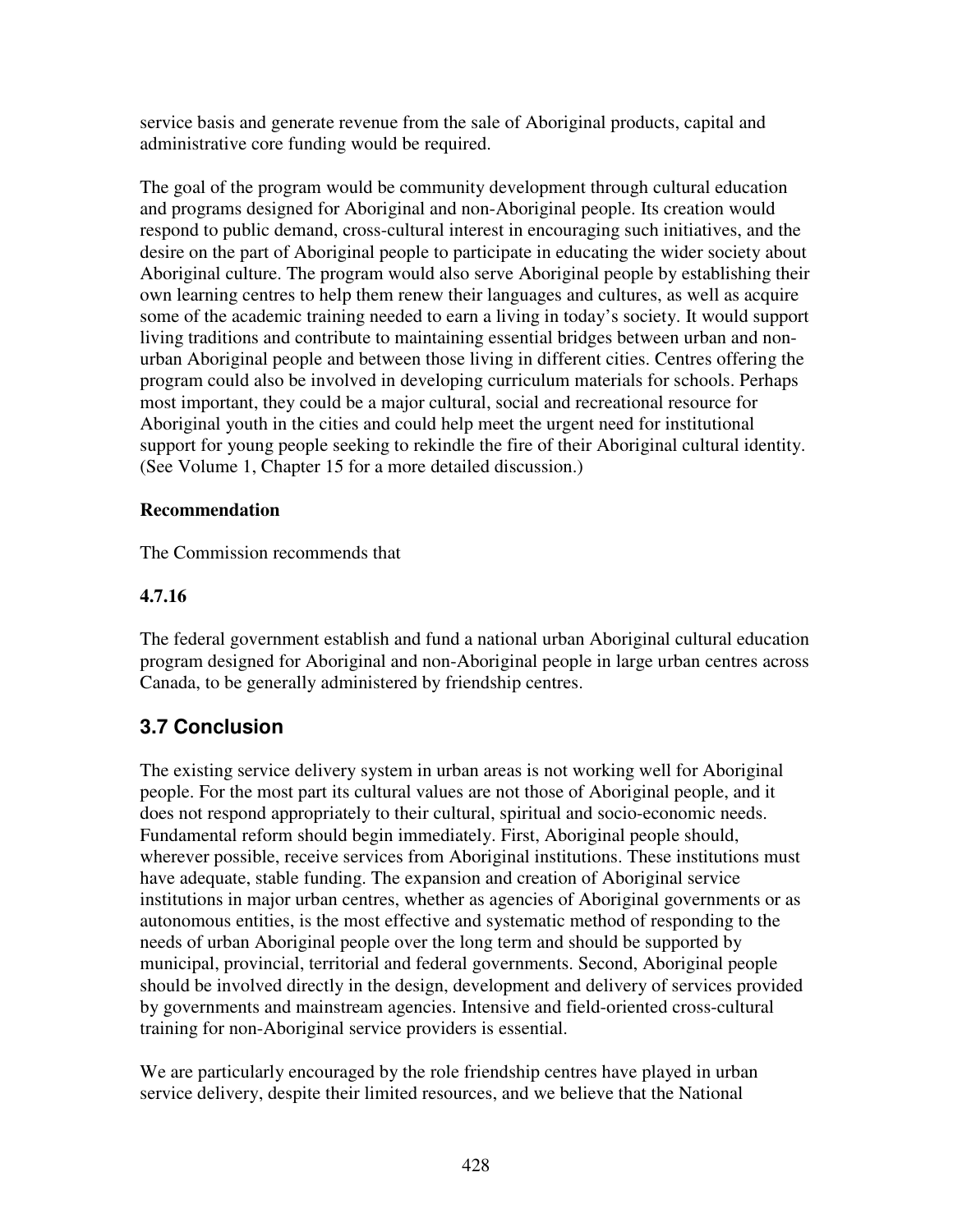service basis and generate revenue from the sale of Aboriginal products, capital and administrative core funding would be required.

The goal of the program would be community development through cultural education and programs designed for Aboriginal and non-Aboriginal people. Its creation would respond to public demand, cross-cultural interest in encouraging such initiatives, and the desire on the part of Aboriginal people to participate in educating the wider society about Aboriginal culture. The program would also serve Aboriginal people by establishing their own learning centres to help them renew their languages and cultures, as well as acquire some of the academic training needed to earn a living in today's society. It would support living traditions and contribute to maintaining essential bridges between urban and non-urban Aboriginal people and between those living in different cities. Centres offering the program could also be involved in developing curriculum materials for schools. Perhaps most important, they could be a major cultural, social and recreational resource for Aboriginal youth in the cities and could help meet the urgent need for institutional support for young people seeking to rekindle the fire of their Aboriginal cultural identity. (See Volume 1, Chapter 15 for a more detailed discussion.)

**Recommendation**

The Commission recommends that

**4.7.16**

The federal government establish and fund a national urban Aboriginal cultural education program designed for Aboriginal and non-Aboriginal people in large urban centres across Canada, to be generally administered by friendship centres.

## 3.7 Conclusion

The existing service delivery system in urban areas is not working well for Aboriginal people. For the most part its cultural values are not those of Aboriginal people, and it does not respond appropriately to their cultural, spiritual and socio-economic needs. Fundamental reform should begin immediately. First, Aboriginal people should, wherever possible, receive services from Aboriginal institutions. These institutions must have adequate, stable funding. The expansion and creation of Aboriginal service institutions in major urban centres, whether as agencies of Aboriginal governments or as autonomous entities, is the most effective and systematic method of responding to the needs of urban Aboriginal people over the long term and should be supported by municipal, provincial, territorial and federal governments. Second, Aboriginal people should be involved directly in the design, development and delivery of services provided by governments and mainstream agencies. Intensive and field-oriented cross-cultural training for non-Aboriginal service providers is essential.

We are particularly encouraged by the role friendship centres have played in urban service delivery, despite their limited resources, and we believe that the National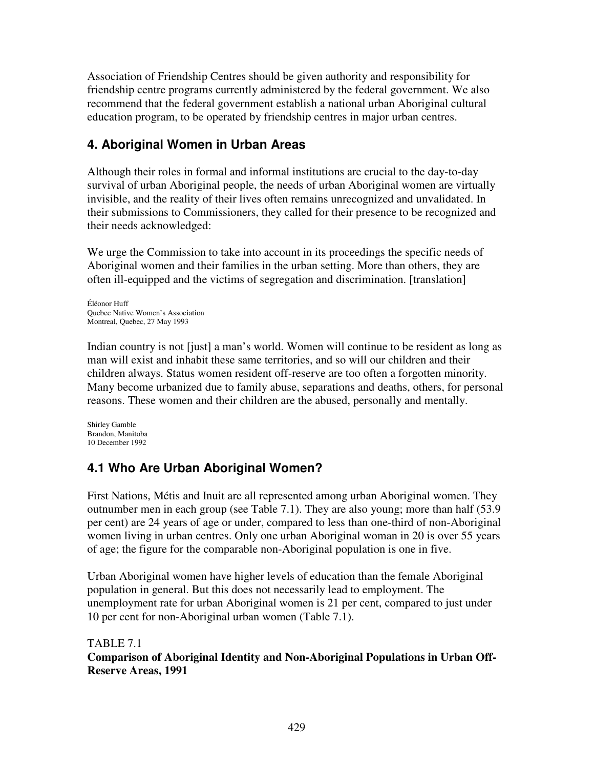Association of Friendship Centres should be given authority and responsibility for friendship centre programs currently administered by the federal government. We also recommend that the federal government establish a national urban Aboriginal cultural education program, to be operated by friendship centres in major urban centres.

## 4. Aboriginal Women in Urban Areas

Although their roles in formal and informal institutions are crucial to the day-to-day survival of urban Aboriginal people, the needs of urban Aboriginal women are virtually invisible, and the reality of their lives often remains unrecognized and unvalidated. In their submissions to Commissioners, they called for their presence to be recognized and their needs acknowledged:

We urge the Commission to take into account in its proceedings the specific needs of Aboriginal women and their families in the urban setting. More than others, they are often ill-equipped and the victims of segregation and discrimination. [translation]

Éléonor Huff
Quebec Native Women's Association
Montreal, Quebec, 27 May 1993

Indian country is not [just] a man's world. Women will continue to be resident as long as man will exist and inhabit these same territories, and so will our children and their children always. Status women resident off-reserve are too often a forgotten minority. Many become urbanized due to family abuse, separations and deaths, others, for personal reasons. These women and their children are the abused, personally and mentally.

Shirley Gamble
Brandon, Manitoba
10 December 1992

### 4.1 Who Are Urban Aboriginal Women?

First Nations, Métis and Inuit are all represented among urban Aboriginal women. They outnumber men in each group (see Table 7.1). They are also young; more than half (53.9 per cent) are 24 years of age or under, compared to less than one-third of non-Aboriginal women living in urban centres. Only one urban Aboriginal woman in 20 is over 55 years of age; the figure for the comparable non-Aboriginal population is one in five.

Urban Aboriginal women have higher levels of education than the female Aboriginal population in general. But this does not necessarily lead to employment. The unemployment rate for urban Aboriginal women is 21 per cent, compared to just under 10 per cent for non-Aboriginal urban women (Table 7.1).

TABLE 7.1
**Comparison of Aboriginal Identity and Non-Aboriginal Populations in Urban Off-Reserve Areas, 1991**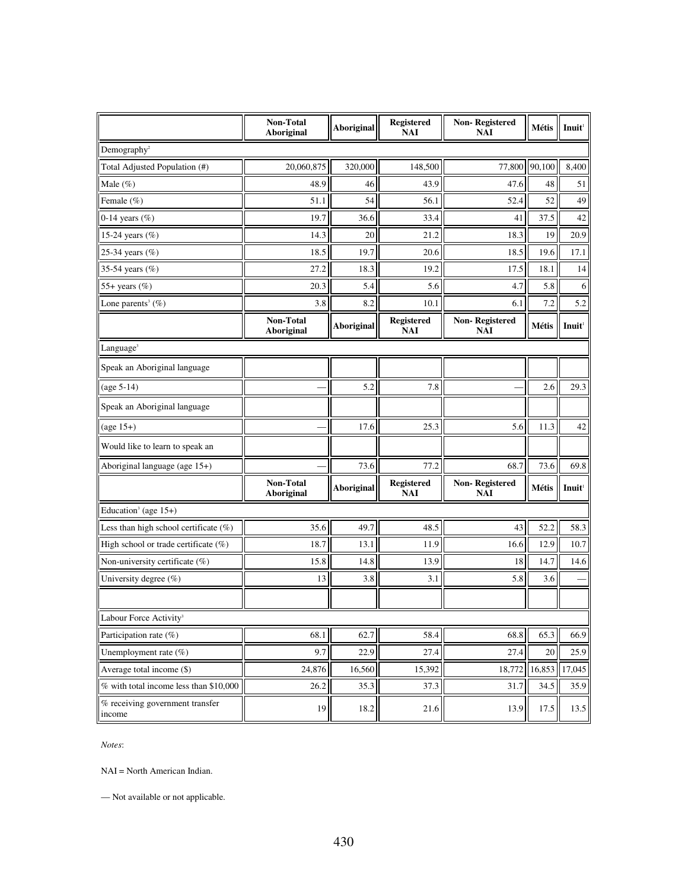| | Non-Total Aboriginal | Aboriginal | Registered NAI | Non- Registered NAI | Métis | Inuit[1] |
|---|---|---|---|---|---|---|
| Demography[2] | | | | | | |
| Total Adjusted Population (#) | 20,060,875 | 320,000 | 148,500 | 77,800 | 90,100 | 8,400 |
| Male (%) | 48.9 | 46 | 43.9 | 47.6 | 48 | 51 |
| Female (%) | 51.1 | 54 | 56.1 | 52.4 | 52 | 49 |
| 0-14 years (%) | 19.7 | 36.6 | 33.4 | 41 | 37.5 | 42 |
| 15-24 years (%) | 14.3 | 20 | 21.2 | 18.3 | 19 | 20.9 |
| 25-34 years (%) | 18.5 | 19.7 | 20.6 | 18.5 | 19.6 | 17.1 |
| 35-54 years (%) | 27.2 | 18.3 | 19.2 | 17.5 | 18.1 | 14 |
| 55+ years (%) | 20.3 | 5.4 | 5.6 | 4.7 | 5.8 | 6 |
| Lone parents[3] (%) | 3.8 | 8.2 | 10.1 | 6.1 | 7.2 | 5.2 |
| | **Non-Total Aboriginal** | **Aboriginal** | **Registered NAI** | **Non- Registered NAI** | **Métis** | **Inuit[1]** |
| Language[3] | | | | | | |
| Speak an Aboriginal language | | | | | | |
| (age 5-14) | — | 5.2 | 7.8 | — | 2.6 | 29.3 |
| Speak an Aboriginal language | | | | | | |
| (age 15+) | — | 17.6 | 25.3 | 5.6 | 11.3 | 42 |
| Would like to learn to speak an | | | | | | |
| Aboriginal language (age 15+) | — | 73.6 | 77.2 | 68.7 | 73.6 | 69.8 |
| | **Non-Total Aboriginal** | **Aboriginal** | **Registered NAI** | **Non- Registered NAI** | **Métis** | **Inuit[1]** |
| Education[3] (age 15+) | | | | | | |
| Less than high school certificate (%) | 35.6 | 49.7 | 48.5 | 43 | 52.2 | 58.3 |
| High school or trade certificate (%) | 18.7 | 13.1 | 11.9 | 16.6 | 12.9 | 10.7 |
| Non-university certificate (%) | 15.8 | 14.8 | 13.9 | 18 | 14.7 | 14.6 |
| University degree (%) | 13 | 3.8 | 3.1 | 5.8 | 3.6 | — |
| | | | | | | |
| Labour Force Activity[3] | | | | | | |
| Participation rate (%) | 68.1 | 62.7 | 58.4 | 68.8 | 65.3 | 66.9 |
| Unemployment rate (%) | 9.7 | 22.9 | 27.4 | 27.4 | 20 | 25.9 |
| Average total income ($) | 24,876 | 16,560 | 15,392 | 18,772 | 16,853 | 17,045 |
| % with total income less than $10,000 | 26.2 | 35.3 | 37.3 | 31.7 | 34.5 | 35.9 |
| % receiving government transfer income | 19 | 18.2 | 21.6 | 13.9 | 17.5 | 13.5 |

*Notes*:

NAI = North American Indian.

— Not available or not applicable.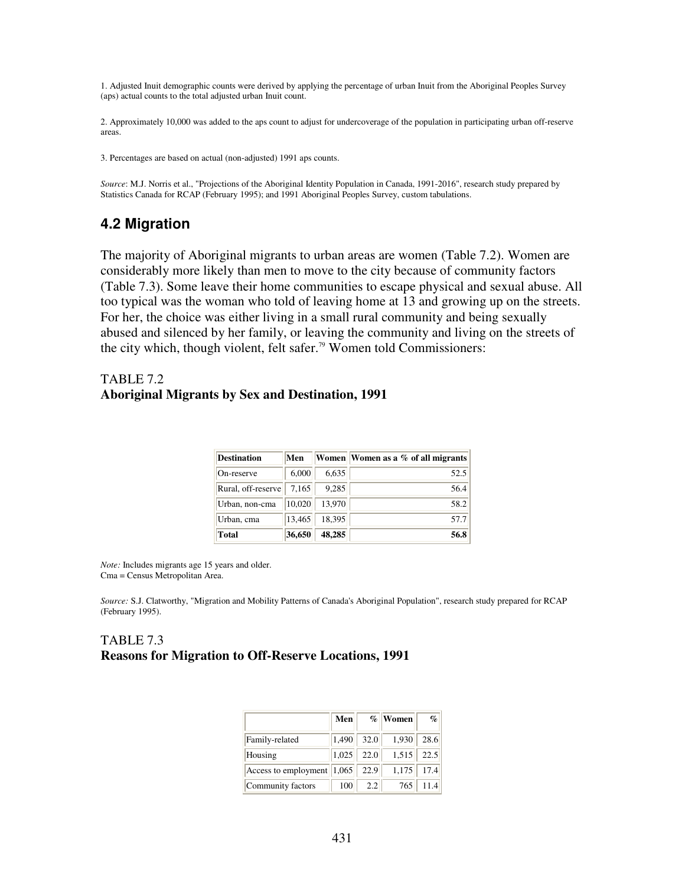1. Adjusted Inuit demographic counts were derived by applying the percentage of urban Inuit from the Aboriginal Peoples Survey (aps) actual counts to the total adjusted urban Inuit count.

2. Approximately 10,000 was added to the aps count to adjust for undercoverage of the population in participating urban off-reserve areas.

3. Percentages are based on actual (non-adjusted) 1991 aps counts.

*Source*: M.J. Norris et al., "Projections of the Aboriginal Identity Population in Canada, 1991-2016", research study prepared by Statistics Canada for RCAP (February 1995); and 1991 Aboriginal Peoples Survey, custom tabulations.

## 4.2 Migration

The majority of Aboriginal migrants to urban areas are women (Table 7.2). Women are considerably more likely than men to move to the city because of community factors (Table 7.3). Some leave their home communities to escape physical and sexual abuse. All too typical was the woman who told of leaving home at 13 and growing up on the streets. For her, the choice was either living in a small rural community and being sexually abused and silenced by her family, or leaving the community and living on the streets of the city which, though violent, felt safer.[79] Women told Commissioners:

TABLE 7.2
**Aboriginal Migrants by Sex and Destination, 1991**

| Destination | Men | Women | Women as a % of all migrants |
|---|---|---|---|
| On-reserve | 6,000 | 6,635 | 52.5 |
| Rural, off-reserve | 7,165 | 9,285 | 56.4 |
| Urban, non-cma | 10,020 | 13,970 | 58.2 |
| Urban, cma | 13,465 | 18,395 | 57.7 |
| **Total** | **36,650** | **48,285** | **56.8** |

*Note:* Includes migrants age 15 years and older.
Cma = Census Metropolitan Area.

*Source:* S.J. Clatworthy, "Migration and Mobility Patterns of Canada's Aboriginal Population", research study prepared for RCAP (February 1995).

TABLE 7.3
**Reasons for Migration to Off-Reserve Locations, 1991**

| | Men | % | Women | % |
|---|---|---|---|---|
| Family-related | 1,490 | 32.0 | 1,930 | 28.6 |
| Housing | 1,025 | 22.0 | 1,515 | 22.5 |
| Access to employment | 1,065 | 22.9 | 1,175 | 17.4 |
| Community factors | 100 | 2.2 | 765 | 11.4 |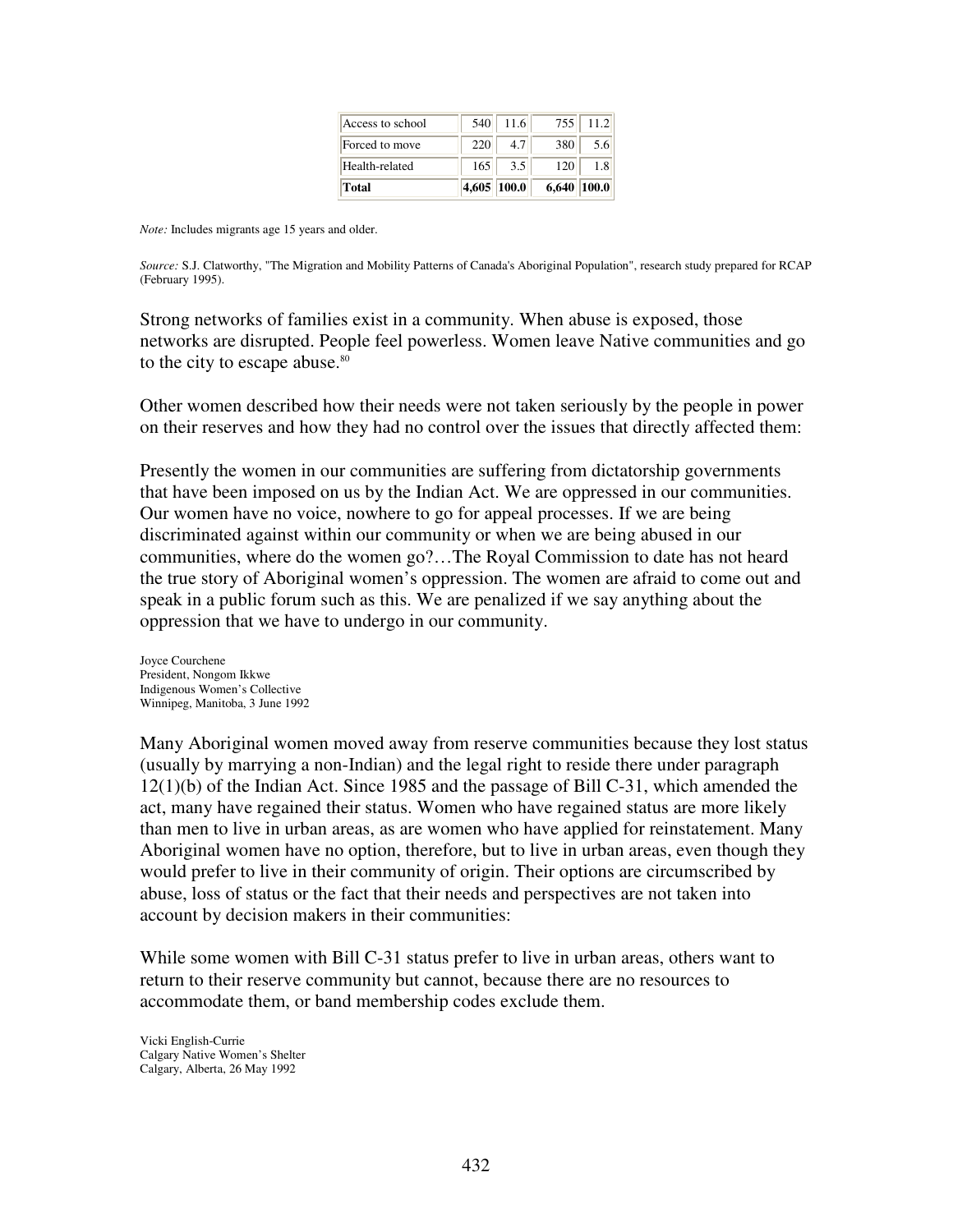| Access to school | 540 | 11.6 | 755 | 11.2 |
|---|---|---|---|---|
| Forced to move | 220 | 4.7 | 380 | 5.6 |
| Health-related | 165 | 3.5 | 120 | 1.8 |
| **Total** | **4,605** | **100.0** | **6,640** | **100.0** |

*Note:* Includes migrants age 15 years and older.

*Source:* S.J. Clatworthy, "The Migration and Mobility Patterns of Canada's Aboriginal Population", research study prepared for RCAP (February 1995).

Strong networks of families exist in a community. When abuse is exposed, those networks are disrupted. People feel powerless. Women leave Native communities and go to the city to escape abuse.[80]

Other women described how their needs were not taken seriously by the people in power on their reserves and how they had no control over the issues that directly affected them:

Presently the women in our communities are suffering from dictatorship governments that have been imposed on us by the Indian Act. We are oppressed in our communities. Our women have no voice, nowhere to go for appeal processes. If we are being discriminated against within our community or when we are being abused in our communities, where do the women go?…The Royal Commission to date has not heard the true story of Aboriginal women's oppression. The women are afraid to come out and speak in a public forum such as this. We are penalized if we say anything about the oppression that we have to undergo in our community.

Joyce Courchene
President, Nongom Ikkwe
Indigenous Women's Collective
Winnipeg, Manitoba, 3 June 1992

Many Aboriginal women moved away from reserve communities because they lost status (usually by marrying a non-Indian) and the legal right to reside there under paragraph 12(1)(b) of the Indian Act. Since 1985 and the passage of Bill C-31, which amended the act, many have regained their status. Women who have regained status are more likely than men to live in urban areas, as are women who have applied for reinstatement. Many Aboriginal women have no option, therefore, but to live in urban areas, even though they would prefer to live in their community of origin. Their options are circumscribed by abuse, loss of status or the fact that their needs and perspectives are not taken into account by decision makers in their communities:

While some women with Bill C-31 status prefer to live in urban areas, others want to return to their reserve community but cannot, because there are no resources to accommodate them, or band membership codes exclude them.

Vicki English-Currie
Calgary Native Women's Shelter
Calgary, Alberta, 26 May 1992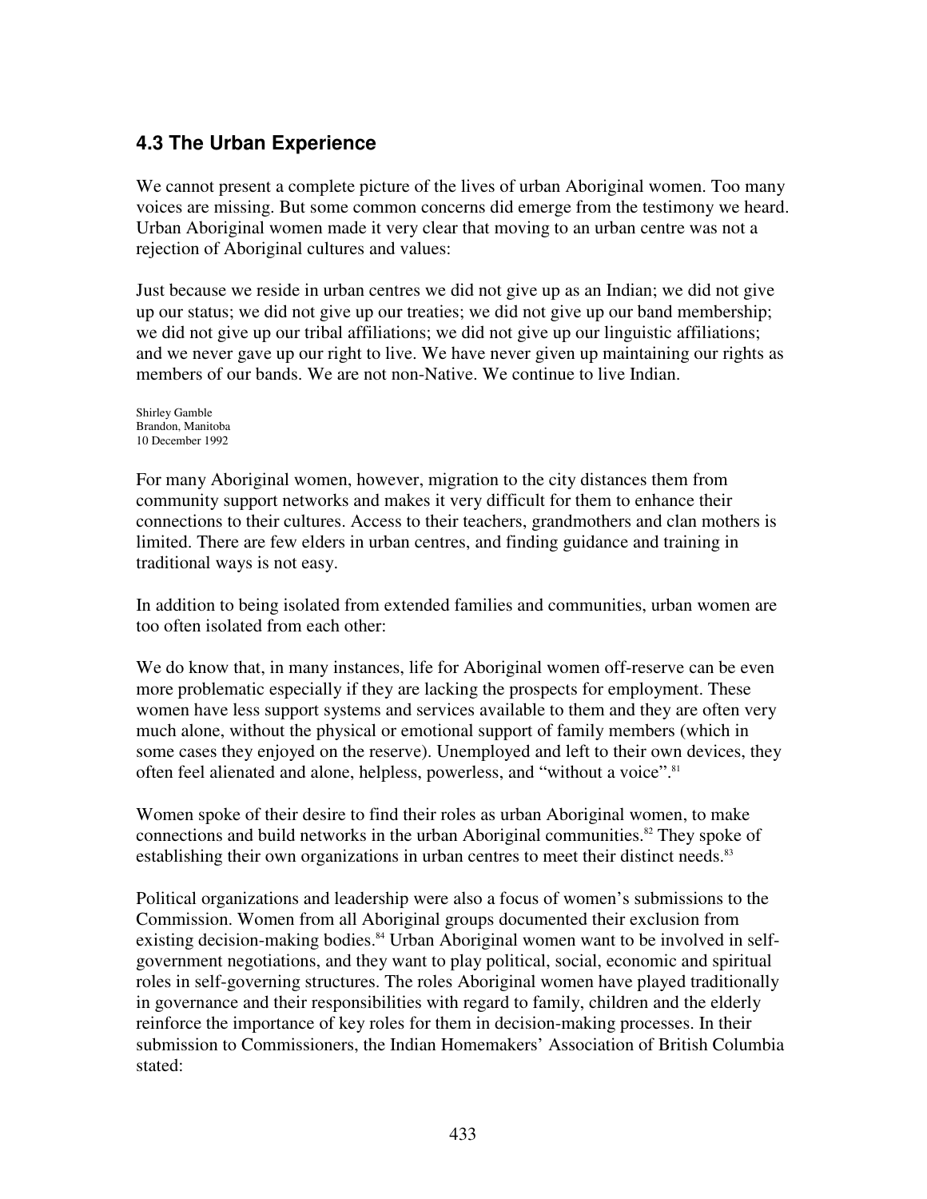## 4.3 The Urban Experience

We cannot present a complete picture of the lives of urban Aboriginal women. Too many voices are missing. But some common concerns did emerge from the testimony we heard. Urban Aboriginal women made it very clear that moving to an urban centre was not a rejection of Aboriginal cultures and values:

Just because we reside in urban centres we did not give up as an Indian; we did not give up our status; we did not give up our treaties; we did not give up our band membership; we did not give up our tribal affiliations; we did not give up our linguistic affiliations; and we never gave up our right to live. We have never given up maintaining our rights as members of our bands. We are not non-Native. We continue to live Indian.

Shirley Gamble
Brandon, Manitoba
10 December 1992

For many Aboriginal women, however, migration to the city distances them from community support networks and makes it very difficult for them to enhance their connections to their cultures. Access to their teachers, grandmothers and clan mothers is limited. There are few elders in urban centres, and finding guidance and training in traditional ways is not easy.

In addition to being isolated from extended families and communities, urban women are too often isolated from each other:

We do know that, in many instances, life for Aboriginal women off-reserve can be even more problematic especially if they are lacking the prospects for employment. These women have less support systems and services available to them and they are often very much alone, without the physical or emotional support of family members (which in some cases they enjoyed on the reserve). Unemployed and left to their own devices, they often feel alienated and alone, helpless, powerless, and "without a voice".[81]

Women spoke of their desire to find their roles as urban Aboriginal women, to make connections and build networks in the urban Aboriginal communities.[82] They spoke of establishing their own organizations in urban centres to meet their distinct needs.[83]

Political organizations and leadership were also a focus of women's submissions to the Commission. Women from all Aboriginal groups documented their exclusion from existing decision-making bodies.[84] Urban Aboriginal women want to be involved in self-government negotiations, and they want to play political, social, economic and spiritual roles in self-governing structures. The roles Aboriginal women have played traditionally in governance and their responsibilities with regard to family, children and the elderly reinforce the importance of key roles for them in decision-making processes. In their submission to Commissioners, the Indian Homemakers' Association of British Columbia stated: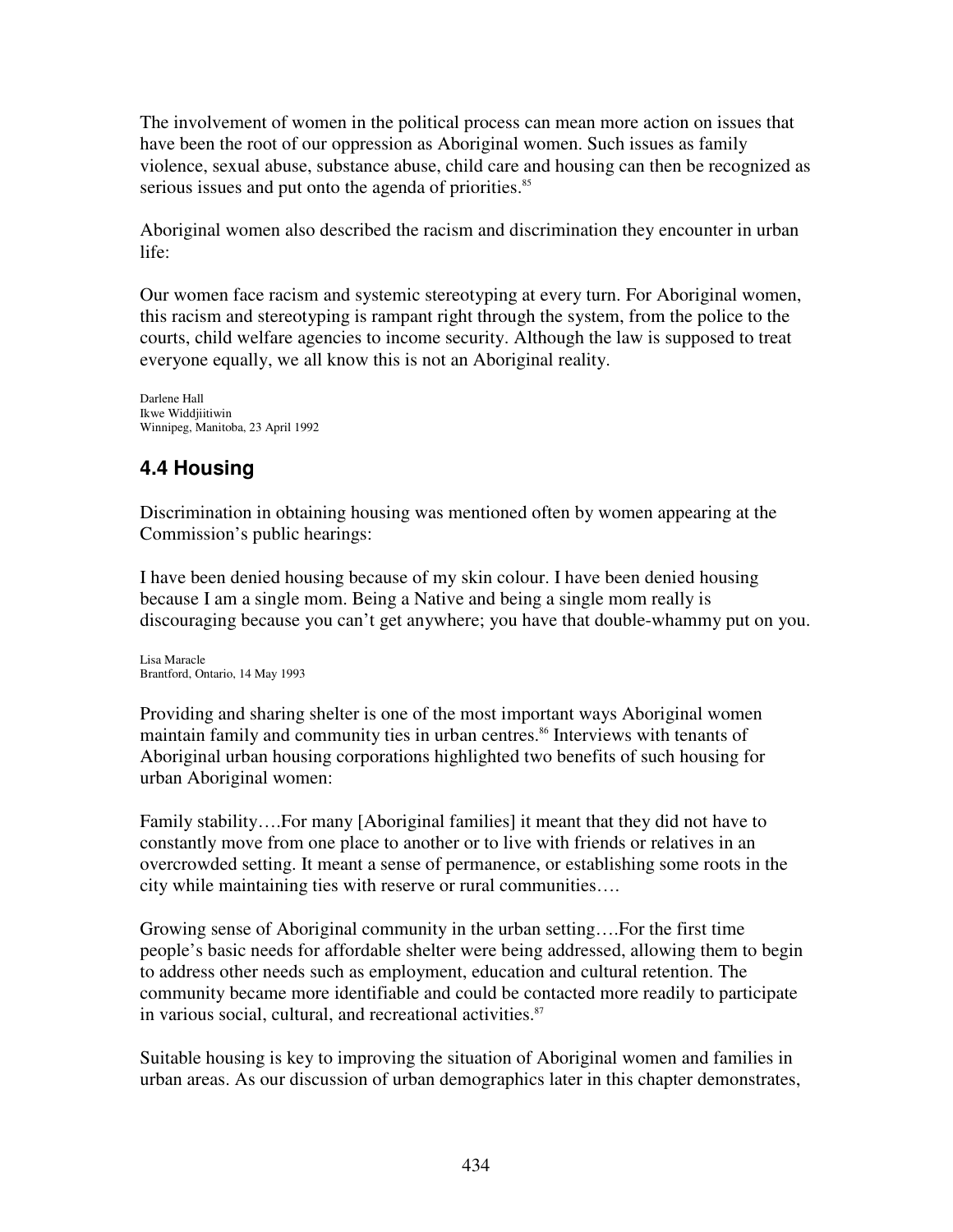The involvement of women in the political process can mean more action on issues that have been the root of our oppression as Aboriginal women. Such issues as family violence, sexual abuse, substance abuse, child care and housing can then be recognized as serious issues and put onto the agenda of priorities.[85]

Aboriginal women also described the racism and discrimination they encounter in urban life:

Our women face racism and systemic stereotyping at every turn. For Aboriginal women, this racism and stereotyping is rampant right through the system, from the police to the courts, child welfare agencies to income security. Although the law is supposed to treat everyone equally, we all know this is not an Aboriginal reality.

Darlene Hall
Ikwe Widdjiitiwin
Winnipeg, Manitoba, 23 April 1992

## 4.4 Housing

Discrimination in obtaining housing was mentioned often by women appearing at the Commission's public hearings:

I have been denied housing because of my skin colour. I have been denied housing because I am a single mom. Being a Native and being a single mom really is discouraging because you can't get anywhere; you have that double-whammy put on you.

Lisa Maracle
Brantford, Ontario, 14 May 1993

Providing and sharing shelter is one of the most important ways Aboriginal women maintain family and community ties in urban centres.[86] Interviews with tenants of Aboriginal urban housing corporations highlighted two benefits of such housing for urban Aboriginal women:

Family stability….For many [Aboriginal families] it meant that they did not have to constantly move from one place to another or to live with friends or relatives in an overcrowded setting. It meant a sense of permanence, or establishing some roots in the city while maintaining ties with reserve or rural communities….

Growing sense of Aboriginal community in the urban setting….For the first time people's basic needs for affordable shelter were being addressed, allowing them to begin to address other needs such as employment, education and cultural retention. The community became more identifiable and could be contacted more readily to participate in various social, cultural, and recreational activities.[87]

Suitable housing is key to improving the situation of Aboriginal women and families in urban areas. As our discussion of urban demographics later in this chapter demonstrates,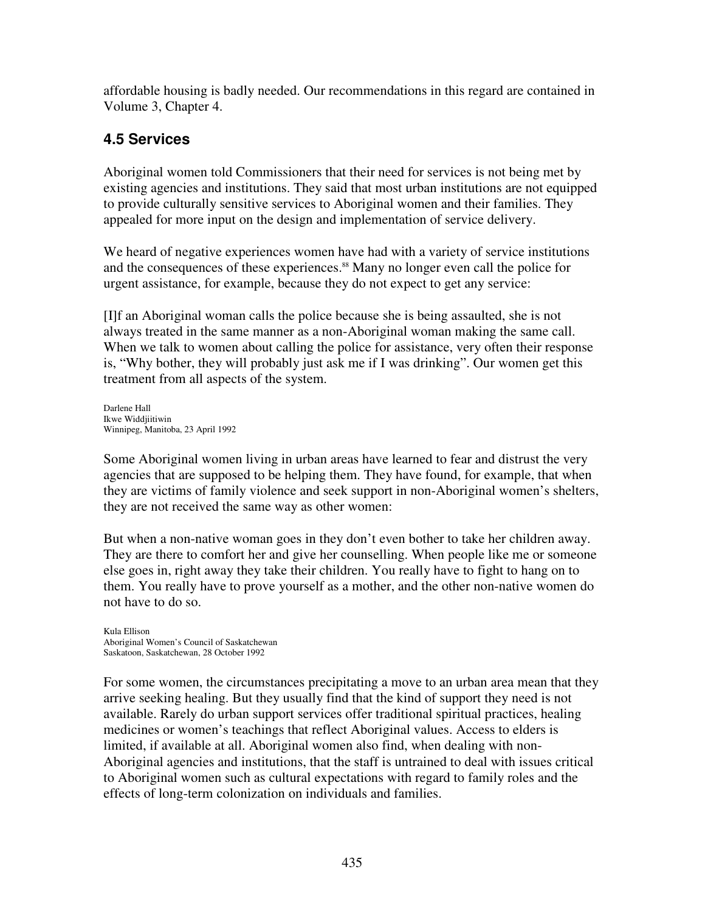affordable housing is badly needed. Our recommendations in this regard are contained in Volume 3, Chapter 4.

## 4.5 Services

Aboriginal women told Commissioners that their need for services is not being met by existing agencies and institutions. They said that most urban institutions are not equipped to provide culturally sensitive services to Aboriginal women and their families. They appealed for more input on the design and implementation of service delivery.

We heard of negative experiences women have had with a variety of service institutions and the consequences of these experiences.[88] Many no longer even call the police for urgent assistance, for example, because they do not expect to get any service:

[I]f an Aboriginal woman calls the police because she is being assaulted, she is not always treated in the same manner as a non-Aboriginal woman making the same call. When we talk to women about calling the police for assistance, very often their response is, "Why bother, they will probably just ask me if I was drinking". Our women get this treatment from all aspects of the system.

Darlene Hall
Ikwe Widdjiitiwin
Winnipeg, Manitoba, 23 April 1992

Some Aboriginal women living in urban areas have learned to fear and distrust the very agencies that are supposed to be helping them. They have found, for example, that when they are victims of family violence and seek support in non-Aboriginal women's shelters, they are not received the same way as other women:

But when a non-native woman goes in they don't even bother to take her children away. They are there to comfort her and give her counselling. When people like me or someone else goes in, right away they take their children. You really have to fight to hang on to them. You really have to prove yourself as a mother, and the other non-native women do not have to do so.

Kula Ellison
Aboriginal Women's Council of Saskatchewan
Saskatoon, Saskatchewan, 28 October 1992

For some women, the circumstances precipitating a move to an urban area mean that they arrive seeking healing. But they usually find that the kind of support they need is not available. Rarely do urban support services offer traditional spiritual practices, healing medicines or women's teachings that reflect Aboriginal values. Access to elders is limited, if available at all. Aboriginal women also find, when dealing with non-Aboriginal agencies and institutions, that the staff is untrained to deal with issues critical to Aboriginal women such as cultural expectations with regard to family roles and the effects of long-term colonization on individuals and families.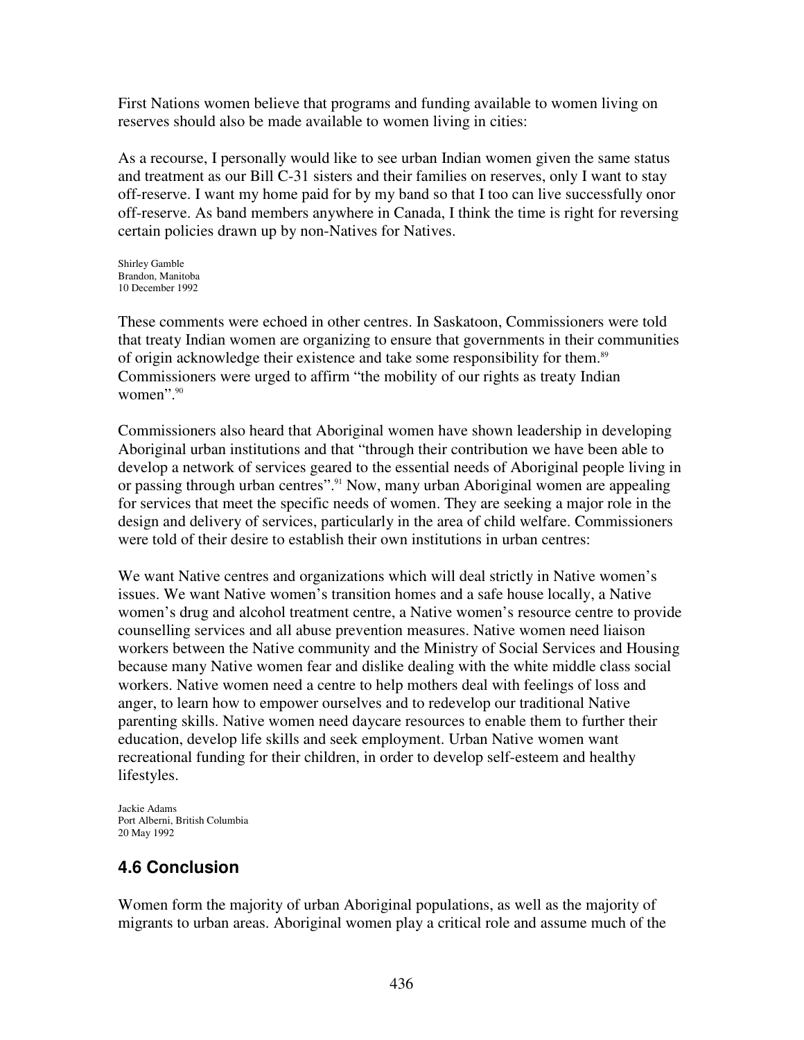First Nations women believe that programs and funding available to women living on reserves should also be made available to women living in cities:

As a recourse, I personally would like to see urban Indian women given the same status and treatment as our Bill C-31 sisters and their families on reserves, only I want to stay off-reserve. I want my home paid for by my band so that I too can live successfully onor off-reserve. As band members anywhere in Canada, I think the time is right for reversing certain policies drawn up by non-Natives for Natives.

Shirley Gamble
Brandon, Manitoba
10 December 1992

These comments were echoed in other centres. In Saskatoon, Commissioners were told that treaty Indian women are organizing to ensure that governments in their communities of origin acknowledge their existence and take some responsibility for them.[89] Commissioners were urged to affirm "the mobility of our rights as treaty Indian women".[90]

Commissioners also heard that Aboriginal women have shown leadership in developing Aboriginal urban institutions and that "through their contribution we have been able to develop a network of services geared to the essential needs of Aboriginal people living in or passing through urban centres".[91] Now, many urban Aboriginal women are appealing for services that meet the specific needs of women. They are seeking a major role in the design and delivery of services, particularly in the area of child welfare. Commissioners were told of their desire to establish their own institutions in urban centres:

We want Native centres and organizations which will deal strictly in Native women's issues. We want Native women's transition homes and a safe house locally, a Native women's drug and alcohol treatment centre, a Native women's resource centre to provide counselling services and all abuse prevention measures. Native women need liaison workers between the Native community and the Ministry of Social Services and Housing because many Native women fear and dislike dealing with the white middle class social workers. Native women need a centre to help mothers deal with feelings of loss and anger, to learn how to empower ourselves and to redevelop our traditional Native parenting skills. Native women need daycare resources to enable them to further their education, develop life skills and seek employment. Urban Native women want recreational funding for their children, in order to develop self-esteem and healthy lifestyles.

Jackie Adams
Port Alberni, British Columbia
20 May 1992

## 4.6 Conclusion

Women form the majority of urban Aboriginal populations, as well as the majority of migrants to urban areas. Aboriginal women play a critical role and assume much of the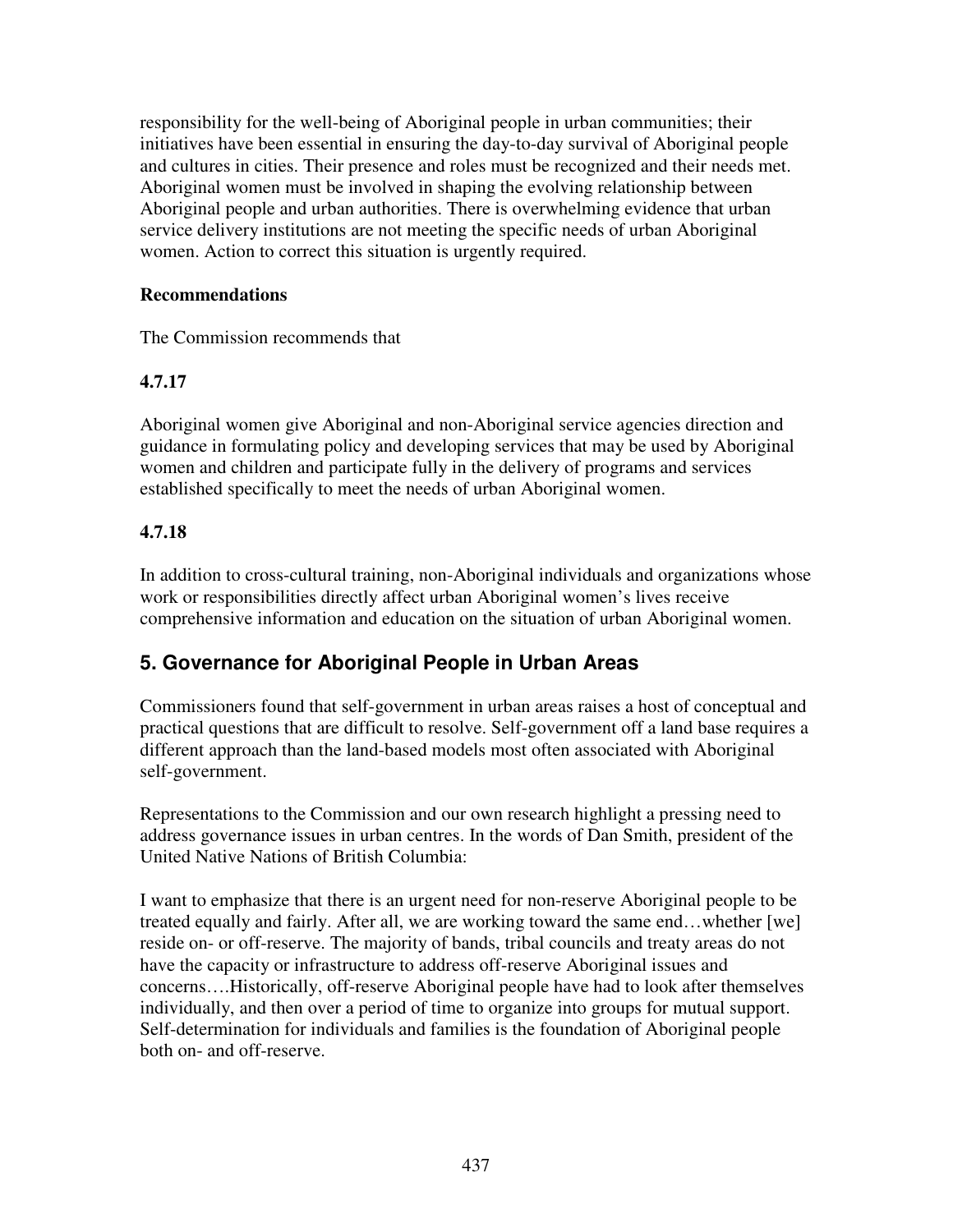responsibility for the well-being of Aboriginal people in urban communities; their initiatives have been essential in ensuring the day-to-day survival of Aboriginal people and cultures in cities. Their presence and roles must be recognized and their needs met. Aboriginal women must be involved in shaping the evolving relationship between Aboriginal people and urban authorities. There is overwhelming evidence that urban service delivery institutions are not meeting the specific needs of urban Aboriginal women. Action to correct this situation is urgently required.

**Recommendations**

The Commission recommends that

**4.7.17**

Aboriginal women give Aboriginal and non-Aboriginal service agencies direction and guidance in formulating policy and developing services that may be used by Aboriginal women and children and participate fully in the delivery of programs and services established specifically to meet the needs of urban Aboriginal women.

**4.7.18**

In addition to cross-cultural training, non-Aboriginal individuals and organizations whose work or responsibilities directly affect urban Aboriginal women's lives receive comprehensive information and education on the situation of urban Aboriginal women.

## 5. Governance for Aboriginal People in Urban Areas

Commissioners found that self-government in urban areas raises a host of conceptual and practical questions that are difficult to resolve. Self-government off a land base requires a different approach than the land-based models most often associated with Aboriginal self-government.

Representations to the Commission and our own research highlight a pressing need to address governance issues in urban centres. In the words of Dan Smith, president of the United Native Nations of British Columbia:

I want to emphasize that there is an urgent need for non-reserve Aboriginal people to be treated equally and fairly. After all, we are working toward the same end…whether [we] reside on- or off-reserve. The majority of bands, tribal councils and treaty areas do not have the capacity or infrastructure to address off-reserve Aboriginal issues and concerns….Historically, off-reserve Aboriginal people have had to look after themselves individually, and then over a period of time to organize into groups for mutual support. Self-determination for individuals and families is the foundation of Aboriginal people both on- and off-reserve.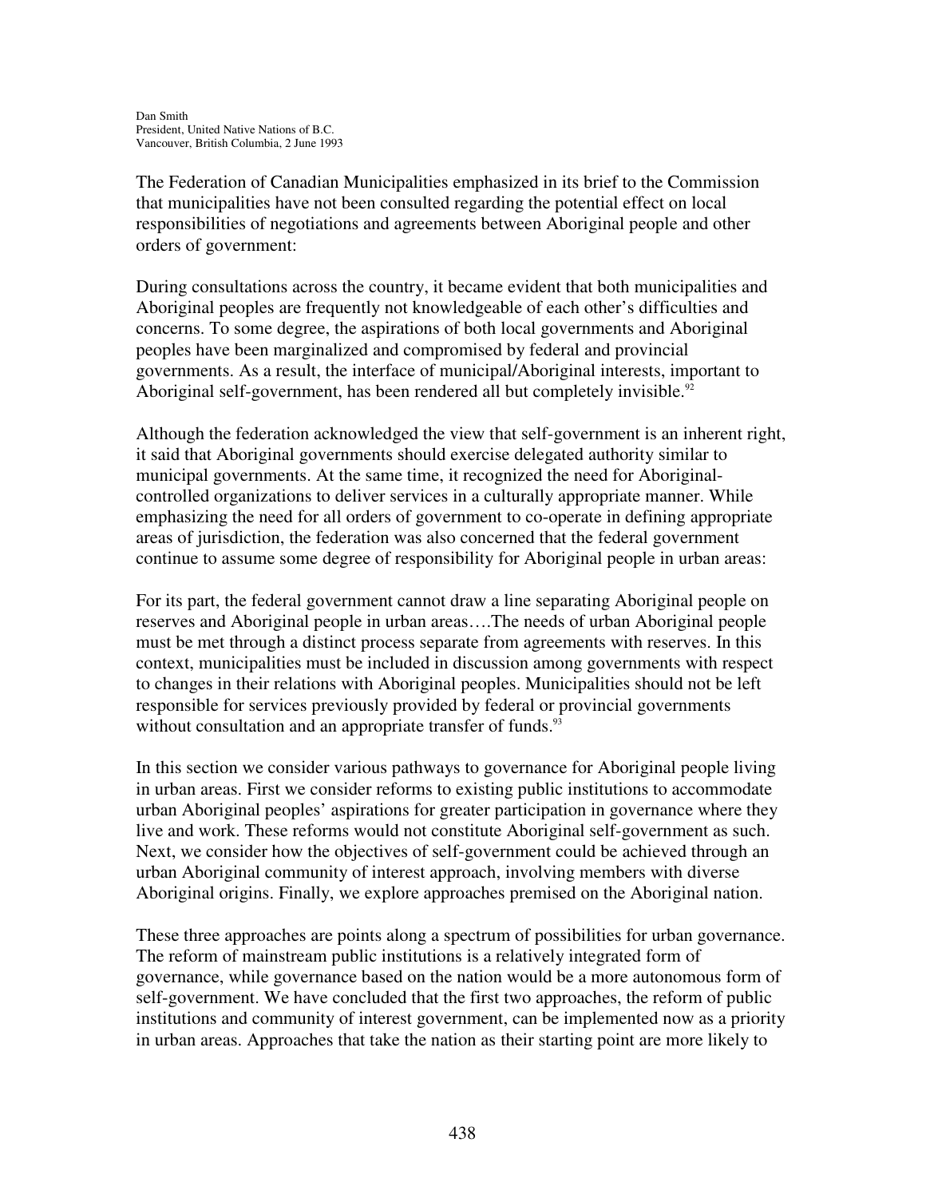Dan Smith
President, United Native Nations of B.C.
Vancouver, British Columbia, 2 June 1993

The Federation of Canadian Municipalities emphasized in its brief to the Commission that municipalities have not been consulted regarding the potential effect on local responsibilities of negotiations and agreements between Aboriginal people and other orders of government:

During consultations across the country, it became evident that both municipalities and Aboriginal peoples are frequently not knowledgeable of each other's difficulties and concerns. To some degree, the aspirations of both local governments and Aboriginal peoples have been marginalized and compromised by federal and provincial governments. As a result, the interface of municipal/Aboriginal interests, important to Aboriginal self-government, has been rendered all but completely invisible.[92]

Although the federation acknowledged the view that self-government is an inherent right, it said that Aboriginal governments should exercise delegated authority similar to municipal governments. At the same time, it recognized the need for Aboriginal-controlled organizations to deliver services in a culturally appropriate manner. While emphasizing the need for all orders of government to co-operate in defining appropriate areas of jurisdiction, the federation was also concerned that the federal government continue to assume some degree of responsibility for Aboriginal people in urban areas:

For its part, the federal government cannot draw a line separating Aboriginal people on reserves and Aboriginal people in urban areas….The needs of urban Aboriginal people must be met through a distinct process separate from agreements with reserves. In this context, municipalities must be included in discussion among governments with respect to changes in their relations with Aboriginal peoples. Municipalities should not be left responsible for services previously provided by federal or provincial governments without consultation and an appropriate transfer of funds.[93]

In this section we consider various pathways to governance for Aboriginal people living in urban areas. First we consider reforms to existing public institutions to accommodate urban Aboriginal peoples' aspirations for greater participation in governance where they live and work. These reforms would not constitute Aboriginal self-government as such. Next, we consider how the objectives of self-government could be achieved through an urban Aboriginal community of interest approach, involving members with diverse Aboriginal origins. Finally, we explore approaches premised on the Aboriginal nation.

These three approaches are points along a spectrum of possibilities for urban governance. The reform of mainstream public institutions is a relatively integrated form of governance, while governance based on the nation would be a more autonomous form of self-government. We have concluded that the first two approaches, the reform of public institutions and community of interest government, can be implemented now as a priority in urban areas. Approaches that take the nation as their starting point are more likely to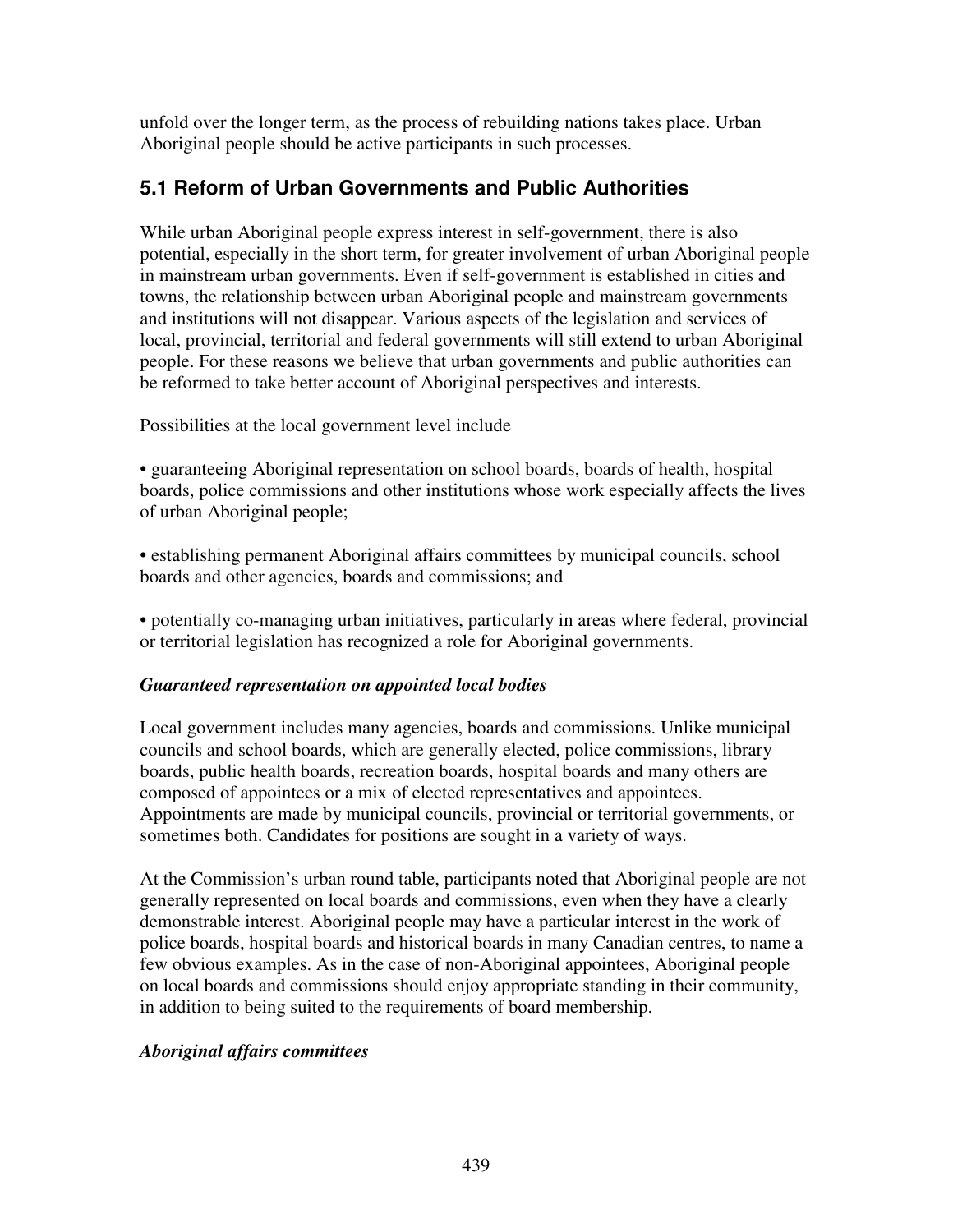unfold over the longer term, as the process of rebuilding nations takes place. Urban Aboriginal people should be active participants in such processes.

## 5.1 Reform of Urban Governments and Public Authorities

While urban Aboriginal people express interest in self-government, there is also potential, especially in the short term, for greater involvement of urban Aboriginal people in mainstream urban governments. Even if self-government is established in cities and towns, the relationship between urban Aboriginal people and mainstream governments and institutions will not disappear. Various aspects of the legislation and services of local, provincial, territorial and federal governments will still extend to urban Aboriginal people. For these reasons we believe that urban governments and public authorities can be reformed to take better account of Aboriginal perspectives and interests.

Possibilities at the local government level include

- guaranteeing Aboriginal representation on school boards, boards of health, hospital boards, police commissions and other institutions whose work especially affects the lives of urban Aboriginal people;

- establishing permanent Aboriginal affairs committees by municipal councils, school boards and other agencies, boards and commissions; and

- potentially co-managing urban initiatives, particularly in areas where federal, provincial or territorial legislation has recognized a role for Aboriginal governments.

### *Guaranteed representation on appointed local bodies*

Local government includes many agencies, boards and commissions. Unlike municipal councils and school boards, which are generally elected, police commissions, library boards, public health boards, recreation boards, hospital boards and many others are composed of appointees or a mix of elected representatives and appointees. Appointments are made by municipal councils, provincial or territorial governments, or sometimes both. Candidates for positions are sought in a variety of ways.

At the Commission's urban round table, participants noted that Aboriginal people are not generally represented on local boards and commissions, even when they have a clearly demonstrable interest. Aboriginal people may have a particular interest in the work of police boards, hospital boards and historical boards in many Canadian centres, to name a few obvious examples. As in the case of non-Aboriginal appointees, Aboriginal people on local boards and commissions should enjoy appropriate standing in their community, in addition to being suited to the requirements of board membership.

### *Aboriginal affairs committees*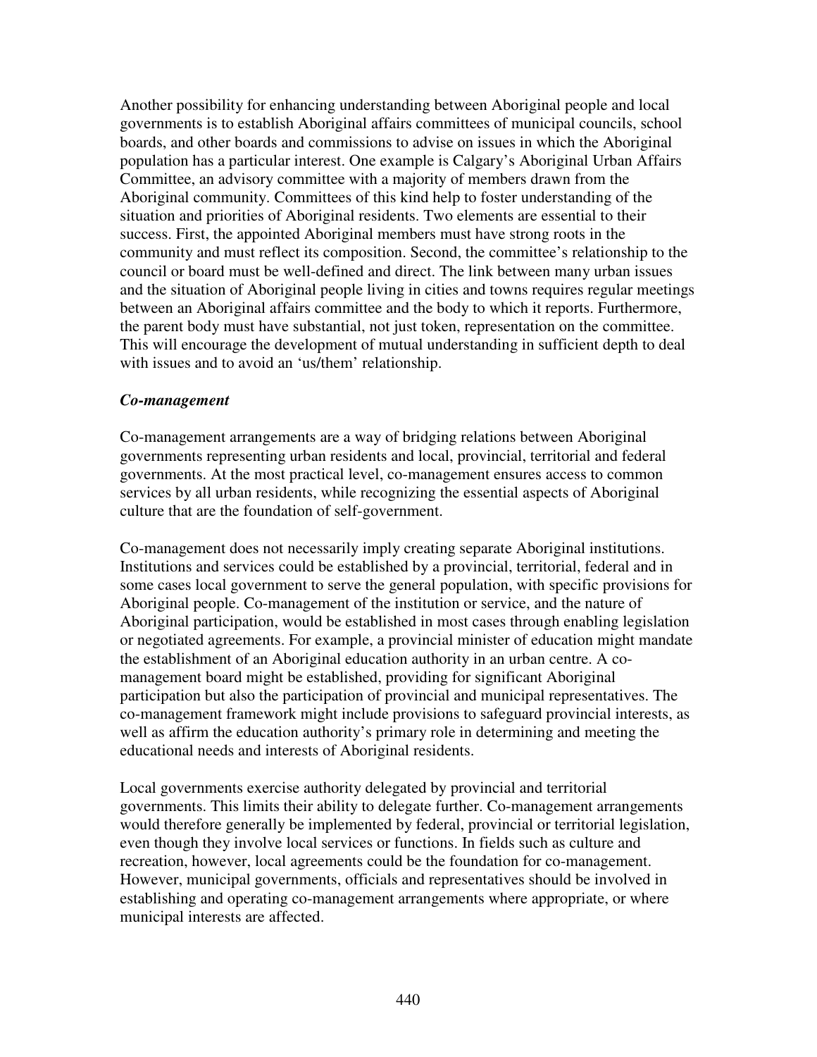Another possibility for enhancing understanding between Aboriginal people and local governments is to establish Aboriginal affairs committees of municipal councils, school boards, and other boards and commissions to advise on issues in which the Aboriginal population has a particular interest. One example is Calgary's Aboriginal Urban Affairs Committee, an advisory committee with a majority of members drawn from the Aboriginal community. Committees of this kind help to foster understanding of the situation and priorities of Aboriginal residents. Two elements are essential to their success. First, the appointed Aboriginal members must have strong roots in the community and must reflect its composition. Second, the committee's relationship to the council or board must be well-defined and direct. The link between many urban issues and the situation of Aboriginal people living in cities and towns requires regular meetings between an Aboriginal affairs committee and the body to which it reports. Furthermore, the parent body must have substantial, not just token, representation on the committee. This will encourage the development of mutual understanding in sufficient depth to deal with issues and to avoid an 'us/them' relationship.

### *Co-management*

Co-management arrangements are a way of bridging relations between Aboriginal governments representing urban residents and local, provincial, territorial and federal governments. At the most practical level, co-management ensures access to common services by all urban residents, while recognizing the essential aspects of Aboriginal culture that are the foundation of self-government.

Co-management does not necessarily imply creating separate Aboriginal institutions. Institutions and services could be established by a provincial, territorial, federal and in some cases local government to serve the general population, with specific provisions for Aboriginal people. Co-management of the institution or service, and the nature of Aboriginal participation, would be established in most cases through enabling legislation or negotiated agreements. For example, a provincial minister of education might mandate the establishment of an Aboriginal education authority in an urban centre. A co-management board might be established, providing for significant Aboriginal participation but also the participation of provincial and municipal representatives. The co-management framework might include provisions to safeguard provincial interests, as well as affirm the education authority's primary role in determining and meeting the educational needs and interests of Aboriginal residents.

Local governments exercise authority delegated by provincial and territorial governments. This limits their ability to delegate further. Co-management arrangements would therefore generally be implemented by federal, provincial or territorial legislation, even though they involve local services or functions. In fields such as culture and recreation, however, local agreements could be the foundation for co-management. However, municipal governments, officials and representatives should be involved in establishing and operating co-management arrangements where appropriate, or where municipal interests are affected.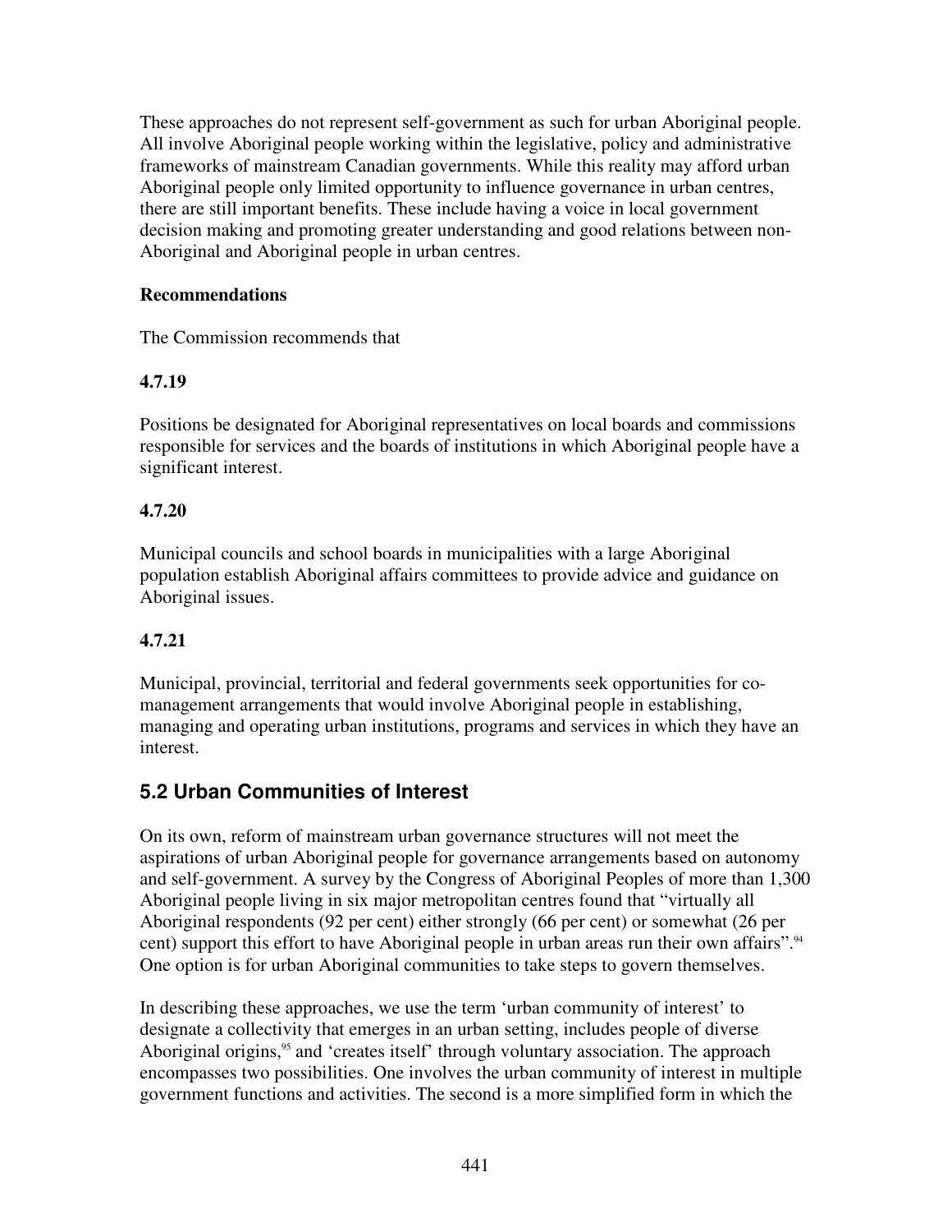These approaches do not represent self-government as such for urban Aboriginal people. All involve Aboriginal people working within the legislative, policy and administrative frameworks of mainstream Canadian governments. While this reality may afford urban Aboriginal people only limited opportunity to influence governance in urban centres, there are still important benefits. These include having a voice in local government decision making and promoting greater understanding and good relations between non-Aboriginal and Aboriginal people in urban centres.

**Recommendations**

The Commission recommends that

**4.7.19**

Positions be designated for Aboriginal representatives on local boards and commissions responsible for services and the boards of institutions in which Aboriginal people have a significant interest.

**4.7.20**

Municipal councils and school boards in municipalities with a large Aboriginal population establish Aboriginal affairs committees to provide advice and guidance on Aboriginal issues.

**4.7.21**

Municipal, provincial, territorial and federal governments seek opportunities for co-management arrangements that would involve Aboriginal people in establishing, managing and operating urban institutions, programs and services in which they have an interest.

## 5.2 Urban Communities of Interest

On its own, reform of mainstream urban governance structures will not meet the aspirations of urban Aboriginal people for governance arrangements based on autonomy and self-government. A survey by the Congress of Aboriginal Peoples of more than 1,300 Aboriginal people living in six major metropolitan centres found that "virtually all Aboriginal respondents (92 per cent) either strongly (66 per cent) or somewhat (26 per cent) support this effort to have Aboriginal people in urban areas run their own affairs".[94] One option is for urban Aboriginal communities to take steps to govern themselves.

In describing these approaches, we use the term 'urban community of interest' to designate a collectivity that emerges in an urban setting, includes people of diverse Aboriginal origins,[95] and 'creates itself' through voluntary association. The approach encompasses two possibilities. One involves the urban community of interest in multiple government functions and activities. The second is a more simplified form in which the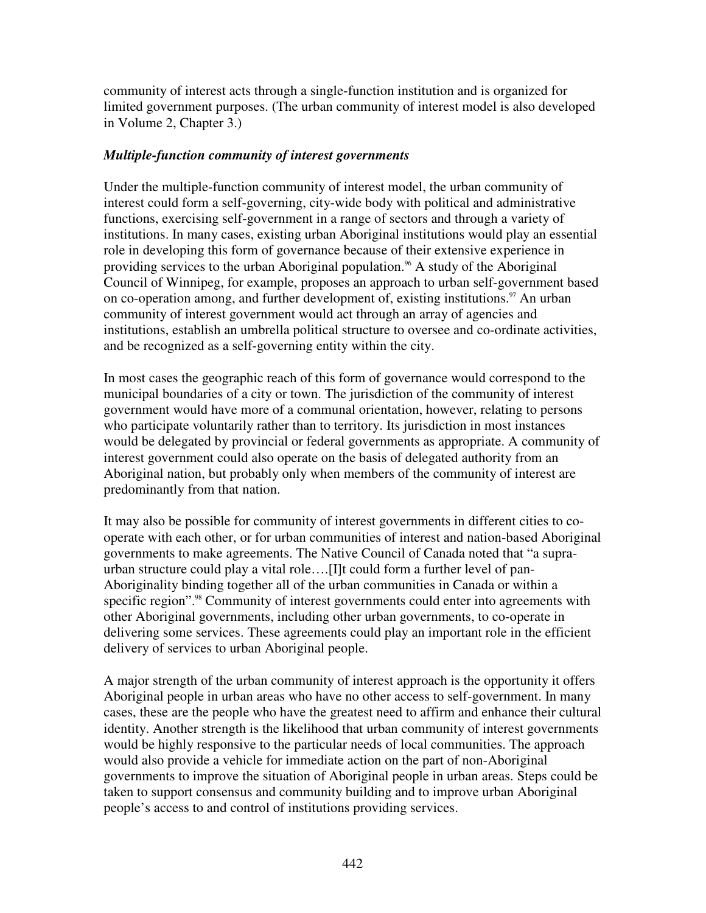community of interest acts through a single-function institution and is organized for limited government purposes. (The urban community of interest model is also developed in Volume 2, Chapter 3.)

### *Multiple-function community of interest governments*

Under the multiple-function community of interest model, the urban community of interest could form a self-governing, city-wide body with political and administrative functions, exercising self-government in a range of sectors and through a variety of institutions. In many cases, existing urban Aboriginal institutions would play an essential role in developing this form of governance because of their extensive experience in providing services to the urban Aboriginal population.[96] A study of the Aboriginal Council of Winnipeg, for example, proposes an approach to urban self-government based on co-operation among, and further development of, existing institutions.[97] An urban community of interest government would act through an array of agencies and institutions, establish an umbrella political structure to oversee and co-ordinate activities, and be recognized as a self-governing entity within the city.

In most cases the geographic reach of this form of governance would correspond to the municipal boundaries of a city or town. The jurisdiction of the community of interest government would have more of a communal orientation, however, relating to persons who participate voluntarily rather than to territory. Its jurisdiction in most instances would be delegated by provincial or federal governments as appropriate. A community of interest government could also operate on the basis of delegated authority from an Aboriginal nation, but probably only when members of the community of interest are predominantly from that nation.

It may also be possible for community of interest governments in different cities to co-operate with each other, or for urban communities of interest and nation-based Aboriginal governments to make agreements. The Native Council of Canada noted that "a supra-urban structure could play a vital role….[I]t could form a further level of pan-Aboriginality binding together all of the urban communities in Canada or within a specific region".[98] Community of interest governments could enter into agreements with other Aboriginal governments, including other urban governments, to co-operate in delivering some services. These agreements could play an important role in the efficient delivery of services to urban Aboriginal people.

A major strength of the urban community of interest approach is the opportunity it offers Aboriginal people in urban areas who have no other access to self-government. In many cases, these are the people who have the greatest need to affirm and enhance their cultural identity. Another strength is the likelihood that urban community of interest governments would be highly responsive to the particular needs of local communities. The approach would also provide a vehicle for immediate action on the part of non-Aboriginal governments to improve the situation of Aboriginal people in urban areas. Steps could be taken to support consensus and community building and to improve urban Aboriginal people's access to and control of institutions providing services.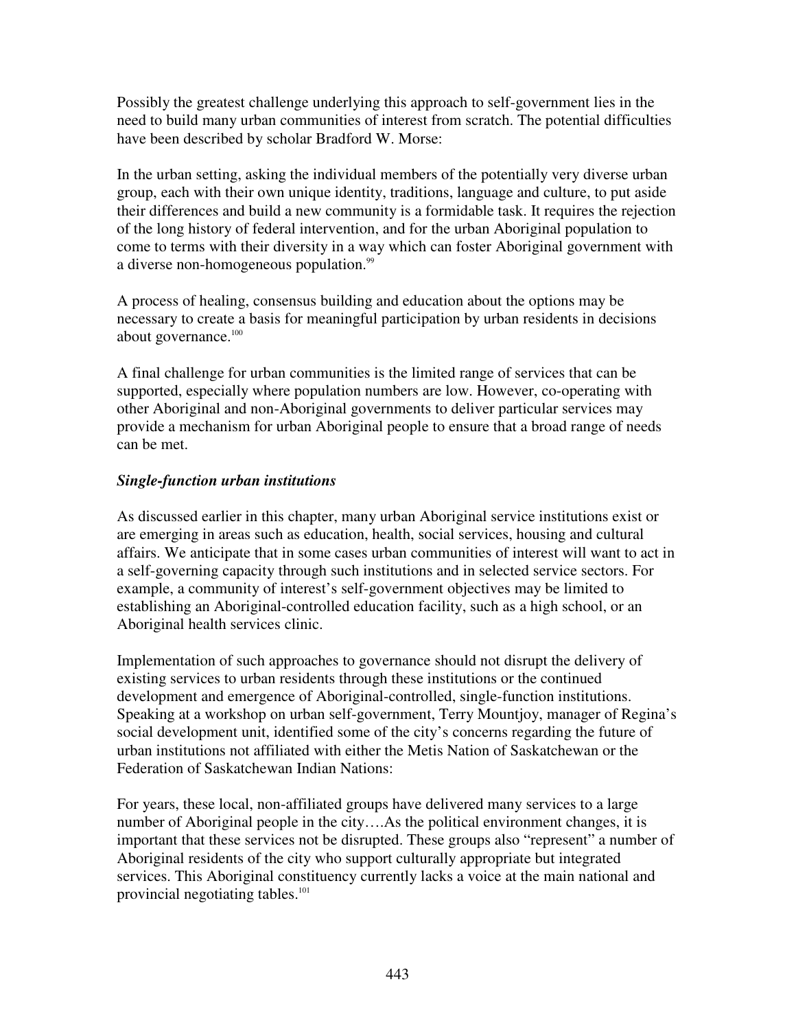Possibly the greatest challenge underlying this approach to self-government lies in the need to build many urban communities of interest from scratch. The potential difficulties have been described by scholar Bradford W. Morse:

> In the urban setting, asking the individual members of the potentially very diverse urban group, each with their own unique identity, traditions, language and culture, to put aside their differences and build a new community is a formidable task. It requires the rejection of the long history of federal intervention, and for the urban Aboriginal population to come to terms with their diversity in a way which can foster Aboriginal government with a diverse non-homogeneous population.[99]

A process of healing, consensus building and education about the options may be necessary to create a basis for meaningful participation by urban residents in decisions about governance.[100]

A final challenge for urban communities is the limited range of services that can be supported, especially where population numbers are low. However, co-operating with other Aboriginal and non-Aboriginal governments to deliver particular services may provide a mechanism for urban Aboriginal people to ensure that a broad range of needs can be met.

***Single-function urban institutions***

As discussed earlier in this chapter, many urban Aboriginal service institutions exist or are emerging in areas such as education, health, social services, housing and cultural affairs. We anticipate that in some cases urban communities of interest will want to act in a self-governing capacity through such institutions and in selected service sectors. For example, a community of interest's self-government objectives may be limited to establishing an Aboriginal-controlled education facility, such as a high school, or an Aboriginal health services clinic.

Implementation of such approaches to governance should not disrupt the delivery of existing services to urban residents through these institutions or the continued development and emergence of Aboriginal-controlled, single-function institutions. Speaking at a workshop on urban self-government, Terry Mountjoy, manager of Regina's social development unit, identified some of the city's concerns regarding the future of urban institutions not affiliated with either the Metis Nation of Saskatchewan or the Federation of Saskatchewan Indian Nations:

> For years, these local, non-affiliated groups have delivered many services to a large number of Aboriginal people in the city….As the political environment changes, it is important that these services not be disrupted. These groups also "represent" a number of Aboriginal residents of the city who support culturally appropriate but integrated services. This Aboriginal constituency currently lacks a voice at the main national and provincial negotiating tables.[101]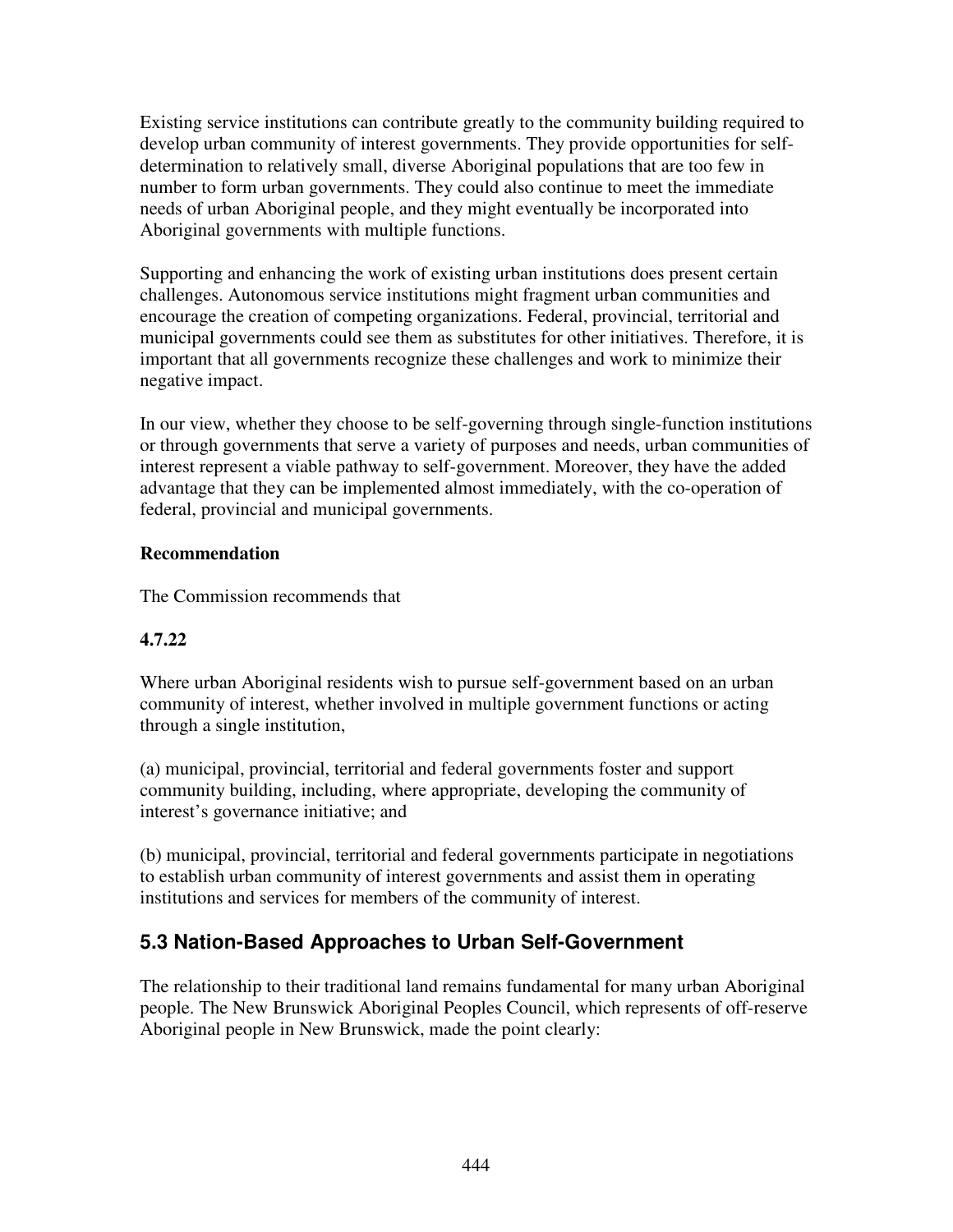Existing service institutions can contribute greatly to the community building required to develop urban community of interest governments. They provide opportunities for self-determination to relatively small, diverse Aboriginal populations that are too few in number to form urban governments. They could also continue to meet the immediate needs of urban Aboriginal people, and they might eventually be incorporated into Aboriginal governments with multiple functions.

Supporting and enhancing the work of existing urban institutions does present certain challenges. Autonomous service institutions might fragment urban communities and encourage the creation of competing organizations. Federal, provincial, territorial and municipal governments could see them as substitutes for other initiatives. Therefore, it is important that all governments recognize these challenges and work to minimize their negative impact.

In our view, whether they choose to be self-governing through single-function institutions or through governments that serve a variety of purposes and needs, urban communities of interest represent a viable pathway to self-government. Moreover, they have the added advantage that they can be implemented almost immediately, with the co-operation of federal, provincial and municipal governments.

**Recommendation**

The Commission recommends that

**4.7.22**

Where urban Aboriginal residents wish to pursue self-government based on an urban community of interest, whether involved in multiple government functions or acting through a single institution,

(a) municipal, provincial, territorial and federal governments foster and support community building, including, where appropriate, developing the community of interest's governance initiative; and

(b) municipal, provincial, territorial and federal governments participate in negotiations to establish urban community of interest governments and assist them in operating institutions and services for members of the community of interest.

## 5.3 Nation-Based Approaches to Urban Self-Government

The relationship to their traditional land remains fundamental for many urban Aboriginal people. The New Brunswick Aboriginal Peoples Council, which represents of off-reserve Aboriginal people in New Brunswick, made the point clearly: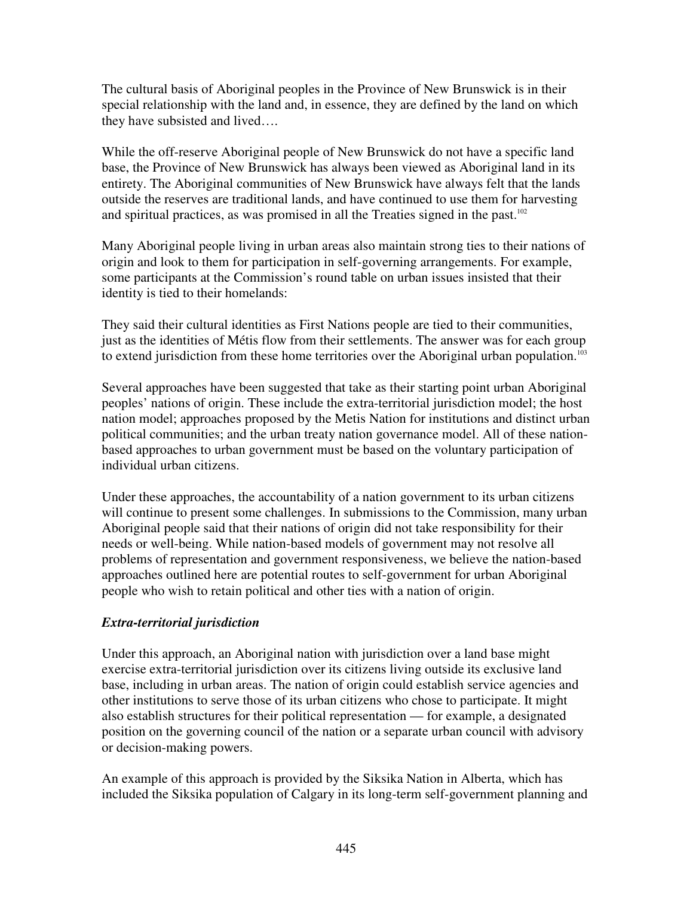The cultural basis of Aboriginal peoples in the Province of New Brunswick is in their special relationship with the land and, in essence, they are defined by the land on which they have subsisted and lived….

While the off-reserve Aboriginal people of New Brunswick do not have a specific land base, the Province of New Brunswick has always been viewed as Aboriginal land in its entirety. The Aboriginal communities of New Brunswick have always felt that the lands outside the reserves are traditional lands, and have continued to use them for harvesting and spiritual practices, as was promised in all the Treaties signed in the past.[102]

Many Aboriginal people living in urban areas also maintain strong ties to their nations of origin and look to them for participation in self-governing arrangements. For example, some participants at the Commission's round table on urban issues insisted that their identity is tied to their homelands:

They said their cultural identities as First Nations people are tied to their communities, just as the identities of Métis flow from their settlements. The answer was for each group to extend jurisdiction from these home territories over the Aboriginal urban population.[103]

Several approaches have been suggested that take as their starting point urban Aboriginal peoples' nations of origin. These include the extra-territorial jurisdiction model; the host nation model; approaches proposed by the Metis Nation for institutions and distinct urban political communities; and the urban treaty nation governance model. All of these nation-based approaches to urban government must be based on the voluntary participation of individual urban citizens.

Under these approaches, the accountability of a nation government to its urban citizens will continue to present some challenges. In submissions to the Commission, many urban Aboriginal people said that their nations of origin did not take responsibility for their needs or well-being. While nation-based models of government may not resolve all problems of representation and government responsiveness, we believe the nation-based approaches outlined here are potential routes to self-government for urban Aboriginal people who wish to retain political and other ties with a nation of origin.

***Extra-territorial jurisdiction***

Under this approach, an Aboriginal nation with jurisdiction over a land base might exercise extra-territorial jurisdiction over its citizens living outside its exclusive land base, including in urban areas. The nation of origin could establish service agencies and other institutions to serve those of its urban citizens who chose to participate. It might also establish structures for their political representation — for example, a designated position on the governing council of the nation or a separate urban council with advisory or decision-making powers.

An example of this approach is provided by the Siksika Nation in Alberta, which has included the Siksika population of Calgary in its long-term self-government planning and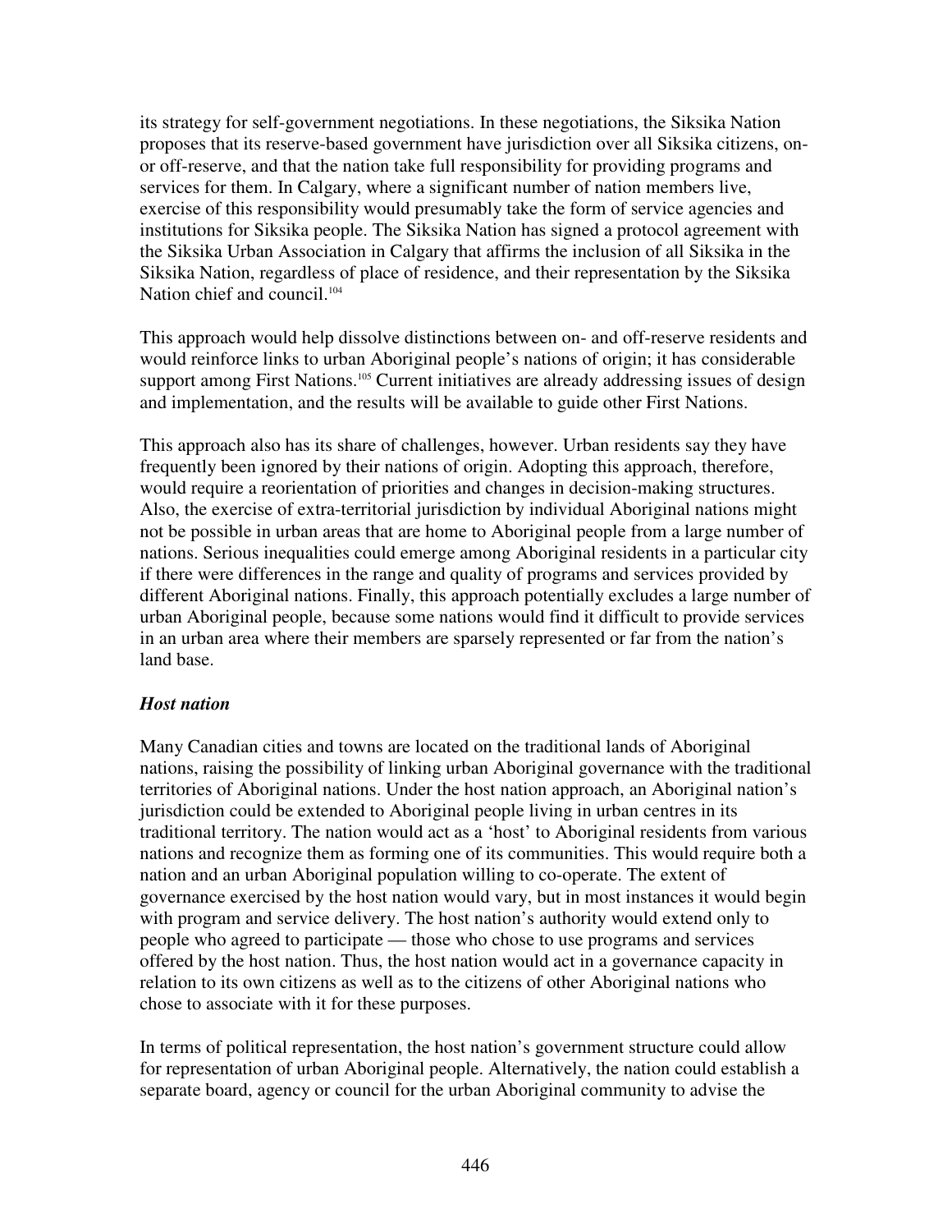its strategy for self-government negotiations. In these negotiations, the Siksika Nation proposes that its reserve-based government have jurisdiction over all Siksika citizens, on- or off-reserve, and that the nation take full responsibility for providing programs and services for them. In Calgary, where a significant number of nation members live, exercise of this responsibility would presumably take the form of service agencies and institutions for Siksika people. The Siksika Nation has signed a protocol agreement with the Siksika Urban Association in Calgary that affirms the inclusion of all Siksika in the Siksika Nation, regardless of place of residence, and their representation by the Siksika Nation chief and council.[104]

This approach would help dissolve distinctions between on- and off-reserve residents and would reinforce links to urban Aboriginal people's nations of origin; it has considerable support among First Nations.[105] Current initiatives are already addressing issues of design and implementation, and the results will be available to guide other First Nations.

This approach also has its share of challenges, however. Urban residents say they have frequently been ignored by their nations of origin. Adopting this approach, therefore, would require a reorientation of priorities and changes in decision-making structures. Also, the exercise of extra-territorial jurisdiction by individual Aboriginal nations might not be possible in urban areas that are home to Aboriginal people from a large number of nations. Serious inequalities could emerge among Aboriginal residents in a particular city if there were differences in the range and quality of programs and services provided by different Aboriginal nations. Finally, this approach potentially excludes a large number of urban Aboriginal people, because some nations would find it difficult to provide services in an urban area where their members are sparsely represented or far from the nation's land base.

***Host nation***

Many Canadian cities and towns are located on the traditional lands of Aboriginal nations, raising the possibility of linking urban Aboriginal governance with the traditional territories of Aboriginal nations. Under the host nation approach, an Aboriginal nation's jurisdiction could be extended to Aboriginal people living in urban centres in its traditional territory. The nation would act as a 'host' to Aboriginal residents from various nations and recognize them as forming one of its communities. This would require both a nation and an urban Aboriginal population willing to co-operate. The extent of governance exercised by the host nation would vary, but in most instances it would begin with program and service delivery. The host nation's authority would extend only to people who agreed to participate — those who chose to use programs and services offered by the host nation. Thus, the host nation would act in a governance capacity in relation to its own citizens as well as to the citizens of other Aboriginal nations who chose to associate with it for these purposes.

In terms of political representation, the host nation's government structure could allow for representation of urban Aboriginal people. Alternatively, the nation could establish a separate board, agency or council for the urban Aboriginal community to advise the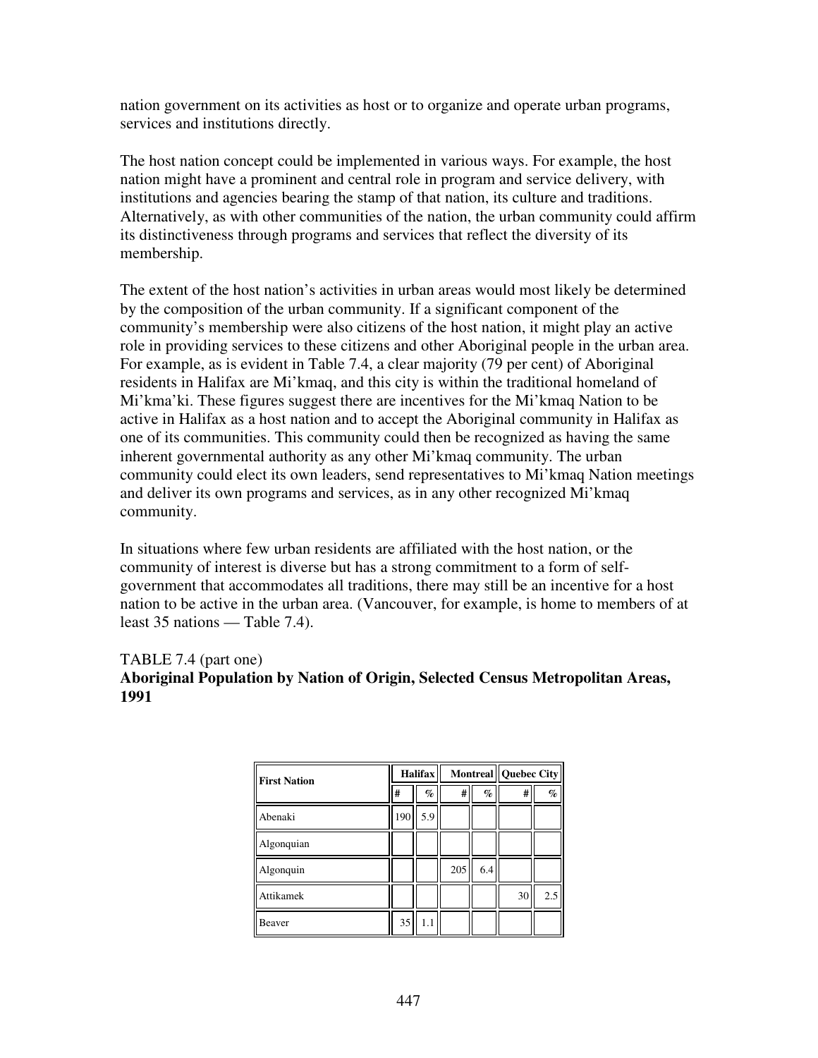nation government on its activities as host or to organize and operate urban programs, services and institutions directly.

The host nation concept could be implemented in various ways. For example, the host nation might have a prominent and central role in program and service delivery, with institutions and agencies bearing the stamp of that nation, its culture and traditions. Alternatively, as with other communities of the nation, the urban community could affirm its distinctiveness through programs and services that reflect the diversity of its membership.

The extent of the host nation's activities in urban areas would most likely be determined by the composition of the urban community. If a significant component of the community's membership were also citizens of the host nation, it might play an active role in providing services to these citizens and other Aboriginal people in the urban area. For example, as is evident in Table 7.4, a clear majority (79 per cent) of Aboriginal residents in Halifax are Mi'kmaq, and this city is within the traditional homeland of Mi'kma'ki. These figures suggest there are incentives for the Mi'kmaq Nation to be active in Halifax as a host nation and to accept the Aboriginal community in Halifax as one of its communities. This community could then be recognized as having the same inherent governmental authority as any other Mi'kmaq community. The urban community could elect its own leaders, send representatives to Mi'kmaq Nation meetings and deliver its own programs and services, as in any other recognized Mi'kmaq community.

In situations where few urban residents are affiliated with the host nation, or the community of interest is diverse but has a strong commitment to a form of self-government that accommodates all traditions, there may still be an incentive for a host nation to be active in the urban area. (Vancouver, for example, is home to members of at least 35 nations — Table 7.4).

TABLE 7.4 (part one)
**Aboriginal Population by Nation of Origin, Selected Census Metropolitan Areas, 1991**

| First Nation | Halifax | | Montreal | | Quebec City | |
|---|---|---|---|---|---|---|
| | # | % | # | % | # | % |
| Abenaki | 190 | 5.9 | | | | |
| Algonquian | | | | | | |
| Algonquin | | | 205 | 6.4 | | |
| Attikamek | | | | | 30 | 2.5 |
| Beaver | 35 | 1.1 | | | | |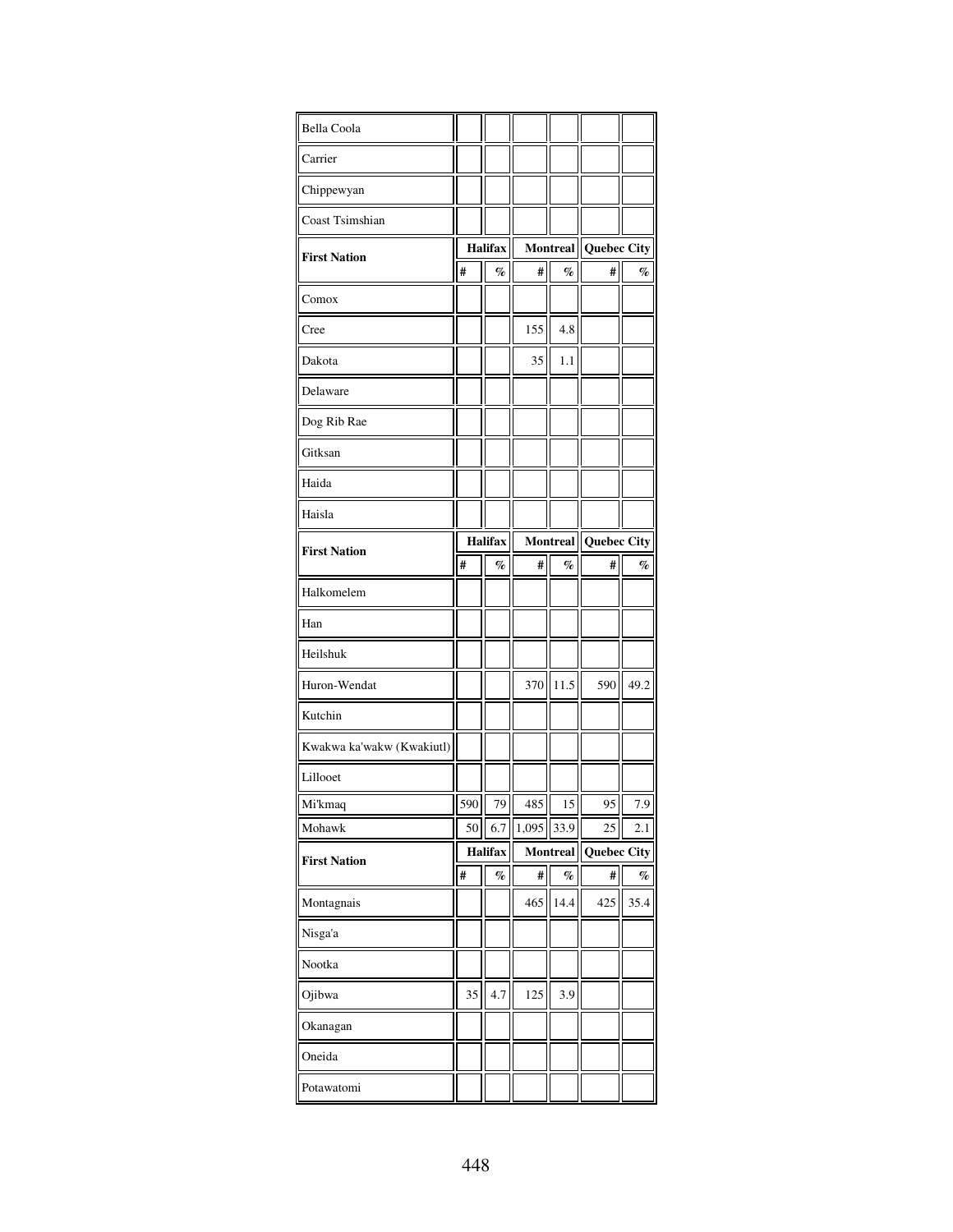| First Nation | Halifax | | Montreal | | Quebec City | |
|---|---|---|---|---|---|---|
| | # | % | # | % | # | % |
| Bella Coola | | | | | | |
| Carrier | | | | | | |
| Chippewyan | | | | | | |
| Coast Tsimshian | | | | | | |
| Comox | | | | | | |
| Cree | | | 155 | 4.8 | | |
| Dakota | | | 35 | 1.1 | | |
| Delaware | | | | | | |
| Dog Rib Rae | | | | | | |
| Gitksan | | | | | | |
| Haida | | | | | | |
| Haisla | | | | | | |
| Halkomelem | | | | | | |
| Han | | | | | | |
| Heilshuk | | | | | | |
| Huron-Wendat | | | 370 | 11.5 | 590 | 49.2 |
| Kutchin | | | | | | |
| Kwakwa ka'wakw (Kwakiutl) | | | | | | |
| Lillooet | | | | | | |
| Mi'kmaq | 590 | 79 | 485 | 15 | 95 | 7.9 |
| Mohawk | 50 | 6.7 | 1,095 | 33.9 | 25 | 2.1 |
| Montagnais | | | 465 | 14.4 | 425 | 35.4 |
| Nisga'a | | | | | | |
| Nootka | | | | | | |
| Ojibwa | 35 | 4.7 | 125 | 3.9 | | |
| Okanagan | | | | | | |
| Oneida | | | | | | |
| Potawatomi | | | | | | |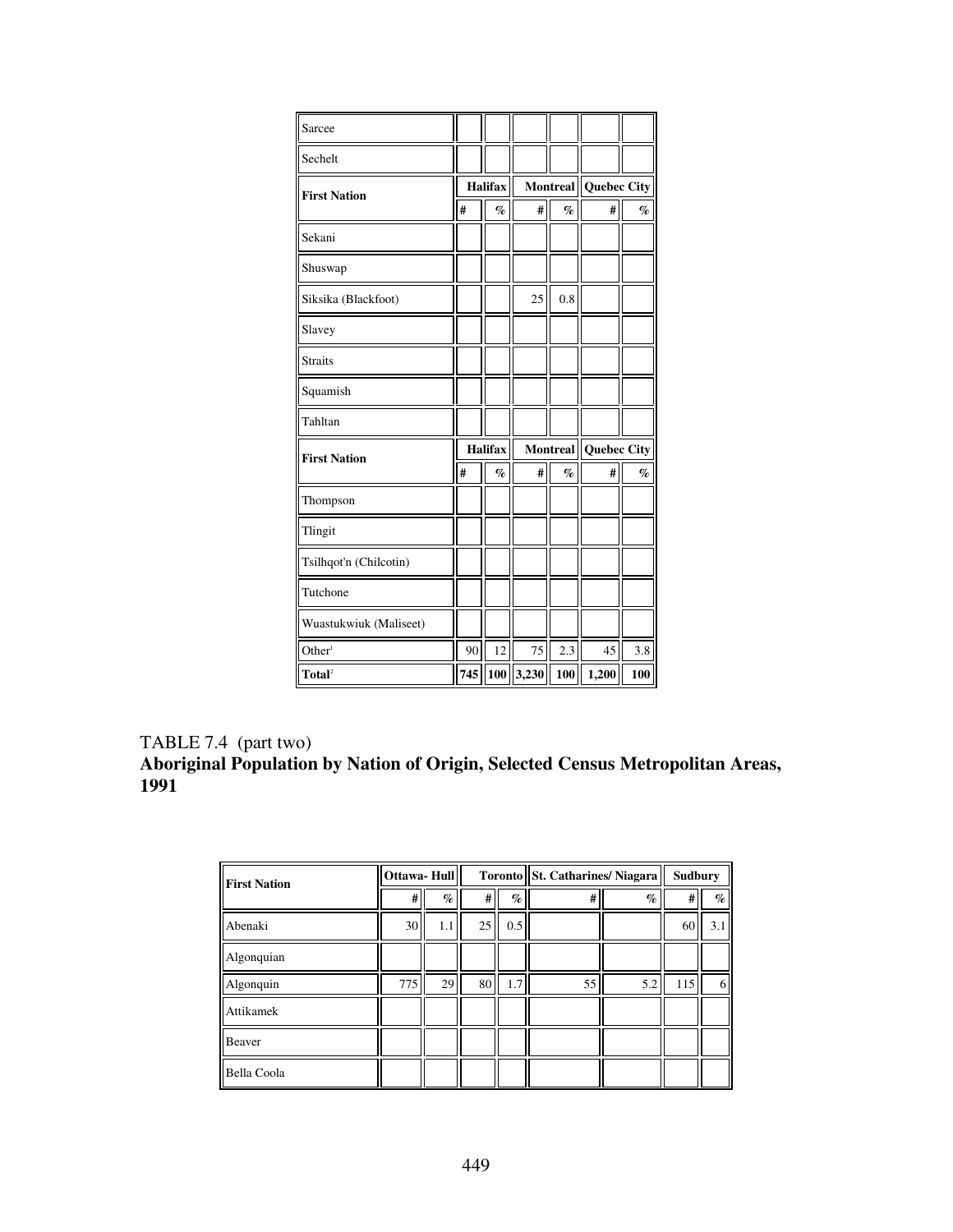| First Nation | Halifax | | Montreal | | Quebec City | |
|---|---|---|---|---|---|---|
| | # | % | # | % | # | % |
| Sarcee | | | | | | |
| Sechelt | | | | | | |
| Sekani | | | | | | |
| Shuswap | | | | | | |
| Siksika (Blackfoot) | | | 25 | 0.8 | | |
| Slavey | | | | | | |
| Straits | | | | | | |
| Squamish | | | | | | |
| Tahltan | | | | | | |
| Thompson | | | | | | |
| Tlingit | | | | | | |
| Tsilhqot'n (Chilcotin) | | | | | | |
| Tutchone | | | | | | |
| Wuastukwiuk (Maliseet) | | | | | | |
| Other[1] | 90 | 12 | 75 | 2.3 | 45 | 3.8 |
| **Total**[2] | **745** | **100** | **3,230** | **100** | **1,200** | **100** |

TABLE 7.4 (part two)

**Aboriginal Population by Nation of Origin, Selected Census Metropolitan Areas, 1991**

| First Nation | Ottawa- Hull | | Toronto | | St. Catharines/ Niagara | | Sudbury | |
|---|---|---|---|---|---|---|---|---|
| | # | % | # | % | # | % | # | % |
| Abenaki | 30 | 1.1 | 25 | 0.5 | | | 60 | 3.1 |
| Algonquian | | | | | | | | |
| Algonquin | 775 | 29 | 80 | 1.7 | 55 | 5.2 | 115 | 6 |
| Attikamek | | | | | | | | |
| Beaver | | | | | | | | |
| Bella Coola | | | | | | | | |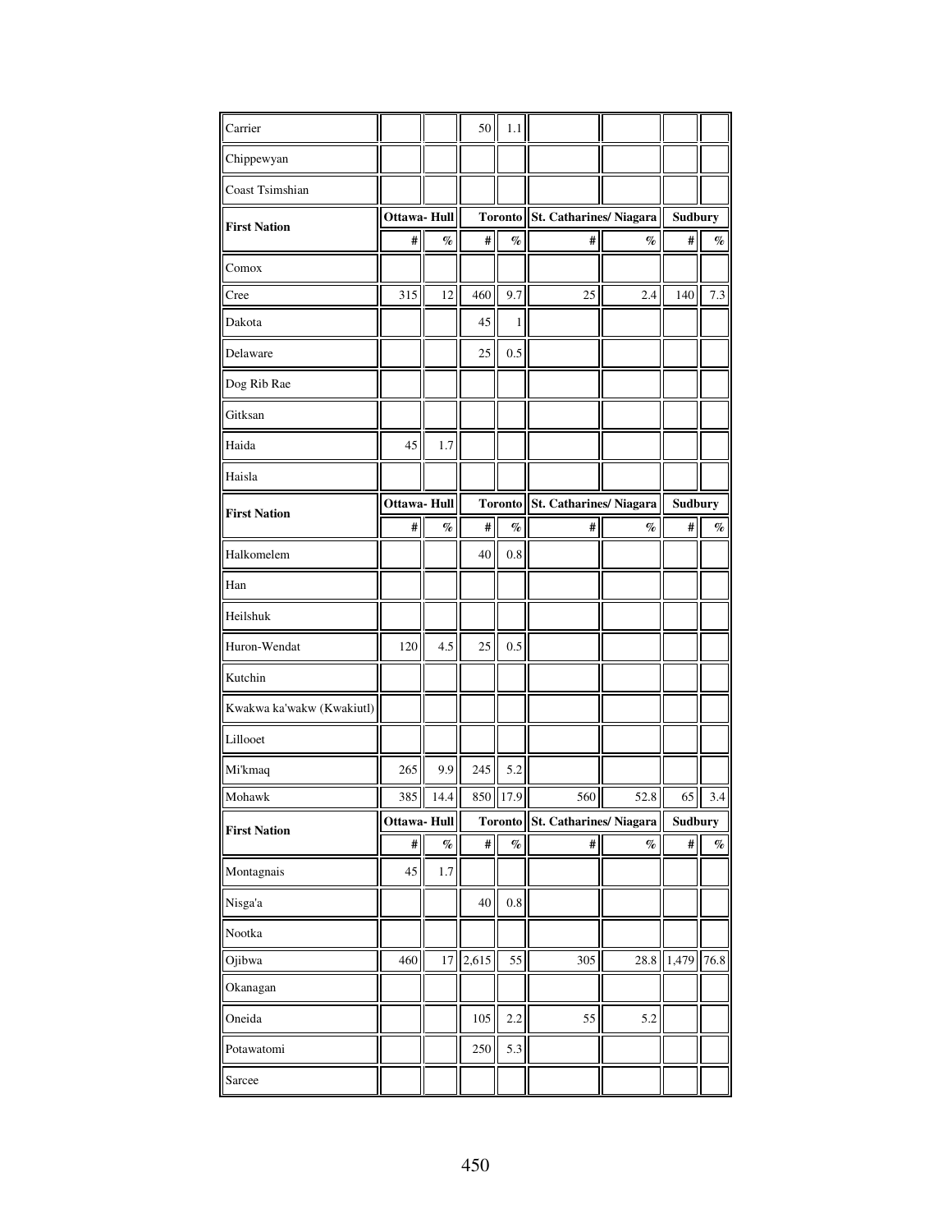| First Nation | Ottawa- Hull | | Toronto | | St. Catharines/ Niagara | | Sudbury | |
|---|---|---|---|---|---|---|---|---|
| | # | % | # | % | # | % | # | % |
| Carrier | | | 50 | 1.1 | | | | |
| Chippewyan | | | | | | | | |
| Coast Tsimshian | | | | | | | | |
| Comox | | | | | | | | |
| Cree | 315 | 12 | 460 | 9.7 | 25 | 2.4 | 140 | 7.3 |
| Dakota | | | 45 | 1 | | | | |
| Delaware | | | 25 | 0.5 | | | | |
| Dog Rib Rae | | | | | | | | |
| Gitksan | | | | | | | | |
| Haida | 45 | 1.7 | | | | | | |
| Haisla | | | | | | | | |
| Halkomelem | | | 40 | 0.8 | | | | |
| Han | | | | | | | | |
| Heilshuk | | | | | | | | |
| Huron-Wendat | 120 | 4.5 | 25 | 0.5 | | | | |
| Kutchin | | | | | | | | |
| Kwakwa ka'wakw (Kwakiutl) | | | | | | | | |
| Lillooet | | | | | | | | |
| Mi'kmaq | 265 | 9.9 | 245 | 5.2 | | | | |
| Mohawk | 385 | 14.4 | 850 | 17.9 | 560 | 52.8 | 65 | 3.4 |
| Montagnais | 45 | 1.7 | | | | | | |
| Nisga'a | | | 40 | 0.8 | | | | |
| Nootka | | | | | | | | |
| Ojibwa | 460 | 17 | 2,615 | 55 | 305 | 28.8 | 1,479 | 76.8 |
| Okanagan | | | | | | | | |
| Oneida | | | 105 | 2.2 | 55 | 5.2 | | |
| Potawatomi | | | 250 | 5.3 | | | | |
| Sarcee | | | | | | | | |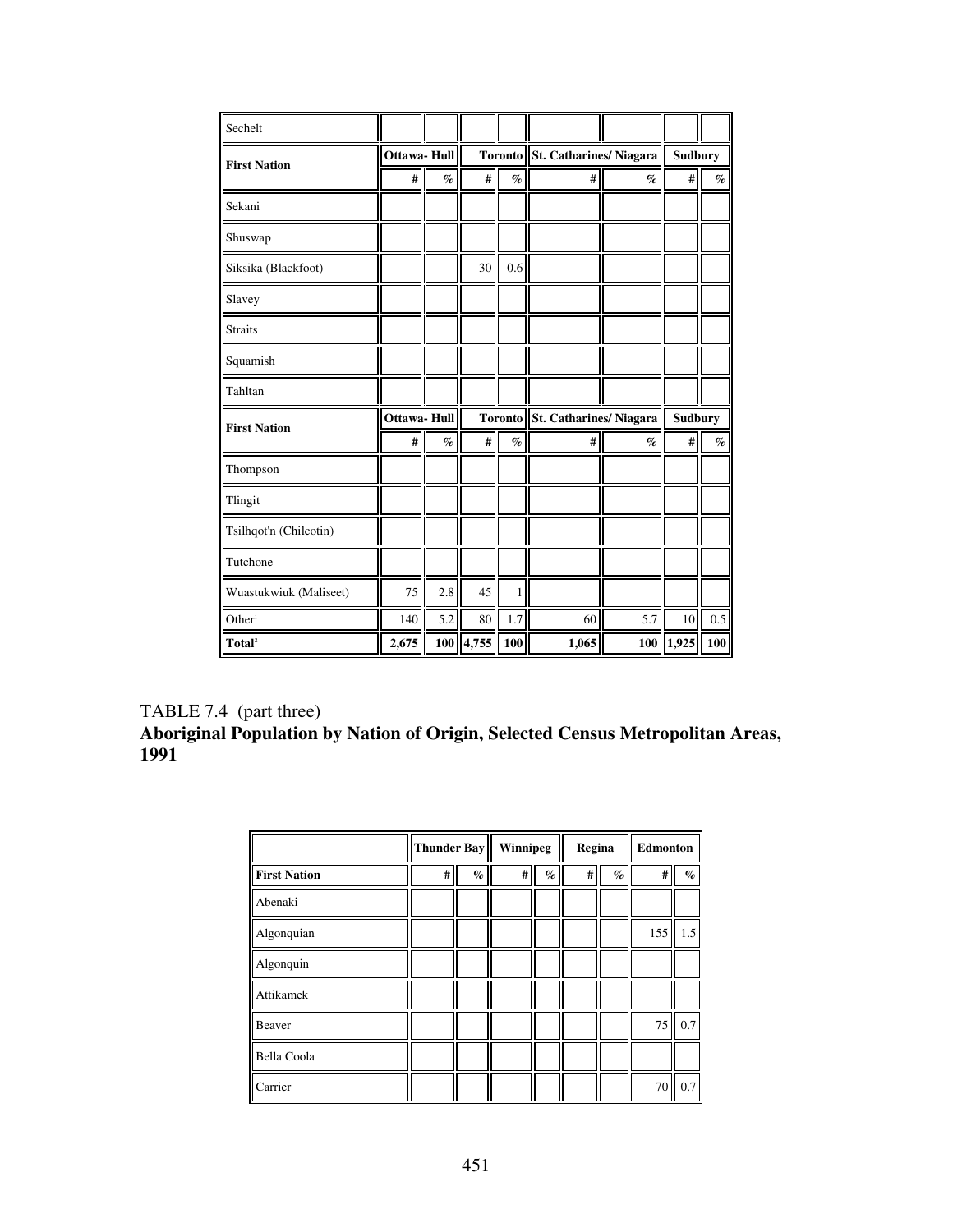| First Nation | Ottawa- Hull | | Toronto | | St. Catharines/ Niagara | | Sudbury | |
|---|---|---|---|---|---|---|---|---|
| | # | % | # | % | # | % | # | % |
| Sechelt | | | | | | | | |
| Sekani | | | | | | | | |
| Shuswap | | | | | | | | |
| Siksika (Blackfoot) | | | 30 | 0.6 | | | | |
| Slavey | | | | | | | | |
| Straits | | | | | | | | |
| Squamish | | | | | | | | |
| Tahltan | | | | | | | | |
| Thompson | | | | | | | | |
| Tlingit | | | | | | | | |
| Tsilhqot'n (Chilcotin) | | | | | | | | |
| Tutchone | | | | | | | | |
| Wuastukwiuk (Maliseet) | 75 | 2.8 | 45 | 1 | | | | |
| Other[1] | 140 | 5.2 | 80 | 1.7 | 60 | 5.7 | 10 | 0.5 |
| **Total**[2] | **2,675** | **100** | **4,755** | **100** | **1,065** | **100** | **1,925** | **100** |

TABLE 7.4 (part three)
**Aboriginal Population by Nation of Origin, Selected Census Metropolitan Areas, 1991**

| | Thunder Bay | | Winnipeg | | Regina | | Edmonton | |
|---|---|---|---|---|---|---|---|---|
| **First Nation** | # | % | # | % | # | % | # | % |
| Abenaki | | | | | | | | |
| Algonquian | | | | | | | 155 | 1.5 |
| Algonquin | | | | | | | | |
| Attikamek | | | | | | | | |
| Beaver | | | | | | | 75 | 0.7 |
| Bella Coola | | | | | | | | |
| Carrier | | | | | | | 70 | 0.7 |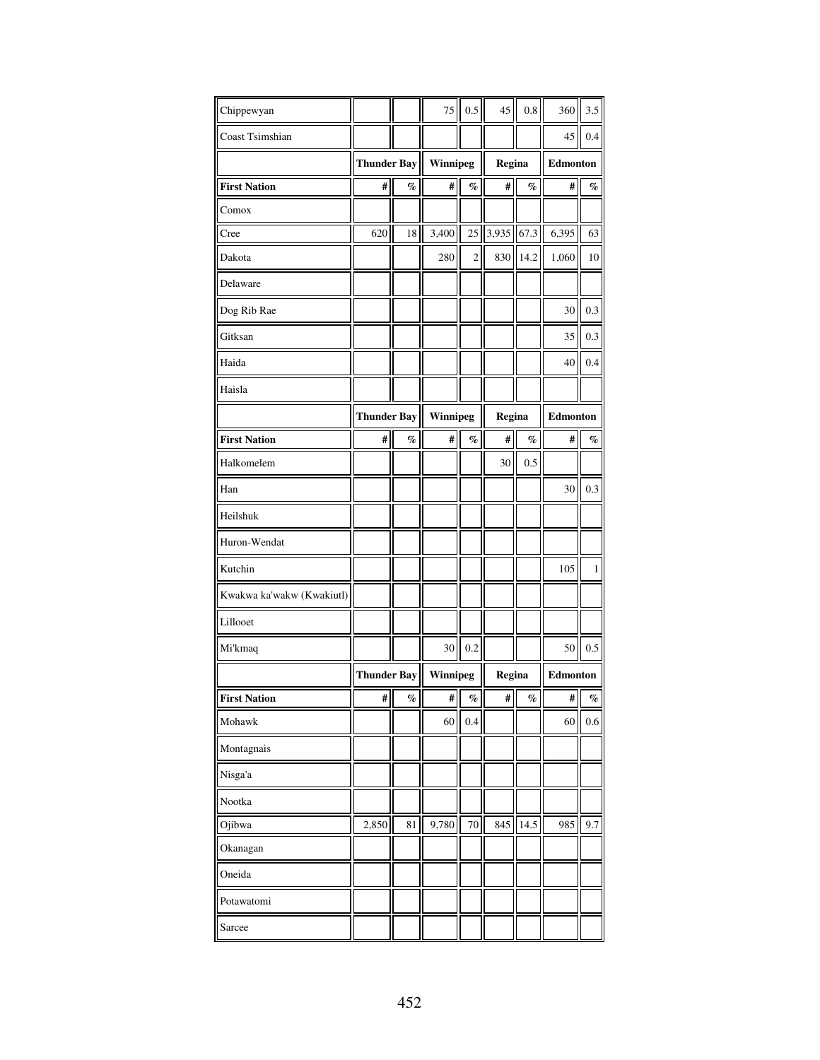| | | | | | | | | |
|---|---|---|---|---|---|---|---|---|
| Chippewyan | | | 75 | 0.5 | 45 | 0.8 | 360 | 3.5 |
| Coast Tsimshian | | | | | | | 45 | 0.4 |
| | **Thunder Bay** | | **Winnipeg** | | **Regina** | | **Edmonton** | |
| **First Nation** | **#** | **%** | **#** | **%** | **#** | **%** | **#** | **%** |
| Comox | | | | | | | | |
| Cree | 620 | 18 | 3,400 | 25 | 3,935 | 67.3 | 6,395 | 63 |
| Dakota | | | 280 | 2 | 830 | 14.2 | 1,060 | 10 |
| Delaware | | | | | | | | |
| Dog Rib Rae | | | | | | | 30 | 0.3 |
| Gitksan | | | | | | | 35 | 0.3 |
| Haida | | | | | | | 40 | 0.4 |
| Haisla | | | | | | | | |
| | **Thunder Bay** | | **Winnipeg** | | **Regina** | | **Edmonton** | |
| **First Nation** | **#** | **%** | **#** | **%** | **#** | **%** | **#** | **%** |
| Halkomelem | | | | | 30 | 0.5 | | |
| Han | | | | | | | 30 | 0.3 |
| Heilshuk | | | | | | | | |
| Huron-Wendat | | | | | | | | |
| Kutchin | | | | | | | 105 | 1 |
| Kwakwa ka'wakw (Kwakiutl) | | | | | | | | |
| Lillooet | | | | | | | | |
| Mi'kmaq | | | 30 | 0.2 | | | 50 | 0.5 |
| | **Thunder Bay** | | **Winnipeg** | | **Regina** | | **Edmonton** | |
| **First Nation** | **#** | **%** | **#** | **%** | **#** | **%** | **#** | **%** |
| Mohawk | | | 60 | 0.4 | | | 60 | 0.6 |
| Montagnais | | | | | | | | |
| Nisga'a | | | | | | | | |
| Nootka | | | | | | | | |
| Ojibwa | 2,850 | 81 | 9,780 | 70 | 845 | 14.5 | 985 | 9.7 |
| Okanagan | | | | | | | | |
| Oneida | | | | | | | | |
| Potawatomi | | | | | | | | |
| Sarcee | | | | | | | | |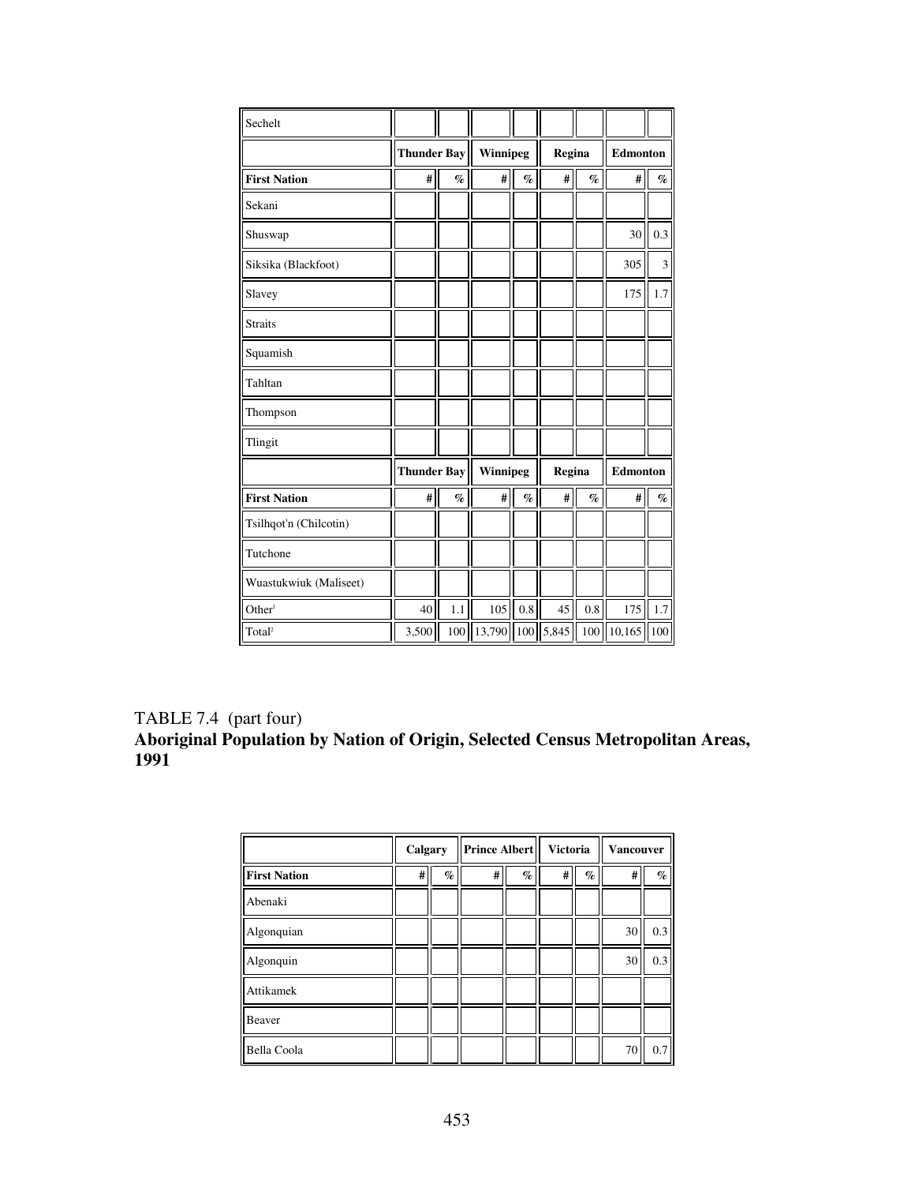| Sechelt | | | | | | | | |
|---|---|---|---|---|---|---|---|---|
| | Thunder Bay | | Winnipeg | | Regina | | Edmonton | |
| **First Nation** | # | % | # | % | # | % | # | % |
| Sekani | | | | | | | | |
| Shuswap | | | | | | | 30 | 0.3 |
| Siksika (Blackfoot) | | | | | | | 305 | 3 |
| Slavey | | | | | | | 175 | 1.7 |
| Straits | | | | | | | | |
| Squamish | | | | | | | | |
| Tahltan | | | | | | | | |
| Thompson | | | | | | | | |
| Tlingit | | | | | | | | |
| | Thunder Bay | | Winnipeg | | Regina | | Edmonton | |
| **First Nation** | # | % | # | % | # | % | # | % |
| Tsilhqot'n (Chilcotin) | | | | | | | | |
| Tutchone | | | | | | | | |
| Wuastukwiuk (Maliseet) | | | | | | | | |
| Other[1] | 40 | 1.1 | 105 | 0.8 | 45 | 0.8 | 175 | 1.7 |
| Total[2] | 3,500 | 100 | 13,790 | 100 | 5,845 | 100 | 10,165 | 100 |

TABLE 7.4 (part four)

**Aboriginal Population by Nation of Origin, Selected Census Metropolitan Areas, 1991**

| | Calgary | | Prince Albert | | Victoria | | Vancouver | |
|---|---|---|---|---|---|---|---|---|
| **First Nation** | # | % | # | % | # | % | # | % |
| Abenaki | | | | | | | | |
| Algonquian | | | | | | | 30 | 0.3 |
| Algonquin | | | | | | | 30 | 0.3 |
| Attikamek | | | | | | | | |
| Beaver | | | | | | | | |
| Bella Coola | | | | | | | 70 | 0.7 |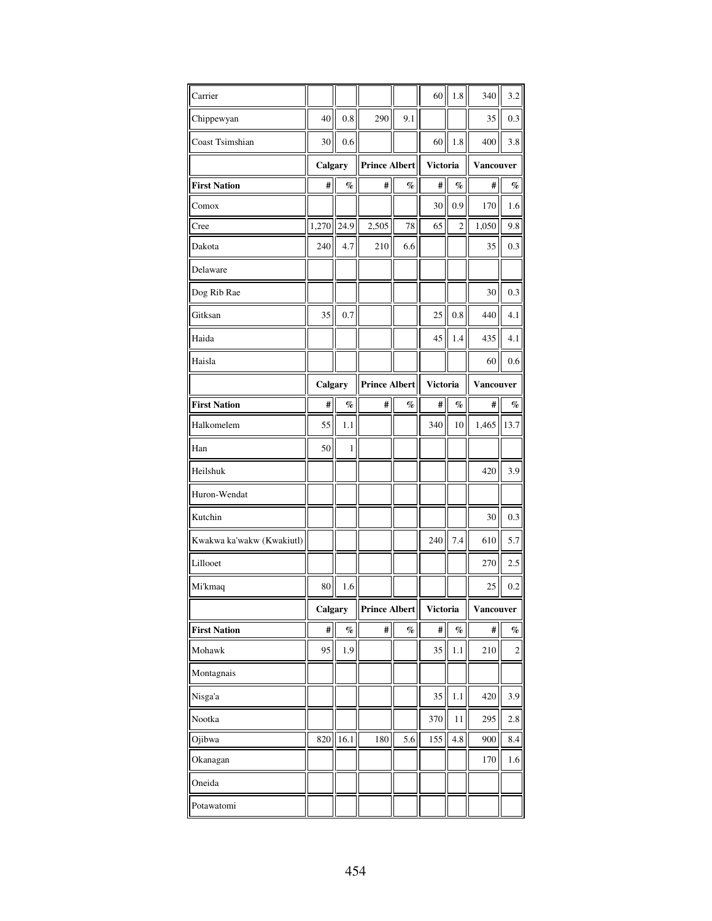| | Calgary | | Prince Albert | | Victoria | | Vancouver | |
|---|---|---|---|---|---|---|---|---|
| Carrier | | | | | 60 | 1.8 | 340 | 3.2 |
| Chippewyan | 40 | 0.8 | 290 | 9.1 | | | 35 | 0.3 |
| Coast Tsimshian | 30 | 0.6 | | | 60 | 1.8 | 400 | 3.8 |
| **First Nation** | **#** | **%** | **#** | **%** | **#** | **%** | **#** | **%** |
| Comox | | | | | 30 | 0.9 | 170 | 1.6 |
| Cree | 1,270 | 24.9 | 2,505 | 78 | 65 | 2 | 1,050 | 9.8 |
| Dakota | 240 | 4.7 | 210 | 6.6 | | | 35 | 0.3 |
| Delaware | | | | | | | | |
| Dog Rib Rae | | | | | | | 30 | 0.3 |
| Gitksan | 35 | 0.7 | | | 25 | 0.8 | 440 | 4.1 |
| Haida | | | | | 45 | 1.4 | 435 | 4.1 |
| Haisla | | | | | | | 60 | 0.6 |
| **First Nation** | **#** | **%** | **#** | **%** | **#** | **%** | **#** | **%** |
| Halkomelem | 55 | 1.1 | | | 340 | 10 | 1,465 | 13.7 |
| Han | 50 | 1 | | | | | | |
| Heilshuk | | | | | | | 420 | 3.9 |
| Huron-Wendat | | | | | | | | |
| Kutchin | | | | | | | 30 | 0.3 |
| Kwakwa ka'wakw (Kwakiutl) | | | | | 240 | 7.4 | 610 | 5.7 |
| Lillooet | | | | | | | 270 | 2.5 |
| Mi'kmaq | 80 | 1.6 | | | | | 25 | 0.2 |
| **First Nation** | **#** | **%** | **#** | **%** | **#** | **%** | **#** | **%** |
| Mohawk | 95 | 1.9 | | | 35 | 1.1 | 210 | 2 |
| Montagnais | | | | | | | | |
| Nisga'a | | | | | 35 | 1.1 | 420 | 3.9 |
| Nootka | | | | | 370 | 11 | 295 | 2.8 |
| Ojibwa | 820 | 16.1 | 180 | 5.6 | 155 | 4.8 | 900 | 8.4 |
| Okanagan | | | | | | | 170 | 1.6 |
| Oneida | | | | | | | | |
| Potawatomi | | | | | | | | |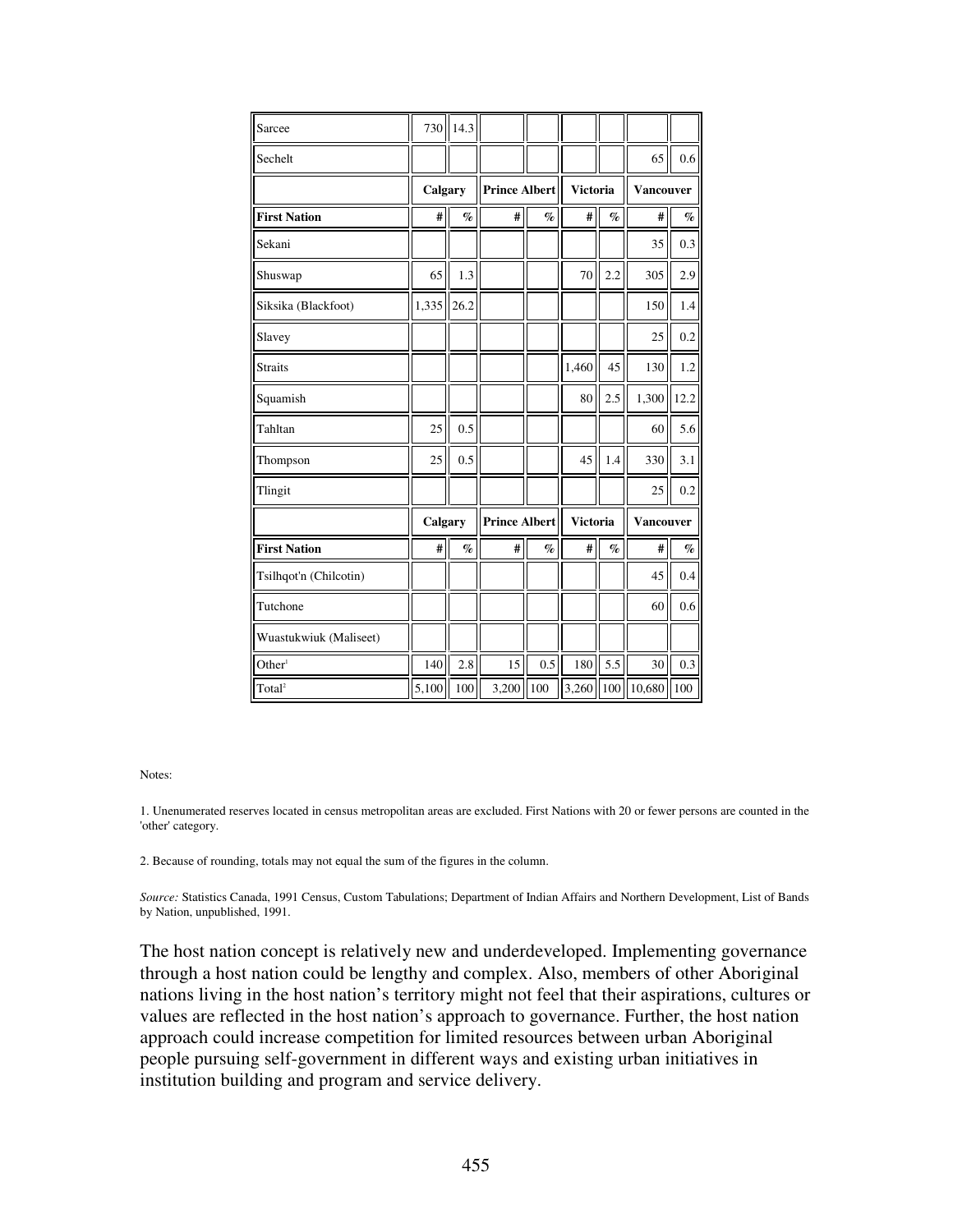| | Calgary | | Prince Albert | | Victoria | | Vancouver | |
|---|---|---|---|---|---|---|---|---|
| Sarcee | 730 | 14.3 | | | | | | |
| Sechelt | | | | | | | 65 | 0.6 |
| **First Nation** | **#** | **%** | **#** | **%** | **#** | **%** | **#** | **%** |
| Sekani | | | | | | | 35 | 0.3 |
| Shuswap | 65 | 1.3 | | | 70 | 2.2 | 305 | 2.9 |
| Siksika (Blackfoot) | 1,335 | 26.2 | | | | | 150 | 1.4 |
| Slavey | | | | | | | 25 | 0.2 |
| Straits | | | | | 1,460 | 45 | 130 | 1.2 |
| Squamish | | | | | 80 | 2.5 | 1,300 | 12.2 |
| Tahltan | 25 | 0.5 | | | | | 60 | 5.6 |
| Thompson | 25 | 0.5 | | | 45 | 1.4 | 330 | 3.1 |
| Tlingit | | | | | | | 25 | 0.2 |
| **First Nation** | **#** | **%** | **#** | **%** | **#** | **%** | **#** | **%** |
| Tsilhqot'n (Chilcotin) | | | | | | | 45 | 0.4 |
| Tutchone | | | | | | | 60 | 0.6 |
| Wuastukwiuk (Maliseet) | | | | | | | | |
| Other[1] | 140 | 2.8 | 15 | 0.5 | 180 | 5.5 | 30 | 0.3 |
| Total[2] | 5,100 | 100 | 3,200 | 100 | 3,260 | 100 | 10,680 | 100 |

Notes:

1. Unenumerated reserves located in census metropolitan areas are excluded. First Nations with 20 or fewer persons are counted in the 'other' category.

2. Because of rounding, totals may not equal the sum of the figures in the column.

*Source:* Statistics Canada, 1991 Census, Custom Tabulations; Department of Indian Affairs and Northern Development, List of Bands by Nation, unpublished, 1991.

The host nation concept is relatively new and underdeveloped. Implementing governance through a host nation could be lengthy and complex. Also, members of other Aboriginal nations living in the host nation's territory might not feel that their aspirations, cultures or values are reflected in the host nation's approach to governance. Further, the host nation approach could increase competition for limited resources between urban Aboriginal people pursuing self-government in different ways and existing urban initiatives in institution building and program and service delivery.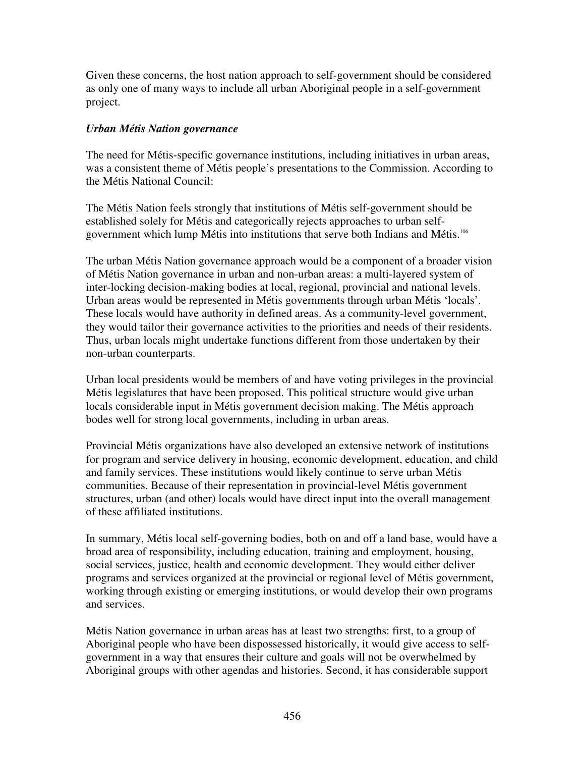Given these concerns, the host nation approach to self-government should be considered as only one of many ways to include all urban Aboriginal people in a self-government project.

### *Urban Métis Nation governance*

The need for Métis-specific governance institutions, including initiatives in urban areas, was a consistent theme of Métis people's presentations to the Commission. According to the Métis National Council:

The Métis Nation feels strongly that institutions of Métis self-government should be established solely for Métis and categorically rejects approaches to urban self-government which lump Métis into institutions that serve both Indians and Métis.[106]

The urban Métis Nation governance approach would be a component of a broader vision of Métis Nation governance in urban and non-urban areas: a multi-layered system of inter-locking decision-making bodies at local, regional, provincial and national levels. Urban areas would be represented in Métis governments through urban Métis 'locals'. These locals would have authority in defined areas. As a community-level government, they would tailor their governance activities to the priorities and needs of their residents. Thus, urban locals might undertake functions different from those undertaken by their non-urban counterparts.

Urban local presidents would be members of and have voting privileges in the provincial Métis legislatures that have been proposed. This political structure would give urban locals considerable input in Métis government decision making. The Métis approach bodes well for strong local governments, including in urban areas.

Provincial Métis organizations have also developed an extensive network of institutions for program and service delivery in housing, economic development, education, and child and family services. These institutions would likely continue to serve urban Métis communities. Because of their representation in provincial-level Métis government structures, urban (and other) locals would have direct input into the overall management of these affiliated institutions.

In summary, Métis local self-governing bodies, both on and off a land base, would have a broad area of responsibility, including education, training and employment, housing, social services, justice, health and economic development. They would either deliver programs and services organized at the provincial or regional level of Métis government, working through existing or emerging institutions, or would develop their own programs and services.

Métis Nation governance in urban areas has at least two strengths: first, to a group of Aboriginal people who have been dispossessed historically, it would give access to self-government in a way that ensures their culture and goals will not be overwhelmed by Aboriginal groups with other agendas and histories. Second, it has considerable support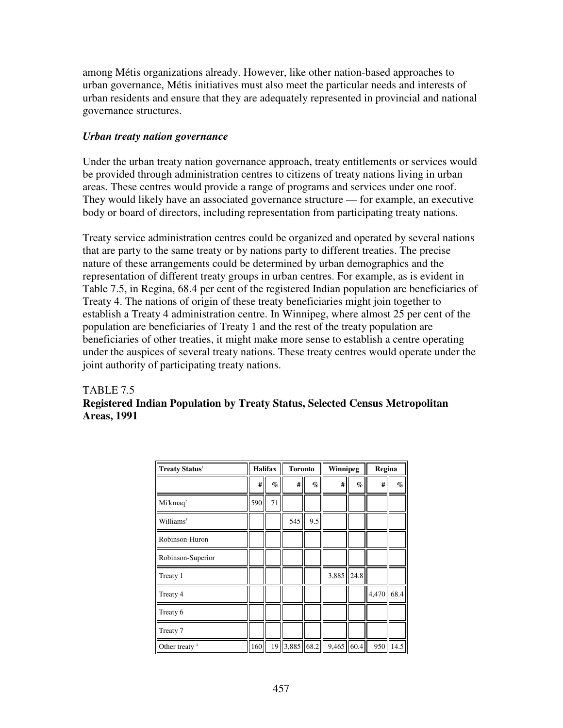among Métis organizations already. However, like other nation-based approaches to urban governance, Métis initiatives must also meet the particular needs and interests of urban residents and ensure that they are adequately represented in provincial and national governance structures.

### *Urban treaty nation governance*

Under the urban treaty nation governance approach, treaty entitlements or services would be provided through administration centres to citizens of treaty nations living in urban areas. These centres would provide a range of programs and services under one roof. They would likely have an associated governance structure — for example, an executive body or board of directors, including representation from participating treaty nations.

Treaty service administration centres could be organized and operated by several nations that are party to the same treaty or by nations party to different treaties. The precise nature of these arrangements could be determined by urban demographics and the representation of different treaty groups in urban centres. For example, as is evident in Table 7.5, in Regina, 68.4 per cent of the registered Indian population are beneficiaries of Treaty 4. The nations of origin of these treaty beneficiaries might join together to establish a Treaty 4 administration centre. In Winnipeg, where almost 25 per cent of the population are beneficiaries of Treaty 1 and the rest of the treaty population are beneficiaries of other treaties, it might make more sense to establish a centre operating under the auspices of several treaty nations. These treaty centres would operate under the joint authority of participating treaty nations.

TABLE 7.5
**Registered Indian Population by Treaty Status, Selected Census Metropolitan Areas, 1991**

| Treaty Status[1] | Halifax | | Toronto | | Winnipeg | | Regina | |
|---|---|---|---|---|---|---|---|---|
| | # | % | # | % | # | % | # | % |
| Mi'kmaq[2] | 590 | 71 | | | | | | |
| Williams[3] | | | 545 | 9.5 | | | | |
| Robinson-Huron | | | | | | | | |
| Robinson-Superior | | | | | | | | |
| Treaty 1 | | | | | 3,885 | 24.8 | | |
| Treaty 4 | | | | | | | 4,470 | 68.4 |
| Treaty 6 | | | | | | | | |
| Treaty 7 | | | | | | | | |
| Other treaty[4] | 160 | 19 | 3,885 | 68.2 | 9,465 | 60.4 | 950 | 14.5 |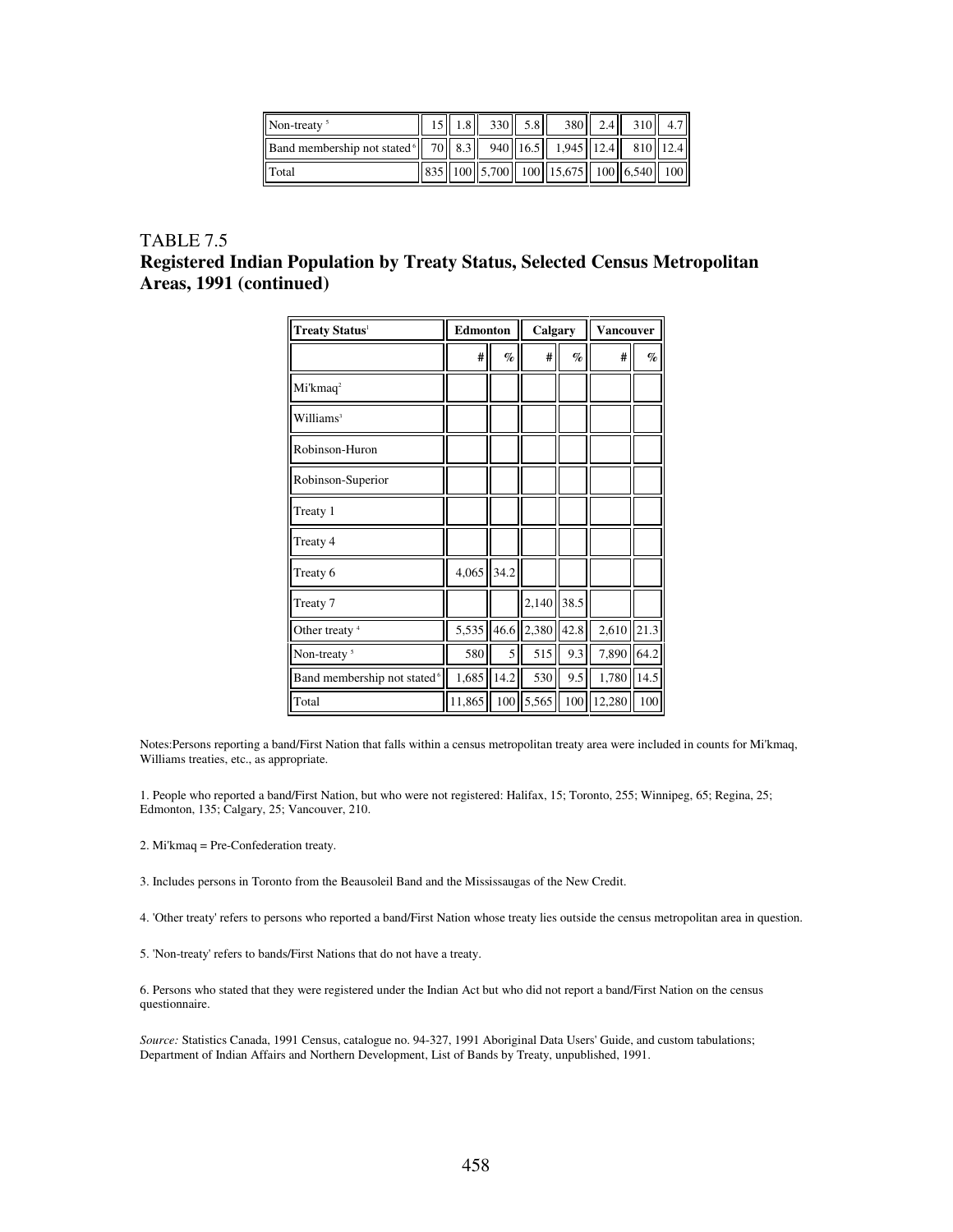| | | | | | | | | |
|---|---|---|---|---|---|---|---|---|
| Non-treaty [5] | 15 | 1.8 | 330 | 5.8 | 380 | 2.4 | 310 | 4.7 |
| Band membership not stated [6] | 70 | 8.3 | 940 | 16.5 | 1,945 | 12.4 | 810 | 12.4 |
| Total | 835 | 100 | 5,700 | 100 | 15,675 | 100 | 6,540 | 100 |

## TABLE 7.5
## Registered Indian Population by Treaty Status, Selected Census Metropolitan Areas, 1991 (continued)

| Treaty Status[1] | Edmonton | | Calgary | | Vancouver | |
|---|---|---|---|---|---|---|
| | # | % | # | % | # | % |
| Mi'kmaq[2] | | | | | | |
| Williams[3] | | | | | | |
| Robinson-Huron | | | | | | |
| Robinson-Superior | | | | | | |
| Treaty 1 | | | | | | |
| Treaty 4 | | | | | | |
| Treaty 6 | 4,065 | 34.2 | | | | |
| Treaty 7 | | | 2,140 | 38.5 | | |
| Other treaty [4] | 5,535 | 46.6 | 2,380 | 42.8 | 2,610 | 21.3 |
| Non-treaty [5] | 580 | 5 | 515 | 9.3 | 7,890 | 64.2 |
| Band membership not stated [6] | 1,685 | 14.2 | 530 | 9.5 | 1,780 | 14.5 |
| Total | 11,865 | 100 | 5,565 | 100 | 12,280 | 100 |

Notes:Persons reporting a band/First Nation that falls within a census metropolitan treaty area were included in counts for Mi'kmaq, Williams treaties, etc., as appropriate.

1. People who reported a band/First Nation, but who were not registered: Halifax, 15; Toronto, 255; Winnipeg, 65; Regina, 25; Edmonton, 135; Calgary, 25; Vancouver, 210.

2. Mi'kmaq = Pre-Confederation treaty.

3. Includes persons in Toronto from the Beausoleil Band and the Mississaugas of the New Credit.

4. 'Other treaty' refers to persons who reported a band/First Nation whose treaty lies outside the census metropolitan area in question.

5. 'Non-treaty' refers to bands/First Nations that do not have a treaty.

6. Persons who stated that they were registered under the Indian Act but who did not report a band/First Nation on the census questionnaire.

*Source:* Statistics Canada, 1991 Census, catalogue no. 94-327, 1991 Aboriginal Data Users' Guide, and custom tabulations; Department of Indian Affairs and Northern Development, List of Bands by Treaty, unpublished, 1991.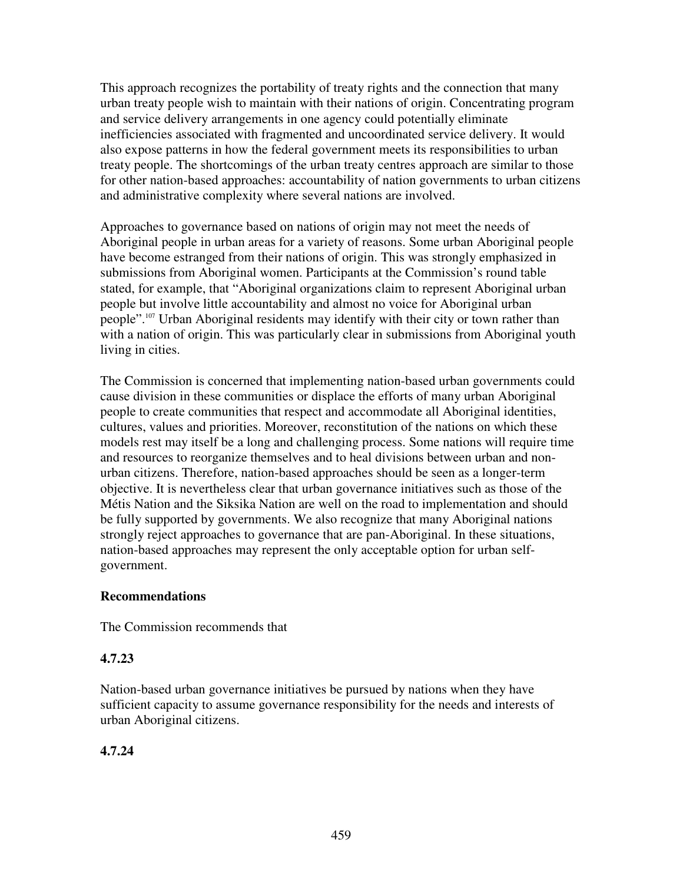This approach recognizes the portability of treaty rights and the connection that many urban treaty people wish to maintain with their nations of origin. Concentrating program and service delivery arrangements in one agency could potentially eliminate inefficiencies associated with fragmented and uncoordinated service delivery. It would also expose patterns in how the federal government meets its responsibilities to urban treaty people. The shortcomings of the urban treaty centres approach are similar to those for other nation-based approaches: accountability of nation governments to urban citizens and administrative complexity where several nations are involved.

Approaches to governance based on nations of origin may not meet the needs of Aboriginal people in urban areas for a variety of reasons. Some urban Aboriginal people have become estranged from their nations of origin. This was strongly emphasized in submissions from Aboriginal women. Participants at the Commission's round table stated, for example, that "Aboriginal organizations claim to represent Aboriginal urban people but involve little accountability and almost no voice for Aboriginal urban people".[107] Urban Aboriginal residents may identify with their city or town rather than with a nation of origin. This was particularly clear in submissions from Aboriginal youth living in cities.

The Commission is concerned that implementing nation-based urban governments could cause division in these communities or displace the efforts of many urban Aboriginal people to create communities that respect and accommodate all Aboriginal identities, cultures, values and priorities. Moreover, reconstitution of the nations on which these models rest may itself be a long and challenging process. Some nations will require time and resources to reorganize themselves and to heal divisions between urban and non-urban citizens. Therefore, nation-based approaches should be seen as a longer-term objective. It is nevertheless clear that urban governance initiatives such as those of the Métis Nation and the Siksika Nation are well on the road to implementation and should be fully supported by governments. We also recognize that many Aboriginal nations strongly reject approaches to governance that are pan-Aboriginal. In these situations, nation-based approaches may represent the only acceptable option for urban self-government.

**Recommendations**

The Commission recommends that

**4.7.23**

Nation-based urban governance initiatives be pursued by nations when they have sufficient capacity to assume governance responsibility for the needs and interests of urban Aboriginal citizens.

**4.7.24**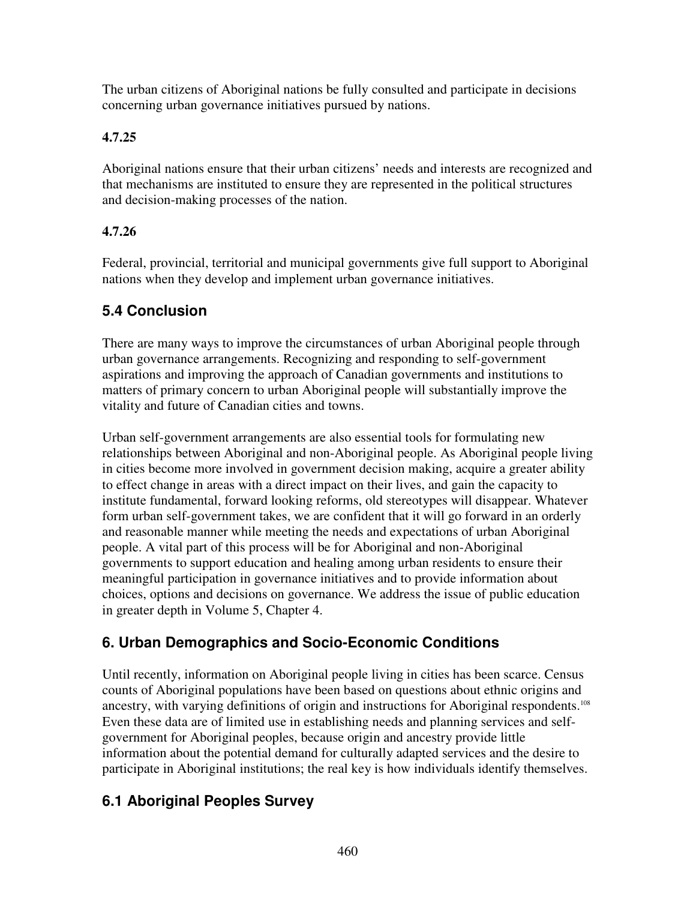The urban citizens of Aboriginal nations be fully consulted and participate in decisions concerning urban governance initiatives pursued by nations.

**4.7.25**

Aboriginal nations ensure that their urban citizens' needs and interests are recognized and that mechanisms are instituted to ensure they are represented in the political structures and decision-making processes of the nation.

**4.7.26**

Federal, provincial, territorial and municipal governments give full support to Aboriginal nations when they develop and implement urban governance initiatives.

## 5.4 Conclusion

There are many ways to improve the circumstances of urban Aboriginal people through urban governance arrangements. Recognizing and responding to self-government aspirations and improving the approach of Canadian governments and institutions to matters of primary concern to urban Aboriginal people will substantially improve the vitality and future of Canadian cities and towns.

Urban self-government arrangements are also essential tools for formulating new relationships between Aboriginal and non-Aboriginal people. As Aboriginal people living in cities become more involved in government decision making, acquire a greater ability to effect change in areas with a direct impact on their lives, and gain the capacity to institute fundamental, forward looking reforms, old stereotypes will disappear. Whatever form urban self-government takes, we are confident that it will go forward in an orderly and reasonable manner while meeting the needs and expectations of urban Aboriginal people. A vital part of this process will be for Aboriginal and non-Aboriginal governments to support education and healing among urban residents to ensure their meaningful participation in governance initiatives and to provide information about choices, options and decisions on governance. We address the issue of public education in greater depth in Volume 5, Chapter 4.

## 6. Urban Demographics and Socio-Economic Conditions

Until recently, information on Aboriginal people living in cities has been scarce. Census counts of Aboriginal populations have been based on questions about ethnic origins and ancestry, with varying definitions of origin and instructions for Aboriginal respondents.[108] Even these data are of limited use in establishing needs and planning services and self-government for Aboriginal peoples, because origin and ancestry provide little information about the potential demand for culturally adapted services and the desire to participate in Aboriginal institutions; the real key is how individuals identify themselves.

## 6.1 Aboriginal Peoples Survey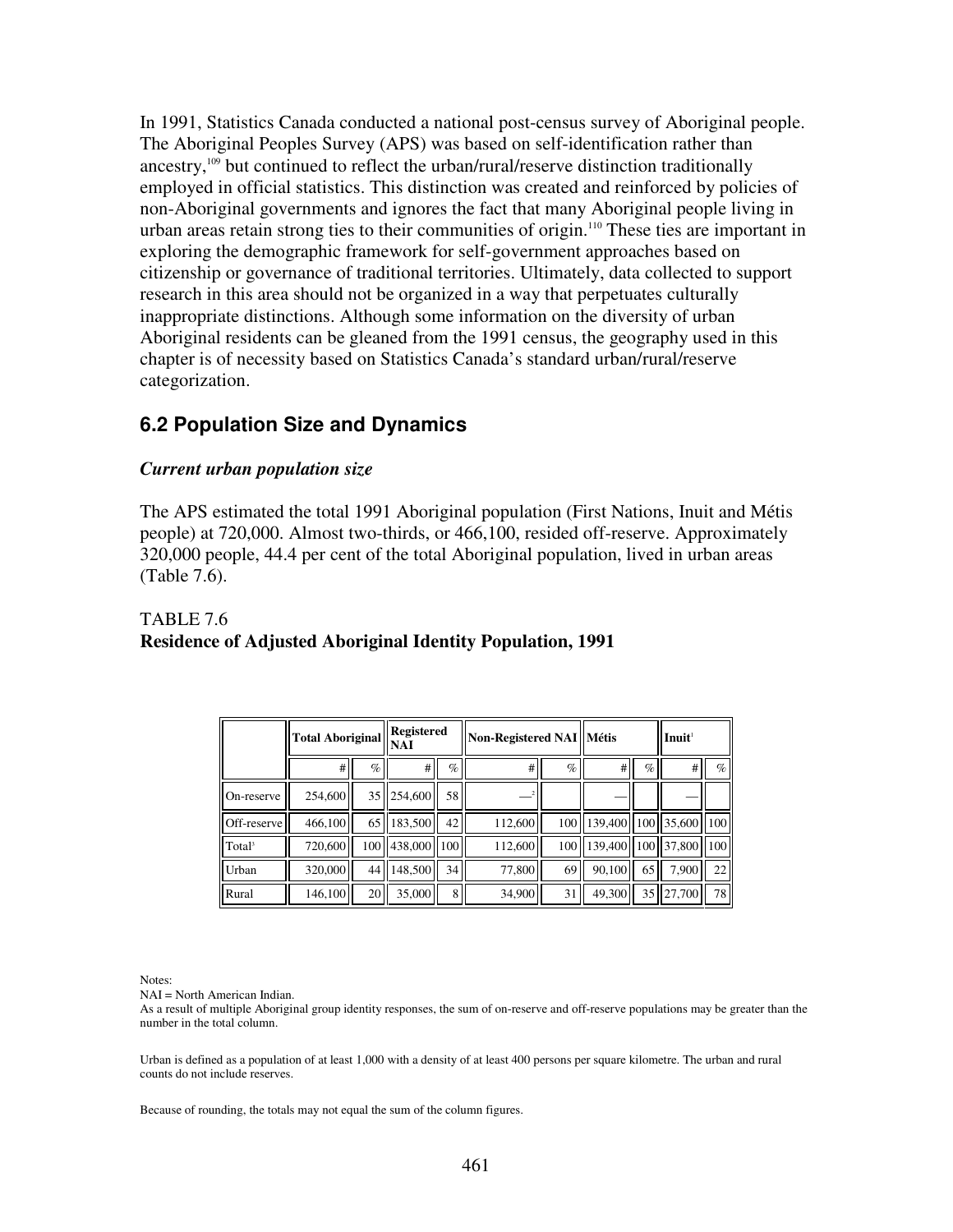In 1991, Statistics Canada conducted a national post-census survey of Aboriginal people. The Aboriginal Peoples Survey (APS) was based on self-identification rather than ancestry,[109] but continued to reflect the urban/rural/reserve distinction traditionally employed in official statistics. This distinction was created and reinforced by policies of non-Aboriginal governments and ignores the fact that many Aboriginal people living in urban areas retain strong ties to their communities of origin.[110] These ties are important in exploring the demographic framework for self-government approaches based on citizenship or governance of traditional territories. Ultimately, data collected to support research in this area should not be organized in a way that perpetuates culturally inappropriate distinctions. Although some information on the diversity of urban Aboriginal residents can be gleaned from the 1991 census, the geography used in this chapter is of necessity based on Statistics Canada's standard urban/rural/reserve categorization.

## 6.2 Population Size and Dynamics

### *Current urban population size*

The APS estimated the total 1991 Aboriginal population (First Nations, Inuit and Métis people) at 720,000. Almost two-thirds, or 466,100, resided off-reserve. Approximately 320,000 people, 44.4 per cent of the total Aboriginal population, lived in urban areas (Table 7.6).

TABLE 7.6
**Residence of Adjusted Aboriginal Identity Population, 1991**

| | Total Aboriginal | | Registered NAI | | Non-Registered NAI | | Métis | | Inuit[1] | |
|---|---|---|---|---|---|---|---|---|---|---|
| | # | % | # | % | # | % | # | % | # | % |
| On-reserve | 254,600 | 35 | 254,600 | 58 | —[2] | | — | | — | |
| Off-reserve | 466,100 | 65 | 183,500 | 42 | 112,600 | 100 | 139,400 | 100 | 35,600 | 100 |
| Total[3] | 720,600 | 100 | 438,000 | 100 | 112,600 | 100 | 139,400 | 100 | 37,800 | 100 |
| Urban | 320,000 | 44 | 148,500 | 34 | 77,800 | 69 | 90,100 | 65 | 7,900 | 22 |
| Rural | 146,100 | 20 | 35,000 | 8 | 34,900 | 31 | 49,300 | 35 | 27,700 | 78 |

Notes:

NAI = North American Indian.

As a result of multiple Aboriginal group identity responses, the sum of on-reserve and off-reserve populations may be greater than the number in the total column.

Urban is defined as a population of at least 1,000 with a density of at least 400 persons per square kilometre. The urban and rural counts do not include reserves.

Because of rounding, the totals may not equal the sum of the column figures.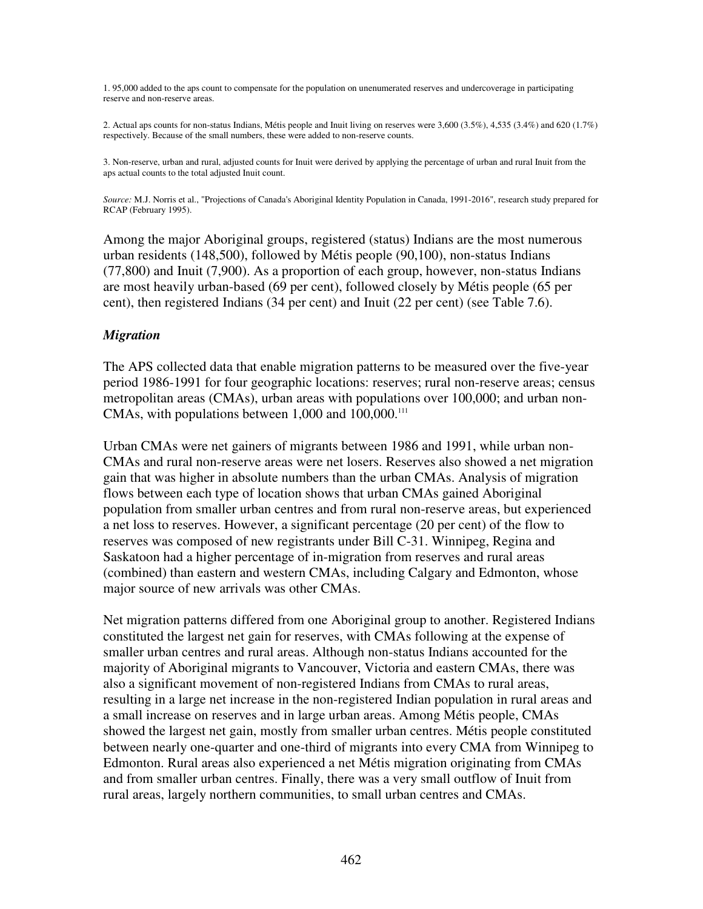1. 95,000 added to the aps count to compensate for the population on unenumerated reserves and undercoverage in participating reserve and non-reserve areas.

2. Actual aps counts for non-status Indians, Métis people and Inuit living on reserves were 3,600 (3.5%), 4,535 (3.4%) and 620 (1.7%) respectively. Because of the small numbers, these were added to non-reserve counts.

3. Non-reserve, urban and rural, adjusted counts for Inuit were derived by applying the percentage of urban and rural Inuit from the aps actual counts to the total adjusted Inuit count.

*Source:* M.J. Norris et al., "Projections of Canada's Aboriginal Identity Population in Canada, 1991-2016", research study prepared for RCAP (February 1995).

Among the major Aboriginal groups, registered (status) Indians are the most numerous urban residents (148,500), followed by Métis people (90,100), non-status Indians (77,800) and Inuit (7,900). As a proportion of each group, however, non-status Indians are most heavily urban-based (69 per cent), followed closely by Métis people (65 per cent), then registered Indians (34 per cent) and Inuit (22 per cent) (see Table 7.6).

### *Migration*

The APS collected data that enable migration patterns to be measured over the five-year period 1986-1991 for four geographic locations: reserves; rural non-reserve areas; census metropolitan areas (CMAs), urban areas with populations over 100,000; and urban non-CMAs, with populations between 1,000 and 100,000.[111]

Urban CMAs were net gainers of migrants between 1986 and 1991, while urban non-CMAs and rural non-reserve areas were net losers. Reserves also showed a net migration gain that was higher in absolute numbers than the urban CMAs. Analysis of migration flows between each type of location shows that urban CMAs gained Aboriginal population from smaller urban centres and from rural non-reserve areas, but experienced a net loss to reserves. However, a significant percentage (20 per cent) of the flow to reserves was composed of new registrants under Bill C-31. Winnipeg, Regina and Saskatoon had a higher percentage of in-migration from reserves and rural areas (combined) than eastern and western CMAs, including Calgary and Edmonton, whose major source of new arrivals was other CMAs.

Net migration patterns differed from one Aboriginal group to another. Registered Indians constituted the largest net gain for reserves, with CMAs following at the expense of smaller urban centres and rural areas. Although non-status Indians accounted for the majority of Aboriginal migrants to Vancouver, Victoria and eastern CMAs, there was also a significant movement of non-registered Indians from CMAs to rural areas, resulting in a large net increase in the non-registered Indian population in rural areas and a small increase on reserves and in large urban areas. Among Métis people, CMAs showed the largest net gain, mostly from smaller urban centres. Métis people constituted between nearly one-quarter and one-third of migrants into every CMA from Winnipeg to Edmonton. Rural areas also experienced a net Métis migration originating from CMAs and from smaller urban centres. Finally, there was a very small outflow of Inuit from rural areas, largely northern communities, to small urban centres and CMAs.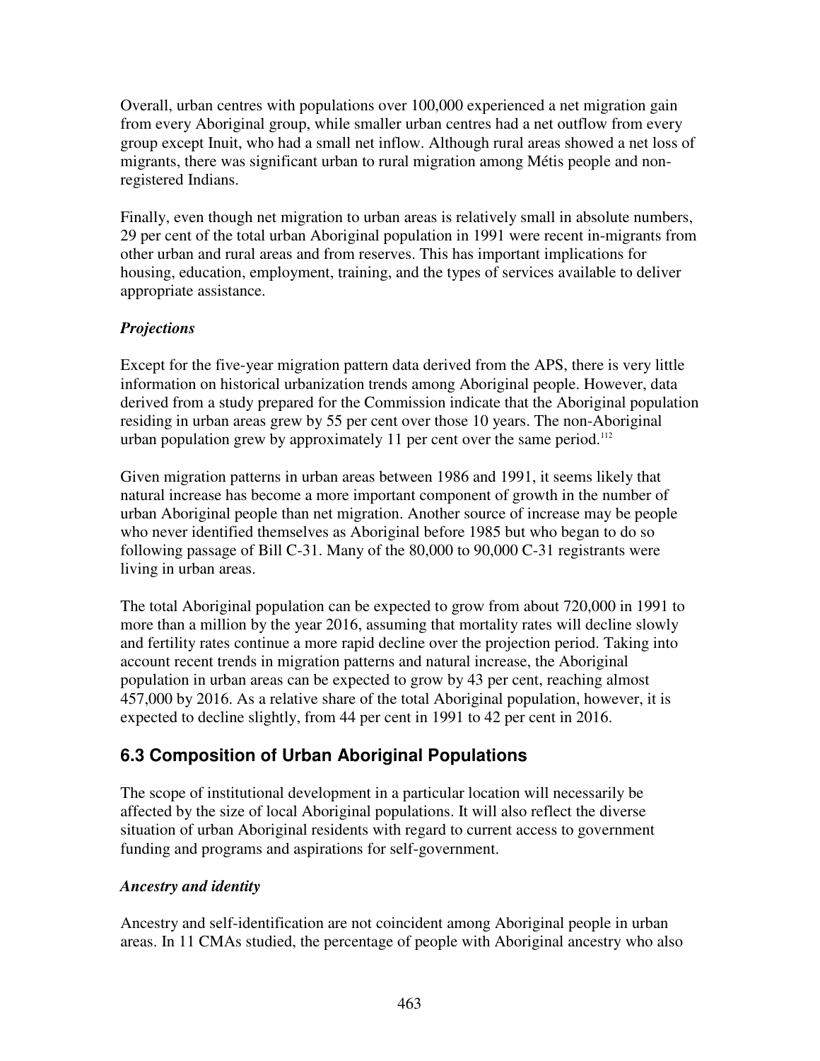Overall, urban centres with populations over 100,000 experienced a net migration gain from every Aboriginal group, while smaller urban centres had a net outflow from every group except Inuit, who had a small net inflow. Although rural areas showed a net loss of migrants, there was significant urban to rural migration among Métis people and non-registered Indians.

Finally, even though net migration to urban areas is relatively small in absolute numbers, 29 per cent of the total urban Aboriginal population in 1991 were recent in-migrants from other urban and rural areas and from reserves. This has important implications for housing, education, employment, training, and the types of services available to deliver appropriate assistance.

### *Projections*

Except for the five-year migration pattern data derived from the APS, there is very little information on historical urbanization trends among Aboriginal people. However, data derived from a study prepared for the Commission indicate that the Aboriginal population residing in urban areas grew by 55 per cent over those 10 years. The non-Aboriginal urban population grew by approximately 11 per cent over the same period.[112]

Given migration patterns in urban areas between 1986 and 1991, it seems likely that natural increase has become a more important component of growth in the number of urban Aboriginal people than net migration. Another source of increase may be people who never identified themselves as Aboriginal before 1985 but who began to do so following passage of Bill C-31. Many of the 80,000 to 90,000 C-31 registrants were living in urban areas.

The total Aboriginal population can be expected to grow from about 720,000 in 1991 to more than a million by the year 2016, assuming that mortality rates will decline slowly and fertility rates continue a more rapid decline over the projection period. Taking into account recent trends in migration patterns and natural increase, the Aboriginal population in urban areas can be expected to grow by 43 per cent, reaching almost 457,000 by 2016. As a relative share of the total Aboriginal population, however, it is expected to decline slightly, from 44 per cent in 1991 to 42 per cent in 2016.

## 6.3 Composition of Urban Aboriginal Populations

The scope of institutional development in a particular location will necessarily be affected by the size of local Aboriginal populations. It will also reflect the diverse situation of urban Aboriginal residents with regard to current access to government funding and programs and aspirations for self-government.

### *Ancestry and identity*

Ancestry and self-identification are not coincident among Aboriginal people in urban areas. In 11 CMAs studied, the percentage of people with Aboriginal ancestry who also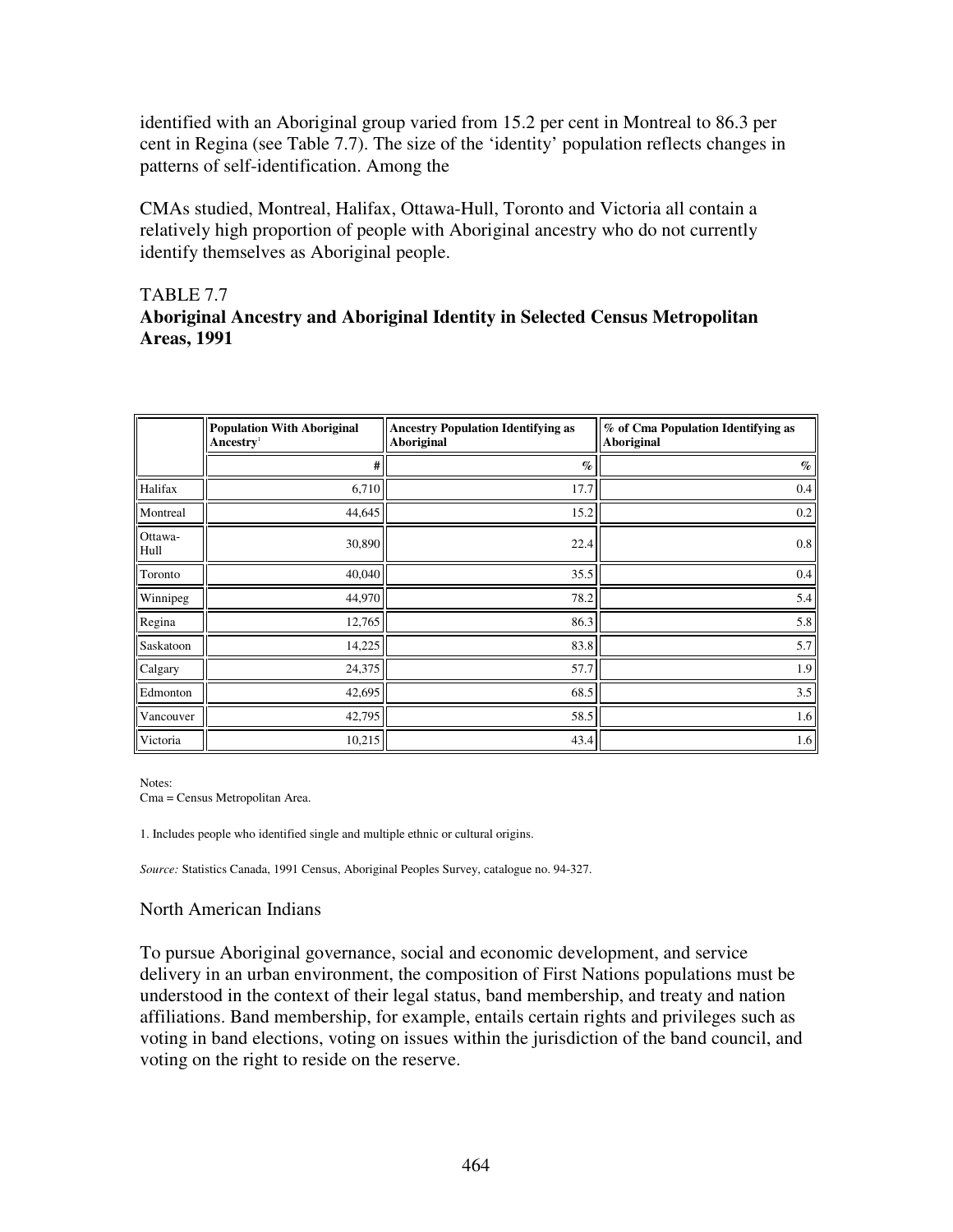identified with an Aboriginal group varied from 15.2 per cent in Montreal to 86.3 per cent in Regina (see Table 7.7). The size of the 'identity' population reflects changes in patterns of self-identification. Among the

CMAs studied, Montreal, Halifax, Ottawa-Hull, Toronto and Victoria all contain a relatively high proportion of people with Aboriginal ancestry who do not currently identify themselves as Aboriginal people.

TABLE 7.7
**Aboriginal Ancestry and Aboriginal Identity in Selected Census Metropolitan Areas, 1991**

| | Population With Aboriginal Ancestry[1] | Ancestry Population Identifying as Aboriginal | % of Cma Population Identifying as Aboriginal |
|---|---|---|---|
| | # | % | % |
| Halifax | 6,710 | 17.7 | 0.4 |
| Montreal | 44,645 | 15.2 | 0.2 |
| Ottawa-Hull | 30,890 | 22.4 | 0.8 |
| Toronto | 40,040 | 35.5 | 0.4 |
| Winnipeg | 44,970 | 78.2 | 5.4 |
| Regina | 12,765 | 86.3 | 5.8 |
| Saskatoon | 14,225 | 83.8 | 5.7 |
| Calgary | 24,375 | 57.7 | 1.9 |
| Edmonton | 42,695 | 68.5 | 3.5 |
| Vancouver | 42,795 | 58.5 | 1.6 |
| Victoria | 10,215 | 43.4 | 1.6 |

Notes:
Cma = Census Metropolitan Area.

1. Includes people who identified single and multiple ethnic or cultural origins.

*Source:* Statistics Canada, 1991 Census, Aboriginal Peoples Survey, catalogue no. 94-327.

North American Indians

To pursue Aboriginal governance, social and economic development, and service delivery in an urban environment, the composition of First Nations populations must be understood in the context of their legal status, band membership, and treaty and nation affiliations. Band membership, for example, entails certain rights and privileges such as voting in band elections, voting on issues within the jurisdiction of the band council, and voting on the right to reside on the reserve.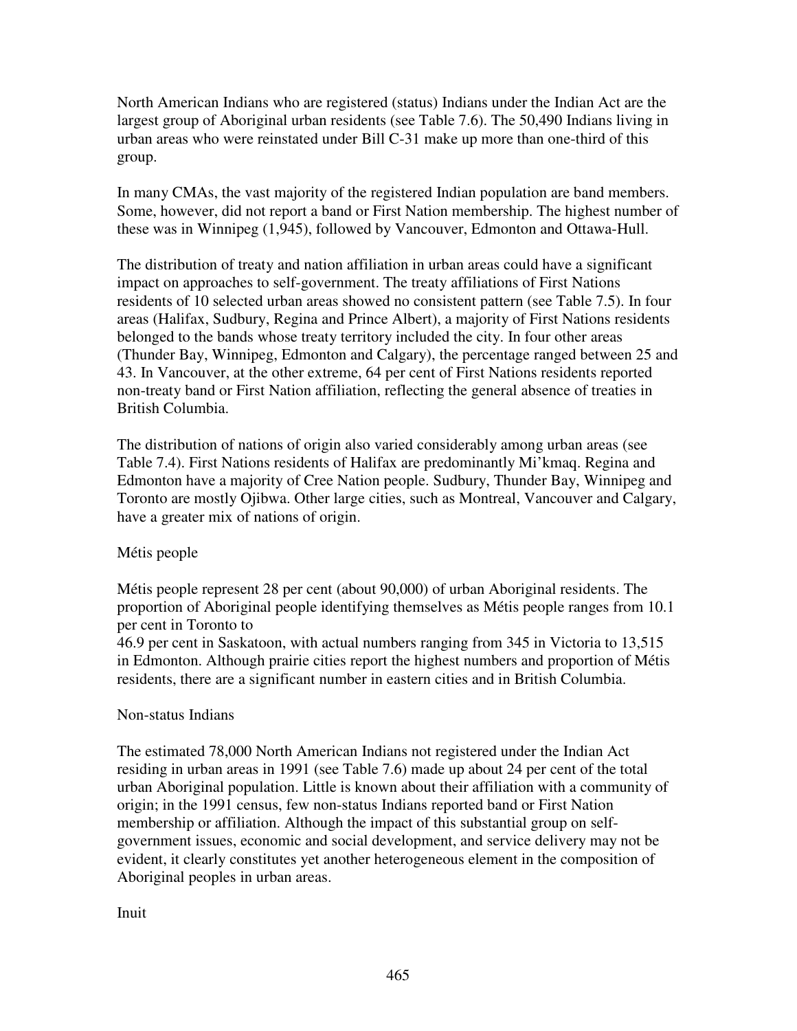North American Indians who are registered (status) Indians under the Indian Act are the largest group of Aboriginal urban residents (see Table 7.6). The 50,490 Indians living in urban areas who were reinstated under Bill C-31 make up more than one-third of this group.

In many CMAs, the vast majority of the registered Indian population are band members. Some, however, did not report a band or First Nation membership. The highest number of these was in Winnipeg (1,945), followed by Vancouver, Edmonton and Ottawa-Hull.

The distribution of treaty and nation affiliation in urban areas could have a significant impact on approaches to self-government. The treaty affiliations of First Nations residents of 10 selected urban areas showed no consistent pattern (see Table 7.5). In four areas (Halifax, Sudbury, Regina and Prince Albert), a majority of First Nations residents belonged to the bands whose treaty territory included the city. In four other areas (Thunder Bay, Winnipeg, Edmonton and Calgary), the percentage ranged between 25 and 43. In Vancouver, at the other extreme, 64 per cent of First Nations residents reported non-treaty band or First Nation affiliation, reflecting the general absence of treaties in British Columbia.

The distribution of nations of origin also varied considerably among urban areas (see Table 7.4). First Nations residents of Halifax are predominantly Mi'kmaq. Regina and Edmonton have a majority of Cree Nation people. Sudbury, Thunder Bay, Winnipeg and Toronto are mostly Ojibwa. Other large cities, such as Montreal, Vancouver and Calgary, have a greater mix of nations of origin.

## Métis people

Métis people represent 28 per cent (about 90,000) of urban Aboriginal residents. The proportion of Aboriginal people identifying themselves as Métis people ranges from 10.1 per cent in Toronto to 46.9 per cent in Saskatoon, with actual numbers ranging from 345 in Victoria to 13,515 in Edmonton. Although prairie cities report the highest numbers and proportion of Métis residents, there are a significant number in eastern cities and in British Columbia.

## Non-status Indians

The estimated 78,000 North American Indians not registered under the Indian Act residing in urban areas in 1991 (see Table 7.6) made up about 24 per cent of the total urban Aboriginal population. Little is known about their affiliation with a community of origin; in the 1991 census, few non-status Indians reported band or First Nation membership or affiliation. Although the impact of this substantial group on self-government issues, economic and social development, and service delivery may not be evident, it clearly constitutes yet another heterogeneous element in the composition of Aboriginal peoples in urban areas.

## Inuit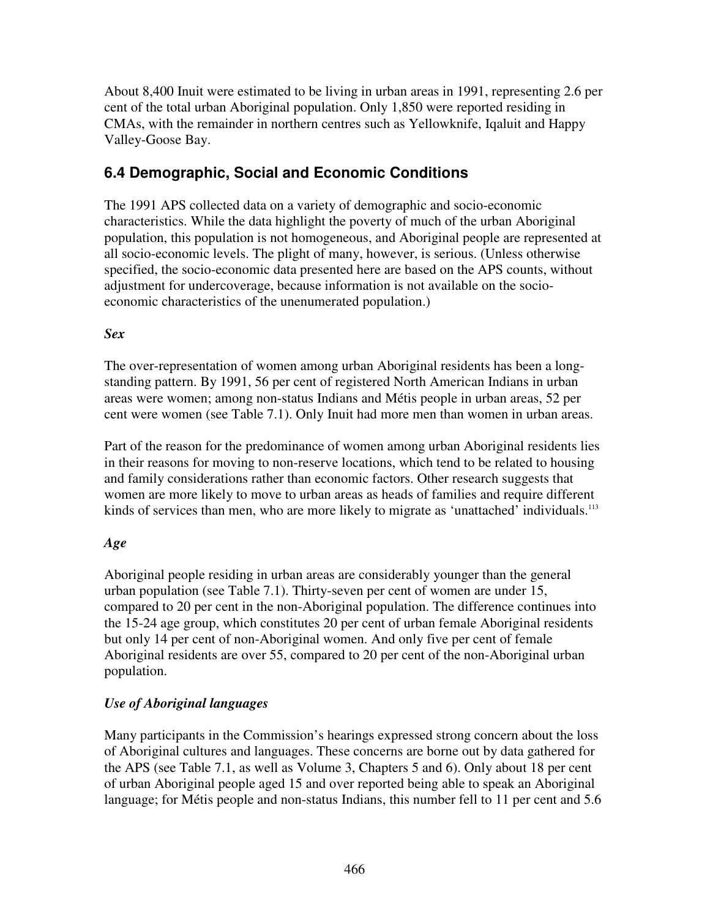About 8,400 Inuit were estimated to be living in urban areas in 1991, representing 2.6 per cent of the total urban Aboriginal population. Only 1,850 were reported residing in CMAs, with the remainder in northern centres such as Yellowknife, Iqaluit and Happy Valley-Goose Bay.

## 6.4 Demographic, Social and Economic Conditions

The 1991 APS collected data on a variety of demographic and socio-economic characteristics. While the data highlight the poverty of much of the urban Aboriginal population, this population is not homogeneous, and Aboriginal people are represented at all socio-economic levels. The plight of many, however, is serious. (Unless otherwise specified, the socio-economic data presented here are based on the APS counts, without adjustment for undercoverage, because information is not available on the socio-economic characteristics of the unenumerated population.)

### *Sex*

The over-representation of women among urban Aboriginal residents has been a long-standing pattern. By 1991, 56 per cent of registered North American Indians in urban areas were women; among non-status Indians and Métis people in urban areas, 52 per cent were women (see Table 7.1). Only Inuit had more men than women in urban areas.

Part of the reason for the predominance of women among urban Aboriginal residents lies in their reasons for moving to non-reserve locations, which tend to be related to housing and family considerations rather than economic factors. Other research suggests that women are more likely to move to urban areas as heads of families and require different kinds of services than men, who are more likely to migrate as 'unattached' individuals.[113]

### *Age*

Aboriginal people residing in urban areas are considerably younger than the general urban population (see Table 7.1). Thirty-seven per cent of women are under 15, compared to 20 per cent in the non-Aboriginal population. The difference continues into the 15-24 age group, which constitutes 20 per cent of urban female Aboriginal residents but only 14 per cent of non-Aboriginal women. And only five per cent of female Aboriginal residents are over 55, compared to 20 per cent of the non-Aboriginal urban population.

### *Use of Aboriginal languages*

Many participants in the Commission's hearings expressed strong concern about the loss of Aboriginal cultures and languages. These concerns are borne out by data gathered for the APS (see Table 7.1, as well as Volume 3, Chapters 5 and 6). Only about 18 per cent of urban Aboriginal people aged 15 and over reported being able to speak an Aboriginal language; for Métis people and non-status Indians, this number fell to 11 per cent and 5.6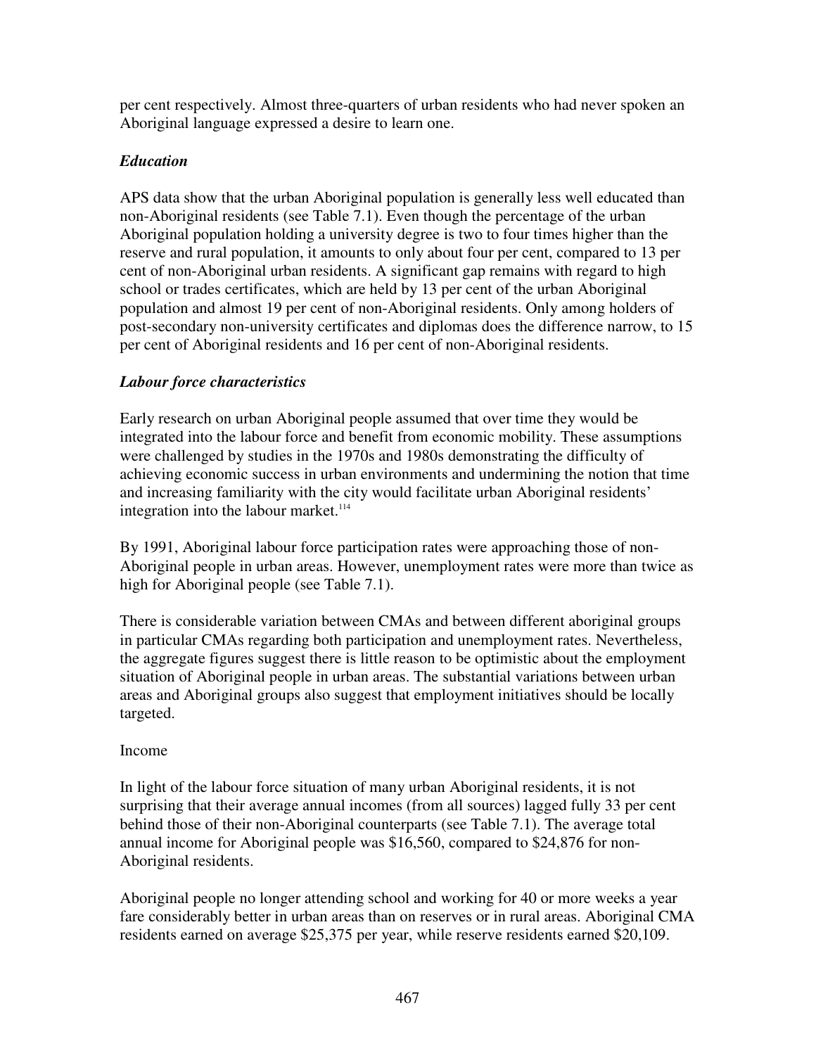per cent respectively. Almost three-quarters of urban residents who had never spoken an Aboriginal language expressed a desire to learn one.

### *Education*

APS data show that the urban Aboriginal population is generally less well educated than non-Aboriginal residents (see Table 7.1). Even though the percentage of the urban Aboriginal population holding a university degree is two to four times higher than the reserve and rural population, it amounts to only about four per cent, compared to 13 per cent of non-Aboriginal urban residents. A significant gap remains with regard to high school or trades certificates, which are held by 13 per cent of the urban Aboriginal population and almost 19 per cent of non-Aboriginal residents. Only among holders of post-secondary non-university certificates and diplomas does the difference narrow, to 15 per cent of Aboriginal residents and 16 per cent of non-Aboriginal residents.

### *Labour force characteristics*

Early research on urban Aboriginal people assumed that over time they would be integrated into the labour force and benefit from economic mobility. These assumptions were challenged by studies in the 1970s and 1980s demonstrating the difficulty of achieving economic success in urban environments and undermining the notion that time and increasing familiarity with the city would facilitate urban Aboriginal residents' integration into the labour market.[114]

By 1991, Aboriginal labour force participation rates were approaching those of non-Aboriginal people in urban areas. However, unemployment rates were more than twice as high for Aboriginal people (see Table 7.1).

There is considerable variation between CMAs and between different aboriginal groups in particular CMAs regarding both participation and unemployment rates. Nevertheless, the aggregate figures suggest there is little reason to be optimistic about the employment situation of Aboriginal people in urban areas. The substantial variations between urban areas and Aboriginal groups also suggest that employment initiatives should be locally targeted.

Income

In light of the labour force situation of many urban Aboriginal residents, it is not surprising that their average annual incomes (from all sources) lagged fully 33 per cent behind those of their non-Aboriginal counterparts (see Table 7.1). The average total annual income for Aboriginal people was $16,560, compared to $24,876 for non-Aboriginal residents.

Aboriginal people no longer attending school and working for 40 or more weeks a year fare considerably better in urban areas than on reserves or in rural areas. Aboriginal CMA residents earned on average $25,375 per year, while reserve residents earned $20,109.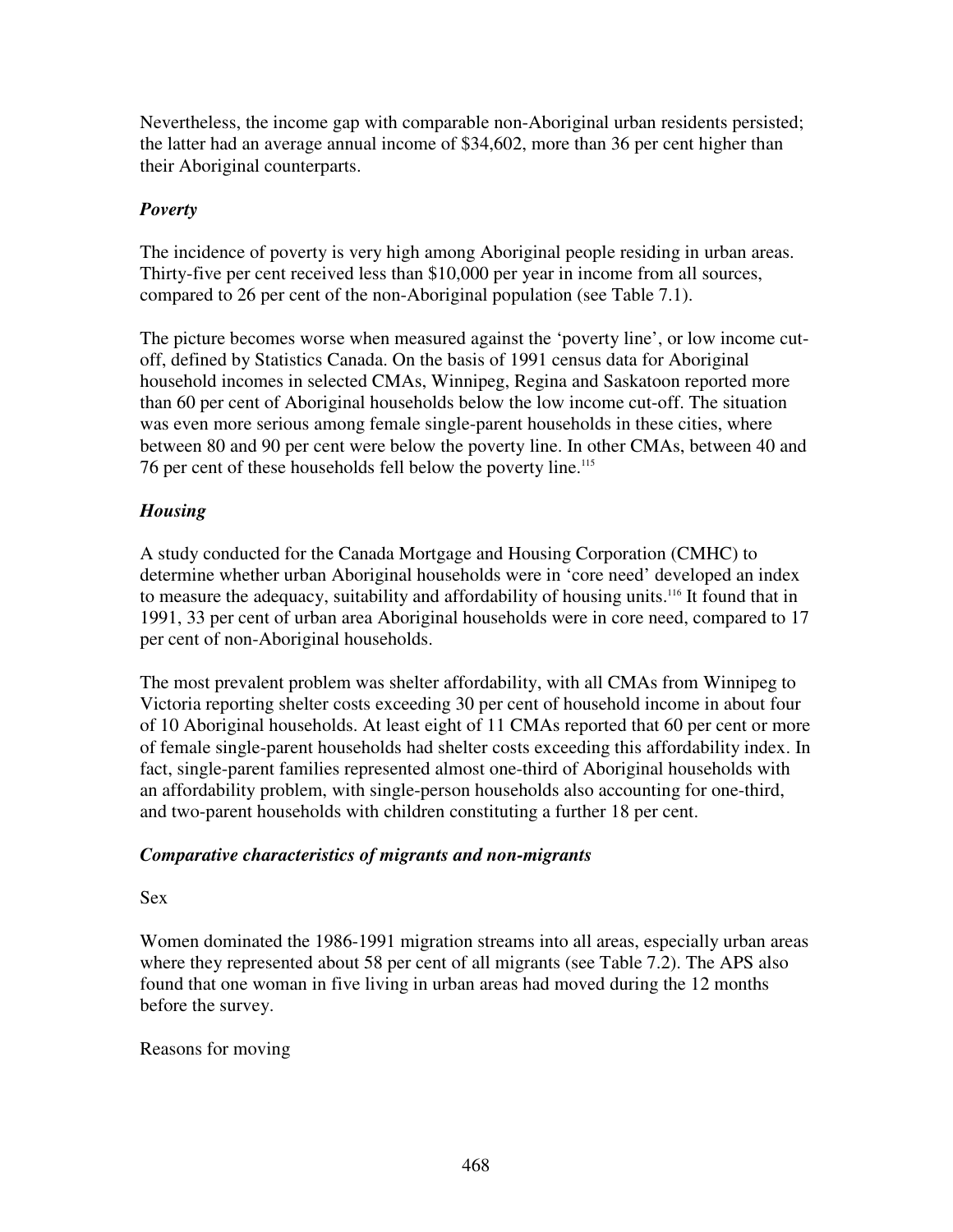Nevertheless, the income gap with comparable non-Aboriginal urban residents persisted; the latter had an average annual income of $34,602, more than 36 per cent higher than their Aboriginal counterparts.

### *Poverty*

The incidence of poverty is very high among Aboriginal people residing in urban areas. Thirty-five per cent received less than $10,000 per year in income from all sources, compared to 26 per cent of the non-Aboriginal population (see Table 7.1).

The picture becomes worse when measured against the 'poverty line', or low income cut-off, defined by Statistics Canada. On the basis of 1991 census data for Aboriginal household incomes in selected CMAs, Winnipeg, Regina and Saskatoon reported more than 60 per cent of Aboriginal households below the low income cut-off. The situation was even more serious among female single-parent households in these cities, where between 80 and 90 per cent were below the poverty line. In other CMAs, between 40 and 76 per cent of these households fell below the poverty line.[115]

### *Housing*

A study conducted for the Canada Mortgage and Housing Corporation (CMHC) to determine whether urban Aboriginal households were in 'core need' developed an index to measure the adequacy, suitability and affordability of housing units.[116] It found that in 1991, 33 per cent of urban area Aboriginal households were in core need, compared to 17 per cent of non-Aboriginal households.

The most prevalent problem was shelter affordability, with all CMAs from Winnipeg to Victoria reporting shelter costs exceeding 30 per cent of household income in about four of 10 Aboriginal households. At least eight of 11 CMAs reported that 60 per cent or more of female single-parent households had shelter costs exceeding this affordability index. In fact, single-parent families represented almost one-third of Aboriginal households with an affordability problem, with single-person households also accounting for one-third, and two-parent households with children constituting a further 18 per cent.

### *Comparative characteristics of migrants and non-migrants*

Sex

Women dominated the 1986-1991 migration streams into all areas, especially urban areas where they represented about 58 per cent of all migrants (see Table 7.2). The APS also found that one woman in five living in urban areas had moved during the 12 months before the survey.

Reasons for moving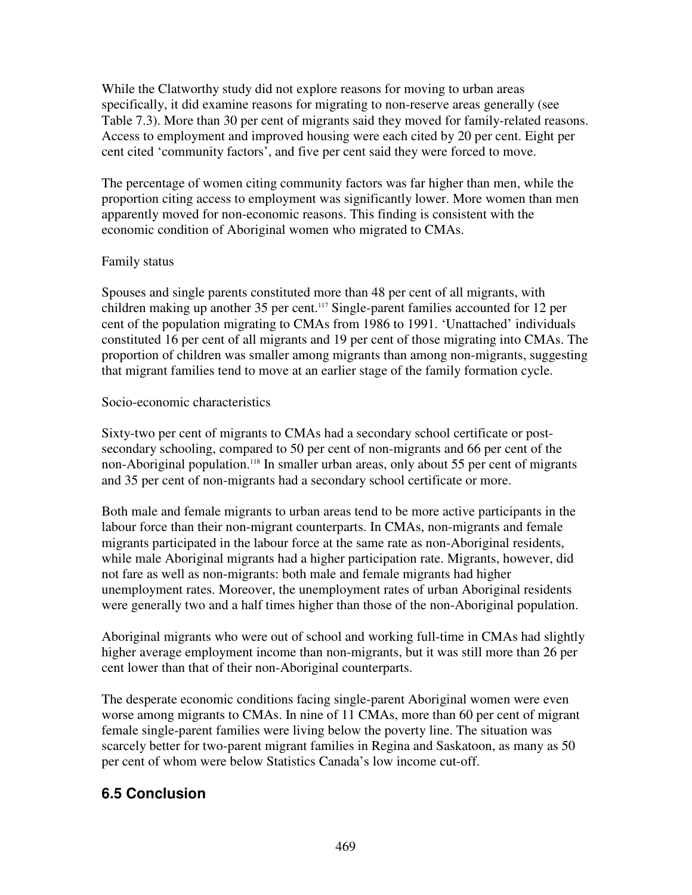While the Clatworthy study did not explore reasons for moving to urban areas specifically, it did examine reasons for migrating to non-reserve areas generally (see Table 7.3). More than 30 per cent of migrants said they moved for family-related reasons. Access to employment and improved housing were each cited by 20 per cent. Eight per cent cited 'community factors', and five per cent said they were forced to move.

The percentage of women citing community factors was far higher than men, while the proportion citing access to employment was significantly lower. More women than men apparently moved for non-economic reasons. This finding is consistent with the economic condition of Aboriginal women who migrated to CMAs.

Family status

Spouses and single parents constituted more than 48 per cent of all migrants, with children making up another 35 per cent.[117] Single-parent families accounted for 12 per cent of the population migrating to CMAs from 1986 to 1991. 'Unattached' individuals constituted 16 per cent of all migrants and 19 per cent of those migrating into CMAs. The proportion of children was smaller among migrants than among non-migrants, suggesting that migrant families tend to move at an earlier stage of the family formation cycle.

Socio-economic characteristics

Sixty-two per cent of migrants to CMAs had a secondary school certificate or post-secondary schooling, compared to 50 per cent of non-migrants and 66 per cent of the non-Aboriginal population.[118] In smaller urban areas, only about 55 per cent of migrants and 35 per cent of non-migrants had a secondary school certificate or more.

Both male and female migrants to urban areas tend to be more active participants in the labour force than their non-migrant counterparts. In CMAs, non-migrants and female migrants participated in the labour force at the same rate as non-Aboriginal residents, while male Aboriginal migrants had a higher participation rate. Migrants, however, did not fare as well as non-migrants: both male and female migrants had higher unemployment rates. Moreover, the unemployment rates of urban Aboriginal residents were generally two and a half times higher than those of the non-Aboriginal population.

Aboriginal migrants who were out of school and working full-time in CMAs had slightly higher average employment income than non-migrants, but it was still more than 26 per cent lower than that of their non-Aboriginal counterparts.

The desperate economic conditions facing single-parent Aboriginal women were even worse among migrants to CMAs. In nine of 11 CMAs, more than 60 per cent of migrant female single-parent families were living below the poverty line. The situation was scarcely better for two-parent migrant families in Regina and Saskatoon, as many as 50 per cent of whom were below Statistics Canada's low income cut-off.

## 6.5 Conclusion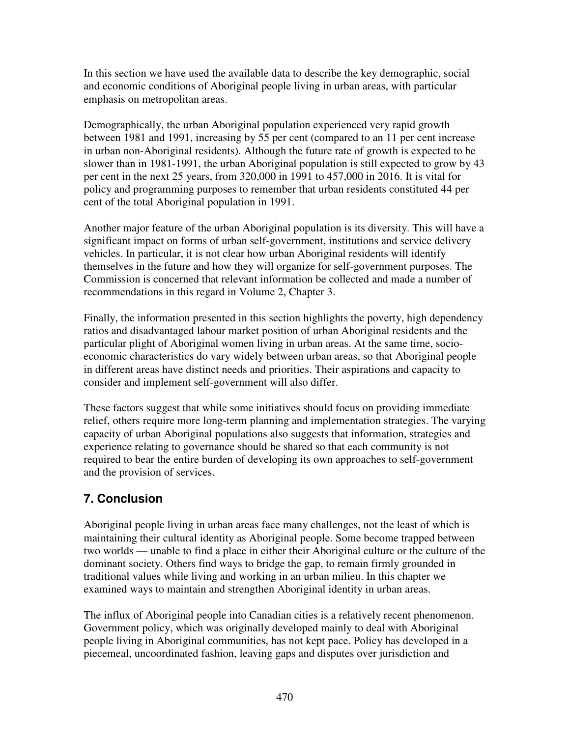In this section we have used the available data to describe the key demographic, social and economic conditions of Aboriginal people living in urban areas, with particular emphasis on metropolitan areas.

Demographically, the urban Aboriginal population experienced very rapid growth between 1981 and 1991, increasing by 55 per cent (compared to an 11 per cent increase in urban non-Aboriginal residents). Although the future rate of growth is expected to be slower than in 1981-1991, the urban Aboriginal population is still expected to grow by 43 per cent in the next 25 years, from 320,000 in 1991 to 457,000 in 2016. It is vital for policy and programming purposes to remember that urban residents constituted 44 per cent of the total Aboriginal population in 1991.

Another major feature of the urban Aboriginal population is its diversity. This will have a significant impact on forms of urban self-government, institutions and service delivery vehicles. In particular, it is not clear how urban Aboriginal residents will identify themselves in the future and how they will organize for self-government purposes. The Commission is concerned that relevant information be collected and made a number of recommendations in this regard in Volume 2, Chapter 3.

Finally, the information presented in this section highlights the poverty, high dependency ratios and disadvantaged labour market position of urban Aboriginal residents and the particular plight of Aboriginal women living in urban areas. At the same time, socio-economic characteristics do vary widely between urban areas, so that Aboriginal people in different areas have distinct needs and priorities. Their aspirations and capacity to consider and implement self-government will also differ.

These factors suggest that while some initiatives should focus on providing immediate relief, others require more long-term planning and implementation strategies. The varying capacity of urban Aboriginal populations also suggests that information, strategies and experience relating to governance should be shared so that each community is not required to bear the entire burden of developing its own approaches to self-government and the provision of services.

## 7. Conclusion

Aboriginal people living in urban areas face many challenges, not the least of which is maintaining their cultural identity as Aboriginal people. Some become trapped between two worlds — unable to find a place in either their Aboriginal culture or the culture of the dominant society. Others find ways to bridge the gap, to remain firmly grounded in traditional values while living and working in an urban milieu. In this chapter we examined ways to maintain and strengthen Aboriginal identity in urban areas.

The influx of Aboriginal people into Canadian cities is a relatively recent phenomenon. Government policy, which was originally developed mainly to deal with Aboriginal people living in Aboriginal communities, has not kept pace. Policy has developed in a piecemeal, uncoordinated fashion, leaving gaps and disputes over jurisdiction and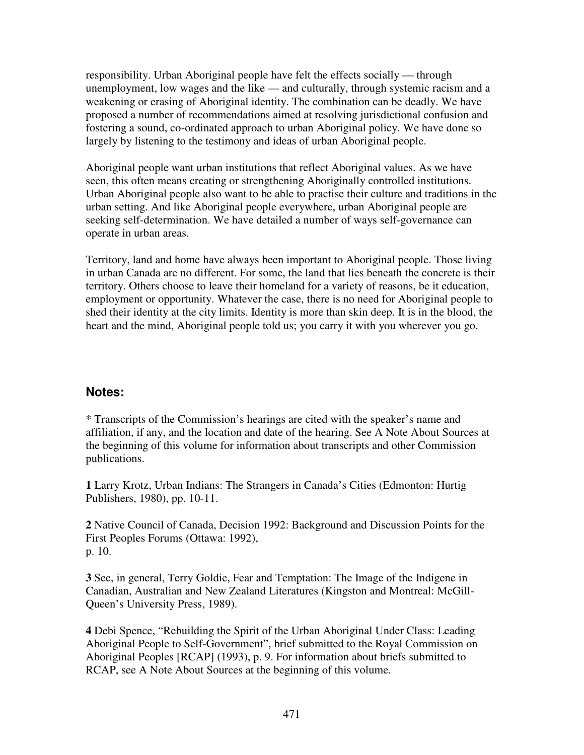responsibility. Urban Aboriginal people have felt the effects socially — through unemployment, low wages and the like — and culturally, through systemic racism and a weakening or erasing of Aboriginal identity. The combination can be deadly. We have proposed a number of recommendations aimed at resolving jurisdictional confusion and fostering a sound, co-ordinated approach to urban Aboriginal policy. We have done so largely by listening to the testimony and ideas of urban Aboriginal people.

Aboriginal people want urban institutions that reflect Aboriginal values. As we have seen, this often means creating or strengthening Aboriginally controlled institutions. Urban Aboriginal people also want to be able to practise their culture and traditions in the urban setting. And like Aboriginal people everywhere, urban Aboriginal people are seeking self-determination. We have detailed a number of ways self-governance can operate in urban areas.

Territory, land and home have always been important to Aboriginal people. Those living in urban Canada are no different. For some, the land that lies beneath the concrete is their territory. Others choose to leave their homeland for a variety of reasons, be it education, employment or opportunity. Whatever the case, there is no need for Aboriginal people to shed their identity at the city limits. Identity is more than skin deep. It is in the blood, the heart and the mind, Aboriginal people told us; you carry it with you wherever you go.

## Notes:

* Transcripts of the Commission's hearings are cited with the speaker's name and affiliation, if any, and the location and date of the hearing. See A Note About Sources at the beginning of this volume for information about transcripts and other Commission publications.

**1** Larry Krotz, Urban Indians: The Strangers in Canada's Cities (Edmonton: Hurtig Publishers, 1980), pp. 10-11.

**2** Native Council of Canada, Decision 1992: Background and Discussion Points for the First Peoples Forums (Ottawa: 1992), p. 10.

**3** See, in general, Terry Goldie, Fear and Temptation: The Image of the Indigene in Canadian, Australian and New Zealand Literatures (Kingston and Montreal: McGill-Queen's University Press, 1989).

**4** Debi Spence, "Rebuilding the Spirit of the Urban Aboriginal Under Class: Leading Aboriginal People to Self-Government", brief submitted to the Royal Commission on Aboriginal Peoples [RCAP] (1993), p. 9. For information about briefs submitted to RCAP, see A Note About Sources at the beginning of this volume.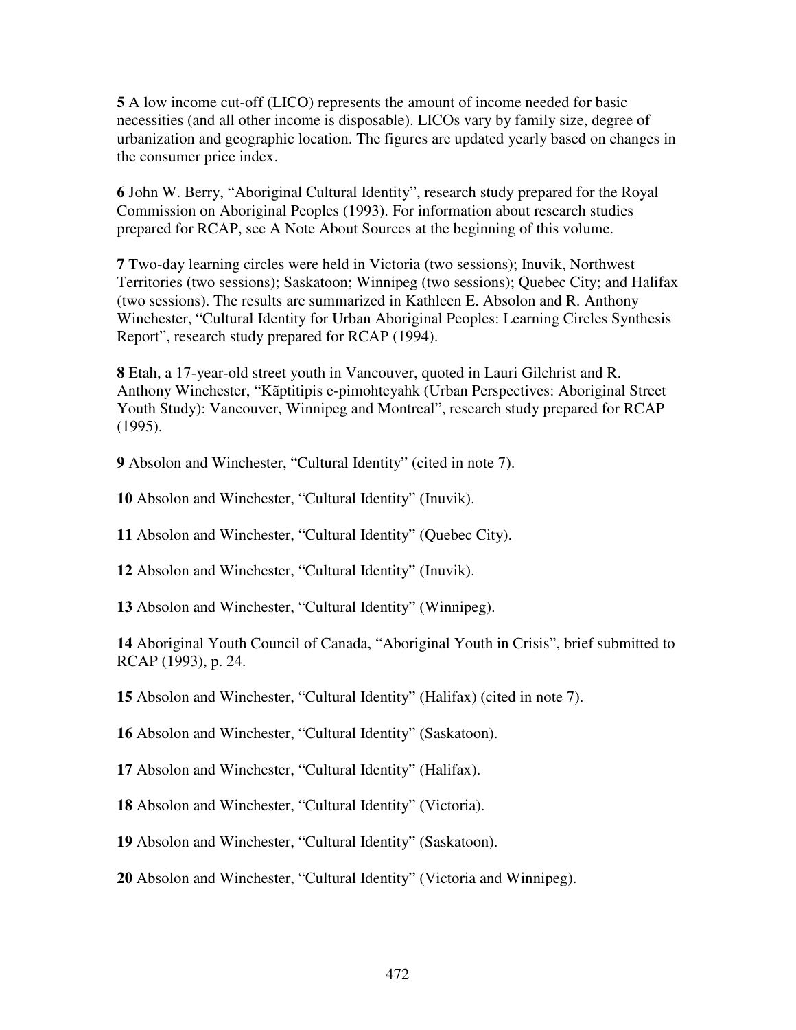**5** A low income cut-off (LICO) represents the amount of income needed for basic necessities (and all other income is disposable). LICOs vary by family size, degree of urbanization and geographic location. The figures are updated yearly based on changes in the consumer price index.

**6** John W. Berry, "Aboriginal Cultural Identity", research study prepared for the Royal Commission on Aboriginal Peoples (1993). For information about research studies prepared for RCAP, see A Note About Sources at the beginning of this volume.

**7** Two-day learning circles were held in Victoria (two sessions); Inuvik, Northwest Territories (two sessions); Saskatoon; Winnipeg (two sessions); Quebec City; and Halifax (two sessions). The results are summarized in Kathleen E. Absolon and R. Anthony Winchester, "Cultural Identity for Urban Aboriginal Peoples: Learning Circles Synthesis Report", research study prepared for RCAP (1994).

**8** Etah, a 17-year-old street youth in Vancouver, quoted in Lauri Gilchrist and R. Anthony Winchester, "Kãptitipis e-pimohteyahk (Urban Perspectives: Aboriginal Street Youth Study): Vancouver, Winnipeg and Montreal", research study prepared for RCAP (1995).

**9** Absolon and Winchester, "Cultural Identity" (cited in note 7).

**10** Absolon and Winchester, "Cultural Identity" (Inuvik).

**11** Absolon and Winchester, "Cultural Identity" (Quebec City).

**12** Absolon and Winchester, "Cultural Identity" (Inuvik).

**13** Absolon and Winchester, "Cultural Identity" (Winnipeg).

**14** Aboriginal Youth Council of Canada, "Aboriginal Youth in Crisis", brief submitted to RCAP (1993), p. 24.

**15** Absolon and Winchester, "Cultural Identity" (Halifax) (cited in note 7).

**16** Absolon and Winchester, "Cultural Identity" (Saskatoon).

**17** Absolon and Winchester, "Cultural Identity" (Halifax).

**18** Absolon and Winchester, "Cultural Identity" (Victoria).

**19** Absolon and Winchester, "Cultural Identity" (Saskatoon).

**20** Absolon and Winchester, "Cultural Identity" (Victoria and Winnipeg).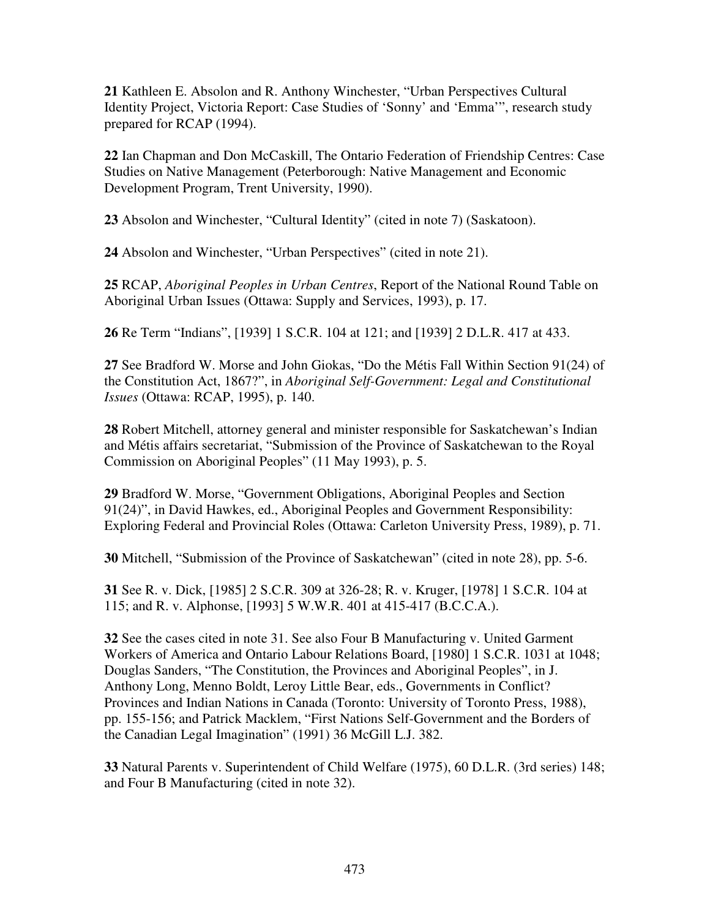**21** Kathleen E. Absolon and R. Anthony Winchester, "Urban Perspectives Cultural Identity Project, Victoria Report: Case Studies of 'Sonny' and 'Emma'", research study prepared for RCAP (1994).

**22** Ian Chapman and Don McCaskill, The Ontario Federation of Friendship Centres: Case Studies on Native Management (Peterborough: Native Management and Economic Development Program, Trent University, 1990).

**23** Absolon and Winchester, "Cultural Identity" (cited in note 7) (Saskatoon).

**24** Absolon and Winchester, "Urban Perspectives" (cited in note 21).

**25** RCAP, *Aboriginal Peoples in Urban Centres*, Report of the National Round Table on Aboriginal Urban Issues (Ottawa: Supply and Services, 1993), p. 17.

**26** Re Term "Indians", [1939] 1 S.C.R. 104 at 121; and [1939] 2 D.L.R. 417 at 433.

**27** See Bradford W. Morse and John Giokas, "Do the Métis Fall Within Section 91(24) of the Constitution Act, 1867?", in *Aboriginal Self-Government: Legal and Constitutional Issues* (Ottawa: RCAP, 1995), p. 140.

**28** Robert Mitchell, attorney general and minister responsible for Saskatchewan's Indian and Métis affairs secretariat, "Submission of the Province of Saskatchewan to the Royal Commission on Aboriginal Peoples" (11 May 1993), p. 5.

**29** Bradford W. Morse, "Government Obligations, Aboriginal Peoples and Section 91(24)", in David Hawkes, ed., Aboriginal Peoples and Government Responsibility: Exploring Federal and Provincial Roles (Ottawa: Carleton University Press, 1989), p. 71.

**30** Mitchell, "Submission of the Province of Saskatchewan" (cited in note 28), pp. 5-6.

**31** See R. v. Dick, [1985] 2 S.C.R. 309 at 326-28; R. v. Kruger, [1978] 1 S.C.R. 104 at 115; and R. v. Alphonse, [1993] 5 W.W.R. 401 at 415-417 (B.C.C.A.).

**32** See the cases cited in note 31. See also Four B Manufacturing v. United Garment Workers of America and Ontario Labour Relations Board, [1980] 1 S.C.R. 1031 at 1048; Douglas Sanders, "The Constitution, the Provinces and Aboriginal Peoples", in J. Anthony Long, Menno Boldt, Leroy Little Bear, eds., Governments in Conflict? Provinces and Indian Nations in Canada (Toronto: University of Toronto Press, 1988), pp. 155-156; and Patrick Macklem, "First Nations Self-Government and the Borders of the Canadian Legal Imagination" (1991) 36 McGill L.J. 382.

**33** Natural Parents v. Superintendent of Child Welfare (1975), 60 D.L.R. (3rd series) 148; and Four B Manufacturing (cited in note 32).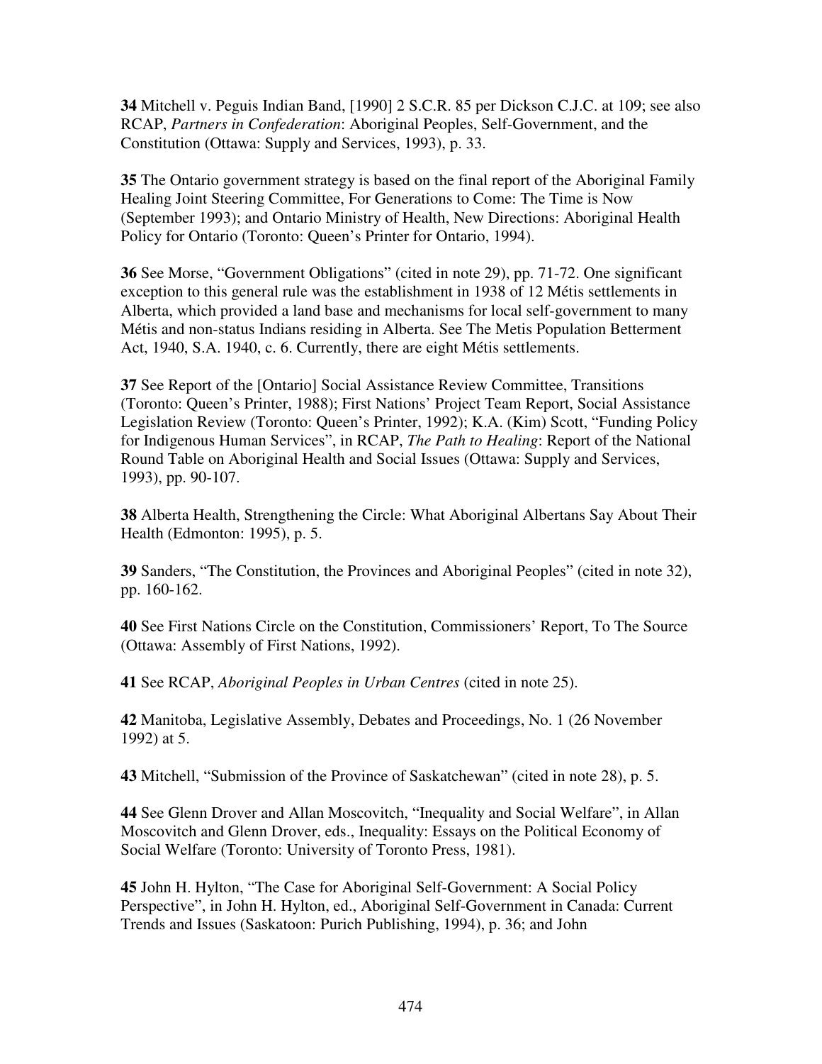**34** Mitchell v. Peguis Indian Band, [1990] 2 S.C.R. 85 per Dickson C.J.C. at 109; see also RCAP, *Partners in Confederation*: Aboriginal Peoples, Self-Government, and the Constitution (Ottawa: Supply and Services, 1993), p. 33.

**35** The Ontario government strategy is based on the final report of the Aboriginal Family Healing Joint Steering Committee, For Generations to Come: The Time is Now (September 1993); and Ontario Ministry of Health, New Directions: Aboriginal Health Policy for Ontario (Toronto: Queen's Printer for Ontario, 1994).

**36** See Morse, "Government Obligations" (cited in note 29), pp. 71-72. One significant exception to this general rule was the establishment in 1938 of 12 Métis settlements in Alberta, which provided a land base and mechanisms for local self-government to many Métis and non-status Indians residing in Alberta. See The Metis Population Betterment Act, 1940, S.A. 1940, c. 6. Currently, there are eight Métis settlements.

**37** See Report of the [Ontario] Social Assistance Review Committee, Transitions (Toronto: Queen's Printer, 1988); First Nations' Project Team Report, Social Assistance Legislation Review (Toronto: Queen's Printer, 1992); K.A. (Kim) Scott, "Funding Policy for Indigenous Human Services", in RCAP, *The Path to Healing*: Report of the National Round Table on Aboriginal Health and Social Issues (Ottawa: Supply and Services, 1993), pp. 90-107.

**38** Alberta Health, Strengthening the Circle: What Aboriginal Albertans Say About Their Health (Edmonton: 1995), p. 5.

**39** Sanders, "The Constitution, the Provinces and Aboriginal Peoples" (cited in note 32), pp. 160-162.

**40** See First Nations Circle on the Constitution, Commissioners' Report, To The Source (Ottawa: Assembly of First Nations, 1992).

**41** See RCAP, *Aboriginal Peoples in Urban Centres* (cited in note 25).

**42** Manitoba, Legislative Assembly, Debates and Proceedings, No. 1 (26 November 1992) at 5.

**43** Mitchell, "Submission of the Province of Saskatchewan" (cited in note 28), p. 5.

**44** See Glenn Drover and Allan Moscovitch, "Inequality and Social Welfare", in Allan Moscovitch and Glenn Drover, eds., Inequality: Essays on the Political Economy of Social Welfare (Toronto: University of Toronto Press, 1981).

**45** John H. Hylton, "The Case for Aboriginal Self-Government: A Social Policy Perspective", in John H. Hylton, ed., Aboriginal Self-Government in Canada: Current Trends and Issues (Saskatoon: Purich Publishing, 1994), p. 36; and John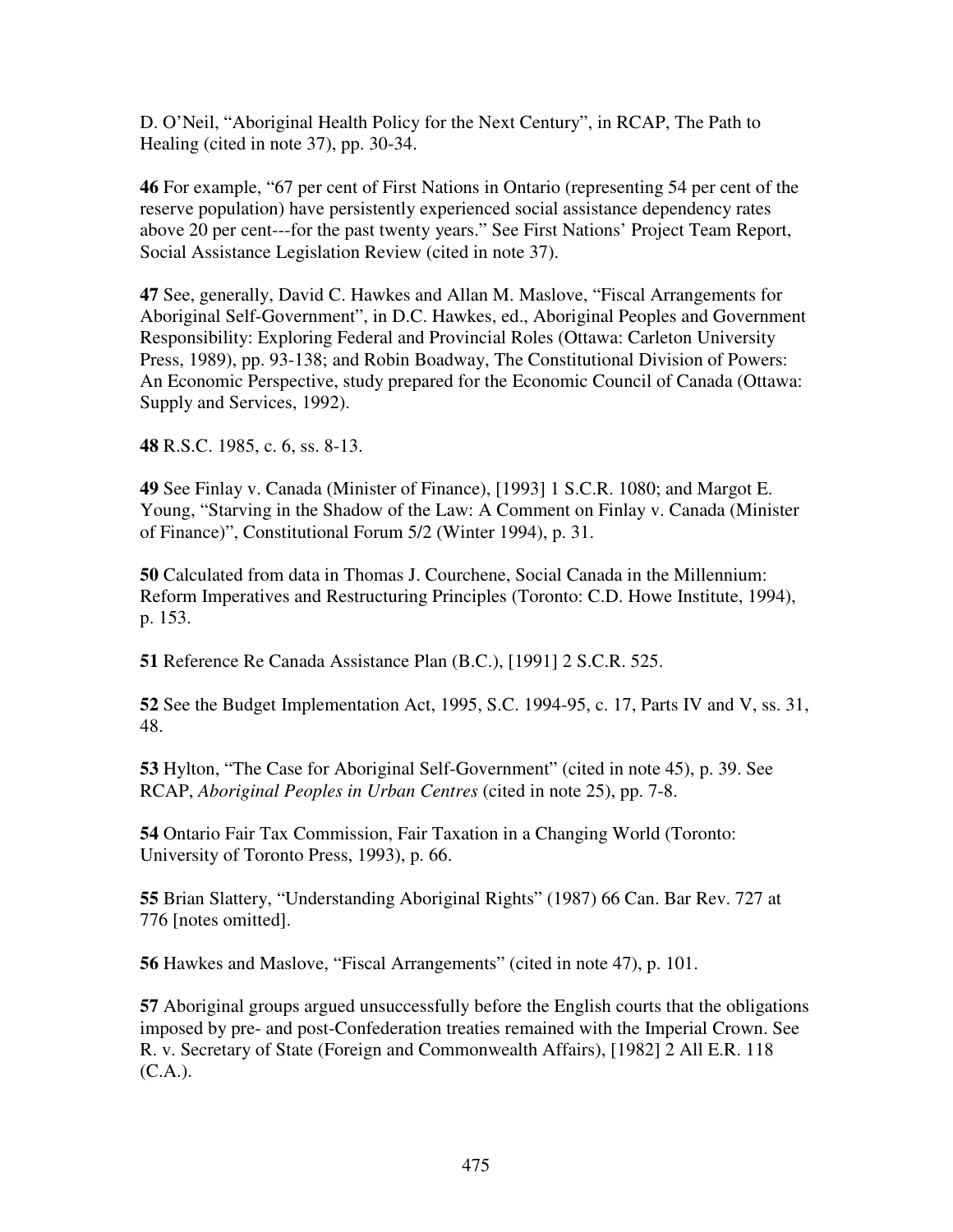D. O'Neil, "Aboriginal Health Policy for the Next Century", in RCAP, The Path to Healing (cited in note 37), pp. 30-34.

**46** For example, "67 per cent of First Nations in Ontario (representing 54 per cent of the reserve population) have persistently experienced social assistance dependency rates above 20 per cent---for the past twenty years." See First Nations' Project Team Report, Social Assistance Legislation Review (cited in note 37).

**47** See, generally, David C. Hawkes and Allan M. Maslove, "Fiscal Arrangements for Aboriginal Self-Government", in D.C. Hawkes, ed., Aboriginal Peoples and Government Responsibility: Exploring Federal and Provincial Roles (Ottawa: Carleton University Press, 1989), pp. 93-138; and Robin Boadway, The Constitutional Division of Powers: An Economic Perspective, study prepared for the Economic Council of Canada (Ottawa: Supply and Services, 1992).

**48** R.S.C. 1985, c. 6, ss. 8-13.

**49** See Finlay v. Canada (Minister of Finance), [1993] 1 S.C.R. 1080; and Margot E. Young, "Starving in the Shadow of the Law: A Comment on Finlay v. Canada (Minister of Finance)", Constitutional Forum 5/2 (Winter 1994), p. 31.

**50** Calculated from data in Thomas J. Courchene, Social Canada in the Millennium: Reform Imperatives and Restructuring Principles (Toronto: C.D. Howe Institute, 1994), p. 153.

**51** Reference Re Canada Assistance Plan (B.C.), [1991] 2 S.C.R. 525.

**52** See the Budget Implementation Act, 1995, S.C. 1994-95, c. 17, Parts IV and V, ss. 31, 48.

**53** Hylton, "The Case for Aboriginal Self-Government" (cited in note 45), p. 39. See RCAP, *Aboriginal Peoples in Urban Centres* (cited in note 25), pp. 7-8.

**54** Ontario Fair Tax Commission, Fair Taxation in a Changing World (Toronto: University of Toronto Press, 1993), p. 66.

**55** Brian Slattery, "Understanding Aboriginal Rights" (1987) 66 Can. Bar Rev. 727 at 776 [notes omitted].

**56** Hawkes and Maslove, "Fiscal Arrangements" (cited in note 47), p. 101.

**57** Aboriginal groups argued unsuccessfully before the English courts that the obligations imposed by pre- and post-Confederation treaties remained with the Imperial Crown. See R. v. Secretary of State (Foreign and Commonwealth Affairs), [1982] 2 All E.R. 118 (C.A.).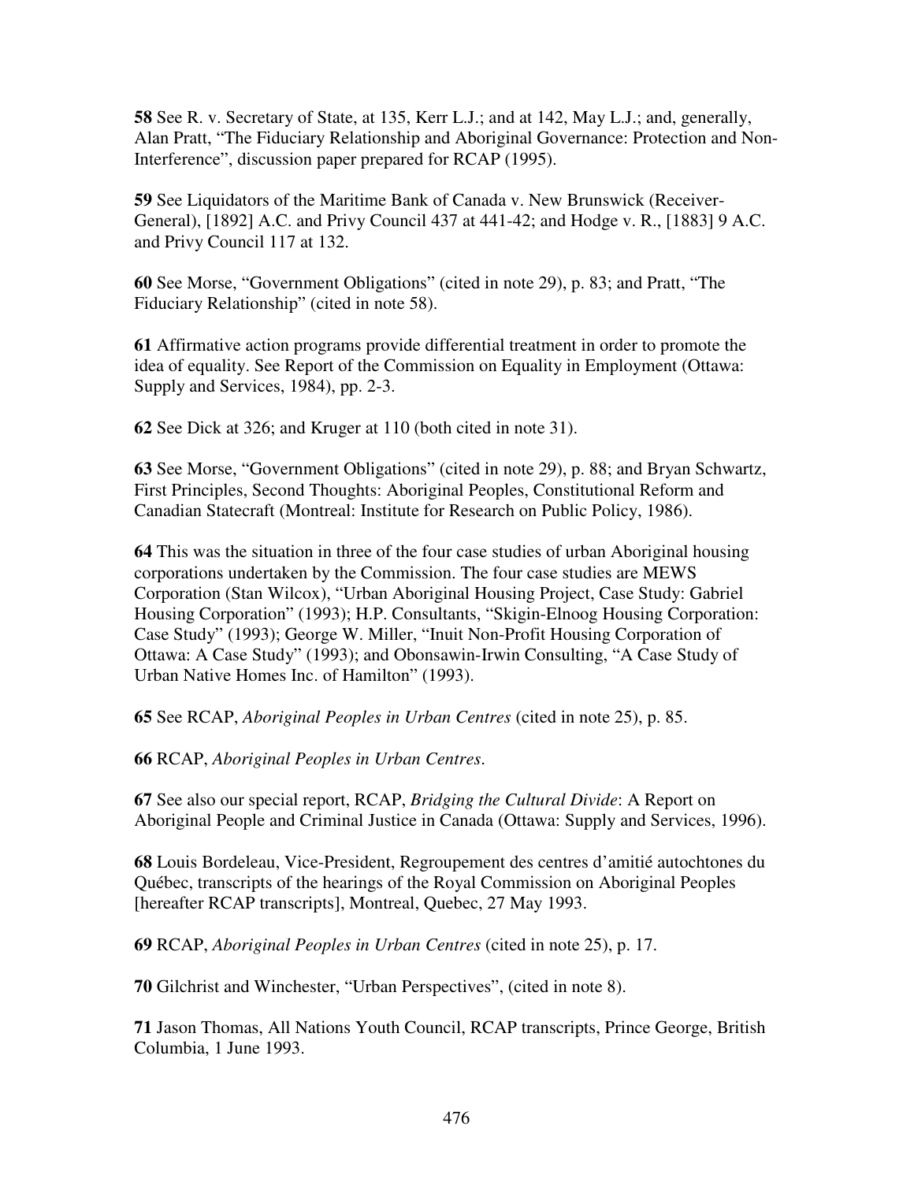**58** See R. v. Secretary of State, at 135, Kerr L.J.; and at 142, May L.J.; and, generally, Alan Pratt, "The Fiduciary Relationship and Aboriginal Governance: Protection and Non-Interference", discussion paper prepared for RCAP (1995).

**59** See Liquidators of the Maritime Bank of Canada v. New Brunswick (Receiver-General), [1892] A.C. and Privy Council 437 at 441-42; and Hodge v. R., [1883] 9 A.C. and Privy Council 117 at 132.

**60** See Morse, "Government Obligations" (cited in note 29), p. 83; and Pratt, "The Fiduciary Relationship" (cited in note 58).

**61** Affirmative action programs provide differential treatment in order to promote the idea of equality. See Report of the Commission on Equality in Employment (Ottawa: Supply and Services, 1984), pp. 2-3.

**62** See Dick at 326; and Kruger at 110 (both cited in note 31).

**63** See Morse, "Government Obligations" (cited in note 29), p. 88; and Bryan Schwartz, First Principles, Second Thoughts: Aboriginal Peoples, Constitutional Reform and Canadian Statecraft (Montreal: Institute for Research on Public Policy, 1986).

**64** This was the situation in three of the four case studies of urban Aboriginal housing corporations undertaken by the Commission. The four case studies are MEWS Corporation (Stan Wilcox), "Urban Aboriginal Housing Project, Case Study: Gabriel Housing Corporation" (1993); H.P. Consultants, "Skigin-Elnoog Housing Corporation: Case Study" (1993); George W. Miller, "Inuit Non-Profit Housing Corporation of Ottawa: A Case Study" (1993); and Obonsawin-Irwin Consulting, "A Case Study of Urban Native Homes Inc. of Hamilton" (1993).

**65** See RCAP, *Aboriginal Peoples in Urban Centres* (cited in note 25), p. 85.

**66** RCAP, *Aboriginal Peoples in Urban Centres*.

**67** See also our special report, RCAP, *Bridging the Cultural Divide*: A Report on Aboriginal People and Criminal Justice in Canada (Ottawa: Supply and Services, 1996).

**68** Louis Bordeleau, Vice-President, Regroupement des centres d'amitié autochtones du Québec, transcripts of the hearings of the Royal Commission on Aboriginal Peoples [hereafter RCAP transcripts], Montreal, Quebec, 27 May 1993.

**69** RCAP, *Aboriginal Peoples in Urban Centres* (cited in note 25), p. 17.

**70** Gilchrist and Winchester, "Urban Perspectives", (cited in note 8).

**71** Jason Thomas, All Nations Youth Council, RCAP transcripts, Prince George, British Columbia, 1 June 1993.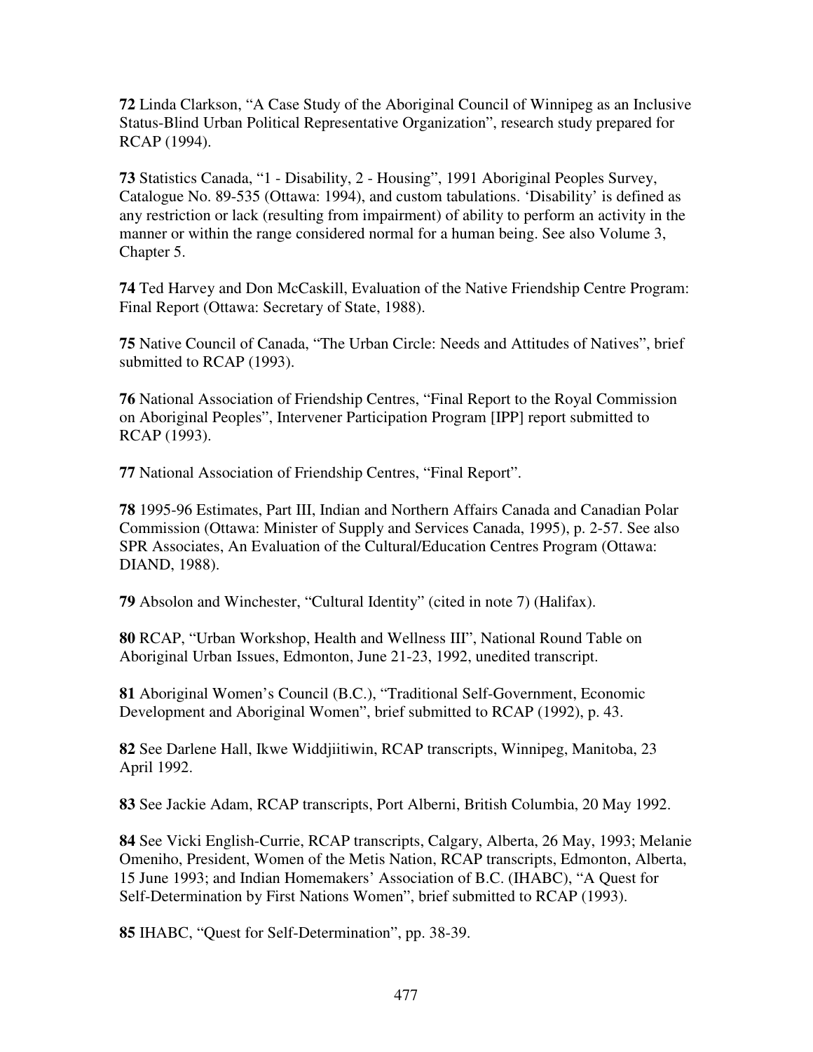**72** Linda Clarkson, "A Case Study of the Aboriginal Council of Winnipeg as an Inclusive Status-Blind Urban Political Representative Organization", research study prepared for RCAP (1994).

**73** Statistics Canada, "1 - Disability, 2 - Housing", 1991 Aboriginal Peoples Survey, Catalogue No. 89-535 (Ottawa: 1994), and custom tabulations. 'Disability' is defined as any restriction or lack (resulting from impairment) of ability to perform an activity in the manner or within the range considered normal for a human being. See also Volume 3, Chapter 5.

**74** Ted Harvey and Don McCaskill, Evaluation of the Native Friendship Centre Program: Final Report (Ottawa: Secretary of State, 1988).

**75** Native Council of Canada, "The Urban Circle: Needs and Attitudes of Natives", brief submitted to RCAP (1993).

**76** National Association of Friendship Centres, "Final Report to the Royal Commission on Aboriginal Peoples", Intervener Participation Program [IPP] report submitted to RCAP (1993).

**77** National Association of Friendship Centres, "Final Report".

**78** 1995-96 Estimates, Part III, Indian and Northern Affairs Canada and Canadian Polar Commission (Ottawa: Minister of Supply and Services Canada, 1995), p. 2-57. See also SPR Associates, An Evaluation of the Cultural/Education Centres Program (Ottawa: DIAND, 1988).

**79** Absolon and Winchester, "Cultural Identity" (cited in note 7) (Halifax).

**80** RCAP, "Urban Workshop, Health and Wellness III", National Round Table on Aboriginal Urban Issues, Edmonton, June 21-23, 1992, unedited transcript.

**81** Aboriginal Women's Council (B.C.), "Traditional Self-Government, Economic Development and Aboriginal Women", brief submitted to RCAP (1992), p. 43.

**82** See Darlene Hall, Ikwe Widdjiitiwin, RCAP transcripts, Winnipeg, Manitoba, 23 April 1992.

**83** See Jackie Adam, RCAP transcripts, Port Alberni, British Columbia, 20 May 1992.

**84** See Vicki English-Currie, RCAP transcripts, Calgary, Alberta, 26 May, 1993; Melanie Omeniho, President, Women of the Metis Nation, RCAP transcripts, Edmonton, Alberta, 15 June 1993; and Indian Homemakers' Association of B.C. (IHABC), "A Quest for Self-Determination by First Nations Women", brief submitted to RCAP (1993).

**85** IHABC, "Quest for Self-Determination", pp. 38-39.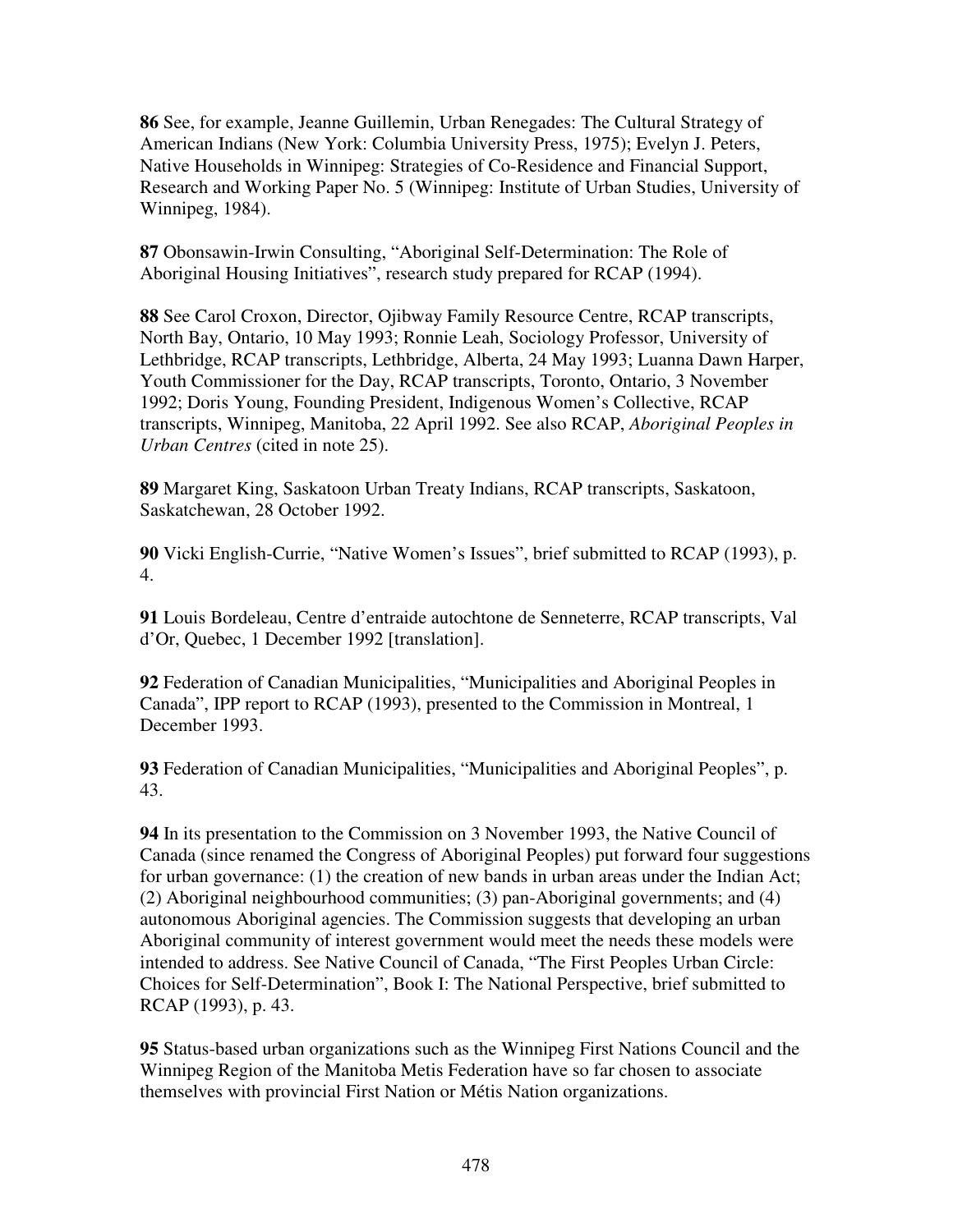**86** See, for example, Jeanne Guillemin, Urban Renegades: The Cultural Strategy of American Indians (New York: Columbia University Press, 1975); Evelyn J. Peters, Native Households in Winnipeg: Strategies of Co-Residence and Financial Support, Research and Working Paper No. 5 (Winnipeg: Institute of Urban Studies, University of Winnipeg, 1984).

**87** Obonsawin-Irwin Consulting, "Aboriginal Self-Determination: The Role of Aboriginal Housing Initiatives", research study prepared for RCAP (1994).

**88** See Carol Croxon, Director, Ojibway Family Resource Centre, RCAP transcripts, North Bay, Ontario, 10 May 1993; Ronnie Leah, Sociology Professor, University of Lethbridge, RCAP transcripts, Lethbridge, Alberta, 24 May 1993; Luanna Dawn Harper, Youth Commissioner for the Day, RCAP transcripts, Toronto, Ontario, 3 November 1992; Doris Young, Founding President, Indigenous Women's Collective, RCAP transcripts, Winnipeg, Manitoba, 22 April 1992. See also RCAP, *Aboriginal Peoples in Urban Centres* (cited in note 25).

**89** Margaret King, Saskatoon Urban Treaty Indians, RCAP transcripts, Saskatoon, Saskatchewan, 28 October 1992.

**90** Vicki English-Currie, "Native Women's Issues", brief submitted to RCAP (1993), p. 4.

**91** Louis Bordeleau, Centre d'entraide autochtone de Senneterre, RCAP transcripts, Val d'Or, Quebec, 1 December 1992 [translation].

**92** Federation of Canadian Municipalities, "Municipalities and Aboriginal Peoples in Canada", IPP report to RCAP (1993), presented to the Commission in Montreal, 1 December 1993.

**93** Federation of Canadian Municipalities, "Municipalities and Aboriginal Peoples", p. 43.

**94** In its presentation to the Commission on 3 November 1993, the Native Council of Canada (since renamed the Congress of Aboriginal Peoples) put forward four suggestions for urban governance: (1) the creation of new bands in urban areas under the Indian Act; (2) Aboriginal neighbourhood communities; (3) pan-Aboriginal governments; and (4) autonomous Aboriginal agencies. The Commission suggests that developing an urban Aboriginal community of interest government would meet the needs these models were intended to address. See Native Council of Canada, "The First Peoples Urban Circle: Choices for Self-Determination", Book I: The National Perspective, brief submitted to RCAP (1993), p. 43.

**95** Status-based urban organizations such as the Winnipeg First Nations Council and the Winnipeg Region of the Manitoba Metis Federation have so far chosen to associate themselves with provincial First Nation or Métis Nation organizations.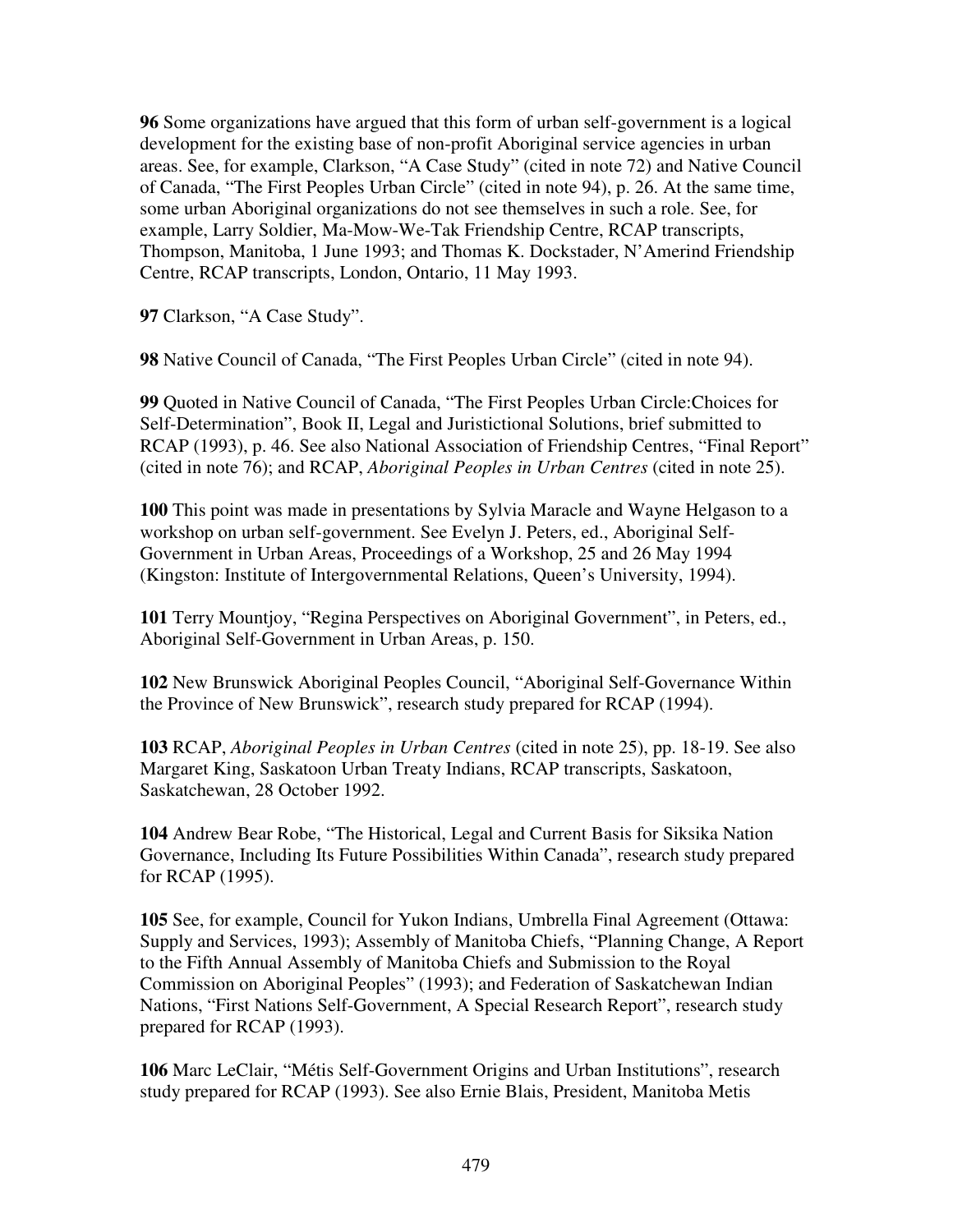**96** Some organizations have argued that this form of urban self-government is a logical development for the existing base of non-profit Aboriginal service agencies in urban areas. See, for example, Clarkson, "A Case Study" (cited in note 72) and Native Council of Canada, "The First Peoples Urban Circle" (cited in note 94), p. 26. At the same time, some urban Aboriginal organizations do not see themselves in such a role. See, for example, Larry Soldier, Ma-Mow-We-Tak Friendship Centre, RCAP transcripts, Thompson, Manitoba, 1 June 1993; and Thomas K. Dockstader, N'Amerind Friendship Centre, RCAP transcripts, London, Ontario, 11 May 1993.

**97** Clarkson, "A Case Study".

**98** Native Council of Canada, "The First Peoples Urban Circle" (cited in note 94).

**99** Quoted in Native Council of Canada, "The First Peoples Urban Circle:Choices for Self-Determination", Book II, Legal and Juristictional Solutions, brief submitted to RCAP (1993), p. 46. See also National Association of Friendship Centres, "Final Report" (cited in note 76); and RCAP, *Aboriginal Peoples in Urban Centres* (cited in note 25).

**100** This point was made in presentations by Sylvia Maracle and Wayne Helgason to a workshop on urban self-government. See Evelyn J. Peters, ed., Aboriginal Self-Government in Urban Areas, Proceedings of a Workshop, 25 and 26 May 1994 (Kingston: Institute of Intergovernmental Relations, Queen's University, 1994).

**101** Terry Mountjoy, "Regina Perspectives on Aboriginal Government", in Peters, ed., Aboriginal Self-Government in Urban Areas, p. 150.

**102** New Brunswick Aboriginal Peoples Council, "Aboriginal Self-Governance Within the Province of New Brunswick", research study prepared for RCAP (1994).

**103** RCAP, *Aboriginal Peoples in Urban Centres* (cited in note 25), pp. 18-19. See also Margaret King, Saskatoon Urban Treaty Indians, RCAP transcripts, Saskatoon, Saskatchewan, 28 October 1992.

**104** Andrew Bear Robe, "The Historical, Legal and Current Basis for Siksika Nation Governance, Including Its Future Possibilities Within Canada", research study prepared for RCAP (1995).

**105** See, for example, Council for Yukon Indians, Umbrella Final Agreement (Ottawa: Supply and Services, 1993); Assembly of Manitoba Chiefs, "Planning Change, A Report to the Fifth Annual Assembly of Manitoba Chiefs and Submission to the Royal Commission on Aboriginal Peoples" (1993); and Federation of Saskatchewan Indian Nations, "First Nations Self-Government, A Special Research Report", research study prepared for RCAP (1993).

**106** Marc LeClair, "Métis Self-Government Origins and Urban Institutions", research study prepared for RCAP (1993). See also Ernie Blais, President, Manitoba Metis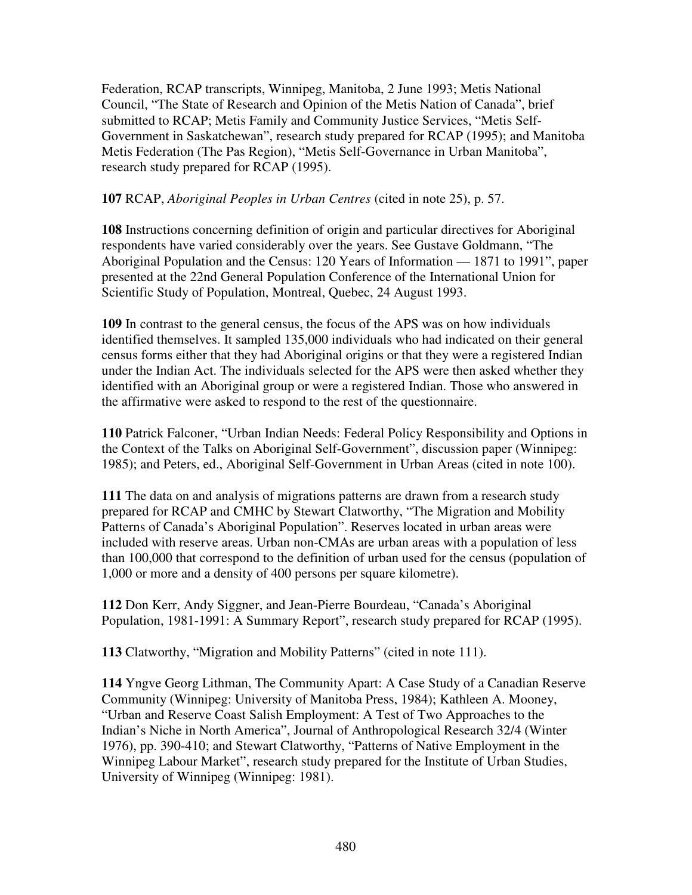Federation, RCAP transcripts, Winnipeg, Manitoba, 2 June 1993; Metis National Council, "The State of Research and Opinion of the Metis Nation of Canada", brief submitted to RCAP; Metis Family and Community Justice Services, "Metis Self-Government in Saskatchewan", research study prepared for RCAP (1995); and Manitoba Metis Federation (The Pas Region), "Metis Self-Governance in Urban Manitoba", research study prepared for RCAP (1995).

**107** RCAP, *Aboriginal Peoples in Urban Centres* (cited in note 25), p. 57.

**108** Instructions concerning definition of origin and particular directives for Aboriginal respondents have varied considerably over the years. See Gustave Goldmann, "The Aboriginal Population and the Census: 120 Years of Information — 1871 to 1991", paper presented at the 22nd General Population Conference of the International Union for Scientific Study of Population, Montreal, Quebec, 24 August 1993.

**109** In contrast to the general census, the focus of the APS was on how individuals identified themselves. It sampled 135,000 individuals who had indicated on their general census forms either that they had Aboriginal origins or that they were a registered Indian under the Indian Act. The individuals selected for the APS were then asked whether they identified with an Aboriginal group or were a registered Indian. Those who answered in the affirmative were asked to respond to the rest of the questionnaire.

**110** Patrick Falconer, "Urban Indian Needs: Federal Policy Responsibility and Options in the Context of the Talks on Aboriginal Self-Government", discussion paper (Winnipeg: 1985); and Peters, ed., Aboriginal Self-Government in Urban Areas (cited in note 100).

**111** The data on and analysis of migrations patterns are drawn from a research study prepared for RCAP and CMHC by Stewart Clatworthy, "The Migration and Mobility Patterns of Canada's Aboriginal Population". Reserves located in urban areas were included with reserve areas. Urban non-CMAs are urban areas with a population of less than 100,000 that correspond to the definition of urban used for the census (population of 1,000 or more and a density of 400 persons per square kilometre).

**112** Don Kerr, Andy Siggner, and Jean-Pierre Bourdeau, "Canada's Aboriginal Population, 1981-1991: A Summary Report", research study prepared for RCAP (1995).

**113** Clatworthy, "Migration and Mobility Patterns" (cited in note 111).

**114** Yngve Georg Lithman, The Community Apart: A Case Study of a Canadian Reserve Community (Winnipeg: University of Manitoba Press, 1984); Kathleen A. Mooney, "Urban and Reserve Coast Salish Employment: A Test of Two Approaches to the Indian's Niche in North America", Journal of Anthropological Research 32/4 (Winter 1976), pp. 390-410; and Stewart Clatworthy, "Patterns of Native Employment in the Winnipeg Labour Market", research study prepared for the Institute of Urban Studies, University of Winnipeg (Winnipeg: 1981).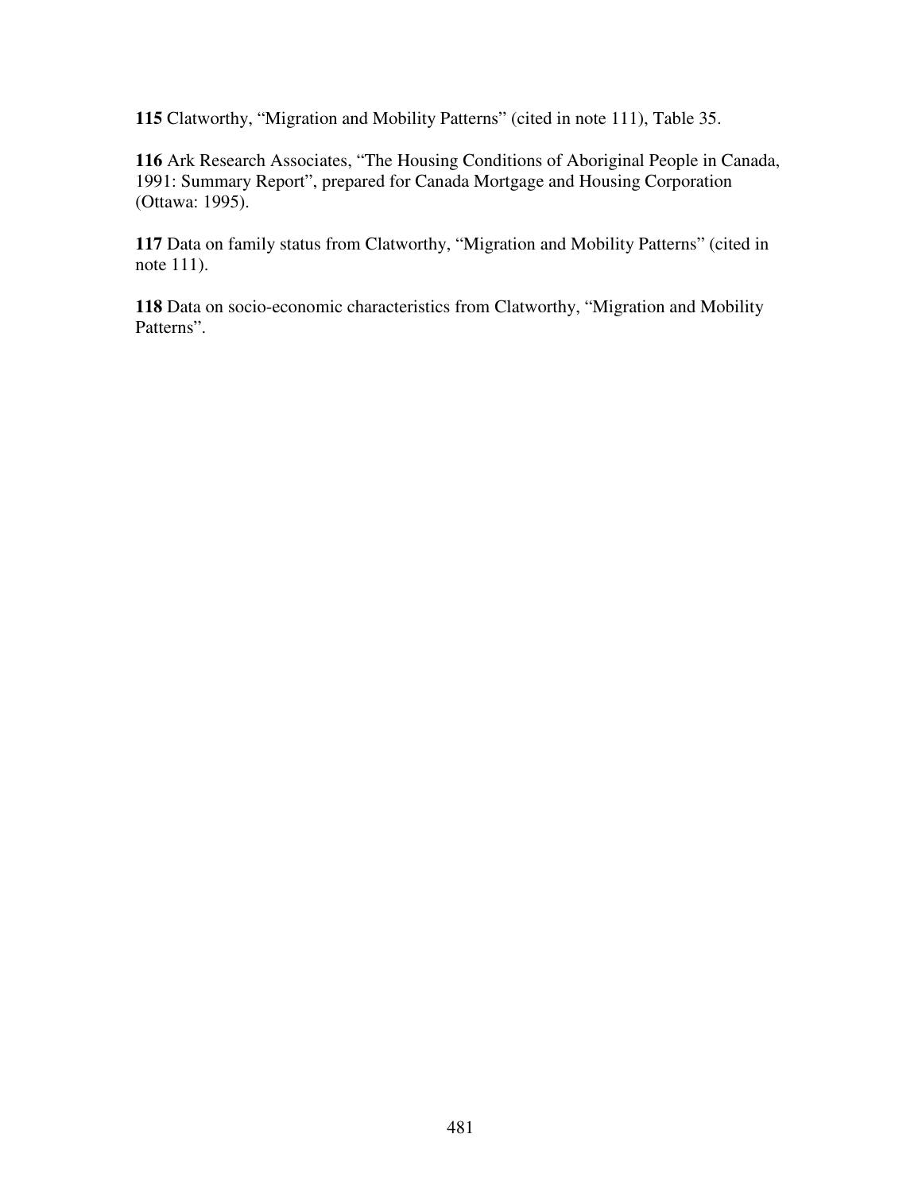**115** Clatworthy, “Migration and Mobility Patterns” (cited in note 111), Table 35.

**116** Ark Research Associates, “The Housing Conditions of Aboriginal People in Canada, 1991: Summary Report”, prepared for Canada Mortgage and Housing Corporation (Ottawa: 1995).

**117** Data on family status from Clatworthy, “Migration and Mobility Patterns” (cited in note 111).

**118** Data on socio-economic characteristics from Clatworthy, “Migration and Mobility Patterns”.